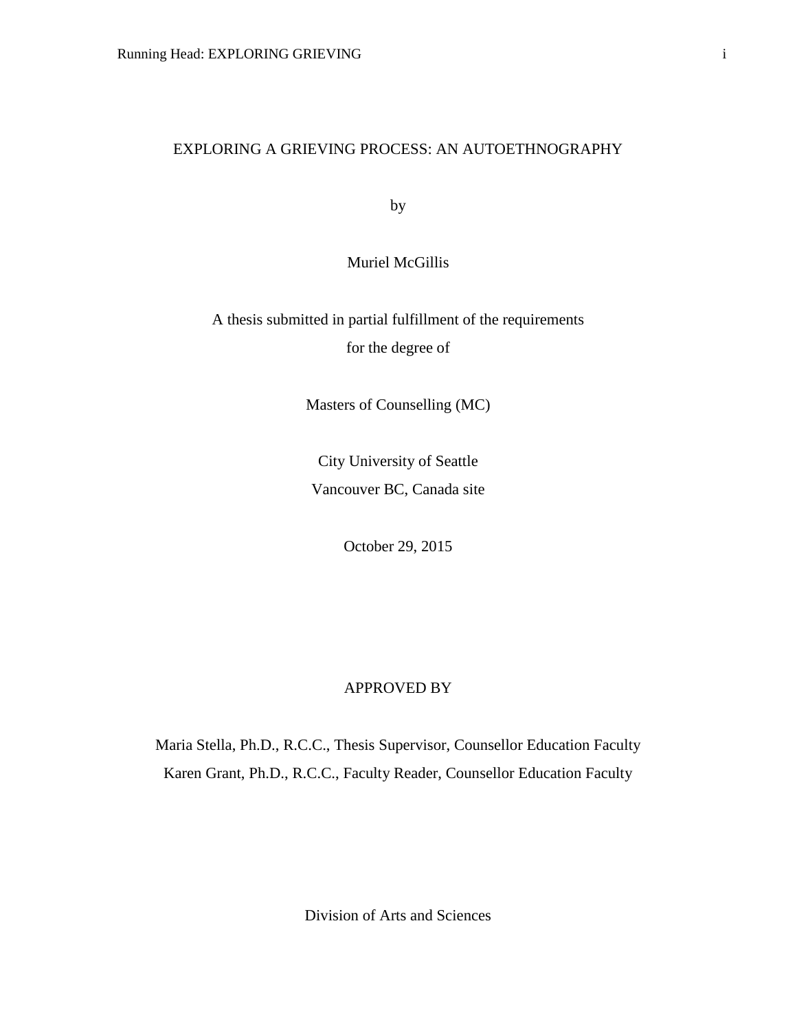# EXPLORING A GRIEVING PROCESS: AN AUTOETHNOGRAPHY

by

Muriel McGillis

A thesis submitted in partial fulfillment of the requirements
for the degree of

Masters of Counselling (MC)

City University of Seattle
Vancouver BC, Canada site

October 29, 2015

APPROVED BY

Maria Stella, Ph.D., R.C.C., Thesis Supervisor, Counsellor Education Faculty
Karen Grant, Ph.D., R.C.C., Faculty Reader, Counsellor Education Faculty

Division of Arts and Sciences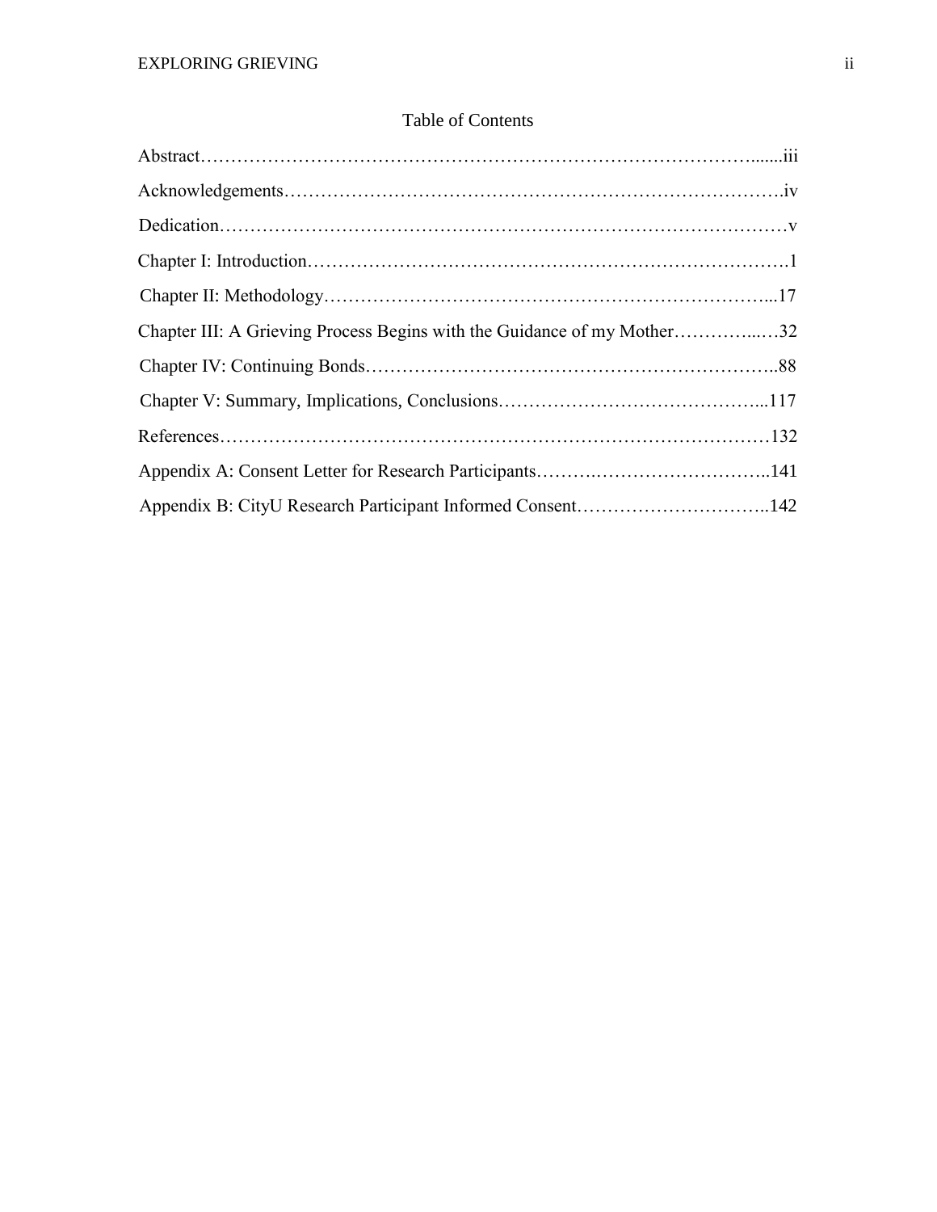# Table of Contents

Abstract……………………………………………………………………………….......iii

Acknowledgements……………………………………………………………………….iv

Dedication…………………………………………………………………………………v

Chapter I: Introduction…………………………………………………………………….1

Chapter II: Methodology……………………………………………………………...17

Chapter III: A Grieving Process Begins with the Guidance of my Mother…………...…32

Chapter IV: Continuing Bonds………………………………………………………..88

Chapter V: Summary, Implications, Conclusions…………………………………...117

References……………………………………………………………………………132

Appendix A: Consent Letter for Research Participants……….………………………..141

Appendix B: CityU Research Participant Informed Consent…………………………..142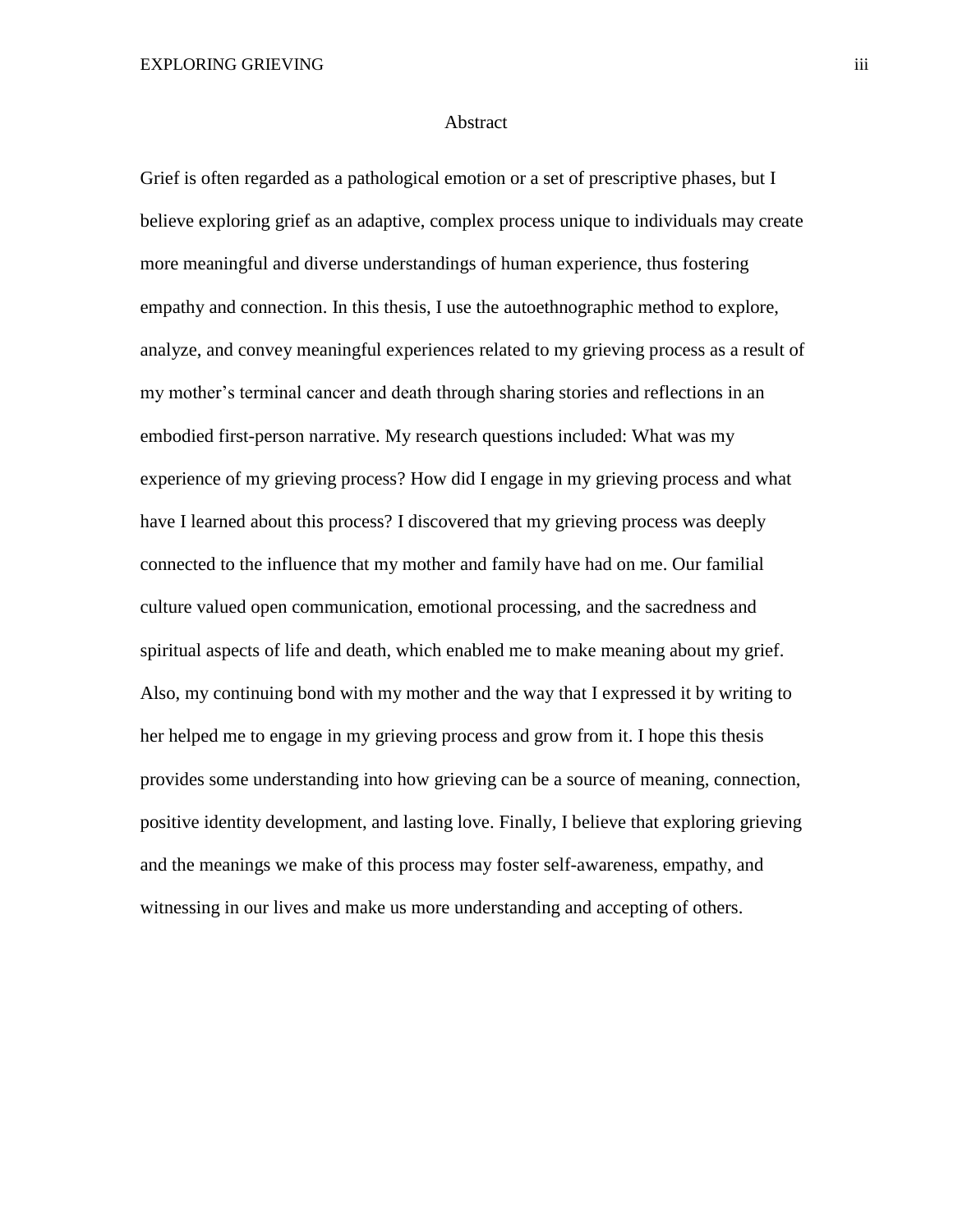# Abstract

Grief is often regarded as a pathological emotion or a set of prescriptive phases, but I believe exploring grief as an adaptive, complex process unique to individuals may create more meaningful and diverse understandings of human experience, thus fostering empathy and connection. In this thesis, I use the autoethnographic method to explore, analyze, and convey meaningful experiences related to my grieving process as a result of my mother's terminal cancer and death through sharing stories and reflections in an embodied first-person narrative. My research questions included: What was my experience of my grieving process? How did I engage in my grieving process and what have I learned about this process? I discovered that my grieving process was deeply connected to the influence that my mother and family have had on me. Our familial culture valued open communication, emotional processing, and the sacredness and spiritual aspects of life and death, which enabled me to make meaning about my grief. Also, my continuing bond with my mother and the way that I expressed it by writing to her helped me to engage in my grieving process and grow from it. I hope this thesis provides some understanding into how grieving can be a source of meaning, connection, positive identity development, and lasting love. Finally, I believe that exploring grieving and the meanings we make of this process may foster self-awareness, empathy, and witnessing in our lives and make us more understanding and accepting of others.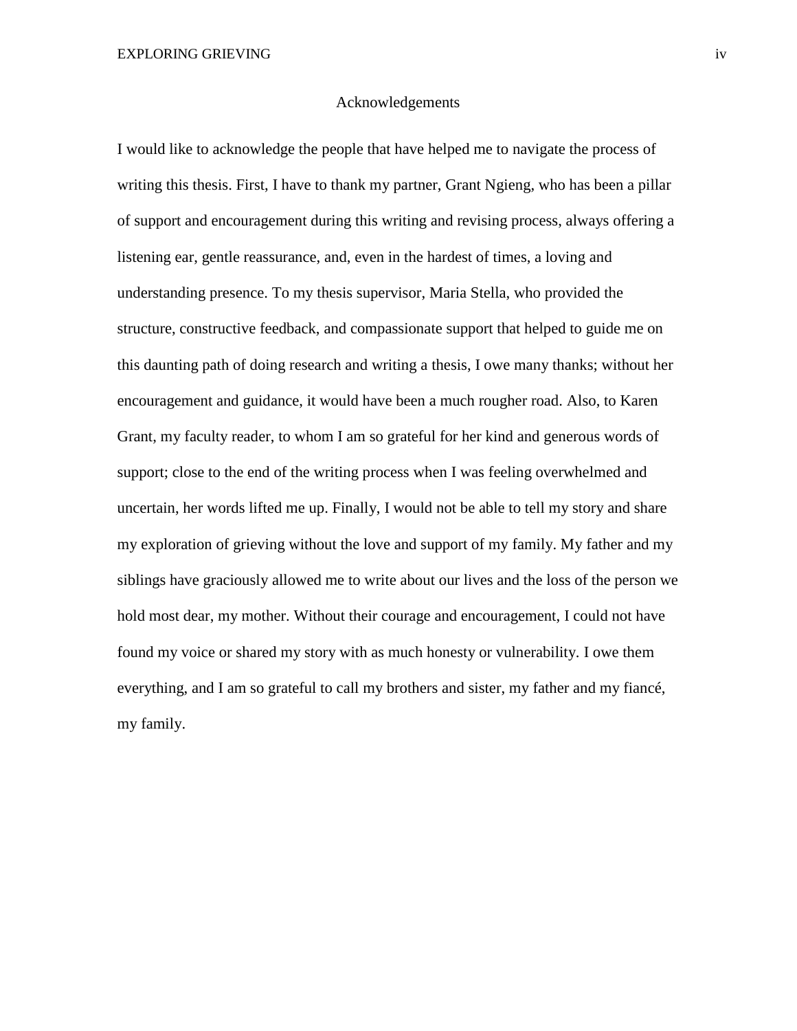# Acknowledgements

I would like to acknowledge the people that have helped me to navigate the process of writing this thesis. First, I have to thank my partner, Grant Ngieng, who has been a pillar of support and encouragement during this writing and revising process, always offering a listening ear, gentle reassurance, and, even in the hardest of times, a loving and understanding presence. To my thesis supervisor, Maria Stella, who provided the structure, constructive feedback, and compassionate support that helped to guide me on this daunting path of doing research and writing a thesis, I owe many thanks; without her encouragement and guidance, it would have been a much rougher road. Also, to Karen Grant, my faculty reader, to whom I am so grateful for her kind and generous words of support; close to the end of the writing process when I was feeling overwhelmed and uncertain, her words lifted me up. Finally, I would not be able to tell my story and share my exploration of grieving without the love and support of my family. My father and my siblings have graciously allowed me to write about our lives and the loss of the person we hold most dear, my mother. Without their courage and encouragement, I could not have found my voice or shared my story with as much honesty or vulnerability. I owe them everything, and I am so grateful to call my brothers and sister, my father and my fiancé, my family.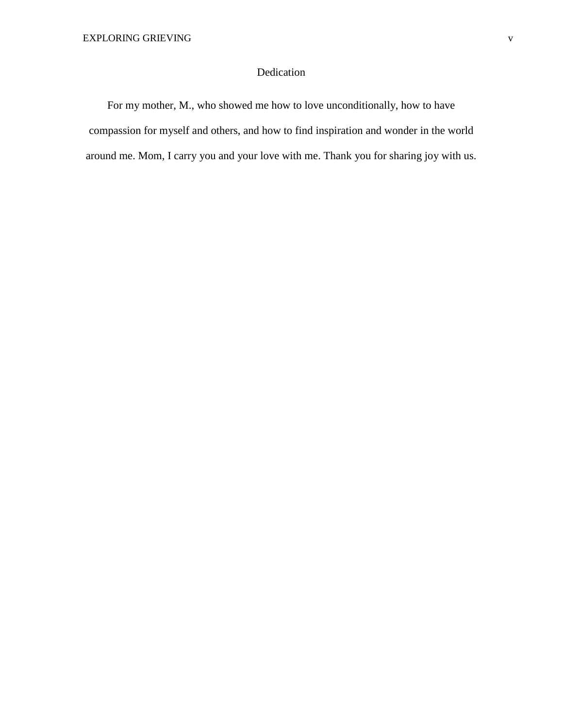# Dedication

For my mother, M., who showed me how to love unconditionally, how to have compassion for myself and others, and how to find inspiration and wonder in the world around me. Mom, I carry you and your love with me. Thank you for sharing joy with us.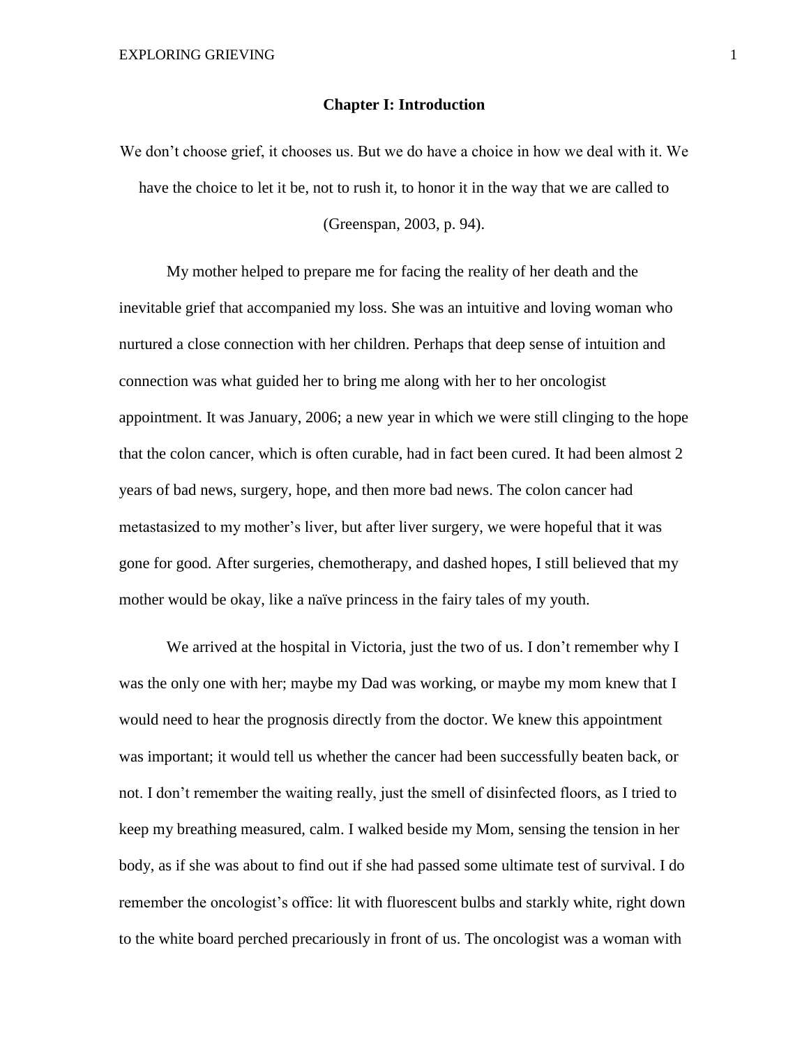# Chapter I: Introduction

> We don't choose grief, it chooses us. But we do have a choice in how we deal with it. We have the choice to let it be, not to rush it, to honor it in the way that we are called to (Greenspan, 2003, p. 94).

My mother helped to prepare me for facing the reality of her death and the inevitable grief that accompanied my loss. She was an intuitive and loving woman who nurtured a close connection with her children. Perhaps that deep sense of intuition and connection was what guided her to bring me along with her to her oncologist appointment. It was January, 2006; a new year in which we were still clinging to the hope that the colon cancer, which is often curable, had in fact been cured. It had been almost 2 years of bad news, surgery, hope, and then more bad news. The colon cancer had metastasized to my mother's liver, but after liver surgery, we were hopeful that it was gone for good. After surgeries, chemotherapy, and dashed hopes, I still believed that my mother would be okay, like a naïve princess in the fairy tales of my youth.

We arrived at the hospital in Victoria, just the two of us. I don't remember why I was the only one with her; maybe my Dad was working, or maybe my mom knew that I would need to hear the prognosis directly from the doctor. We knew this appointment was important; it would tell us whether the cancer had been successfully beaten back, or not. I don't remember the waiting really, just the smell of disinfected floors, as I tried to keep my breathing measured, calm. I walked beside my Mom, sensing the tension in her body, as if she was about to find out if she had passed some ultimate test of survival. I do remember the oncologist's office: lit with fluorescent bulbs and starkly white, right down to the white board perched precariously in front of us. The oncologist was a woman with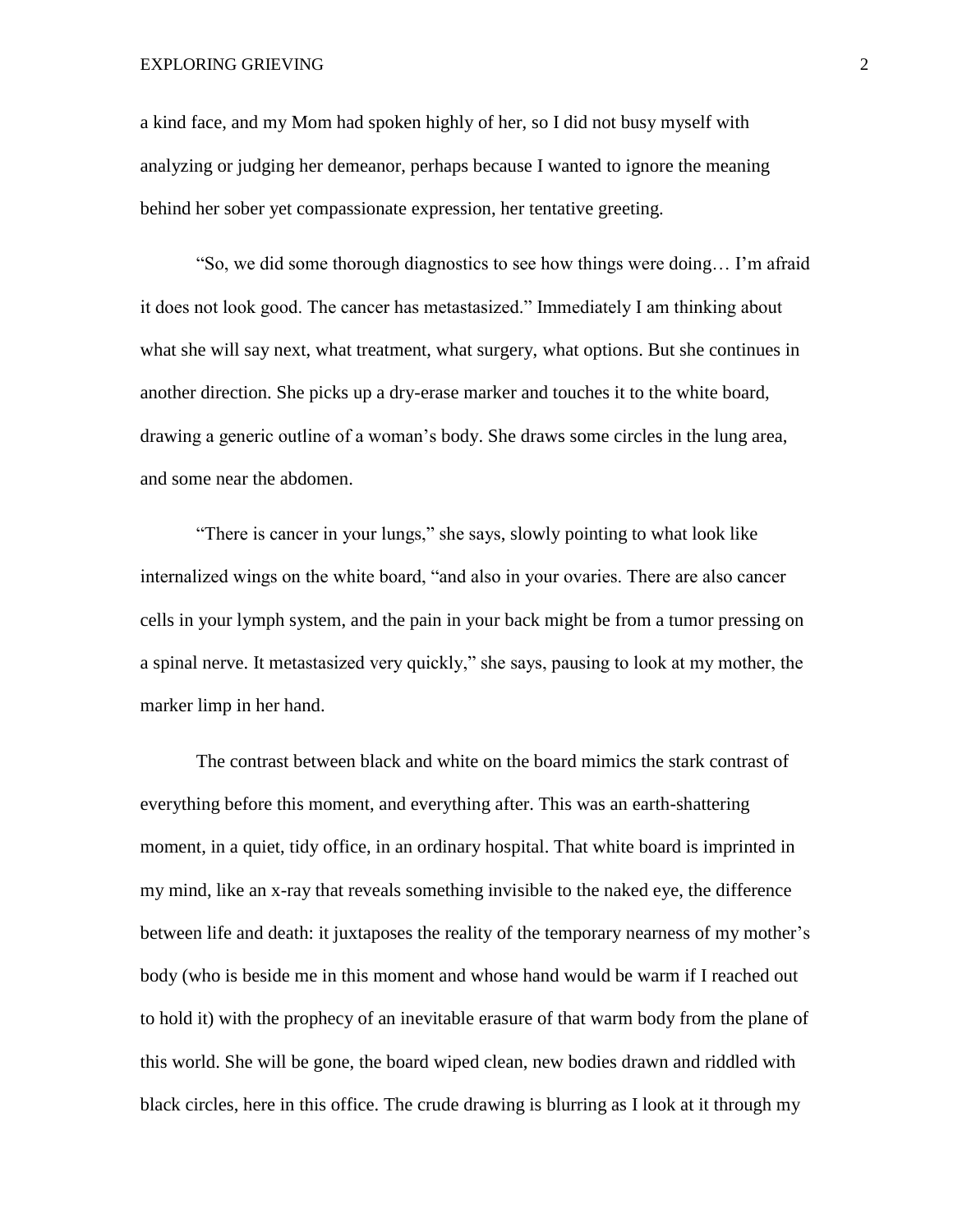a kind face, and my Mom had spoken highly of her, so I did not busy myself with analyzing or judging her demeanor, perhaps because I wanted to ignore the meaning behind her sober yet compassionate expression, her tentative greeting.

"So, we did some thorough diagnostics to see how things were doing… I'm afraid it does not look good. The cancer has metastasized." Immediately I am thinking about what she will say next, what treatment, what surgery, what options. But she continues in another direction. She picks up a dry-erase marker and touches it to the white board, drawing a generic outline of a woman's body. She draws some circles in the lung area, and some near the abdomen.

"There is cancer in your lungs," she says, slowly pointing to what look like internalized wings on the white board, "and also in your ovaries. There are also cancer cells in your lymph system, and the pain in your back might be from a tumor pressing on a spinal nerve. It metastasized very quickly," she says, pausing to look at my mother, the marker limp in her hand.

The contrast between black and white on the board mimics the stark contrast of everything before this moment, and everything after. This was an earth-shattering moment, in a quiet, tidy office, in an ordinary hospital. That white board is imprinted in my mind, like an x-ray that reveals something invisible to the naked eye, the difference between life and death: it juxtaposes the reality of the temporary nearness of my mother's body (who is beside me in this moment and whose hand would be warm if I reached out to hold it) with the prophecy of an inevitable erasure of that warm body from the plane of this world. She will be gone, the board wiped clean, new bodies drawn and riddled with black circles, here in this office. The crude drawing is blurring as I look at it through my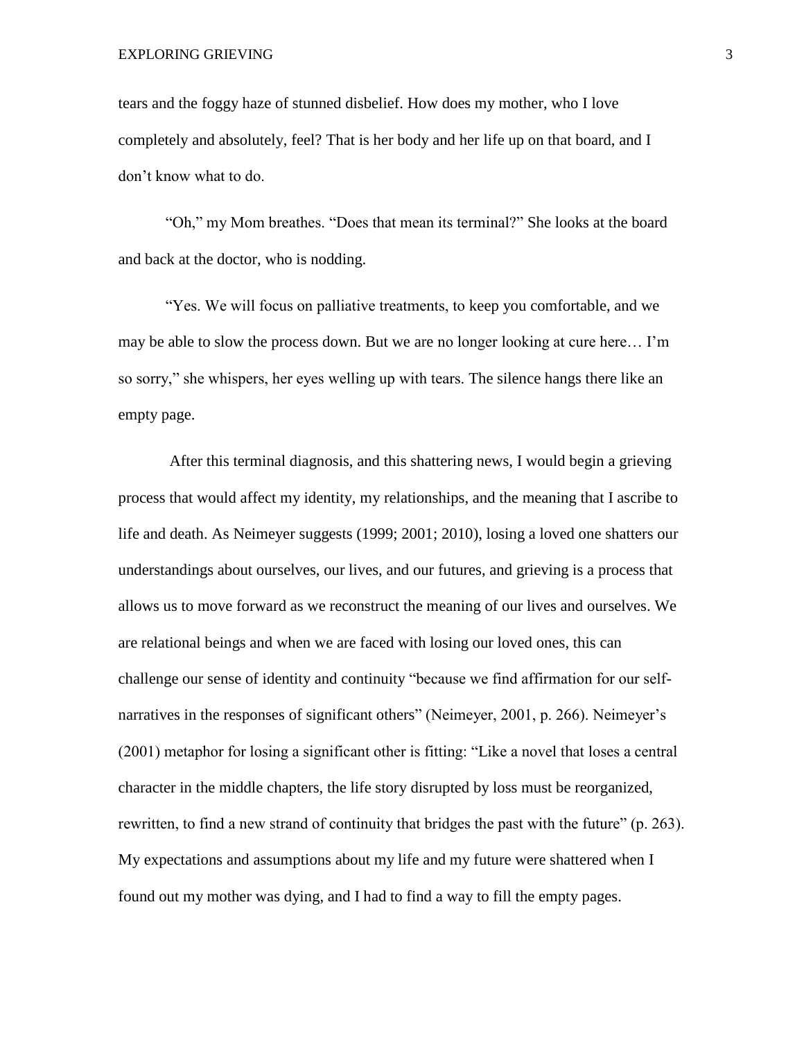tears and the foggy haze of stunned disbelief. How does my mother, who I love completely and absolutely, feel? That is her body and her life up on that board, and I don't know what to do.

"Oh," my Mom breathes. "Does that mean its terminal?" She looks at the board and back at the doctor, who is nodding.

"Yes. We will focus on palliative treatments, to keep you comfortable, and we may be able to slow the process down. But we are no longer looking at cure here… I'm so sorry," she whispers, her eyes welling up with tears. The silence hangs there like an empty page.

After this terminal diagnosis, and this shattering news, I would begin a grieving process that would affect my identity, my relationships, and the meaning that I ascribe to life and death. As Neimeyer suggests (1999; 2001; 2010), losing a loved one shatters our understandings about ourselves, our lives, and our futures, and grieving is a process that allows us to move forward as we reconstruct the meaning of our lives and ourselves. We are relational beings and when we are faced with losing our loved ones, this can challenge our sense of identity and continuity "because we find affirmation for our self-narratives in the responses of significant others" (Neimeyer, 2001, p. 266). Neimeyer's (2001) metaphor for losing a significant other is fitting: "Like a novel that loses a central character in the middle chapters, the life story disrupted by loss must be reorganized, rewritten, to find a new strand of continuity that bridges the past with the future" (p. 263). My expectations and assumptions about my life and my future were shattered when I found out my mother was dying, and I had to find a way to fill the empty pages.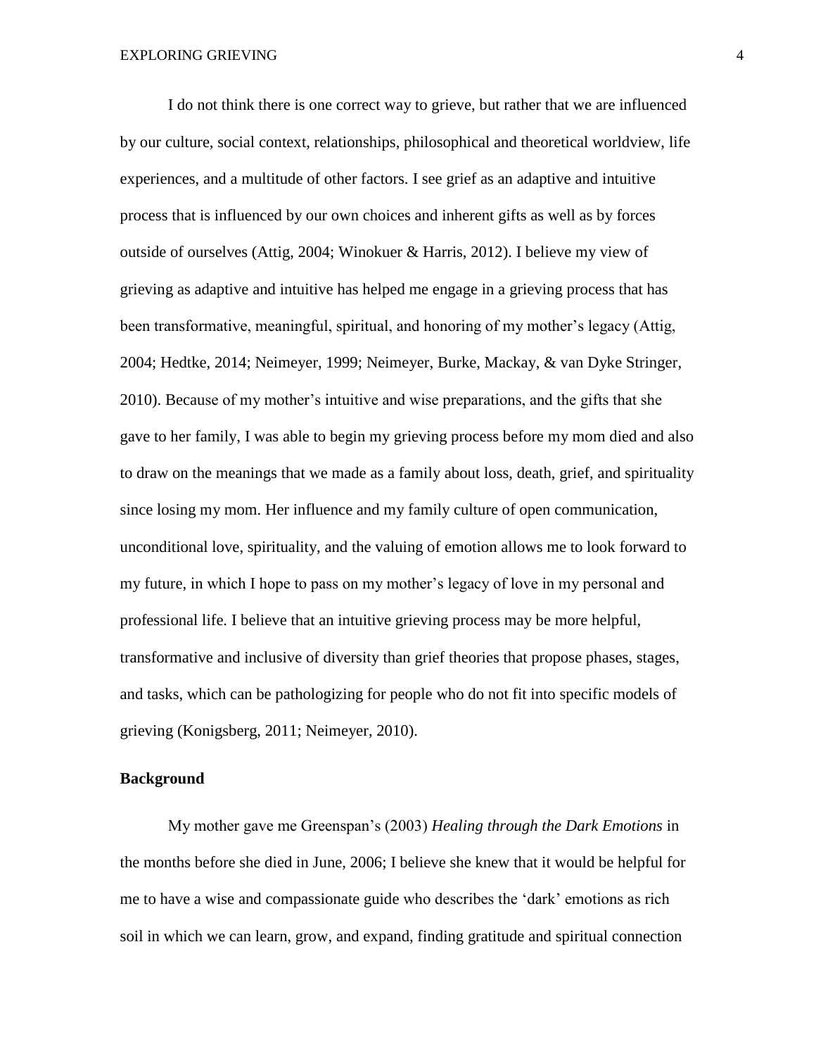I do not think there is one correct way to grieve, but rather that we are influenced by our culture, social context, relationships, philosophical and theoretical worldview, life experiences, and a multitude of other factors. I see grief as an adaptive and intuitive process that is influenced by our own choices and inherent gifts as well as by forces outside of ourselves (Attig, 2004; Winokuer & Harris, 2012). I believe my view of grieving as adaptive and intuitive has helped me engage in a grieving process that has been transformative, meaningful, spiritual, and honoring of my mother's legacy (Attig, 2004; Hedtke, 2014; Neimeyer, 1999; Neimeyer, Burke, Mackay, & van Dyke Stringer, 2010). Because of my mother's intuitive and wise preparations, and the gifts that she gave to her family, I was able to begin my grieving process before my mom died and also to draw on the meanings that we made as a family about loss, death, grief, and spirituality since losing my mom. Her influence and my family culture of open communication, unconditional love, spirituality, and the valuing of emotion allows me to look forward to my future, in which I hope to pass on my mother's legacy of love in my personal and professional life. I believe that an intuitive grieving process may be more helpful, transformative and inclusive of diversity than grief theories that propose phases, stages, and tasks, which can be pathologizing for people who do not fit into specific models of grieving (Konigsberg, 2011; Neimeyer, 2010).

## Background

My mother gave me Greenspan's (2003) *Healing through the Dark Emotions* in the months before she died in June, 2006; I believe she knew that it would be helpful for me to have a wise and compassionate guide who describes the 'dark' emotions as rich soil in which we can learn, grow, and expand, finding gratitude and spiritual connection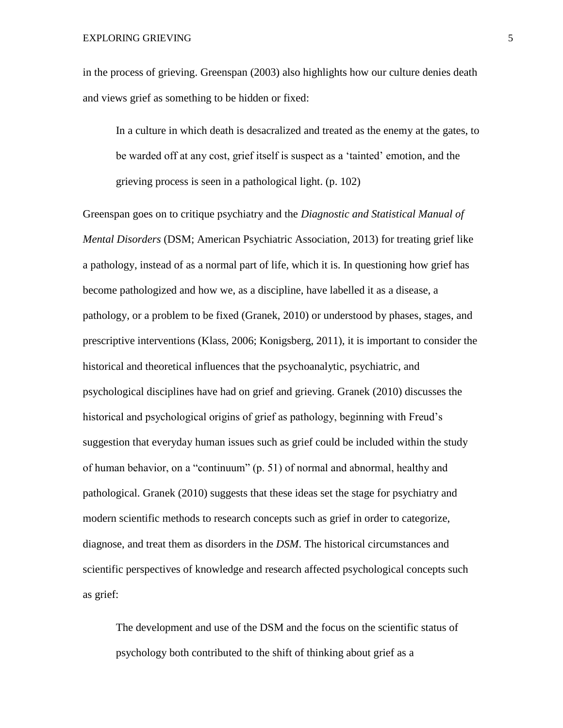in the process of grieving. Greenspan (2003) also highlights how our culture denies death and views grief as something to be hidden or fixed:

> In a culture in which death is desacralized and treated as the enemy at the gates, to be warded off at any cost, grief itself is suspect as a 'tainted' emotion, and the grieving process is seen in a pathological light. (p. 102)

Greenspan goes on to critique psychiatry and the *Diagnostic and Statistical Manual of Mental Disorders* (DSM; American Psychiatric Association, 2013) for treating grief like a pathology, instead of as a normal part of life, which it is. In questioning how grief has become pathologized and how we, as a discipline, have labelled it as a disease, a pathology, or a problem to be fixed (Granek, 2010) or understood by phases, stages, and prescriptive interventions (Klass, 2006; Konigsberg, 2011), it is important to consider the historical and theoretical influences that the psychoanalytic, psychiatric, and psychological disciplines have had on grief and grieving. Granek (2010) discusses the historical and psychological origins of grief as pathology, beginning with Freud's suggestion that everyday human issues such as grief could be included within the study of human behavior, on a "continuum" (p. 51) of normal and abnormal, healthy and pathological. Granek (2010) suggests that these ideas set the stage for psychiatry and modern scientific methods to research concepts such as grief in order to categorize, diagnose, and treat them as disorders in the *DSM*. The historical circumstances and scientific perspectives of knowledge and research affected psychological concepts such as grief:

> The development and use of the DSM and the focus on the scientific status of psychology both contributed to the shift of thinking about grief as a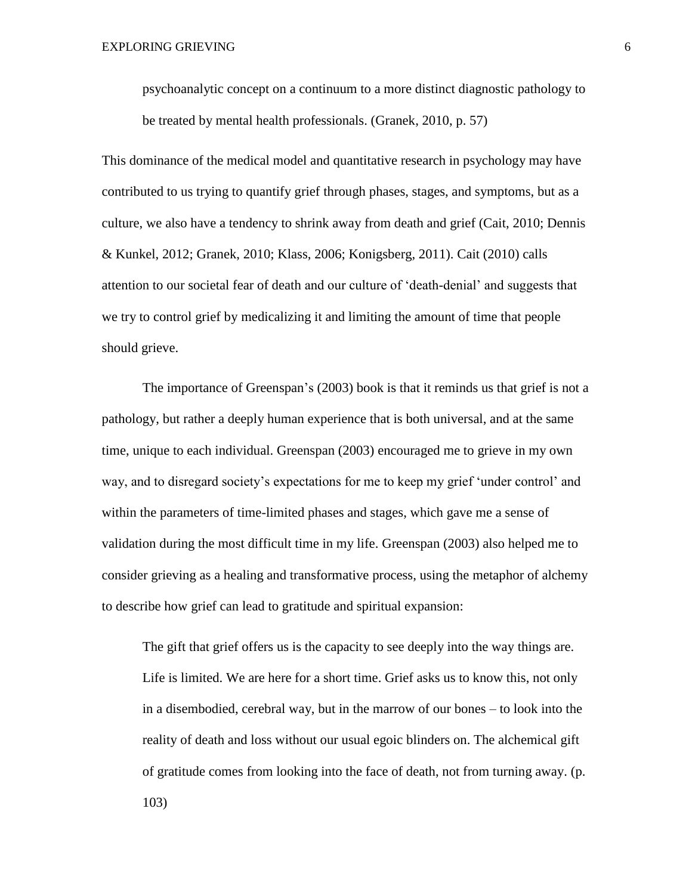> psychoanalytic concept on a continuum to a more distinct diagnostic pathology to be treated by mental health professionals. (Granek, 2010, p. 57)

This dominance of the medical model and quantitative research in psychology may have contributed to us trying to quantify grief through phases, stages, and symptoms, but as a culture, we also have a tendency to shrink away from death and grief (Cait, 2010; Dennis & Kunkel, 2012; Granek, 2010; Klass, 2006; Konigsberg, 2011). Cait (2010) calls attention to our societal fear of death and our culture of 'death-denial' and suggests that we try to control grief by medicalizing it and limiting the amount of time that people should grieve.

The importance of Greenspan's (2003) book is that it reminds us that grief is not a pathology, but rather a deeply human experience that is both universal, and at the same time, unique to each individual. Greenspan (2003) encouraged me to grieve in my own way, and to disregard society's expectations for me to keep my grief 'under control' and within the parameters of time-limited phases and stages, which gave me a sense of validation during the most difficult time in my life. Greenspan (2003) also helped me to consider grieving as a healing and transformative process, using the metaphor of alchemy to describe how grief can lead to gratitude and spiritual expansion:

> The gift that grief offers us is the capacity to see deeply into the way things are. Life is limited. We are here for a short time. Grief asks us to know this, not only in a disembodied, cerebral way, but in the marrow of our bones – to look into the reality of death and loss without our usual egoic blinders on. The alchemical gift of gratitude comes from looking into the face of death, not from turning away. (p. 103)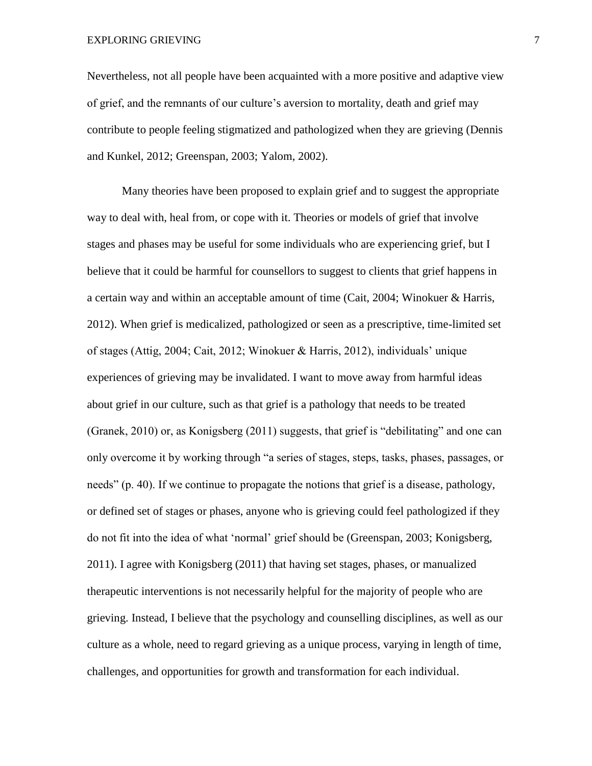Nevertheless, not all people have been acquainted with a more positive and adaptive view of grief, and the remnants of our culture's aversion to mortality, death and grief may contribute to people feeling stigmatized and pathologized when they are grieving (Dennis and Kunkel, 2012; Greenspan, 2003; Yalom, 2002).

Many theories have been proposed to explain grief and to suggest the appropriate way to deal with, heal from, or cope with it. Theories or models of grief that involve stages and phases may be useful for some individuals who are experiencing grief, but I believe that it could be harmful for counsellors to suggest to clients that grief happens in a certain way and within an acceptable amount of time (Cait, 2004; Winokuer & Harris, 2012). When grief is medicalized, pathologized or seen as a prescriptive, time-limited set of stages (Attig, 2004; Cait, 2012; Winokuer & Harris, 2012), individuals' unique experiences of grieving may be invalidated. I want to move away from harmful ideas about grief in our culture, such as that grief is a pathology that needs to be treated (Granek, 2010) or, as Konigsberg (2011) suggests, that grief is "debilitating" and one can only overcome it by working through "a series of stages, steps, tasks, phases, passages, or needs" (p. 40). If we continue to propagate the notions that grief is a disease, pathology, or defined set of stages or phases, anyone who is grieving could feel pathologized if they do not fit into the idea of what 'normal' grief should be (Greenspan, 2003; Konigsberg, 2011). I agree with Konigsberg (2011) that having set stages, phases, or manualized therapeutic interventions is not necessarily helpful for the majority of people who are grieving. Instead, I believe that the psychology and counselling disciplines, as well as our culture as a whole, need to regard grieving as a unique process, varying in length of time, challenges, and opportunities for growth and transformation for each individual.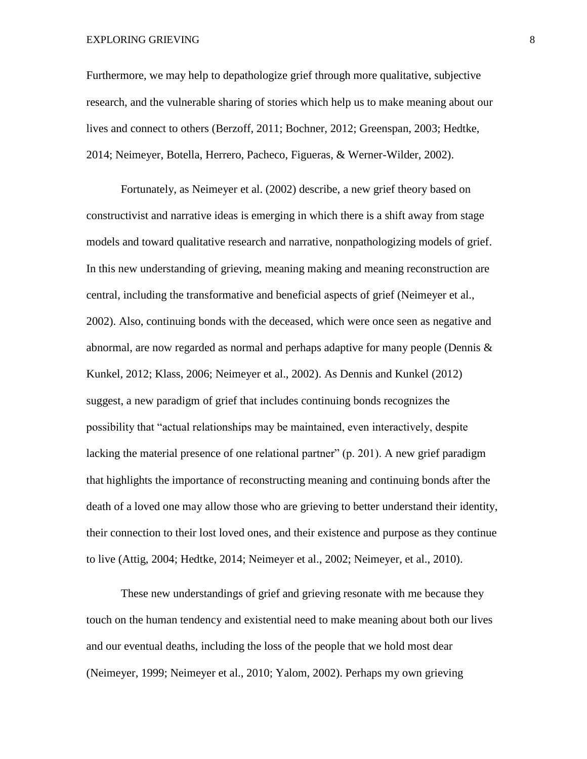Furthermore, we may help to depathologize grief through more qualitative, subjective research, and the vulnerable sharing of stories which help us to make meaning about our lives and connect to others (Berzoff, 2011; Bochner, 2012; Greenspan, 2003; Hedtke, 2014; Neimeyer, Botella, Herrero, Pacheco, Figueras, & Werner-Wilder, 2002).

Fortunately, as Neimeyer et al. (2002) describe, a new grief theory based on constructivist and narrative ideas is emerging in which there is a shift away from stage models and toward qualitative research and narrative, nonpathologizing models of grief. In this new understanding of grieving, meaning making and meaning reconstruction are central, including the transformative and beneficial aspects of grief (Neimeyer et al., 2002). Also, continuing bonds with the deceased, which were once seen as negative and abnormal, are now regarded as normal and perhaps adaptive for many people (Dennis & Kunkel, 2012; Klass, 2006; Neimeyer et al., 2002). As Dennis and Kunkel (2012) suggest, a new paradigm of grief that includes continuing bonds recognizes the possibility that "actual relationships may be maintained, even interactively, despite lacking the material presence of one relational partner" (p. 201). A new grief paradigm that highlights the importance of reconstructing meaning and continuing bonds after the death of a loved one may allow those who are grieving to better understand their identity, their connection to their lost loved ones, and their existence and purpose as they continue to live (Attig, 2004; Hedtke, 2014; Neimeyer et al., 2002; Neimeyer, et al., 2010).

These new understandings of grief and grieving resonate with me because they touch on the human tendency and existential need to make meaning about both our lives and our eventual deaths, including the loss of the people that we hold most dear (Neimeyer, 1999; Neimeyer et al., 2010; Yalom, 2002). Perhaps my own grieving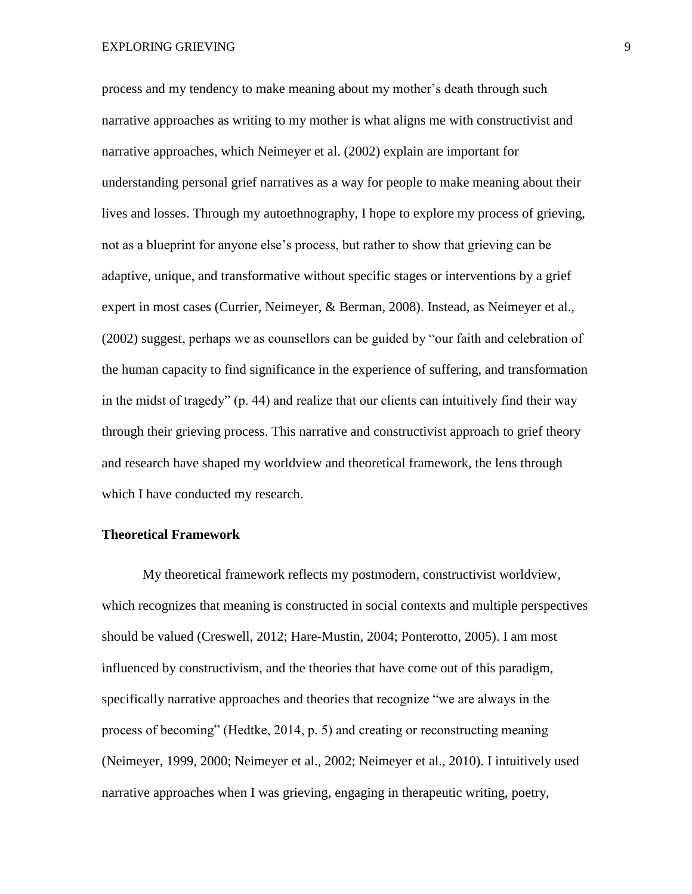process and my tendency to make meaning about my mother's death through such narrative approaches as writing to my mother is what aligns me with constructivist and narrative approaches, which Neimeyer et al. (2002) explain are important for understanding personal grief narratives as a way for people to make meaning about their lives and losses. Through my autoethnography, I hope to explore my process of grieving, not as a blueprint for anyone else's process, but rather to show that grieving can be adaptive, unique, and transformative without specific stages or interventions by a grief expert in most cases (Currier, Neimeyer, & Berman, 2008). Instead, as Neimeyer et al., (2002) suggest, perhaps we as counsellors can be guided by "our faith and celebration of the human capacity to find significance in the experience of suffering, and transformation in the midst of tragedy" (p. 44) and realize that our clients can intuitively find their way through their grieving process. This narrative and constructivist approach to grief theory and research have shaped my worldview and theoretical framework, the lens through which I have conducted my research.

**Theoretical Framework**

My theoretical framework reflects my postmodern, constructivist worldview, which recognizes that meaning is constructed in social contexts and multiple perspectives should be valued (Creswell, 2012; Hare-Mustin, 2004; Ponterotto, 2005). I am most influenced by constructivism, and the theories that have come out of this paradigm, specifically narrative approaches and theories that recognize "we are always in the process of becoming" (Hedtke, 2014, p. 5) and creating or reconstructing meaning (Neimeyer, 1999, 2000; Neimeyer et al., 2002; Neimeyer et al., 2010). I intuitively used narrative approaches when I was grieving, engaging in therapeutic writing, poetry,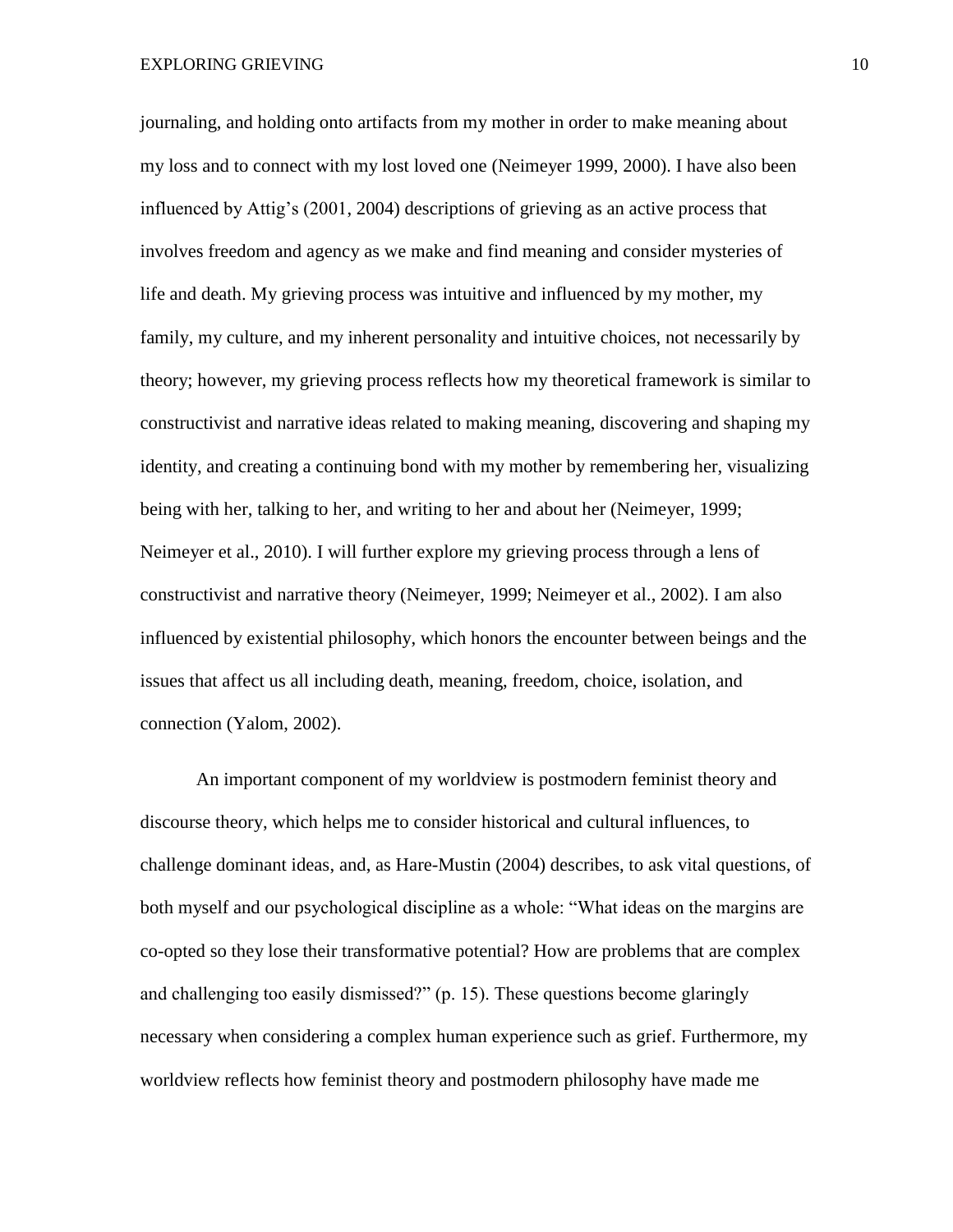journaling, and holding onto artifacts from my mother in order to make meaning about my loss and to connect with my lost loved one (Neimeyer 1999, 2000). I have also been influenced by Attig's (2001, 2004) descriptions of grieving as an active process that involves freedom and agency as we make and find meaning and consider mysteries of life and death. My grieving process was intuitive and influenced by my mother, my family, my culture, and my inherent personality and intuitive choices, not necessarily by theory; however, my grieving process reflects how my theoretical framework is similar to constructivist and narrative ideas related to making meaning, discovering and shaping my identity, and creating a continuing bond with my mother by remembering her, visualizing being with her, talking to her, and writing to her and about her (Neimeyer, 1999; Neimeyer et al., 2010). I will further explore my grieving process through a lens of constructivist and narrative theory (Neimeyer, 1999; Neimeyer et al., 2002). I am also influenced by existential philosophy, which honors the encounter between beings and the issues that affect us all including death, meaning, freedom, choice, isolation, and connection (Yalom, 2002).

An important component of my worldview is postmodern feminist theory and discourse theory, which helps me to consider historical and cultural influences, to challenge dominant ideas, and, as Hare-Mustin (2004) describes, to ask vital questions, of both myself and our psychological discipline as a whole: "What ideas on the margins are co-opted so they lose their transformative potential? How are problems that are complex and challenging too easily dismissed?" (p. 15). These questions become glaringly necessary when considering a complex human experience such as grief. Furthermore, my worldview reflects how feminist theory and postmodern philosophy have made me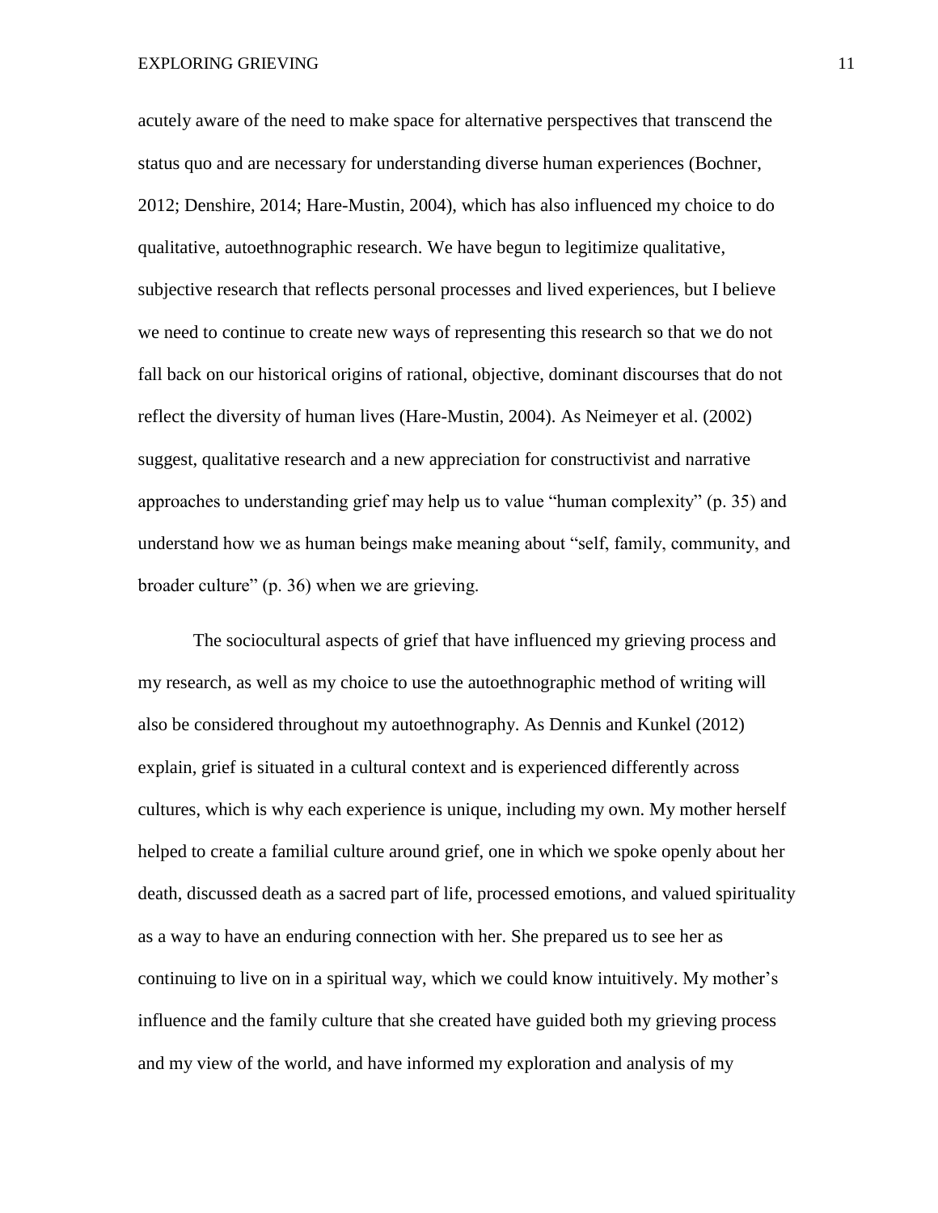acutely aware of the need to make space for alternative perspectives that transcend the status quo and are necessary for understanding diverse human experiences (Bochner, 2012; Denshire, 2014; Hare-Mustin, 2004), which has also influenced my choice to do qualitative, autoethnographic research. We have begun to legitimize qualitative, subjective research that reflects personal processes and lived experiences, but I believe we need to continue to create new ways of representing this research so that we do not fall back on our historical origins of rational, objective, dominant discourses that do not reflect the diversity of human lives (Hare-Mustin, 2004). As Neimeyer et al. (2002) suggest, qualitative research and a new appreciation for constructivist and narrative approaches to understanding grief may help us to value "human complexity" (p. 35) and understand how we as human beings make meaning about "self, family, community, and broader culture" (p. 36) when we are grieving.

The sociocultural aspects of grief that have influenced my grieving process and my research, as well as my choice to use the autoethnographic method of writing will also be considered throughout my autoethnography. As Dennis and Kunkel (2012) explain, grief is situated in a cultural context and is experienced differently across cultures, which is why each experience is unique, including my own. My mother herself helped to create a familial culture around grief, one in which we spoke openly about her death, discussed death as a sacred part of life, processed emotions, and valued spirituality as a way to have an enduring connection with her. She prepared us to see her as continuing to live on in a spiritual way, which we could know intuitively. My mother's influence and the family culture that she created have guided both my grieving process and my view of the world, and have informed my exploration and analysis of my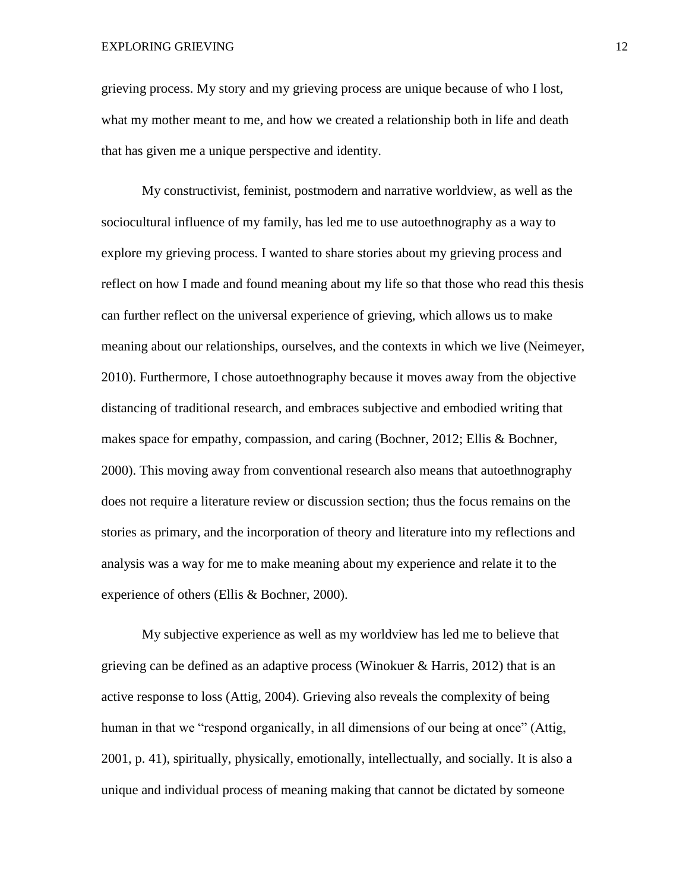grieving process. My story and my grieving process are unique because of who I lost, what my mother meant to me, and how we created a relationship both in life and death that has given me a unique perspective and identity.

My constructivist, feminist, postmodern and narrative worldview, as well as the sociocultural influence of my family, has led me to use autoethnography as a way to explore my grieving process. I wanted to share stories about my grieving process and reflect on how I made and found meaning about my life so that those who read this thesis can further reflect on the universal experience of grieving, which allows us to make meaning about our relationships, ourselves, and the contexts in which we live (Neimeyer, 2010). Furthermore, I chose autoethnography because it moves away from the objective distancing of traditional research, and embraces subjective and embodied writing that makes space for empathy, compassion, and caring (Bochner, 2012; Ellis & Bochner, 2000). This moving away from conventional research also means that autoethnography does not require a literature review or discussion section; thus the focus remains on the stories as primary, and the incorporation of theory and literature into my reflections and analysis was a way for me to make meaning about my experience and relate it to the experience of others (Ellis & Bochner, 2000).

My subjective experience as well as my worldview has led me to believe that grieving can be defined as an adaptive process (Winokuer & Harris, 2012) that is an active response to loss (Attig, 2004). Grieving also reveals the complexity of being human in that we "respond organically, in all dimensions of our being at once" (Attig, 2001, p. 41), spiritually, physically, emotionally, intellectually, and socially. It is also a unique and individual process of meaning making that cannot be dictated by someone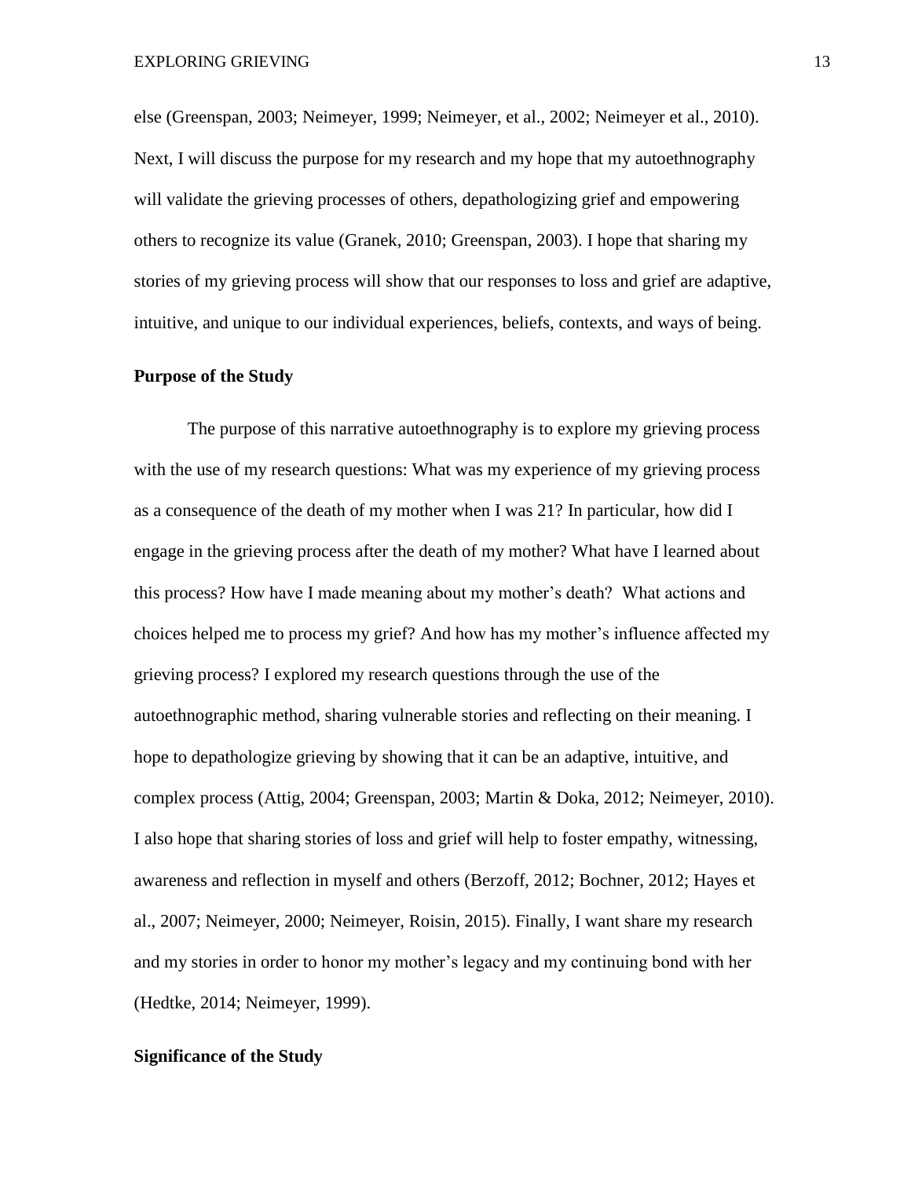else (Greenspan, 2003; Neimeyer, 1999; Neimeyer, et al., 2002; Neimeyer et al., 2010). Next, I will discuss the purpose for my research and my hope that my autoethnography will validate the grieving processes of others, depathologizing grief and empowering others to recognize its value (Granek, 2010; Greenspan, 2003). I hope that sharing my stories of my grieving process will show that our responses to loss and grief are adaptive, intuitive, and unique to our individual experiences, beliefs, contexts, and ways of being.

**Purpose of the Study**

The purpose of this narrative autoethnography is to explore my grieving process with the use of my research questions: What was my experience of my grieving process as a consequence of the death of my mother when I was 21? In particular, how did I engage in the grieving process after the death of my mother? What have I learned about this process? How have I made meaning about my mother's death? What actions and choices helped me to process my grief? And how has my mother's influence affected my grieving process? I explored my research questions through the use of the autoethnographic method, sharing vulnerable stories and reflecting on their meaning. I hope to depathologize grieving by showing that it can be an adaptive, intuitive, and complex process (Attig, 2004; Greenspan, 2003; Martin & Doka, 2012; Neimeyer, 2010). I also hope that sharing stories of loss and grief will help to foster empathy, witnessing, awareness and reflection in myself and others (Berzoff, 2012; Bochner, 2012; Hayes et al., 2007; Neimeyer, 2000; Neimeyer, Roisin, 2015). Finally, I want share my research and my stories in order to honor my mother's legacy and my continuing bond with her (Hedtke, 2014; Neimeyer, 1999).

**Significance of the Study**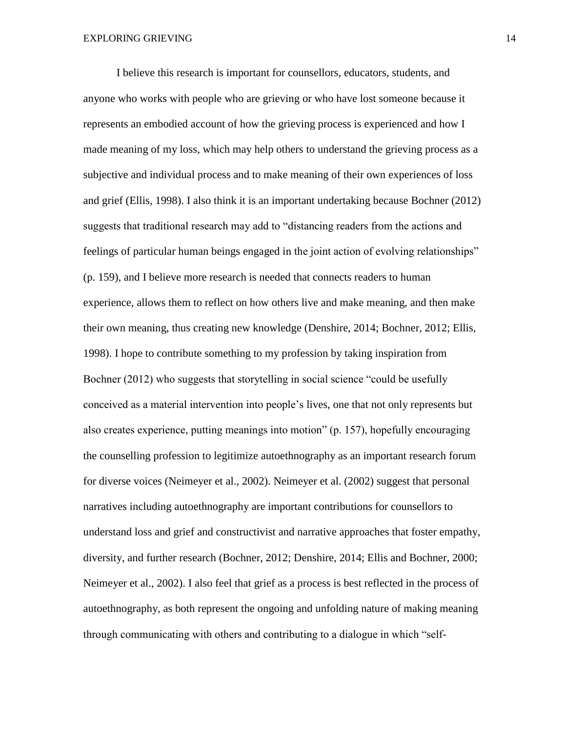I believe this research is important for counsellors, educators, students, and anyone who works with people who are grieving or who have lost someone because it represents an embodied account of how the grieving process is experienced and how I made meaning of my loss, which may help others to understand the grieving process as a subjective and individual process and to make meaning of their own experiences of loss and grief (Ellis, 1998). I also think it is an important undertaking because Bochner (2012) suggests that traditional research may add to "distancing readers from the actions and feelings of particular human beings engaged in the joint action of evolving relationships" (p. 159), and I believe more research is needed that connects readers to human experience, allows them to reflect on how others live and make meaning, and then make their own meaning, thus creating new knowledge (Denshire, 2014; Bochner, 2012; Ellis, 1998). I hope to contribute something to my profession by taking inspiration from Bochner (2012) who suggests that storytelling in social science "could be usefully conceived as a material intervention into people's lives, one that not only represents but also creates experience, putting meanings into motion" (p. 157), hopefully encouraging the counselling profession to legitimize autoethnography as an important research forum for diverse voices (Neimeyer et al., 2002). Neimeyer et al. (2002) suggest that personal narratives including autoethnography are important contributions for counsellors to understand loss and grief and constructivist and narrative approaches that foster empathy, diversity, and further research (Bochner, 2012; Denshire, 2014; Ellis and Bochner, 2000; Neimeyer et al., 2002). I also feel that grief as a process is best reflected in the process of autoethnography, as both represent the ongoing and unfolding nature of making meaning through communicating with others and contributing to a dialogue in which "self-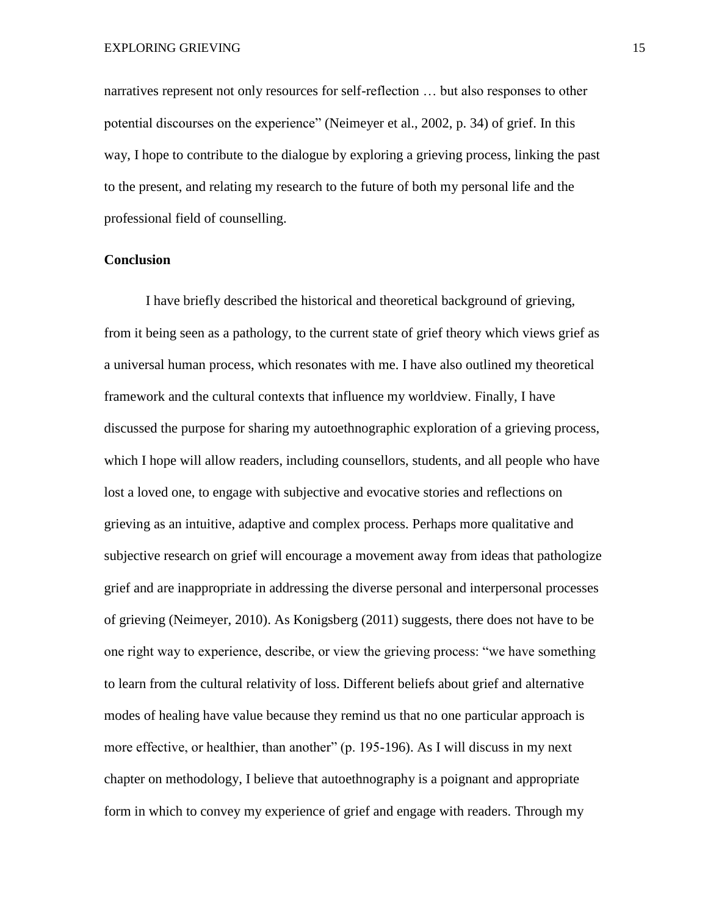narratives represent not only resources for self-reflection … but also responses to other potential discourses on the experience" (Neimeyer et al., 2002, p. 34) of grief. In this way, I hope to contribute to the dialogue by exploring a grieving process, linking the past to the present, and relating my research to the future of both my personal life and the professional field of counselling.

## Conclusion

I have briefly described the historical and theoretical background of grieving, from it being seen as a pathology, to the current state of grief theory which views grief as a universal human process, which resonates with me. I have also outlined my theoretical framework and the cultural contexts that influence my worldview. Finally, I have discussed the purpose for sharing my autoethnographic exploration of a grieving process, which I hope will allow readers, including counsellors, students, and all people who have lost a loved one, to engage with subjective and evocative stories and reflections on grieving as an intuitive, adaptive and complex process. Perhaps more qualitative and subjective research on grief will encourage a movement away from ideas that pathologize grief and are inappropriate in addressing the diverse personal and interpersonal processes of grieving (Neimeyer, 2010). As Konigsberg (2011) suggests, there does not have to be one right way to experience, describe, or view the grieving process: "we have something to learn from the cultural relativity of loss. Different beliefs about grief and alternative modes of healing have value because they remind us that no one particular approach is more effective, or healthier, than another" (p. 195-196). As I will discuss in my next chapter on methodology, I believe that autoethnography is a poignant and appropriate form in which to convey my experience of grief and engage with readers. Through my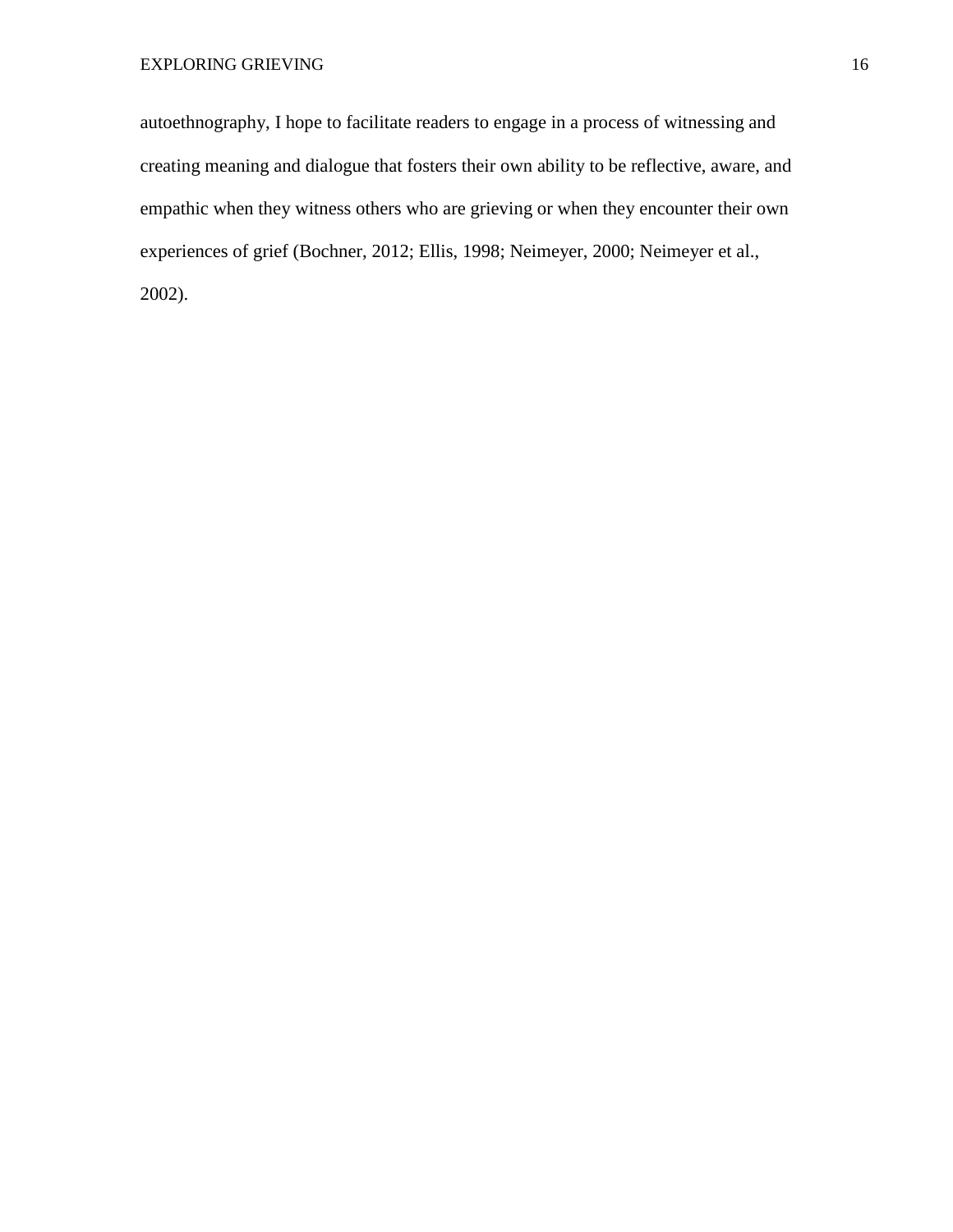autoethnography, I hope to facilitate readers to engage in a process of witnessing and creating meaning and dialogue that fosters their own ability to be reflective, aware, and empathic when they witness others who are grieving or when they encounter their own experiences of grief (Bochner, 2012; Ellis, 1998; Neimeyer, 2000; Neimeyer et al., 2002).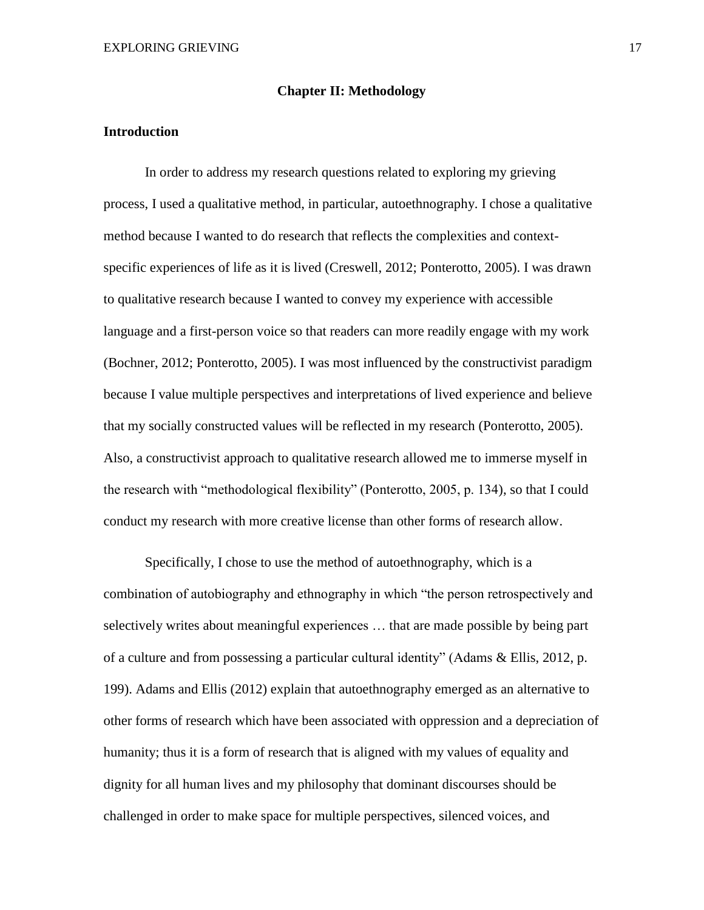## Chapter II: Methodology

### Introduction

In order to address my research questions related to exploring my grieving process, I used a qualitative method, in particular, autoethnography. I chose a qualitative method because I wanted to do research that reflects the complexities and context-specific experiences of life as it is lived (Creswell, 2012; Ponterotto, 2005). I was drawn to qualitative research because I wanted to convey my experience with accessible language and a first-person voice so that readers can more readily engage with my work (Bochner, 2012; Ponterotto, 2005). I was most influenced by the constructivist paradigm because I value multiple perspectives and interpretations of lived experience and believe that my socially constructed values will be reflected in my research (Ponterotto, 2005). Also, a constructivist approach to qualitative research allowed me to immerse myself in the research with "methodological flexibility" (Ponterotto, 2005, p. 134), so that I could conduct my research with more creative license than other forms of research allow.

Specifically, I chose to use the method of autoethnography, which is a combination of autobiography and ethnography in which "the person retrospectively and selectively writes about meaningful experiences … that are made possible by being part of a culture and from possessing a particular cultural identity" (Adams & Ellis, 2012, p. 199). Adams and Ellis (2012) explain that autoethnography emerged as an alternative to other forms of research which have been associated with oppression and a depreciation of humanity; thus it is a form of research that is aligned with my values of equality and dignity for all human lives and my philosophy that dominant discourses should be challenged in order to make space for multiple perspectives, silenced voices, and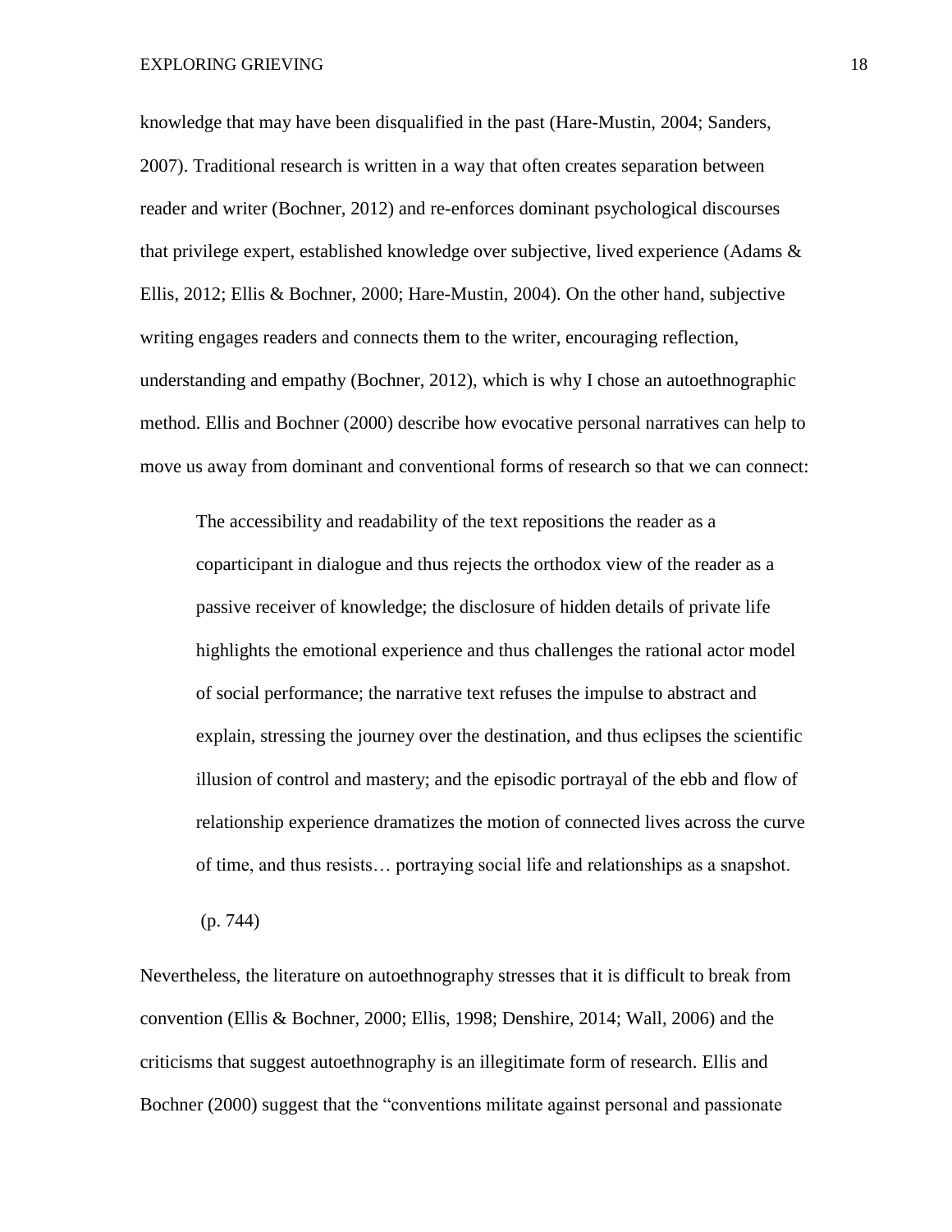knowledge that may have been disqualified in the past (Hare-Mustin, 2004; Sanders, 2007). Traditional research is written in a way that often creates separation between reader and writer (Bochner, 2012) and re-enforces dominant psychological discourses that privilege expert, established knowledge over subjective, lived experience (Adams & Ellis, 2012; Ellis & Bochner, 2000; Hare-Mustin, 2004). On the other hand, subjective writing engages readers and connects them to the writer, encouraging reflection, understanding and empathy (Bochner, 2012), which is why I chose an autoethnographic method. Ellis and Bochner (2000) describe how evocative personal narratives can help to move us away from dominant and conventional forms of research so that we can connect:

> The accessibility and readability of the text repositions the reader as a coparticipant in dialogue and thus rejects the orthodox view of the reader as a passive receiver of knowledge; the disclosure of hidden details of private life highlights the emotional experience and thus challenges the rational actor model of social performance; the narrative text refuses the impulse to abstract and explain, stressing the journey over the destination, and thus eclipses the scientific illusion of control and mastery; and the episodic portrayal of the ebb and flow of relationship experience dramatizes the motion of connected lives across the curve of time, and thus resists… portraying social life and relationships as a snapshot.
>
> (p. 744)

Nevertheless, the literature on autoethnography stresses that it is difficult to break from convention (Ellis & Bochner, 2000; Ellis, 1998; Denshire, 2014; Wall, 2006) and the criticisms that suggest autoethnography is an illegitimate form of research. Ellis and Bochner (2000) suggest that the "conventions militate against personal and passionate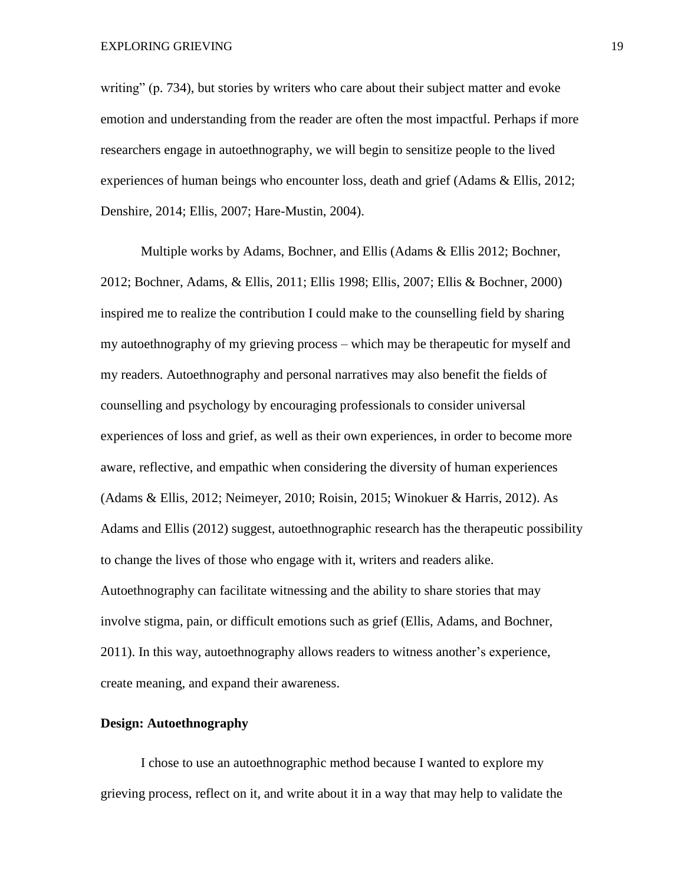writing" (p. 734), but stories by writers who care about their subject matter and evoke emotion and understanding from the reader are often the most impactful. Perhaps if more researchers engage in autoethnography, we will begin to sensitize people to the lived experiences of human beings who encounter loss, death and grief (Adams & Ellis, 2012; Denshire, 2014; Ellis, 2007; Hare-Mustin, 2004).

Multiple works by Adams, Bochner, and Ellis (Adams & Ellis 2012; Bochner, 2012; Bochner, Adams, & Ellis, 2011; Ellis 1998; Ellis, 2007; Ellis & Bochner, 2000) inspired me to realize the contribution I could make to the counselling field by sharing my autoethnography of my grieving process – which may be therapeutic for myself and my readers. Autoethnography and personal narratives may also benefit the fields of counselling and psychology by encouraging professionals to consider universal experiences of loss and grief, as well as their own experiences, in order to become more aware, reflective, and empathic when considering the diversity of human experiences (Adams & Ellis, 2012; Neimeyer, 2010; Roisin, 2015; Winokuer & Harris, 2012). As Adams and Ellis (2012) suggest, autoethnographic research has the therapeutic possibility to change the lives of those who engage with it, writers and readers alike. Autoethnography can facilitate witnessing and the ability to share stories that may involve stigma, pain, or difficult emotions such as grief (Ellis, Adams, and Bochner, 2011). In this way, autoethnography allows readers to witness another's experience, create meaning, and expand their awareness.

**Design: Autoethnography**

I chose to use an autoethnographic method because I wanted to explore my grieving process, reflect on it, and write about it in a way that may help to validate the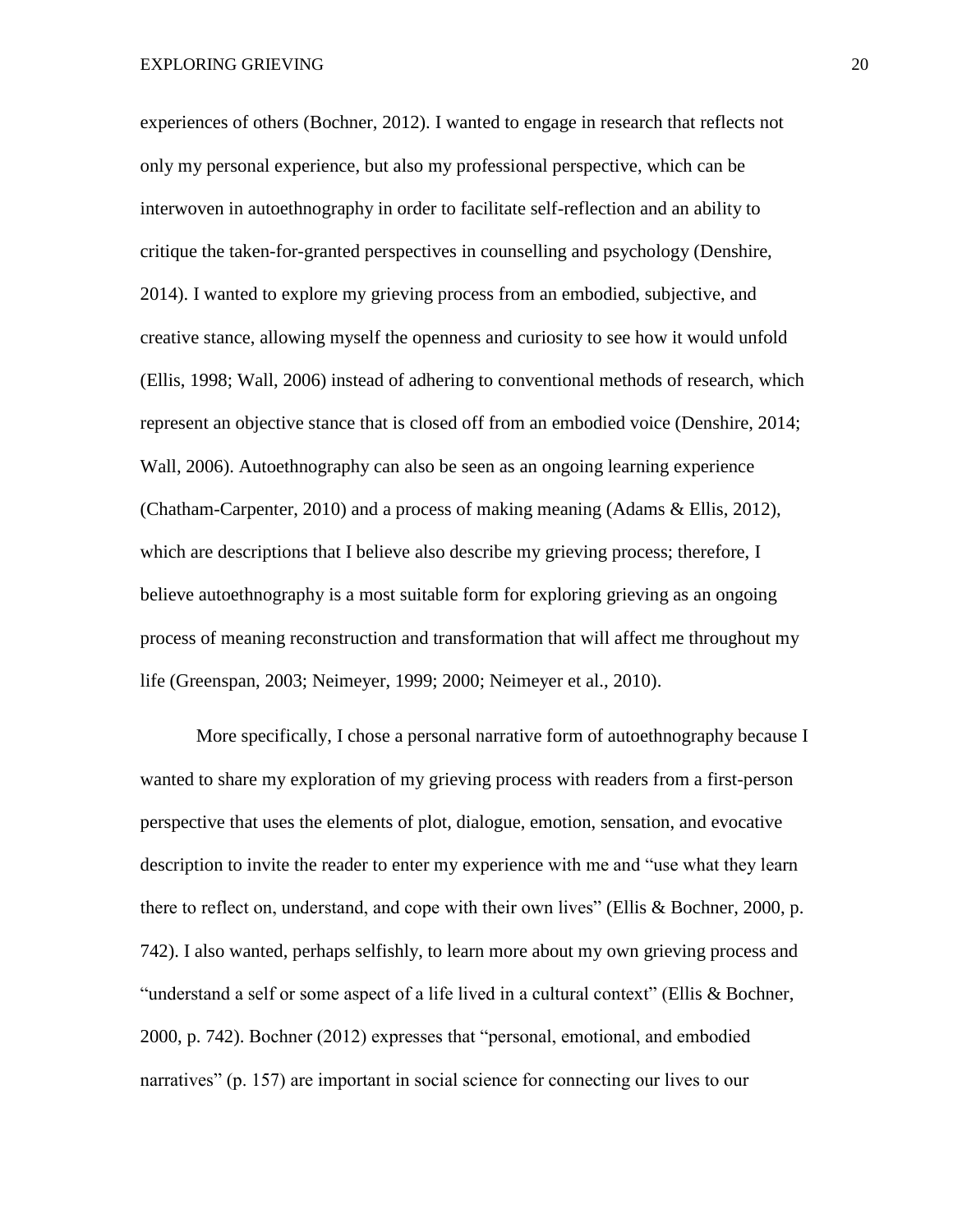experiences of others (Bochner, 2012). I wanted to engage in research that reflects not only my personal experience, but also my professional perspective, which can be interwoven in autoethnography in order to facilitate self-reflection and an ability to critique the taken-for-granted perspectives in counselling and psychology (Denshire, 2014). I wanted to explore my grieving process from an embodied, subjective, and creative stance, allowing myself the openness and curiosity to see how it would unfold (Ellis, 1998; Wall, 2006) instead of adhering to conventional methods of research, which represent an objective stance that is closed off from an embodied voice (Denshire, 2014; Wall, 2006). Autoethnography can also be seen as an ongoing learning experience (Chatham-Carpenter, 2010) and a process of making meaning (Adams & Ellis, 2012), which are descriptions that I believe also describe my grieving process; therefore, I believe autoethnography is a most suitable form for exploring grieving as an ongoing process of meaning reconstruction and transformation that will affect me throughout my life (Greenspan, 2003; Neimeyer, 1999; 2000; Neimeyer et al., 2010).

More specifically, I chose a personal narrative form of autoethnography because I wanted to share my exploration of my grieving process with readers from a first-person perspective that uses the elements of plot, dialogue, emotion, sensation, and evocative description to invite the reader to enter my experience with me and "use what they learn there to reflect on, understand, and cope with their own lives" (Ellis & Bochner, 2000, p. 742). I also wanted, perhaps selfishly, to learn more about my own grieving process and "understand a self or some aspect of a life lived in a cultural context" (Ellis & Bochner, 2000, p. 742). Bochner (2012) expresses that "personal, emotional, and embodied narratives" (p. 157) are important in social science for connecting our lives to our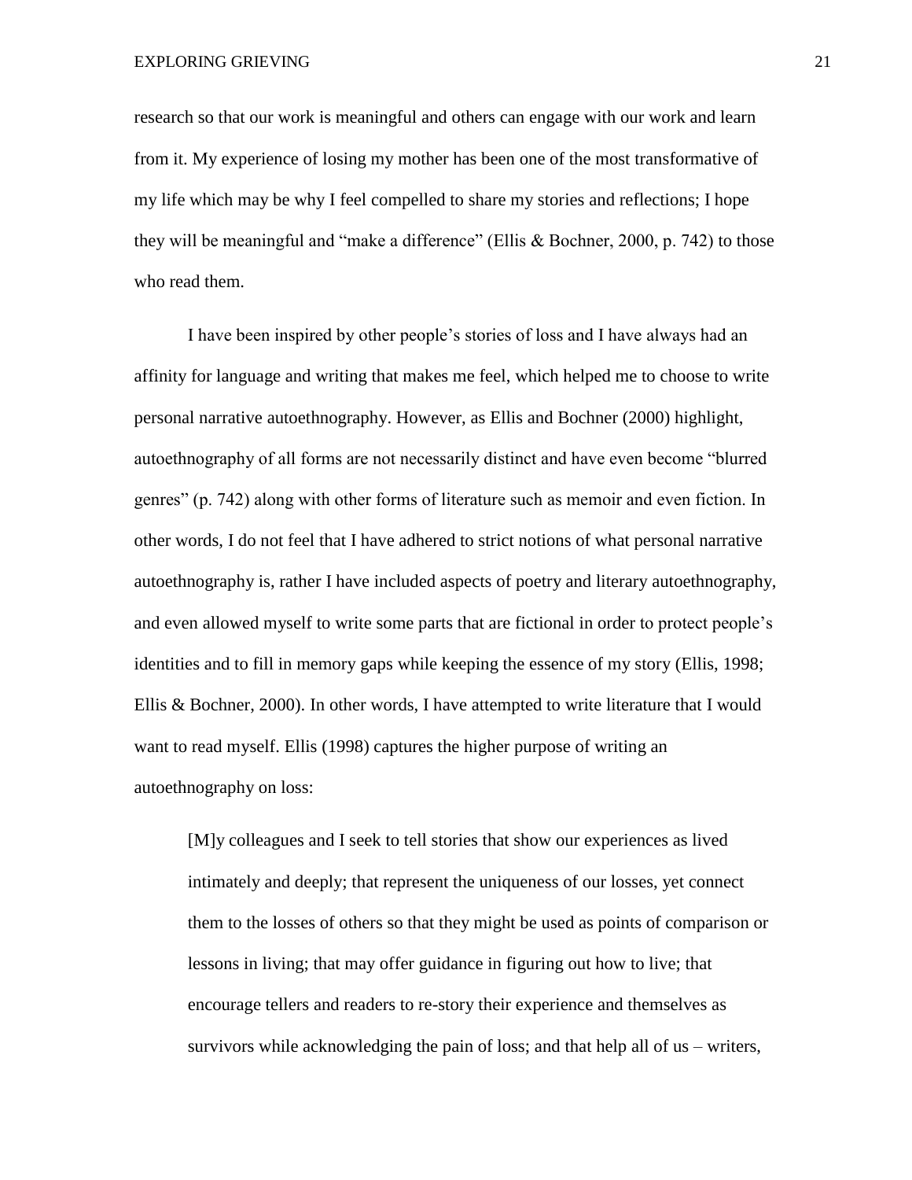research so that our work is meaningful and others can engage with our work and learn from it. My experience of losing my mother has been one of the most transformative of my life which may be why I feel compelled to share my stories and reflections; I hope they will be meaningful and "make a difference" (Ellis & Bochner, 2000, p. 742) to those who read them.

I have been inspired by other people's stories of loss and I have always had an affinity for language and writing that makes me feel, which helped me to choose to write personal narrative autoethnography. However, as Ellis and Bochner (2000) highlight, autoethnography of all forms are not necessarily distinct and have even become "blurred genres" (p. 742) along with other forms of literature such as memoir and even fiction. In other words, I do not feel that I have adhered to strict notions of what personal narrative autoethnography is, rather I have included aspects of poetry and literary autoethnography, and even allowed myself to write some parts that are fictional in order to protect people's identities and to fill in memory gaps while keeping the essence of my story (Ellis, 1998; Ellis & Bochner, 2000). In other words, I have attempted to write literature that I would want to read myself. Ellis (1998) captures the higher purpose of writing an autoethnography on loss:

> [M]y colleagues and I seek to tell stories that show our experiences as lived intimately and deeply; that represent the uniqueness of our losses, yet connect them to the losses of others so that they might be used as points of comparison or lessons in living; that may offer guidance in figuring out how to live; that encourage tellers and readers to re-story their experience and themselves as survivors while acknowledging the pain of loss; and that help all of us – writers,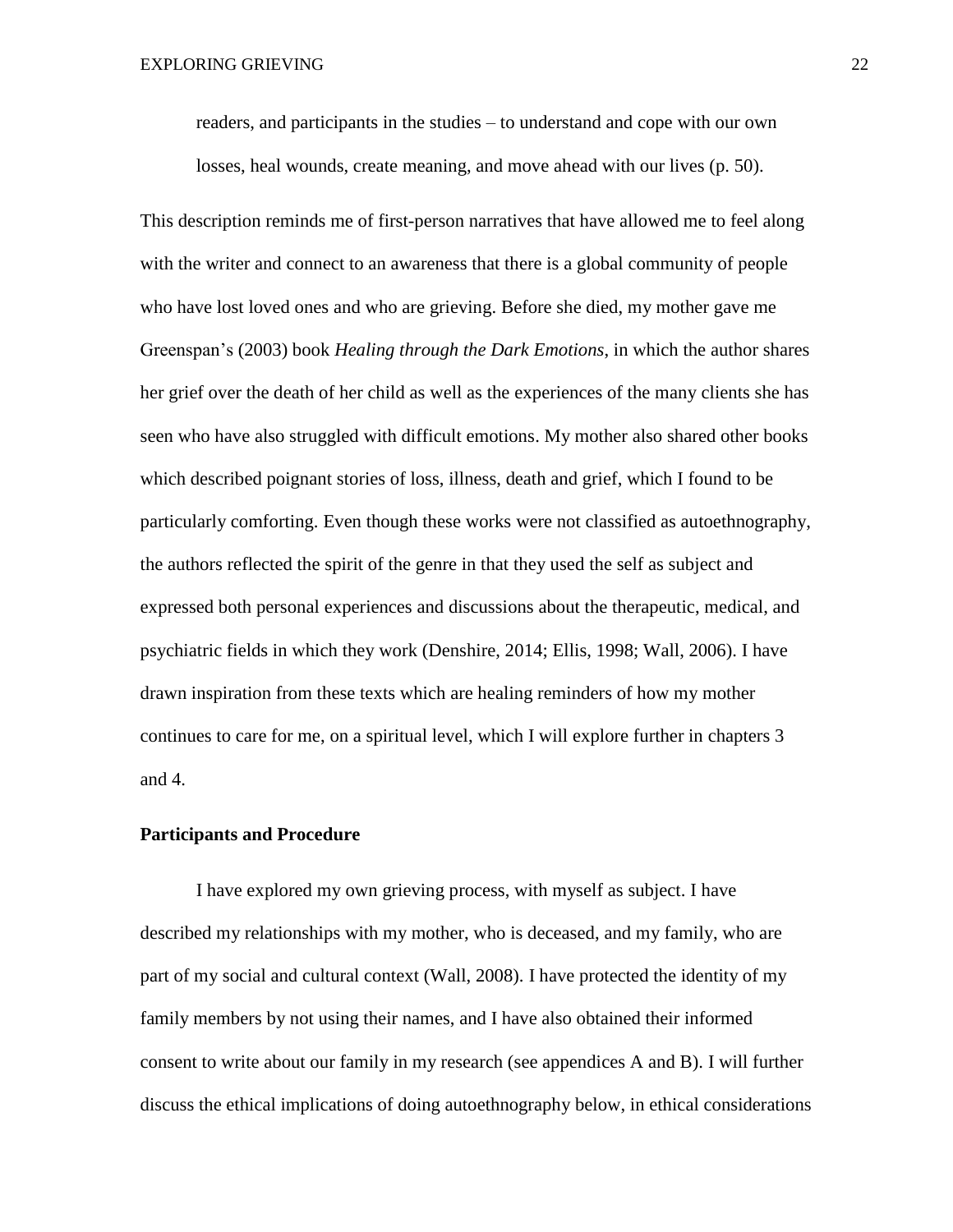> readers, and participants in the studies – to understand and cope with our own losses, heal wounds, create meaning, and move ahead with our lives (p. 50).

This description reminds me of first-person narratives that have allowed me to feel along with the writer and connect to an awareness that there is a global community of people who have lost loved ones and who are grieving. Before she died, my mother gave me Greenspan's (2003) book *Healing through the Dark Emotions*, in which the author shares her grief over the death of her child as well as the experiences of the many clients she has seen who have also struggled with difficult emotions. My mother also shared other books which described poignant stories of loss, illness, death and grief, which I found to be particularly comforting. Even though these works were not classified as autoethnography, the authors reflected the spirit of the genre in that they used the self as subject and expressed both personal experiences and discussions about the therapeutic, medical, and psychiatric fields in which they work (Denshire, 2014; Ellis, 1998; Wall, 2006). I have drawn inspiration from these texts which are healing reminders of how my mother continues to care for me, on a spiritual level, which I will explore further in chapters 3 and 4.

**Participants and Procedure**

I have explored my own grieving process, with myself as subject. I have described my relationships with my mother, who is deceased, and my family, who are part of my social and cultural context (Wall, 2008). I have protected the identity of my family members by not using their names, and I have also obtained their informed consent to write about our family in my research (see appendices A and B). I will further discuss the ethical implications of doing autoethnography below, in ethical considerations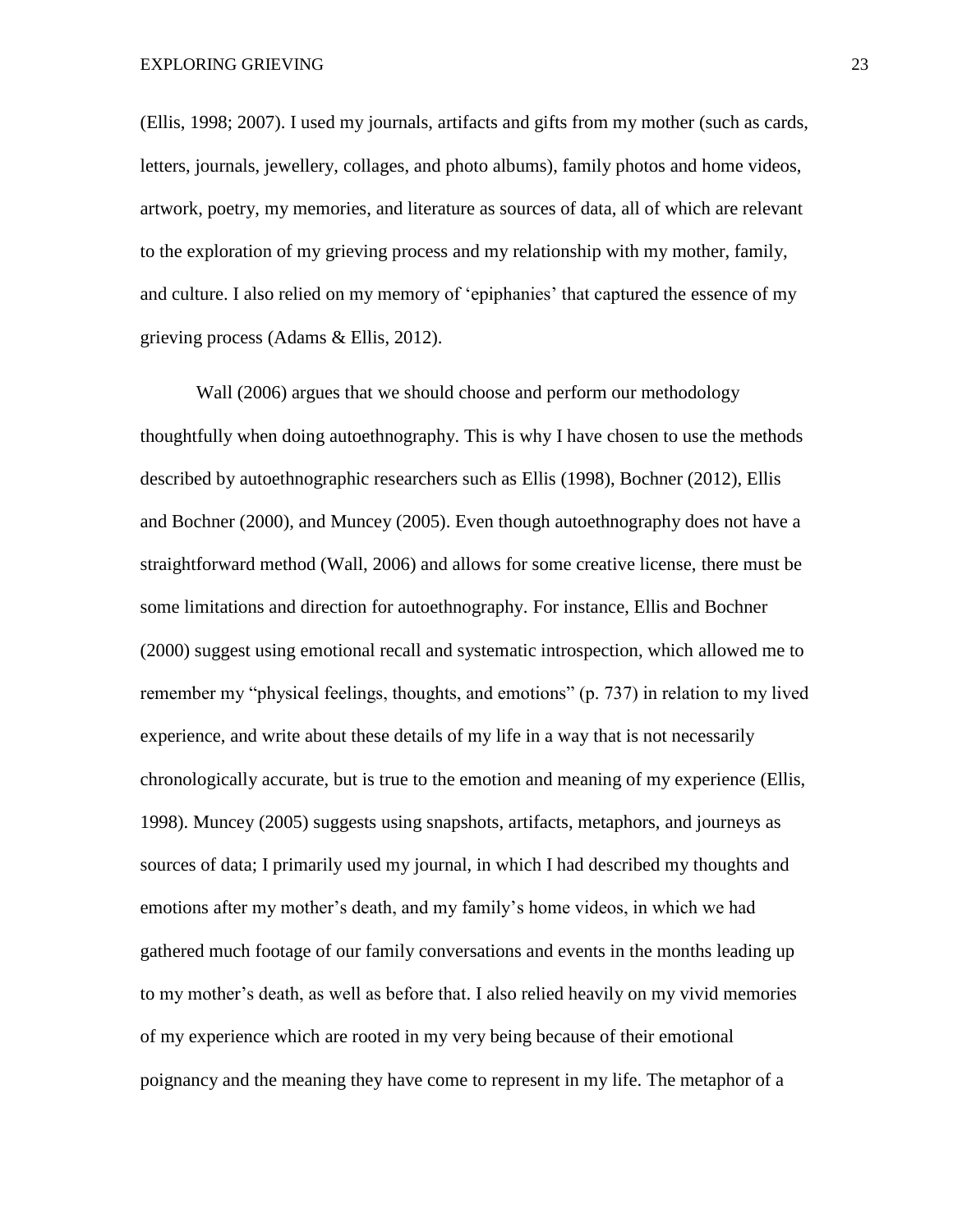(Ellis, 1998; 2007). I used my journals, artifacts and gifts from my mother (such as cards, letters, journals, jewellery, collages, and photo albums), family photos and home videos, artwork, poetry, my memories, and literature as sources of data, all of which are relevant to the exploration of my grieving process and my relationship with my mother, family, and culture. I also relied on my memory of 'epiphanies' that captured the essence of my grieving process (Adams & Ellis, 2012).

Wall (2006) argues that we should choose and perform our methodology thoughtfully when doing autoethnography. This is why I have chosen to use the methods described by autoethnographic researchers such as Ellis (1998), Bochner (2012), Ellis and Bochner (2000), and Muncey (2005). Even though autoethnography does not have a straightforward method (Wall, 2006) and allows for some creative license, there must be some limitations and direction for autoethnography. For instance, Ellis and Bochner (2000) suggest using emotional recall and systematic introspection, which allowed me to remember my "physical feelings, thoughts, and emotions" (p. 737) in relation to my lived experience, and write about these details of my life in a way that is not necessarily chronologically accurate, but is true to the emotion and meaning of my experience (Ellis, 1998). Muncey (2005) suggests using snapshots, artifacts, metaphors, and journeys as sources of data; I primarily used my journal, in which I had described my thoughts and emotions after my mother's death, and my family's home videos, in which we had gathered much footage of our family conversations and events in the months leading up to my mother's death, as well as before that. I also relied heavily on my vivid memories of my experience which are rooted in my very being because of their emotional poignancy and the meaning they have come to represent in my life. The metaphor of a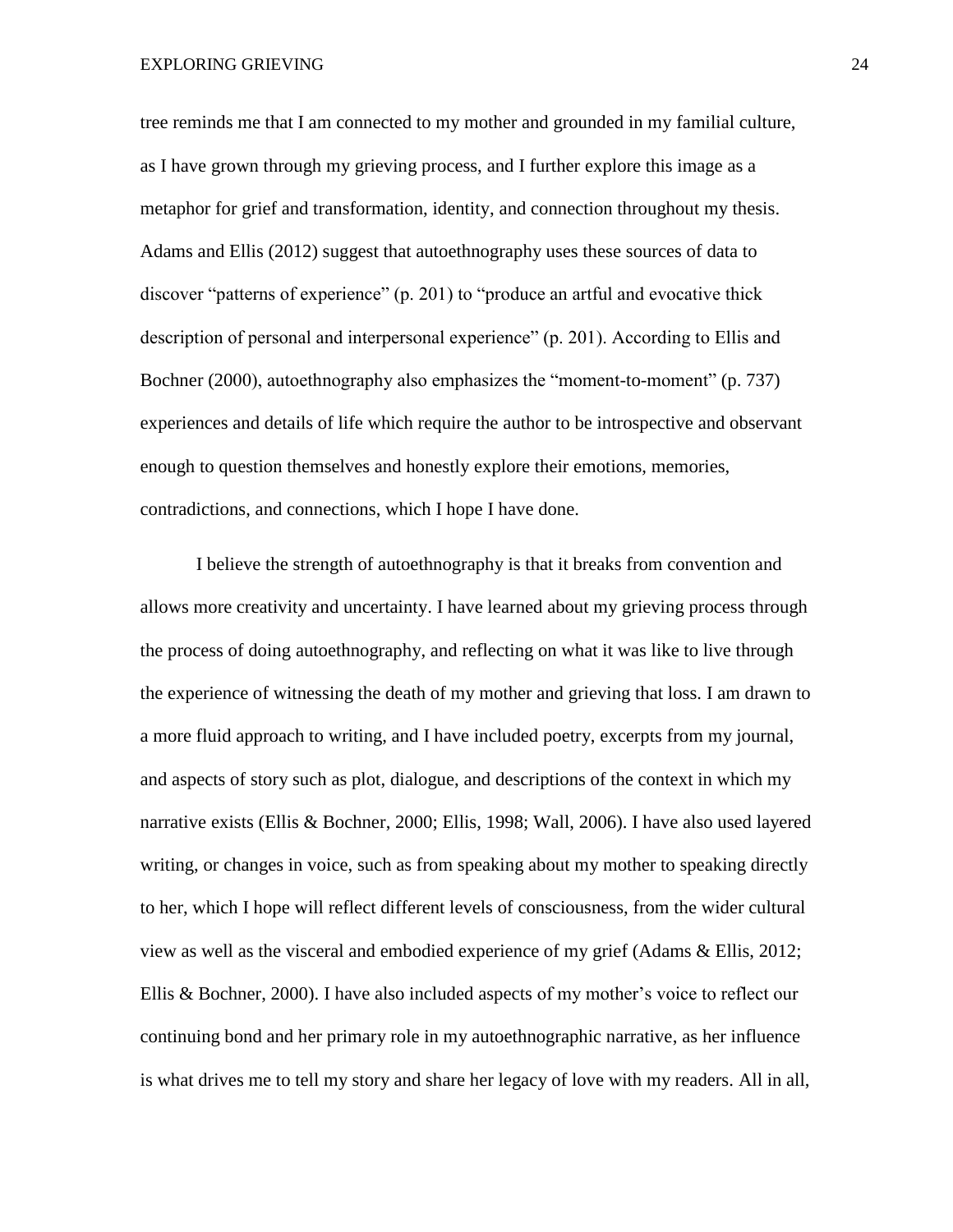tree reminds me that I am connected to my mother and grounded in my familial culture, as I have grown through my grieving process, and I further explore this image as a metaphor for grief and transformation, identity, and connection throughout my thesis. Adams and Ellis (2012) suggest that autoethnography uses these sources of data to discover "patterns of experience" (p. 201) to "produce an artful and evocative thick description of personal and interpersonal experience" (p. 201). According to Ellis and Bochner (2000), autoethnography also emphasizes the "moment-to-moment" (p. 737) experiences and details of life which require the author to be introspective and observant enough to question themselves and honestly explore their emotions, memories, contradictions, and connections, which I hope I have done.

I believe the strength of autoethnography is that it breaks from convention and allows more creativity and uncertainty. I have learned about my grieving process through the process of doing autoethnography, and reflecting on what it was like to live through the experience of witnessing the death of my mother and grieving that loss. I am drawn to a more fluid approach to writing, and I have included poetry, excerpts from my journal, and aspects of story such as plot, dialogue, and descriptions of the context in which my narrative exists (Ellis & Bochner, 2000; Ellis, 1998; Wall, 2006). I have also used layered writing, or changes in voice, such as from speaking about my mother to speaking directly to her, which I hope will reflect different levels of consciousness, from the wider cultural view as well as the visceral and embodied experience of my grief (Adams & Ellis, 2012; Ellis & Bochner, 2000). I have also included aspects of my mother's voice to reflect our continuing bond and her primary role in my autoethnographic narrative, as her influence is what drives me to tell my story and share her legacy of love with my readers. All in all,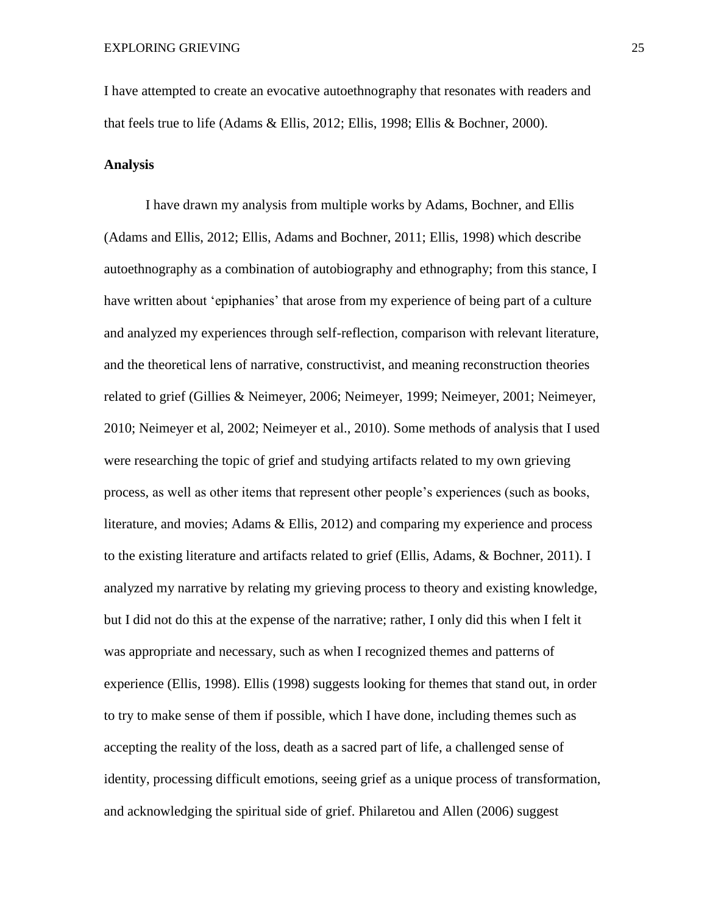I have attempted to create an evocative autoethnography that resonates with readers and that feels true to life (Adams & Ellis, 2012; Ellis, 1998; Ellis & Bochner, 2000).

**Analysis**

I have drawn my analysis from multiple works by Adams, Bochner, and Ellis (Adams and Ellis, 2012; Ellis, Adams and Bochner, 2011; Ellis, 1998) which describe autoethnography as a combination of autobiography and ethnography; from this stance, I have written about 'epiphanies' that arose from my experience of being part of a culture and analyzed my experiences through self-reflection, comparison with relevant literature, and the theoretical lens of narrative, constructivist, and meaning reconstruction theories related to grief (Gillies & Neimeyer, 2006; Neimeyer, 1999; Neimeyer, 2001; Neimeyer, 2010; Neimeyer et al, 2002; Neimeyer et al., 2010). Some methods of analysis that I used were researching the topic of grief and studying artifacts related to my own grieving process, as well as other items that represent other people's experiences (such as books, literature, and movies; Adams & Ellis, 2012) and comparing my experience and process to the existing literature and artifacts related to grief (Ellis, Adams, & Bochner, 2011). I analyzed my narrative by relating my grieving process to theory and existing knowledge, but I did not do this at the expense of the narrative; rather, I only did this when I felt it was appropriate and necessary, such as when I recognized themes and patterns of experience (Ellis, 1998). Ellis (1998) suggests looking for themes that stand out, in order to try to make sense of them if possible, which I have done, including themes such as accepting the reality of the loss, death as a sacred part of life, a challenged sense of identity, processing difficult emotions, seeing grief as a unique process of transformation, and acknowledging the spiritual side of grief. Philaretou and Allen (2006) suggest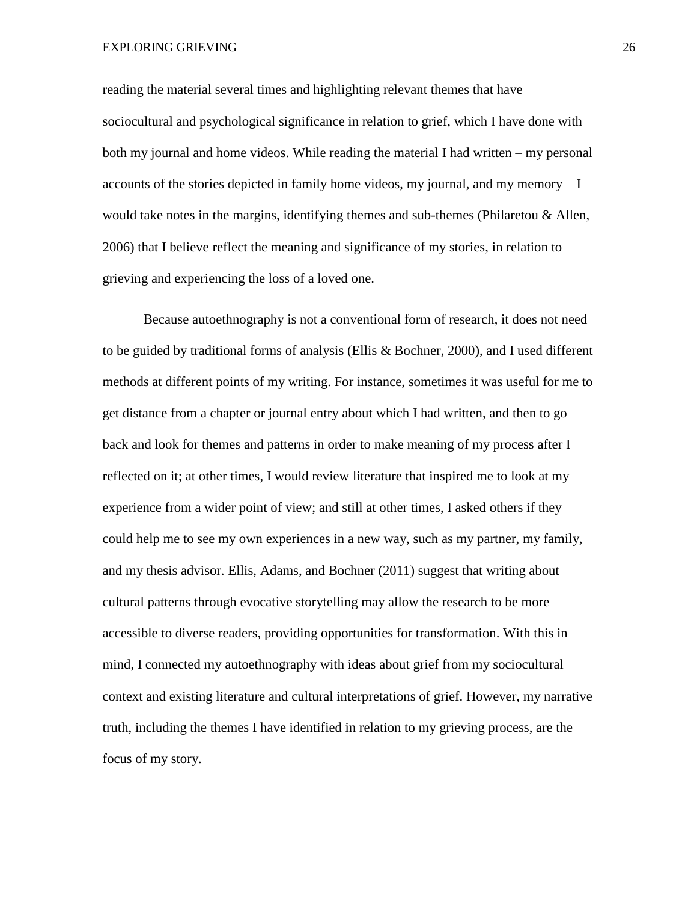reading the material several times and highlighting relevant themes that have sociocultural and psychological significance in relation to grief, which I have done with both my journal and home videos. While reading the material I had written – my personal accounts of the stories depicted in family home videos, my journal, and my memory – I would take notes in the margins, identifying themes and sub-themes (Philaretou & Allen, 2006) that I believe reflect the meaning and significance of my stories, in relation to grieving and experiencing the loss of a loved one.

Because autoethnography is not a conventional form of research, it does not need to be guided by traditional forms of analysis (Ellis & Bochner, 2000), and I used different methods at different points of my writing. For instance, sometimes it was useful for me to get distance from a chapter or journal entry about which I had written, and then to go back and look for themes and patterns in order to make meaning of my process after I reflected on it; at other times, I would review literature that inspired me to look at my experience from a wider point of view; and still at other times, I asked others if they could help me to see my own experiences in a new way, such as my partner, my family, and my thesis advisor. Ellis, Adams, and Bochner (2011) suggest that writing about cultural patterns through evocative storytelling may allow the research to be more accessible to diverse readers, providing opportunities for transformation. With this in mind, I connected my autoethnography with ideas about grief from my sociocultural context and existing literature and cultural interpretations of grief. However, my narrative truth, including the themes I have identified in relation to my grieving process, are the focus of my story.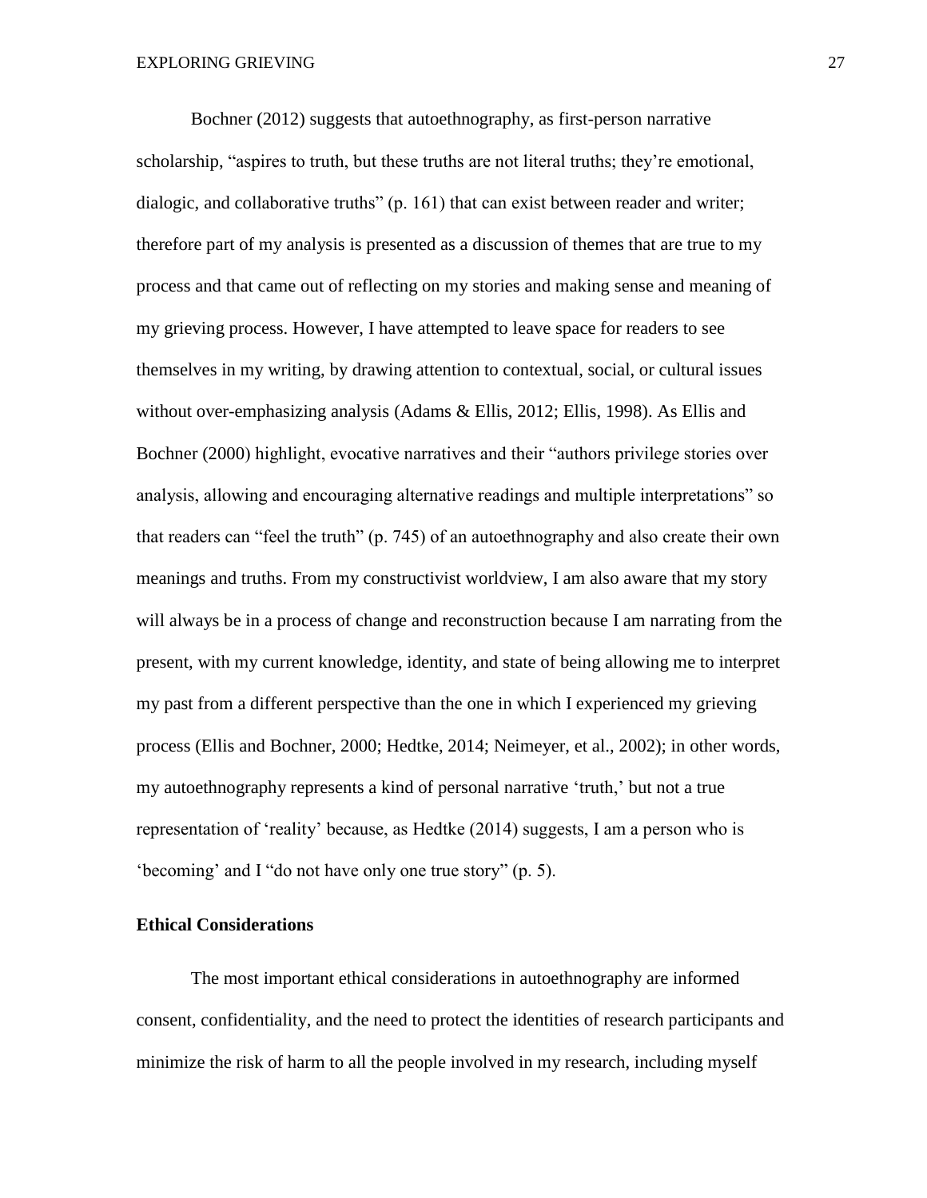Bochner (2012) suggests that autoethnography, as first-person narrative scholarship, "aspires to truth, but these truths are not literal truths; they're emotional, dialogic, and collaborative truths" (p. 161) that can exist between reader and writer; therefore part of my analysis is presented as a discussion of themes that are true to my process and that came out of reflecting on my stories and making sense and meaning of my grieving process. However, I have attempted to leave space for readers to see themselves in my writing, by drawing attention to contextual, social, or cultural issues without over-emphasizing analysis (Adams & Ellis, 2012; Ellis, 1998). As Ellis and Bochner (2000) highlight, evocative narratives and their "authors privilege stories over analysis, allowing and encouraging alternative readings and multiple interpretations" so that readers can "feel the truth" (p. 745) of an autoethnography and also create their own meanings and truths. From my constructivist worldview, I am also aware that my story will always be in a process of change and reconstruction because I am narrating from the present, with my current knowledge, identity, and state of being allowing me to interpret my past from a different perspective than the one in which I experienced my grieving process (Ellis and Bochner, 2000; Hedtke, 2014; Neimeyer, et al., 2002); in other words, my autoethnography represents a kind of personal narrative 'truth,' but not a true representation of 'reality' because, as Hedtke (2014) suggests, I am a person who is 'becoming' and I "do not have only one true story" (p. 5).

**Ethical Considerations**

The most important ethical considerations in autoethnography are informed consent, confidentiality, and the need to protect the identities of research participants and minimize the risk of harm to all the people involved in my research, including myself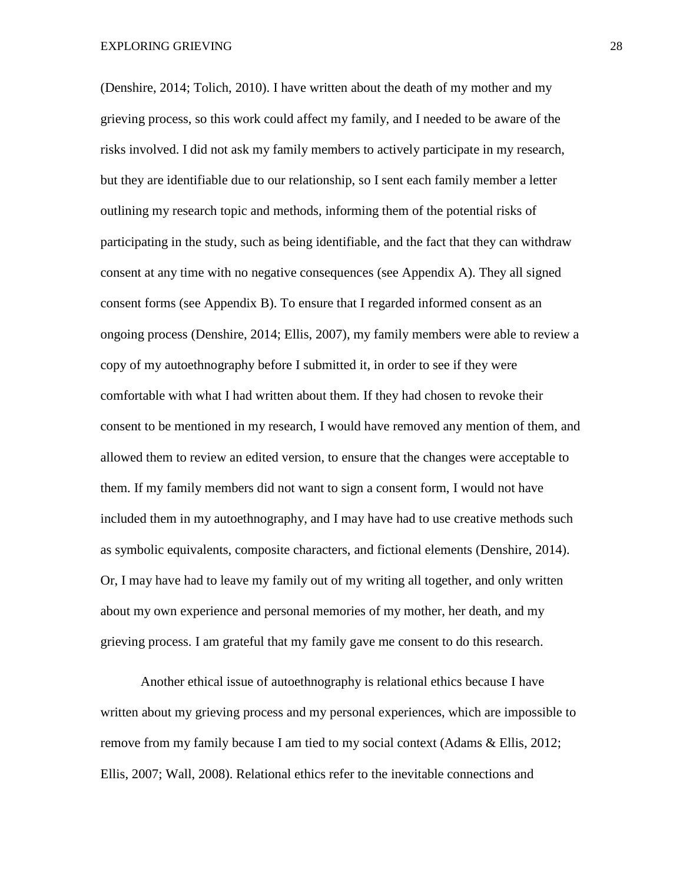(Denshire, 2014; Tolich, 2010). I have written about the death of my mother and my grieving process, so this work could affect my family, and I needed to be aware of the risks involved. I did not ask my family members to actively participate in my research, but they are identifiable due to our relationship, so I sent each family member a letter outlining my research topic and methods, informing them of the potential risks of participating in the study, such as being identifiable, and the fact that they can withdraw consent at any time with no negative consequences (see Appendix A). They all signed consent forms (see Appendix B). To ensure that I regarded informed consent as an ongoing process (Denshire, 2014; Ellis, 2007), my family members were able to review a copy of my autoethnography before I submitted it, in order to see if they were comfortable with what I had written about them. If they had chosen to revoke their consent to be mentioned in my research, I would have removed any mention of them, and allowed them to review an edited version, to ensure that the changes were acceptable to them. If my family members did not want to sign a consent form, I would not have included them in my autoethnography, and I may have had to use creative methods such as symbolic equivalents, composite characters, and fictional elements (Denshire, 2014). Or, I may have had to leave my family out of my writing all together, and only written about my own experience and personal memories of my mother, her death, and my grieving process. I am grateful that my family gave me consent to do this research.

Another ethical issue of autoethnography is relational ethics because I have written about my grieving process and my personal experiences, which are impossible to remove from my family because I am tied to my social context (Adams & Ellis, 2012; Ellis, 2007; Wall, 2008). Relational ethics refer to the inevitable connections and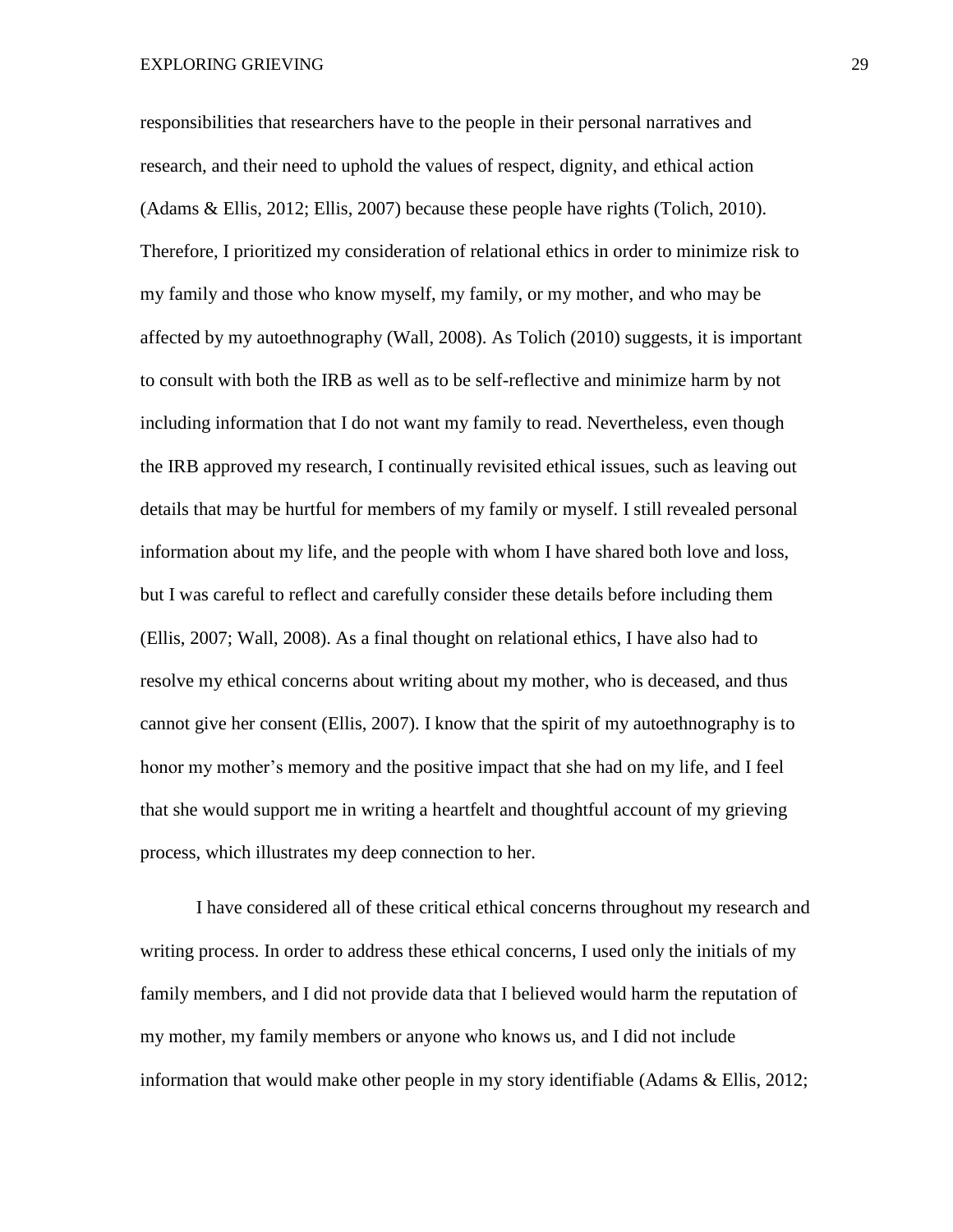responsibilities that researchers have to the people in their personal narratives and research, and their need to uphold the values of respect, dignity, and ethical action (Adams & Ellis, 2012; Ellis, 2007) because these people have rights (Tolich, 2010). Therefore, I prioritized my consideration of relational ethics in order to minimize risk to my family and those who know myself, my family, or my mother, and who may be affected by my autoethnography (Wall, 2008). As Tolich (2010) suggests, it is important to consult with both the IRB as well as to be self-reflective and minimize harm by not including information that I do not want my family to read. Nevertheless, even though the IRB approved my research, I continually revisited ethical issues, such as leaving out details that may be hurtful for members of my family or myself. I still revealed personal information about my life, and the people with whom I have shared both love and loss, but I was careful to reflect and carefully consider these details before including them (Ellis, 2007; Wall, 2008). As a final thought on relational ethics, I have also had to resolve my ethical concerns about writing about my mother, who is deceased, and thus cannot give her consent (Ellis, 2007). I know that the spirit of my autoethnography is to honor my mother's memory and the positive impact that she had on my life, and I feel that she would support me in writing a heartfelt and thoughtful account of my grieving process, which illustrates my deep connection to her.

I have considered all of these critical ethical concerns throughout my research and writing process. In order to address these ethical concerns, I used only the initials of my family members, and I did not provide data that I believed would harm the reputation of my mother, my family members or anyone who knows us, and I did not include information that would make other people in my story identifiable (Adams & Ellis, 2012;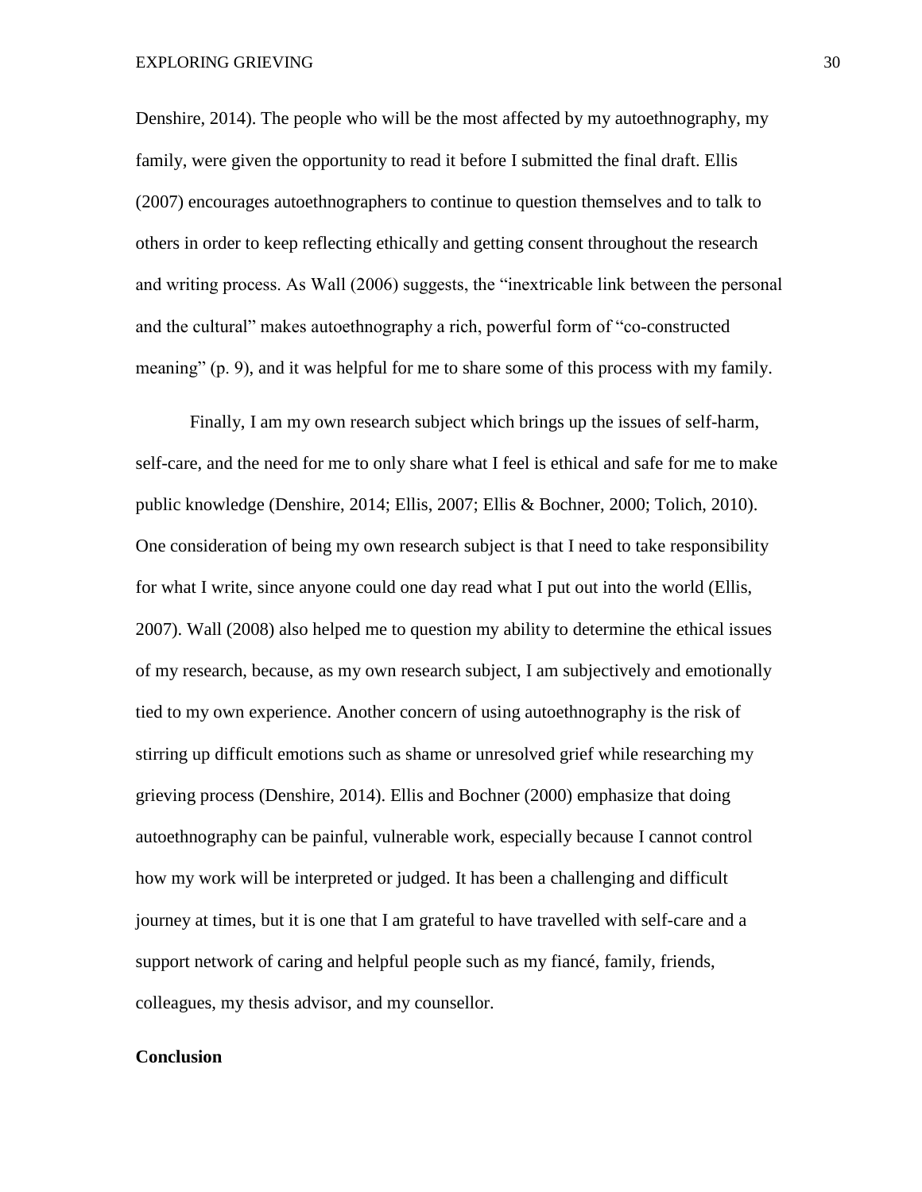Denshire, 2014). The people who will be the most affected by my autoethnography, my family, were given the opportunity to read it before I submitted the final draft. Ellis (2007) encourages autoethnographers to continue to question themselves and to talk to others in order to keep reflecting ethically and getting consent throughout the research and writing process. As Wall (2006) suggests, the "inextricable link between the personal and the cultural" makes autoethnography a rich, powerful form of "co-constructed meaning" (p. 9), and it was helpful for me to share some of this process with my family.

Finally, I am my own research subject which brings up the issues of self-harm, self-care, and the need for me to only share what I feel is ethical and safe for me to make public knowledge (Denshire, 2014; Ellis, 2007; Ellis & Bochner, 2000; Tolich, 2010). One consideration of being my own research subject is that I need to take responsibility for what I write, since anyone could one day read what I put out into the world (Ellis, 2007). Wall (2008) also helped me to question my ability to determine the ethical issues of my research, because, as my own research subject, I am subjectively and emotionally tied to my own experience. Another concern of using autoethnography is the risk of stirring up difficult emotions such as shame or unresolved grief while researching my grieving process (Denshire, 2014). Ellis and Bochner (2000) emphasize that doing autoethnography can be painful, vulnerable work, especially because I cannot control how my work will be interpreted or judged. It has been a challenging and difficult journey at times, but it is one that I am grateful to have travelled with self-care and a support network of caring and helpful people such as my fiancé, family, friends, colleagues, my thesis advisor, and my counsellor.

## Conclusion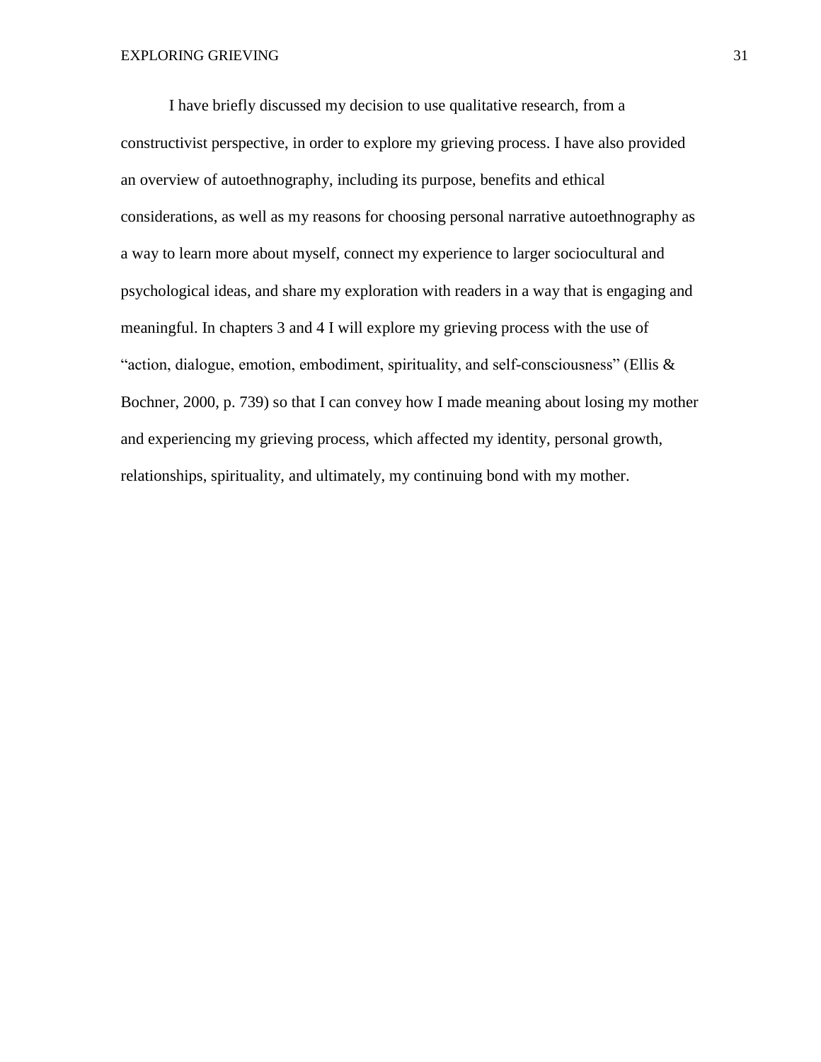I have briefly discussed my decision to use qualitative research, from a constructivist perspective, in order to explore my grieving process. I have also provided an overview of autoethnography, including its purpose, benefits and ethical considerations, as well as my reasons for choosing personal narrative autoethnography as a way to learn more about myself, connect my experience to larger sociocultural and psychological ideas, and share my exploration with readers in a way that is engaging and meaningful. In chapters 3 and 4 I will explore my grieving process with the use of "action, dialogue, emotion, embodiment, spirituality, and self-consciousness" (Ellis & Bochner, 2000, p. 739) so that I can convey how I made meaning about losing my mother and experiencing my grieving process, which affected my identity, personal growth, relationships, spirituality, and ultimately, my continuing bond with my mother.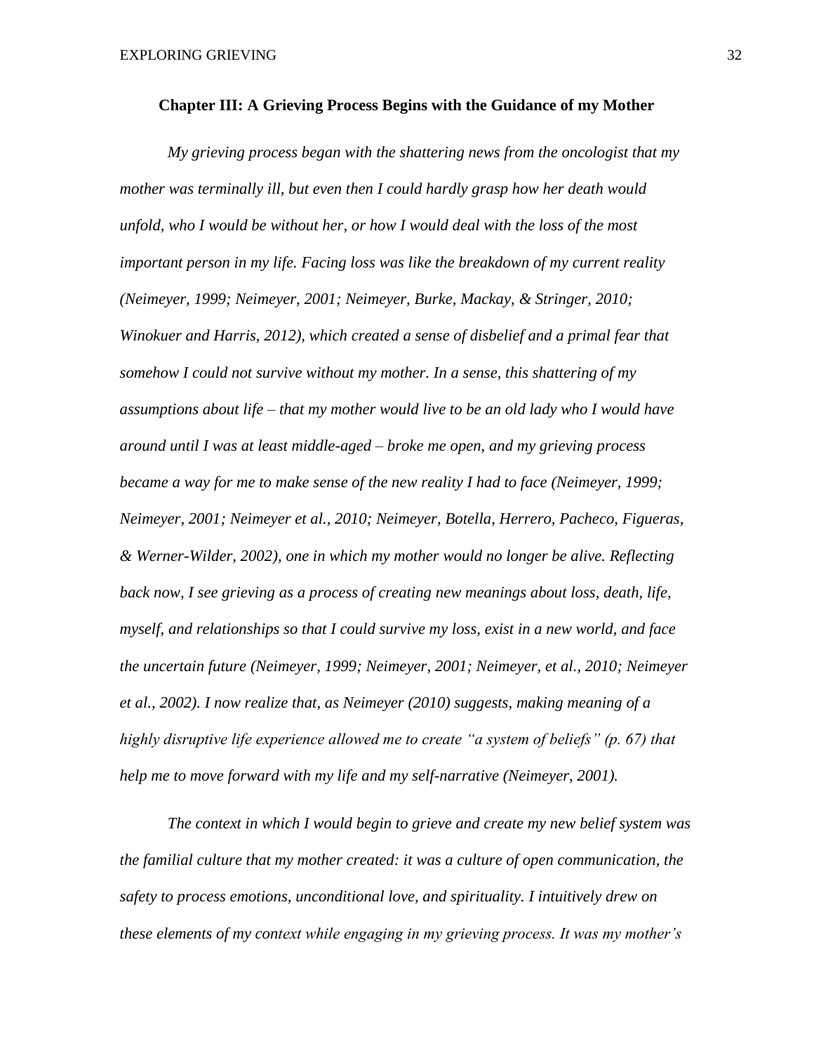## Chapter III: A Grieving Process Begins with the Guidance of my Mother

*My grieving process began with the shattering news from the oncologist that my mother was terminally ill, but even then I could hardly grasp how her death would unfold, who I would be without her, or how I would deal with the loss of the most important person in my life. Facing loss was like the breakdown of my current reality (Neimeyer, 1999; Neimeyer, 2001; Neimeyer, Burke, Mackay, & Stringer, 2010; Winokuer and Harris, 2012), which created a sense of disbelief and a primal fear that somehow I could not survive without my mother. In a sense, this shattering of my assumptions about life – that my mother would live to be an old lady who I would have around until I was at least middle-aged – broke me open, and my grieving process became a way for me to make sense of the new reality I had to face (Neimeyer, 1999; Neimeyer, 2001; Neimeyer et al., 2010; Neimeyer, Botella, Herrero, Pacheco, Figueras, & Werner-Wilder, 2002), one in which my mother would no longer be alive. Reflecting back now, I see grieving as a process of creating new meanings about loss, death, life, myself, and relationships so that I could survive my loss, exist in a new world, and face the uncertain future (Neimeyer, 1999; Neimeyer, 2001; Neimeyer, et al., 2010; Neimeyer et al., 2002). I now realize that, as Neimeyer (2010) suggests, making meaning of a highly disruptive life experience allowed me to create "a system of beliefs" (p. 67) that help me to move forward with my life and my self-narrative (Neimeyer, 2001).*

*The context in which I would begin to grieve and create my new belief system was the familial culture that my mother created: it was a culture of open communication, the safety to process emotions, unconditional love, and spirituality. I intuitively drew on these elements of my context while engaging in my grieving process. It was my mother's*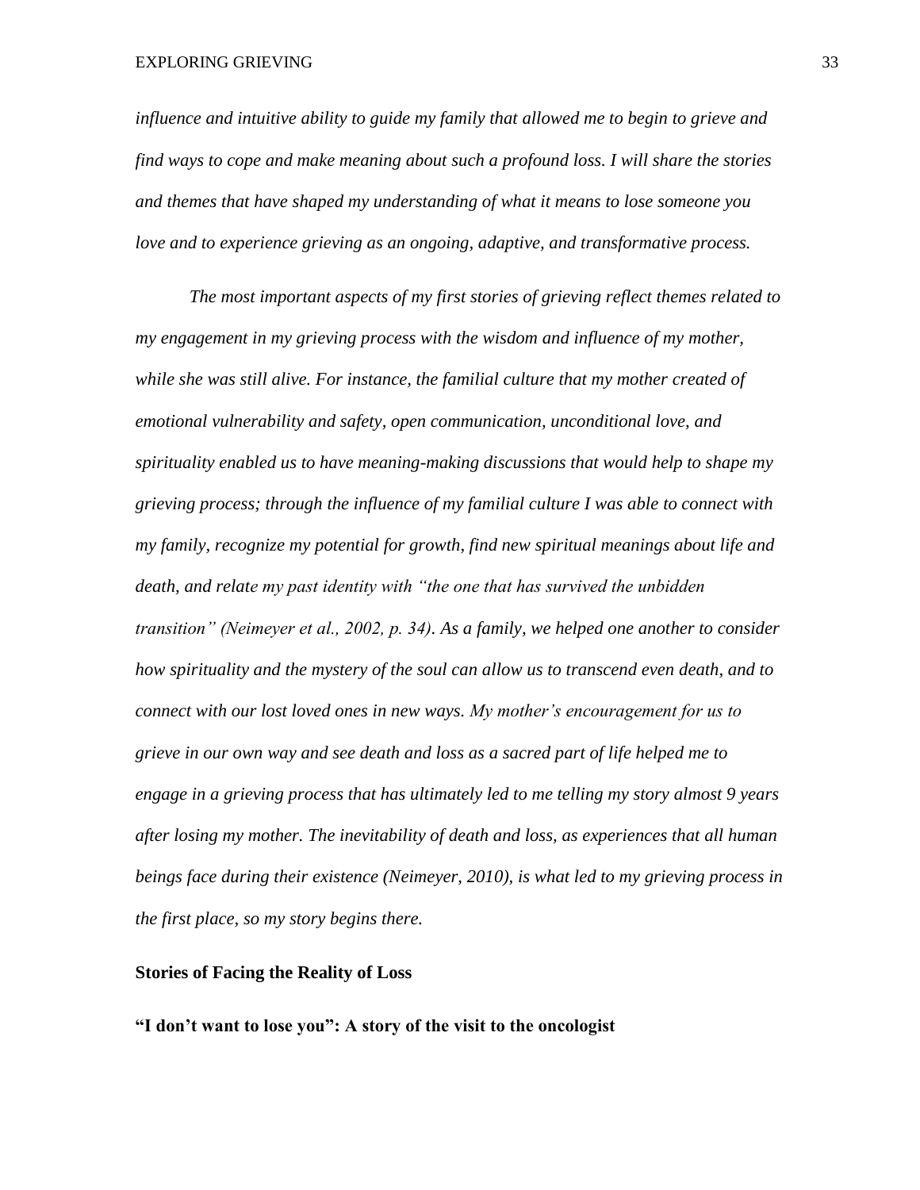*influence and intuitive ability to guide my family that allowed me to begin to grieve and find ways to cope and make meaning about such a profound loss. I will share the stories and themes that have shaped my understanding of what it means to lose someone you love and to experience grieving as an ongoing, adaptive, and transformative process.*

*The most important aspects of my first stories of grieving reflect themes related to my engagement in my grieving process with the wisdom and influence of my mother, while she was still alive. For instance, the familial culture that my mother created of emotional vulnerability and safety, open communication, unconditional love, and spirituality enabled us to have meaning-making discussions that would help to shape my grieving process; through the influence of my familial culture I was able to connect with my family, recognize my potential for growth, find new spiritual meanings about life and death, and relate my past identity with "the one that has survived the unbidden transition" (Neimeyer et al., 2002, p. 34). As a family, we helped one another to consider how spirituality and the mystery of the soul can allow us to transcend even death, and to connect with our lost loved ones in new ways. My mother's encouragement for us to grieve in our own way and see death and loss as a sacred part of life helped me to engage in a grieving process that has ultimately led to me telling my story almost 9 years after losing my mother. The inevitability of death and loss, as experiences that all human beings face during their existence (Neimeyer, 2010), is what led to my grieving process in the first place, so my story begins there.*

## Stories of Facing the Reality of Loss

### "I don't want to lose you": A story of the visit to the oncologist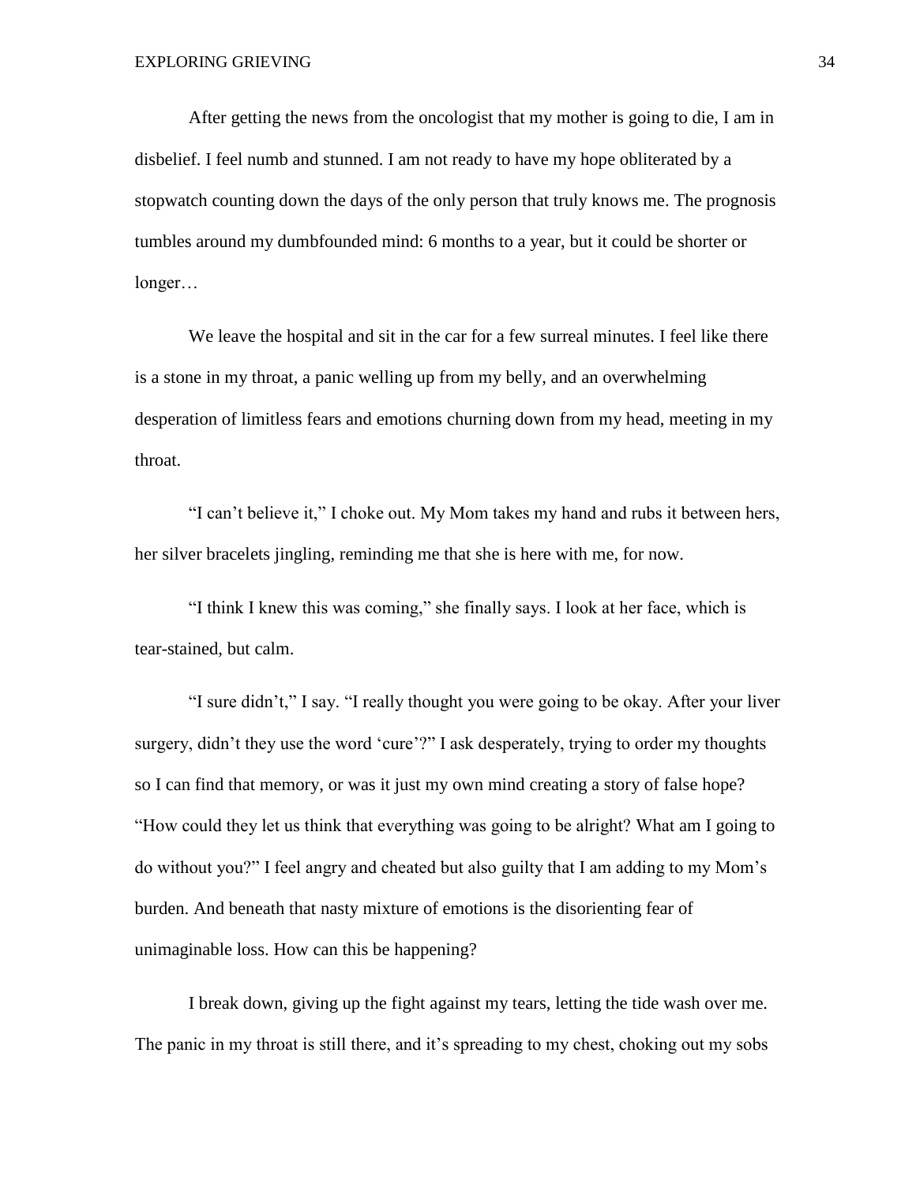After getting the news from the oncologist that my mother is going to die, I am in disbelief. I feel numb and stunned. I am not ready to have my hope obliterated by a stopwatch counting down the days of the only person that truly knows me. The prognosis tumbles around my dumbfounded mind: 6 months to a year, but it could be shorter or longer…

We leave the hospital and sit in the car for a few surreal minutes. I feel like there is a stone in my throat, a panic welling up from my belly, and an overwhelming desperation of limitless fears and emotions churning down from my head, meeting in my throat.

"I can't believe it," I choke out. My Mom takes my hand and rubs it between hers, her silver bracelets jingling, reminding me that she is here with me, for now.

"I think I knew this was coming," she finally says. I look at her face, which is tear-stained, but calm.

"I sure didn't," I say. "I really thought you were going to be okay. After your liver surgery, didn't they use the word 'cure'?" I ask desperately, trying to order my thoughts so I can find that memory, or was it just my own mind creating a story of false hope? "How could they let us think that everything was going to be alright? What am I going to do without you?" I feel angry and cheated but also guilty that I am adding to my Mom's burden. And beneath that nasty mixture of emotions is the disorienting fear of unimaginable loss. How can this be happening?

I break down, giving up the fight against my tears, letting the tide wash over me. The panic in my throat is still there, and it's spreading to my chest, choking out my sobs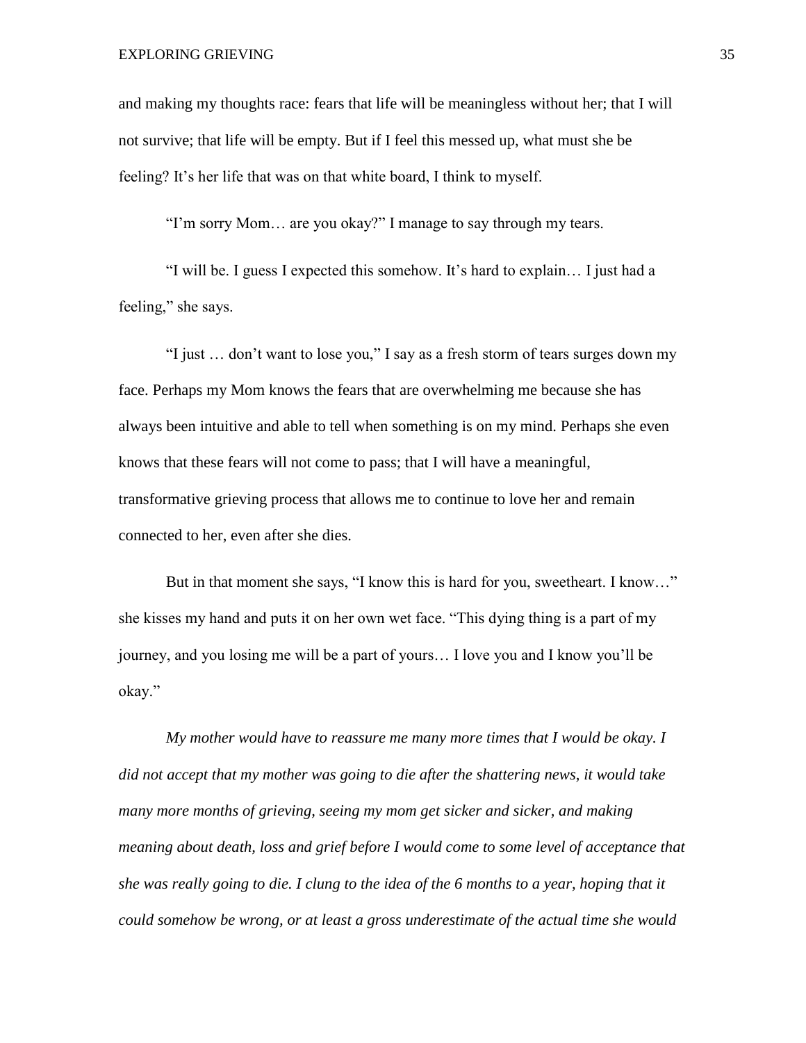and making my thoughts race: fears that life will be meaningless without her; that I will not survive; that life will be empty. But if I feel this messed up, what must she be feeling? It's her life that was on that white board, I think to myself.

"I'm sorry Mom… are you okay?" I manage to say through my tears.

"I will be. I guess I expected this somehow. It's hard to explain… I just had a feeling," she says.

"I just … don't want to lose you," I say as a fresh storm of tears surges down my face. Perhaps my Mom knows the fears that are overwhelming me because she has always been intuitive and able to tell when something is on my mind. Perhaps she even knows that these fears will not come to pass; that I will have a meaningful, transformative grieving process that allows me to continue to love her and remain connected to her, even after she dies.

But in that moment she says, "I know this is hard for you, sweetheart. I know…" she kisses my hand and puts it on her own wet face. "This dying thing is a part of my journey, and you losing me will be a part of yours… I love you and I know you'll be okay."

*My mother would have to reassure me many more times that I would be okay. I did not accept that my mother was going to die after the shattering news, it would take many more months of grieving, seeing my mom get sicker and sicker, and making meaning about death, loss and grief before I would come to some level of acceptance that she was really going to die. I clung to the idea of the 6 months to a year, hoping that it could somehow be wrong, or at least a gross underestimate of the actual time she would*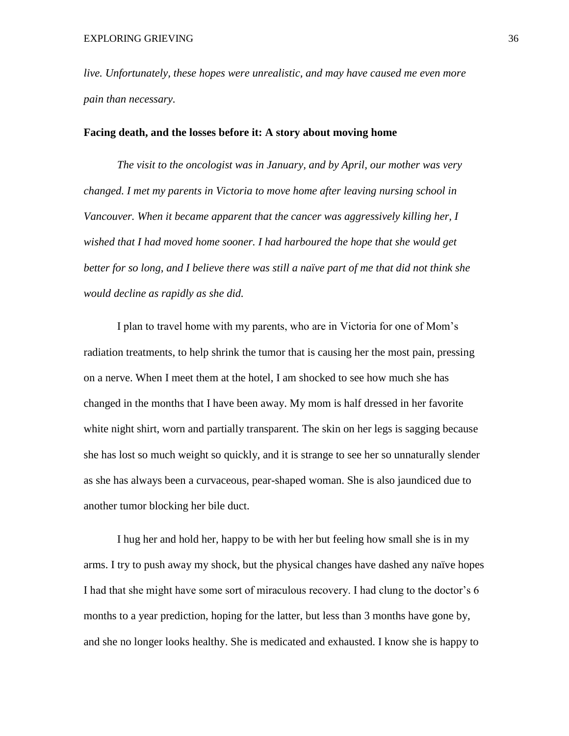*live. Unfortunately, these hopes were unrealistic, and may have caused me even more pain than necessary.*

**Facing death, and the losses before it: A story about moving home**

*The visit to the oncologist was in January, and by April, our mother was very changed. I met my parents in Victoria to move home after leaving nursing school in Vancouver. When it became apparent that the cancer was aggressively killing her, I wished that I had moved home sooner. I had harboured the hope that she would get better for so long, and I believe there was still a naïve part of me that did not think she would decline as rapidly as she did.*

I plan to travel home with my parents, who are in Victoria for one of Mom's radiation treatments, to help shrink the tumor that is causing her the most pain, pressing on a nerve. When I meet them at the hotel, I am shocked to see how much she has changed in the months that I have been away. My mom is half dressed in her favorite white night shirt, worn and partially transparent. The skin on her legs is sagging because she has lost so much weight so quickly, and it is strange to see her so unnaturally slender as she has always been a curvaceous, pear-shaped woman. She is also jaundiced due to another tumor blocking her bile duct.

I hug her and hold her, happy to be with her but feeling how small she is in my arms. I try to push away my shock, but the physical changes have dashed any naïve hopes I had that she might have some sort of miraculous recovery. I had clung to the doctor's 6 months to a year prediction, hoping for the latter, but less than 3 months have gone by, and she no longer looks healthy. She is medicated and exhausted. I know she is happy to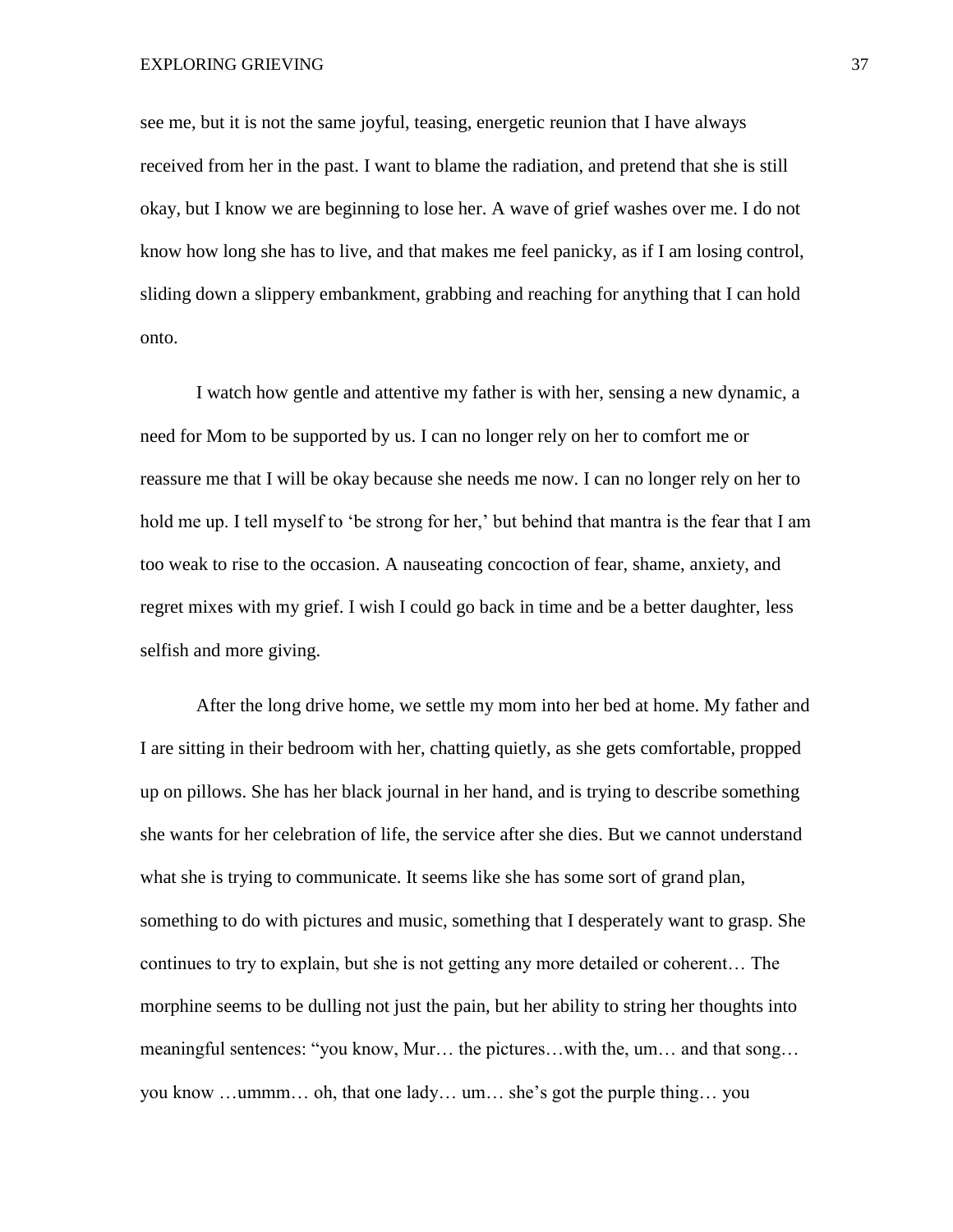see me, but it is not the same joyful, teasing, energetic reunion that I have always received from her in the past. I want to blame the radiation, and pretend that she is still okay, but I know we are beginning to lose her. A wave of grief washes over me. I do not know how long she has to live, and that makes me feel panicky, as if I am losing control, sliding down a slippery embankment, grabbing and reaching for anything that I can hold onto.

I watch how gentle and attentive my father is with her, sensing a new dynamic, a need for Mom to be supported by us. I can no longer rely on her to comfort me or reassure me that I will be okay because she needs me now. I can no longer rely on her to hold me up. I tell myself to 'be strong for her,' but behind that mantra is the fear that I am too weak to rise to the occasion. A nauseating concoction of fear, shame, anxiety, and regret mixes with my grief. I wish I could go back in time and be a better daughter, less selfish and more giving.

After the long drive home, we settle my mom into her bed at home. My father and I are sitting in their bedroom with her, chatting quietly, as she gets comfortable, propped up on pillows. She has her black journal in her hand, and is trying to describe something she wants for her celebration of life, the service after she dies. But we cannot understand what she is trying to communicate. It seems like she has some sort of grand plan, something to do with pictures and music, something that I desperately want to grasp. She continues to try to explain, but she is not getting any more detailed or coherent… The morphine seems to be dulling not just the pain, but her ability to string her thoughts into meaningful sentences: "you know, Mur… the pictures…with the, um… and that song… you know …ummm… oh, that one lady… um… she's got the purple thing… you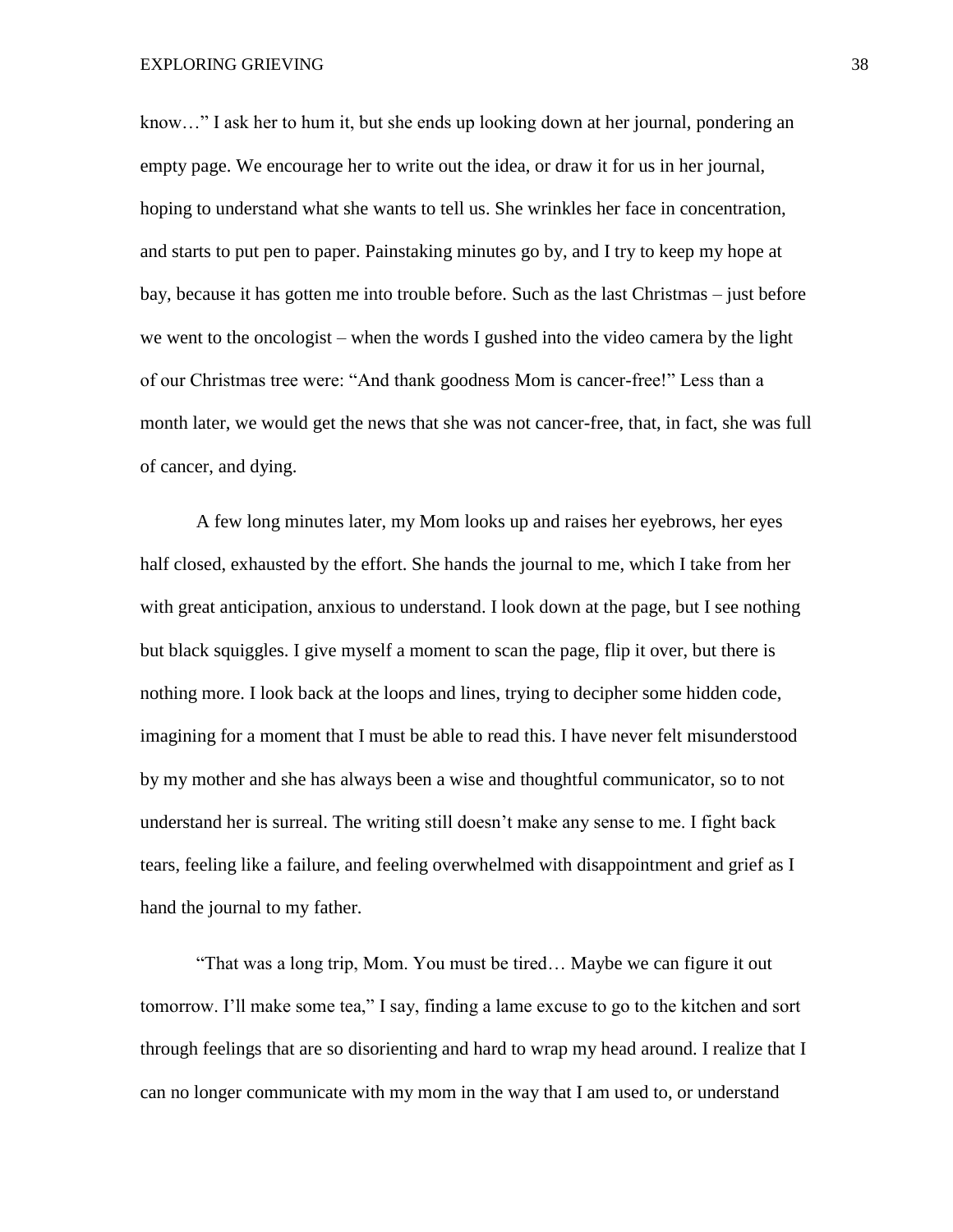know…" I ask her to hum it, but she ends up looking down at her journal, pondering an empty page. We encourage her to write out the idea, or draw it for us in her journal, hoping to understand what she wants to tell us. She wrinkles her face in concentration, and starts to put pen to paper. Painstaking minutes go by, and I try to keep my hope at bay, because it has gotten me into trouble before. Such as the last Christmas – just before we went to the oncologist – when the words I gushed into the video camera by the light of our Christmas tree were: "And thank goodness Mom is cancer-free!" Less than a month later, we would get the news that she was not cancer-free, that, in fact, she was full of cancer, and dying.

A few long minutes later, my Mom looks up and raises her eyebrows, her eyes half closed, exhausted by the effort. She hands the journal to me, which I take from her with great anticipation, anxious to understand. I look down at the page, but I see nothing but black squiggles. I give myself a moment to scan the page, flip it over, but there is nothing more. I look back at the loops and lines, trying to decipher some hidden code, imagining for a moment that I must be able to read this. I have never felt misunderstood by my mother and she has always been a wise and thoughtful communicator, so to not understand her is surreal. The writing still doesn't make any sense to me. I fight back tears, feeling like a failure, and feeling overwhelmed with disappointment and grief as I hand the journal to my father.

"That was a long trip, Mom. You must be tired… Maybe we can figure it out tomorrow. I'll make some tea," I say, finding a lame excuse to go to the kitchen and sort through feelings that are so disorienting and hard to wrap my head around. I realize that I can no longer communicate with my mom in the way that I am used to, or understand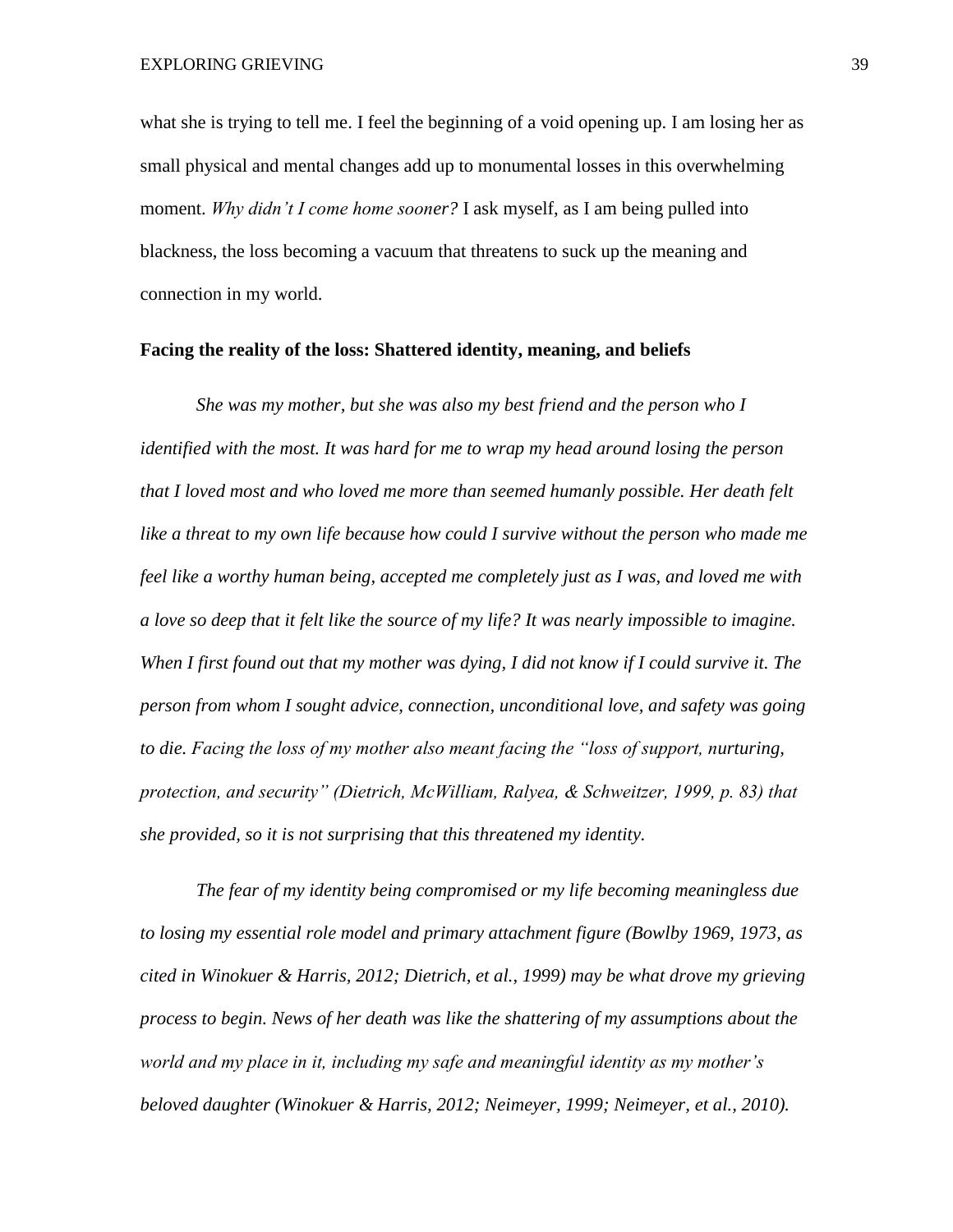what she is trying to tell me. I feel the beginning of a void opening up. I am losing her as small physical and mental changes add up to monumental losses in this overwhelming moment. *Why didn't I come home sooner?* I ask myself, as I am being pulled into blackness, the loss becoming a vacuum that threatens to suck up the meaning and connection in my world.

**Facing the reality of the loss: Shattered identity, meaning, and beliefs**

*She was my mother, but she was also my best friend and the person who I identified with the most. It was hard for me to wrap my head around losing the person that I loved most and who loved me more than seemed humanly possible. Her death felt like a threat to my own life because how could I survive without the person who made me feel like a worthy human being, accepted me completely just as I was, and loved me with a love so deep that it felt like the source of my life? It was nearly impossible to imagine. When I first found out that my mother was dying, I did not know if I could survive it. The person from whom I sought advice, connection, unconditional love, and safety was going to die. Facing the loss of my mother also meant facing the "loss of support, nurturing, protection, and security" (Dietrich, McWilliam, Ralyea, & Schweitzer, 1999, p. 83) that she provided, so it is not surprising that this threatened my identity.*

*The fear of my identity being compromised or my life becoming meaningless due to losing my essential role model and primary attachment figure (Bowlby 1969, 1973, as cited in Winokuer & Harris, 2012; Dietrich, et al., 1999) may be what drove my grieving process to begin. News of her death was like the shattering of my assumptions about the world and my place in it, including my safe and meaningful identity as my mother's beloved daughter (Winokuer & Harris, 2012; Neimeyer, 1999; Neimeyer, et al., 2010).*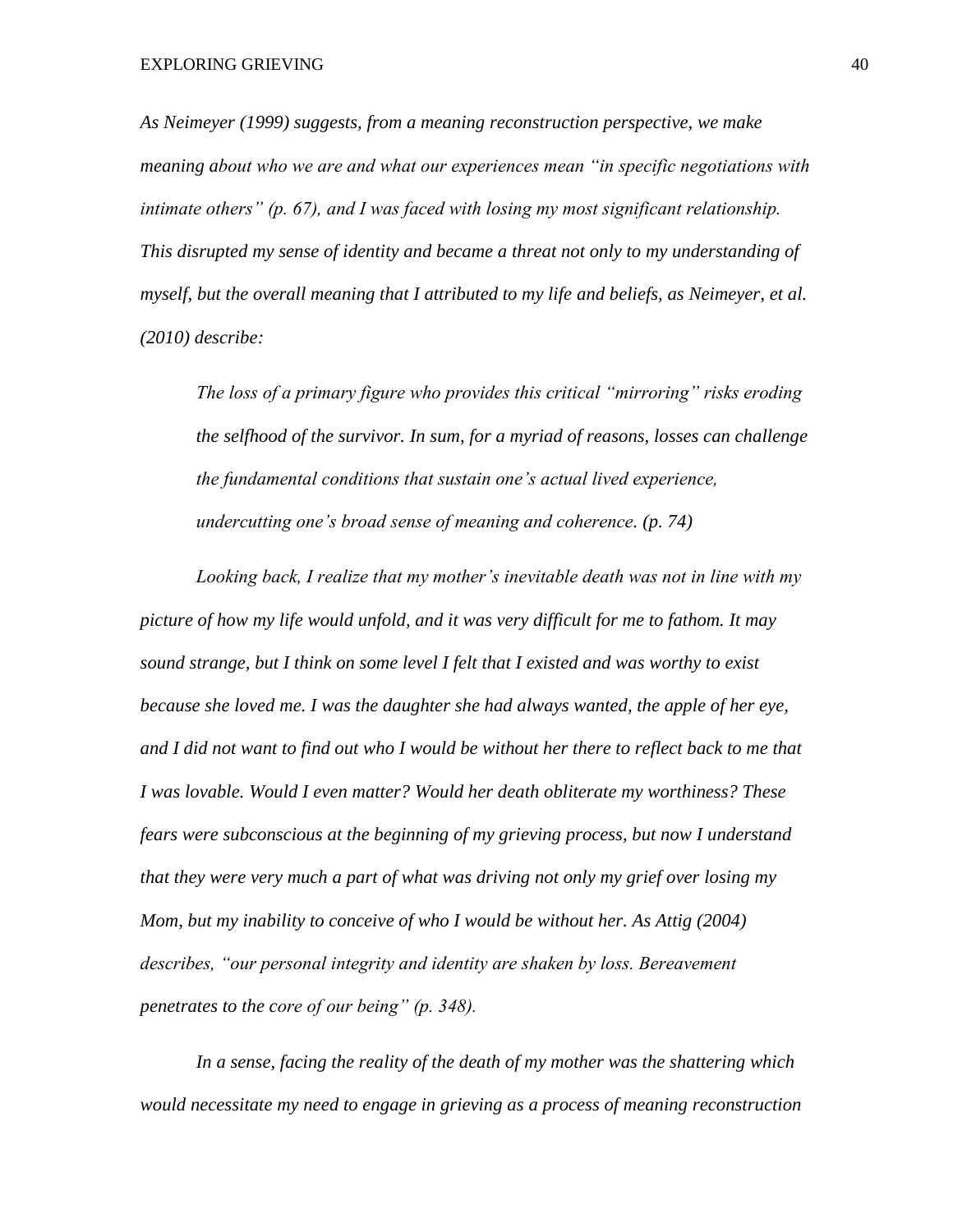*As Neimeyer (1999) suggests, from a meaning reconstruction perspective, we make meaning about who we are and what our experiences mean "in specific negotiations with intimate others" (p. 67), and I was faced with losing my most significant relationship. This disrupted my sense of identity and became a threat not only to my understanding of myself, but the overall meaning that I attributed to my life and beliefs, as Neimeyer, et al. (2010) describe:*

> *The loss of a primary figure who provides this critical "mirroring" risks eroding the selfhood of the survivor. In sum, for a myriad of reasons, losses can challenge the fundamental conditions that sustain one's actual lived experience, undercutting one's broad sense of meaning and coherence. (p. 74)*

*Looking back, I realize that my mother's inevitable death was not in line with my picture of how my life would unfold, and it was very difficult for me to fathom. It may sound strange, but I think on some level I felt that I existed and was worthy to exist because she loved me. I was the daughter she had always wanted, the apple of her eye, and I did not want to find out who I would be without her there to reflect back to me that I was lovable. Would I even matter? Would her death obliterate my worthiness? These fears were subconscious at the beginning of my grieving process, but now I understand that they were very much a part of what was driving not only my grief over losing my Mom, but my inability to conceive of who I would be without her. As Attig (2004) describes, "our personal integrity and identity are shaken by loss. Bereavement penetrates to the core of our being" (p. 348).*

*In a sense, facing the reality of the death of my mother was the shattering which would necessitate my need to engage in grieving as a process of meaning reconstruction*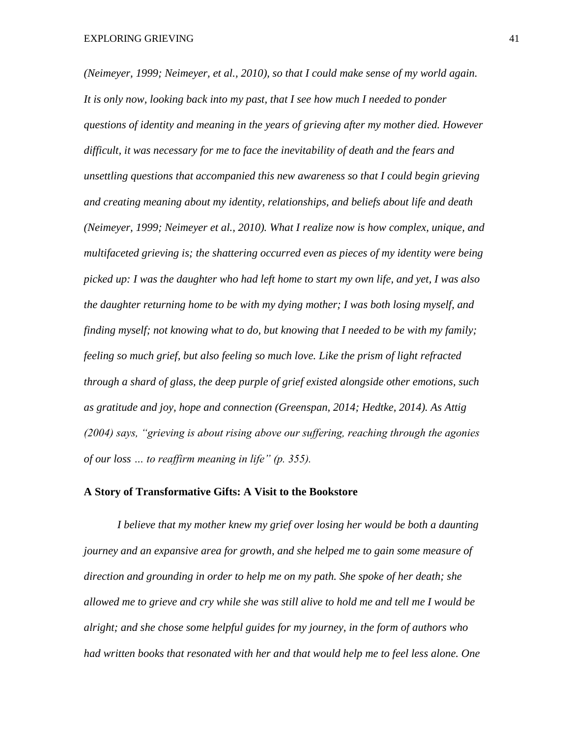*(Neimeyer, 1999; Neimeyer, et al., 2010), so that I could make sense of my world again. It is only now, looking back into my past, that I see how much I needed to ponder questions of identity and meaning in the years of grieving after my mother died. However difficult, it was necessary for me to face the inevitability of death and the fears and unsettling questions that accompanied this new awareness so that I could begin grieving and creating meaning about my identity, relationships, and beliefs about life and death (Neimeyer, 1999; Neimeyer et al., 2010). What I realize now is how complex, unique, and multifaceted grieving is; the shattering occurred even as pieces of my identity were being picked up: I was the daughter who had left home to start my own life, and yet, I was also the daughter returning home to be with my dying mother; I was both losing myself, and finding myself; not knowing what to do, but knowing that I needed to be with my family; feeling so much grief, but also feeling so much love. Like the prism of light refracted through a shard of glass, the deep purple of grief existed alongside other emotions, such as gratitude and joy, hope and connection (Greenspan, 2014; Hedtke, 2014). As Attig (2004) says, "grieving is about rising above our suffering, reaching through the agonies of our loss … to reaffirm meaning in life" (p. 355).*

**A Story of Transformative Gifts: A Visit to the Bookstore**

*I believe that my mother knew my grief over losing her would be both a daunting journey and an expansive area for growth, and she helped me to gain some measure of direction and grounding in order to help me on my path. She spoke of her death; she allowed me to grieve and cry while she was still alive to hold me and tell me I would be alright; and she chose some helpful guides for my journey, in the form of authors who had written books that resonated with her and that would help me to feel less alone. One*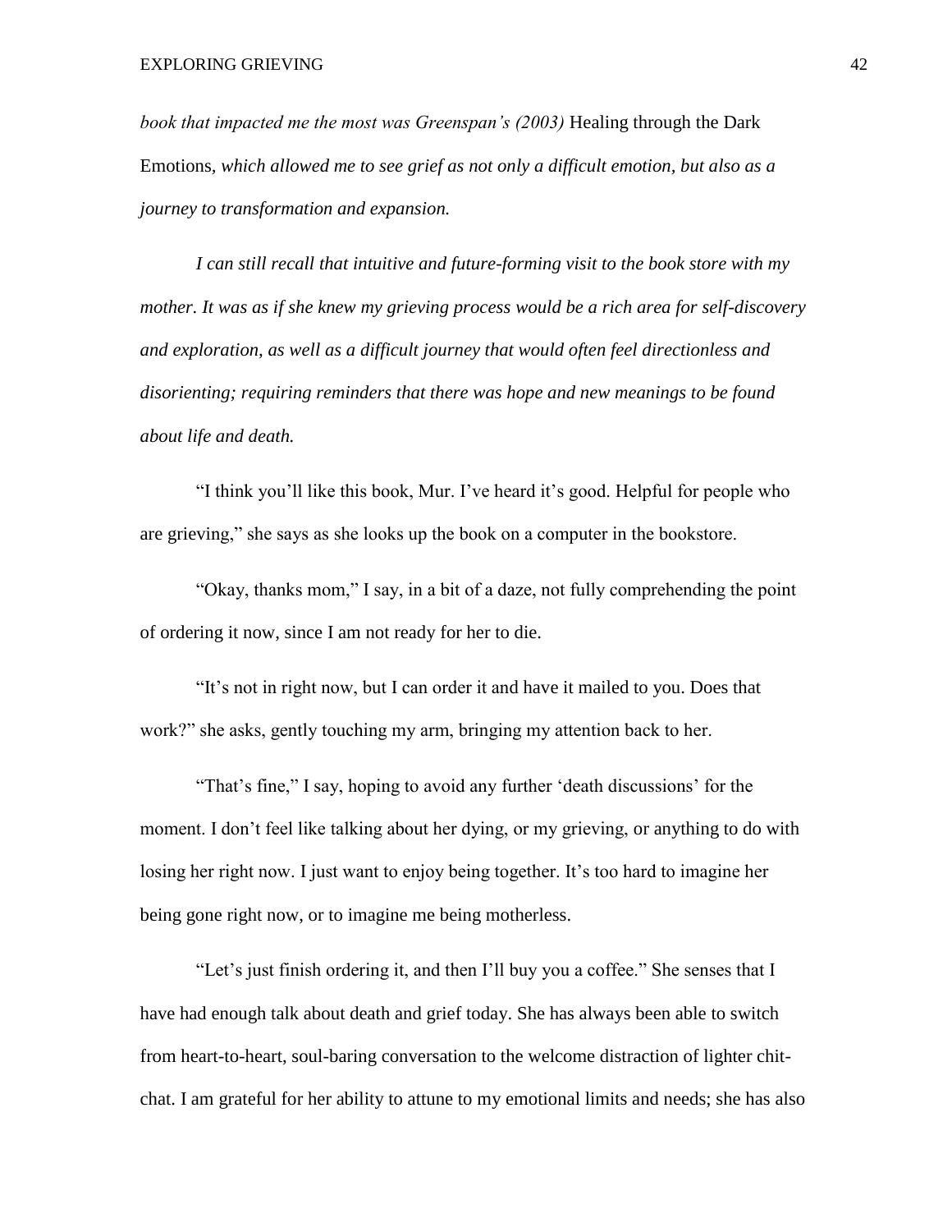*book that impacted me the most was Greenspan's (2003)* Healing through the Dark Emotions*, which allowed me to see grief as not only a difficult emotion, but also as a journey to transformation and expansion.*

*I can still recall that intuitive and future-forming visit to the book store with my mother. It was as if she knew my grieving process would be a rich area for self-discovery and exploration, as well as a difficult journey that would often feel directionless and disorienting; requiring reminders that there was hope and new meanings to be found about life and death.*

"I think you'll like this book, Mur. I've heard it's good. Helpful for people who are grieving," she says as she looks up the book on a computer in the bookstore.

"Okay, thanks mom," I say, in a bit of a daze, not fully comprehending the point of ordering it now, since I am not ready for her to die.

"It's not in right now, but I can order it and have it mailed to you. Does that work?" she asks, gently touching my arm, bringing my attention back to her.

"That's fine," I say, hoping to avoid any further 'death discussions' for the moment. I don't feel like talking about her dying, or my grieving, or anything to do with losing her right now. I just want to enjoy being together. It's too hard to imagine her being gone right now, or to imagine me being motherless.

"Let's just finish ordering it, and then I'll buy you a coffee." She senses that I have had enough talk about death and grief today. She has always been able to switch from heart-to-heart, soul-baring conversation to the welcome distraction of lighter chit-chat. I am grateful for her ability to attune to my emotional limits and needs; she has also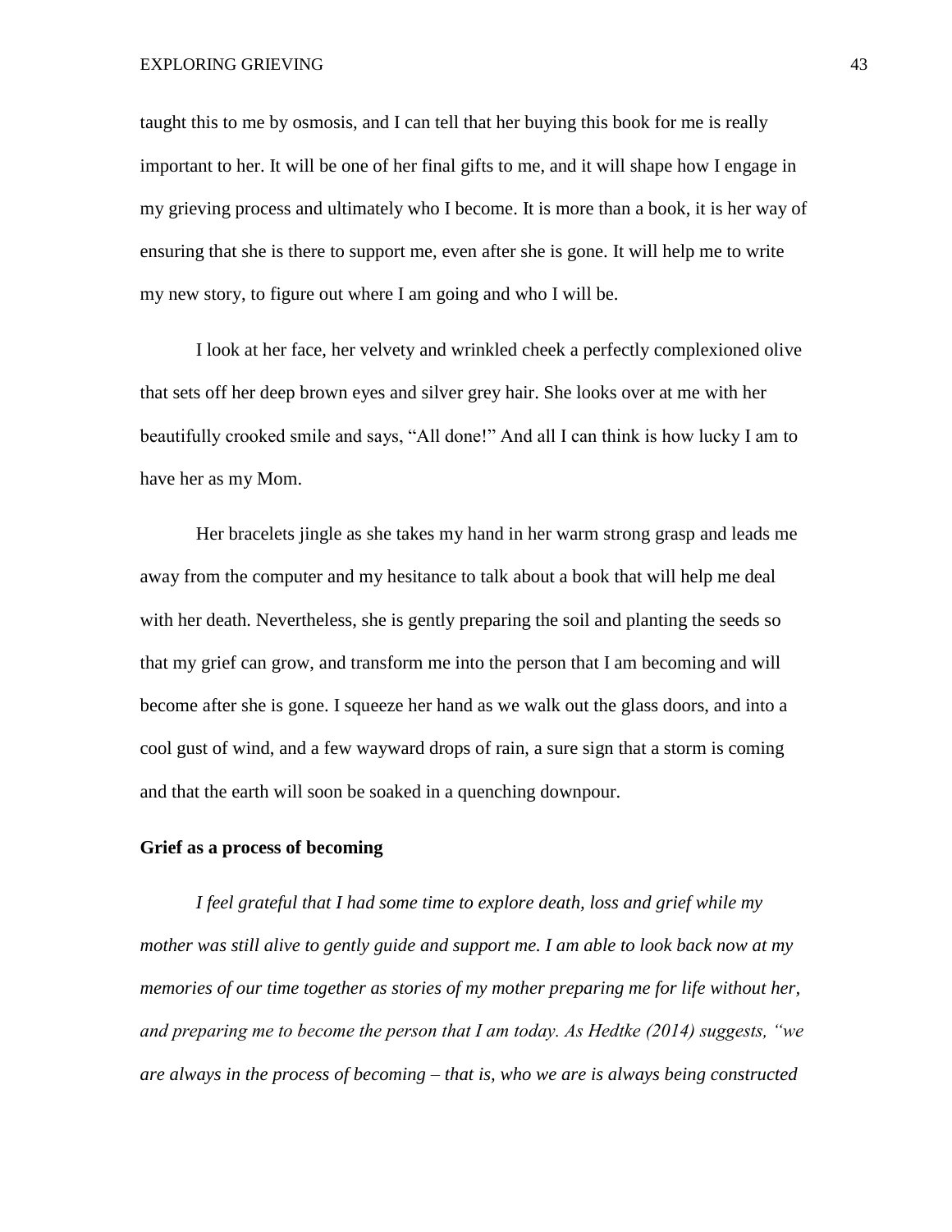taught this to me by osmosis, and I can tell that her buying this book for me is really important to her. It will be one of her final gifts to me, and it will shape how I engage in my grieving process and ultimately who I become. It is more than a book, it is her way of ensuring that she is there to support me, even after she is gone. It will help me to write my new story, to figure out where I am going and who I will be.

I look at her face, her velvety and wrinkled cheek a perfectly complexioned olive that sets off her deep brown eyes and silver grey hair. She looks over at me with her beautifully crooked smile and says, "All done!" And all I can think is how lucky I am to have her as my Mom.

Her bracelets jingle as she takes my hand in her warm strong grasp and leads me away from the computer and my hesitance to talk about a book that will help me deal with her death. Nevertheless, she is gently preparing the soil and planting the seeds so that my grief can grow, and transform me into the person that I am becoming and will become after she is gone. I squeeze her hand as we walk out the glass doors, and into a cool gust of wind, and a few wayward drops of rain, a sure sign that a storm is coming and that the earth will soon be soaked in a quenching downpour.

**Grief as a process of becoming**

*I feel grateful that I had some time to explore death, loss and grief while my mother was still alive to gently guide and support me. I am able to look back now at my memories of our time together as stories of my mother preparing me for life without her, and preparing me to become the person that I am today. As Hedtke (2014) suggests, "we are always in the process of becoming – that is, who we are is always being constructed*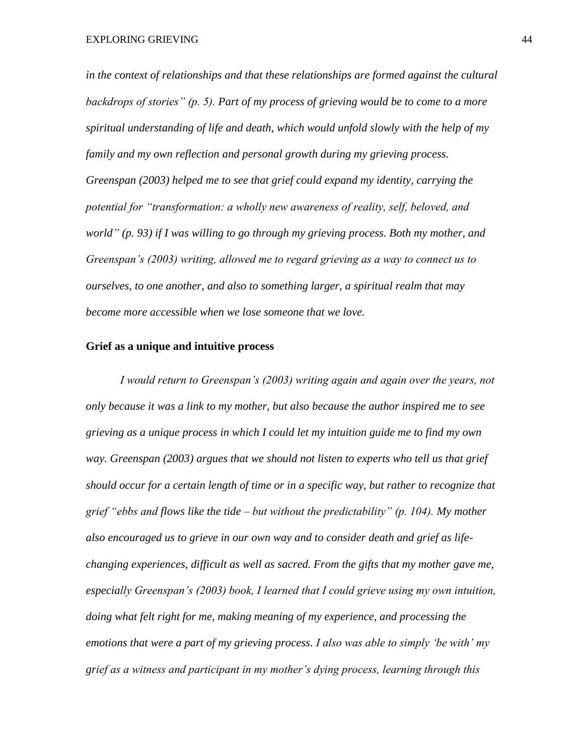*in the context of relationships and that these relationships are formed against the cultural backdrops of stories" (p. 5). Part of my process of grieving would be to come to a more spiritual understanding of life and death, which would unfold slowly with the help of my family and my own reflection and personal growth during my grieving process. Greenspan (2003) helped me to see that grief could expand my identity, carrying the potential for "transformation: a wholly new awareness of reality, self, beloved, and world" (p. 93) if I was willing to go through my grieving process. Both my mother, and Greenspan's (2003) writing, allowed me to regard grieving as a way to connect us to ourselves, to one another, and also to something larger, a spiritual realm that may become more accessible when we lose someone that we love.*

**Grief as a unique and intuitive process**

*I would return to Greenspan's (2003) writing again and again over the years, not only because it was a link to my mother, but also because the author inspired me to see grieving as a unique process in which I could let my intuition guide me to find my own way. Greenspan (2003) argues that we should not listen to experts who tell us that grief should occur for a certain length of time or in a specific way, but rather to recognize that grief "ebbs and flows like the tide – but without the predictability" (p. 104). My mother also encouraged us to grieve in our own way and to consider death and grief as life-changing experiences, difficult as well as sacred. From the gifts that my mother gave me, especially Greenspan's (2003) book, I learned that I could grieve using my own intuition, doing what felt right for me, making meaning of my experience, and processing the emotions that were a part of my grieving process. I also was able to simply 'be with' my grief as a witness and participant in my mother's dying process, learning through this*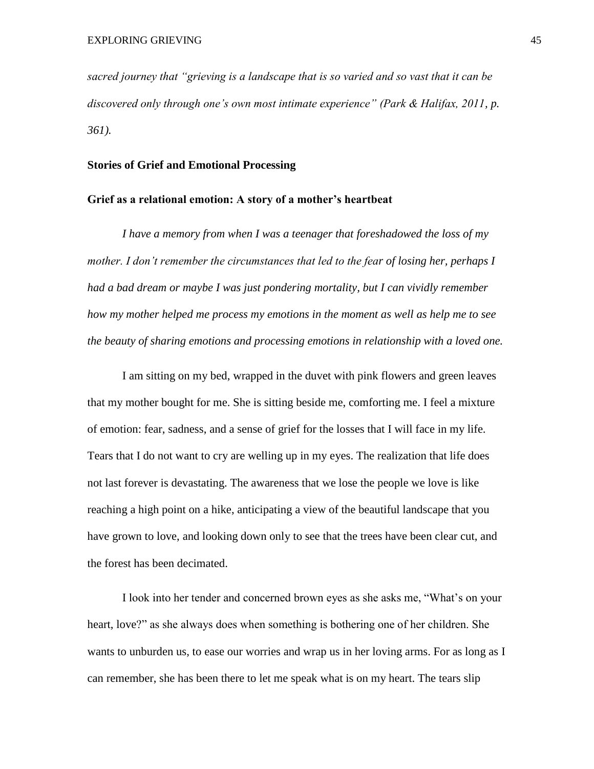*sacred journey that "grieving is a landscape that is so varied and so vast that it can be discovered only through one's own most intimate experience" (Park & Halifax, 2011, p. 361).*

**Stories of Grief and Emotional Processing**

**Grief as a relational emotion: A story of a mother's heartbeat**

*I have a memory from when I was a teenager that foreshadowed the loss of my mother. I don't remember the circumstances that led to the fear of losing her, perhaps I had a bad dream or maybe I was just pondering mortality, but I can vividly remember how my mother helped me process my emotions in the moment as well as help me to see the beauty of sharing emotions and processing emotions in relationship with a loved one.*

I am sitting on my bed, wrapped in the duvet with pink flowers and green leaves that my mother bought for me. She is sitting beside me, comforting me. I feel a mixture of emotion: fear, sadness, and a sense of grief for the losses that I will face in my life. Tears that I do not want to cry are welling up in my eyes. The realization that life does not last forever is devastating. The awareness that we lose the people we love is like reaching a high point on a hike, anticipating a view of the beautiful landscape that you have grown to love, and looking down only to see that the trees have been clear cut, and the forest has been decimated.

I look into her tender and concerned brown eyes as she asks me, "What's on your heart, love?" as she always does when something is bothering one of her children. She wants to unburden us, to ease our worries and wrap us in her loving arms. For as long as I can remember, she has been there to let me speak what is on my heart. The tears slip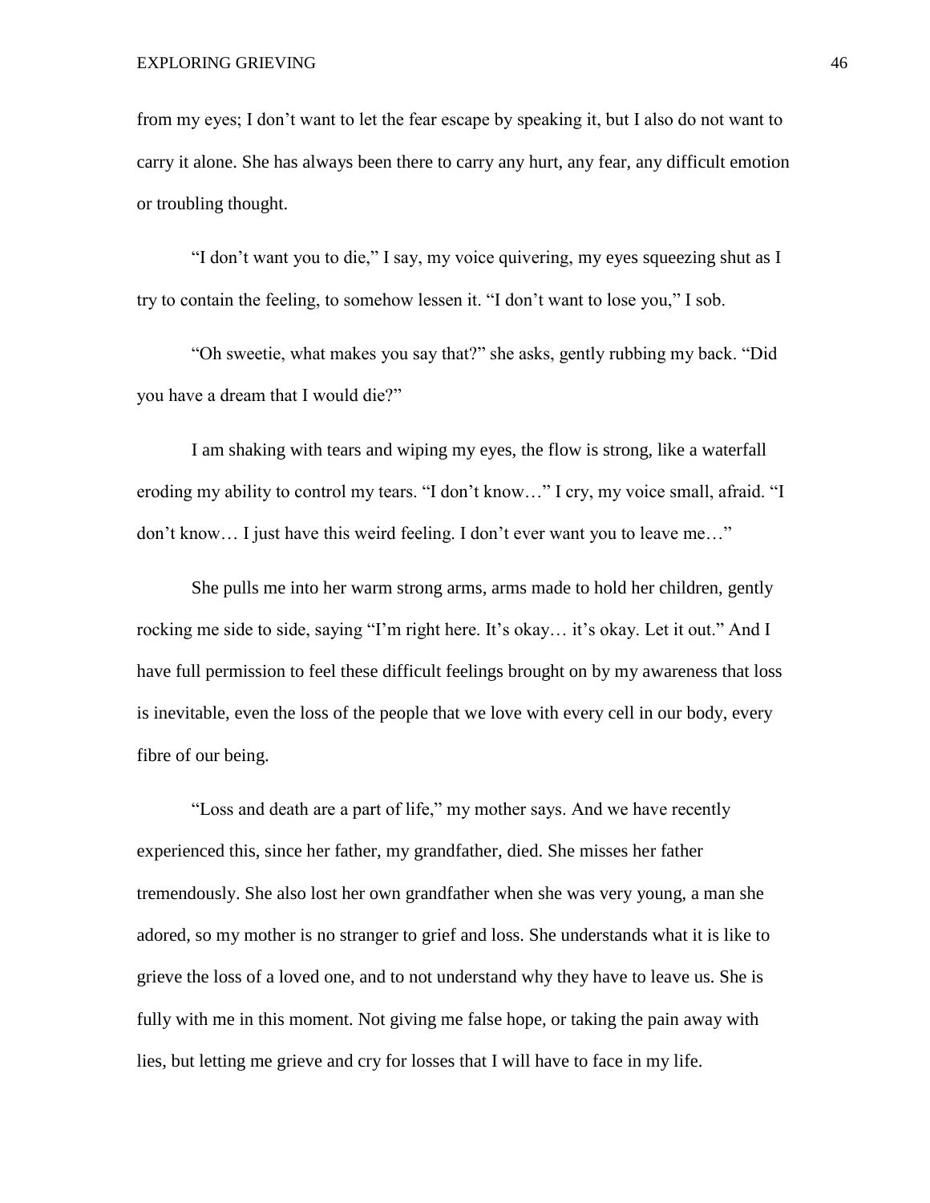from my eyes; I don't want to let the fear escape by speaking it, but I also do not want to carry it alone. She has always been there to carry any hurt, any fear, any difficult emotion or troubling thought.

"I don't want you to die," I say, my voice quivering, my eyes squeezing shut as I try to contain the feeling, to somehow lessen it. "I don't want to lose you," I sob.

"Oh sweetie, what makes you say that?" she asks, gently rubbing my back. "Did you have a dream that I would die?"

I am shaking with tears and wiping my eyes, the flow is strong, like a waterfall eroding my ability to control my tears. "I don't know…" I cry, my voice small, afraid. "I don't know… I just have this weird feeling. I don't ever want you to leave me…"

She pulls me into her warm strong arms, arms made to hold her children, gently rocking me side to side, saying "I'm right here. It's okay… it's okay. Let it out." And I have full permission to feel these difficult feelings brought on by my awareness that loss is inevitable, even the loss of the people that we love with every cell in our body, every fibre of our being.

"Loss and death are a part of life," my mother says. And we have recently experienced this, since her father, my grandfather, died. She misses her father tremendously. She also lost her own grandfather when she was very young, a man she adored, so my mother is no stranger to grief and loss. She understands what it is like to grieve the loss of a loved one, and to not understand why they have to leave us. She is fully with me in this moment. Not giving me false hope, or taking the pain away with lies, but letting me grieve and cry for losses that I will have to face in my life.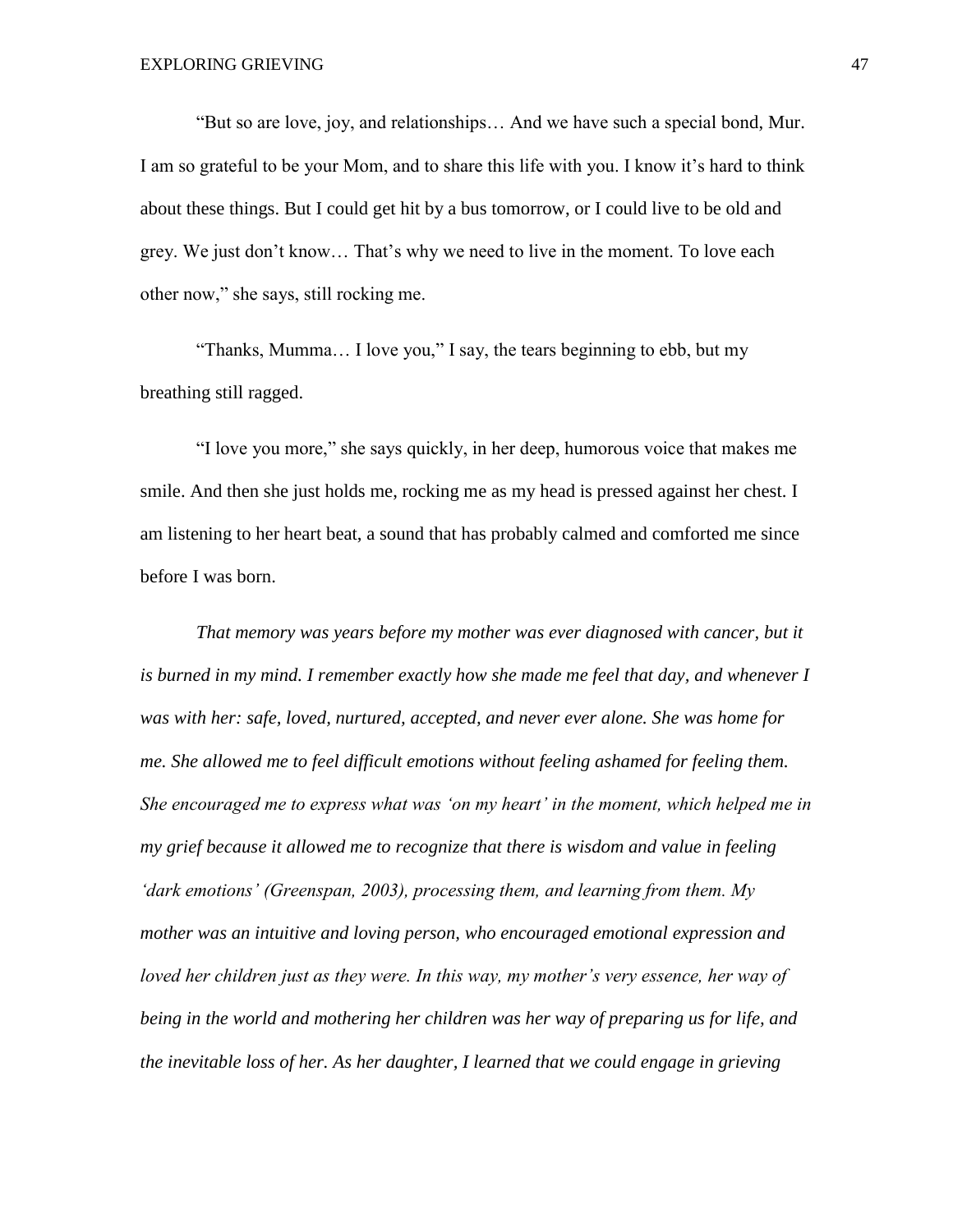"But so are love, joy, and relationships… And we have such a special bond, Mur. I am so grateful to be your Mom, and to share this life with you. I know it's hard to think about these things. But I could get hit by a bus tomorrow, or I could live to be old and grey. We just don't know… That's why we need to live in the moment. To love each other now," she says, still rocking me.

"Thanks, Mumma… I love you," I say, the tears beginning to ebb, but my breathing still ragged.

"I love you more," she says quickly, in her deep, humorous voice that makes me smile. And then she just holds me, rocking me as my head is pressed against her chest. I am listening to her heart beat, a sound that has probably calmed and comforted me since before I was born.

*That memory was years before my mother was ever diagnosed with cancer, but it is burned in my mind. I remember exactly how she made me feel that day, and whenever I was with her: safe, loved, nurtured, accepted, and never ever alone. She was home for me. She allowed me to feel difficult emotions without feeling ashamed for feeling them. She encouraged me to express what was 'on my heart' in the moment, which helped me in my grief because it allowed me to recognize that there is wisdom and value in feeling 'dark emotions' (Greenspan, 2003), processing them, and learning from them. My mother was an intuitive and loving person, who encouraged emotional expression and loved her children just as they were. In this way, my mother's very essence, her way of being in the world and mothering her children was her way of preparing us for life, and the inevitable loss of her. As her daughter, I learned that we could engage in grieving*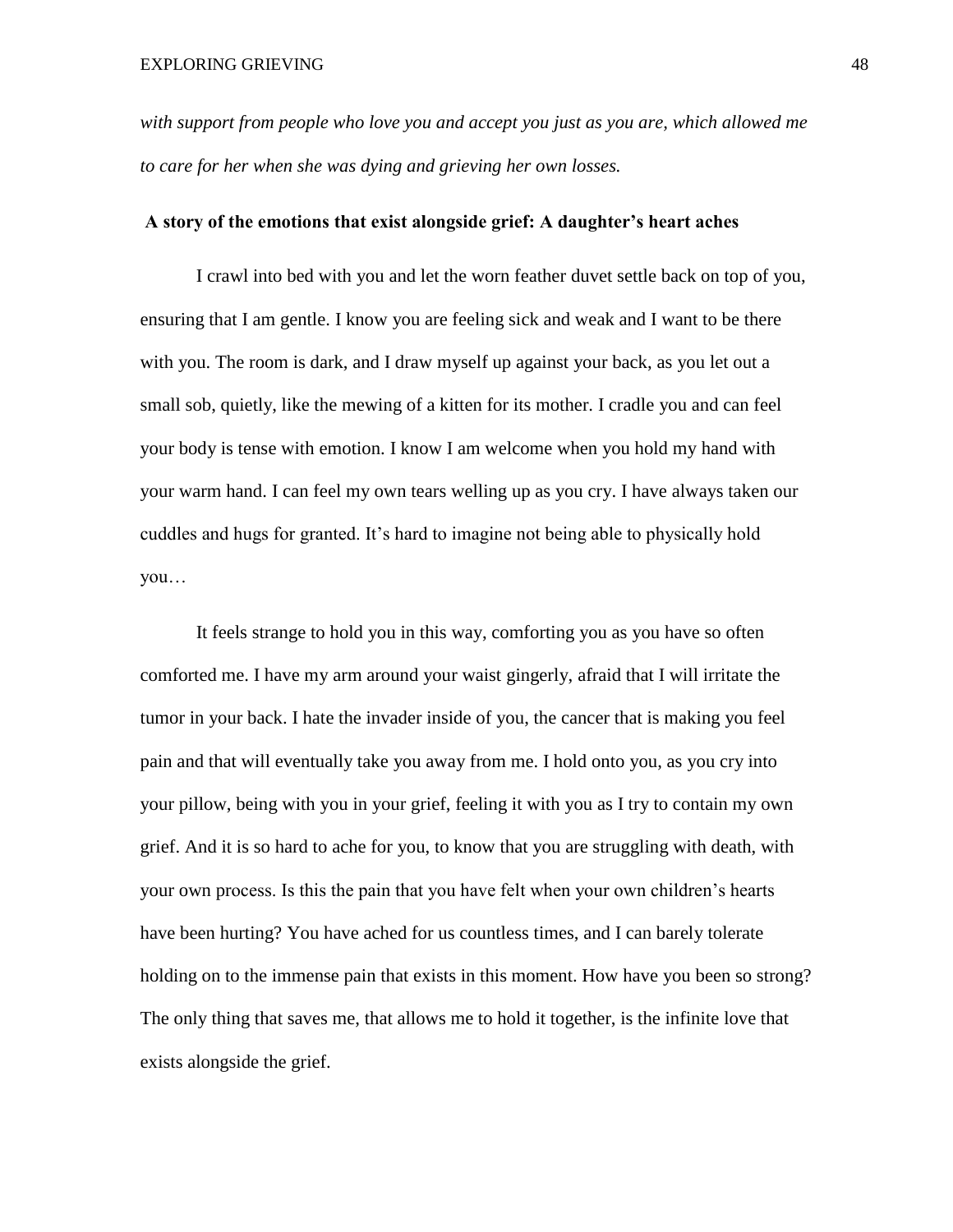*with support from people who love you and accept you just as you are, which allowed me to care for her when she was dying and grieving her own losses.*

**A story of the emotions that exist alongside grief: A daughter's heart aches**

I crawl into bed with you and let the worn feather duvet settle back on top of you, ensuring that I am gentle. I know you are feeling sick and weak and I want to be there with you. The room is dark, and I draw myself up against your back, as you let out a small sob, quietly, like the mewing of a kitten for its mother. I cradle you and can feel your body is tense with emotion. I know I am welcome when you hold my hand with your warm hand. I can feel my own tears welling up as you cry. I have always taken our cuddles and hugs for granted. It's hard to imagine not being able to physically hold you…

It feels strange to hold you in this way, comforting you as you have so often comforted me. I have my arm around your waist gingerly, afraid that I will irritate the tumor in your back. I hate the invader inside of you, the cancer that is making you feel pain and that will eventually take you away from me. I hold onto you, as you cry into your pillow, being with you in your grief, feeling it with you as I try to contain my own grief. And it is so hard to ache for you, to know that you are struggling with death, with your own process. Is this the pain that you have felt when your own children's hearts have been hurting? You have ached for us countless times, and I can barely tolerate holding on to the immense pain that exists in this moment. How have you been so strong? The only thing that saves me, that allows me to hold it together, is the infinite love that exists alongside the grief.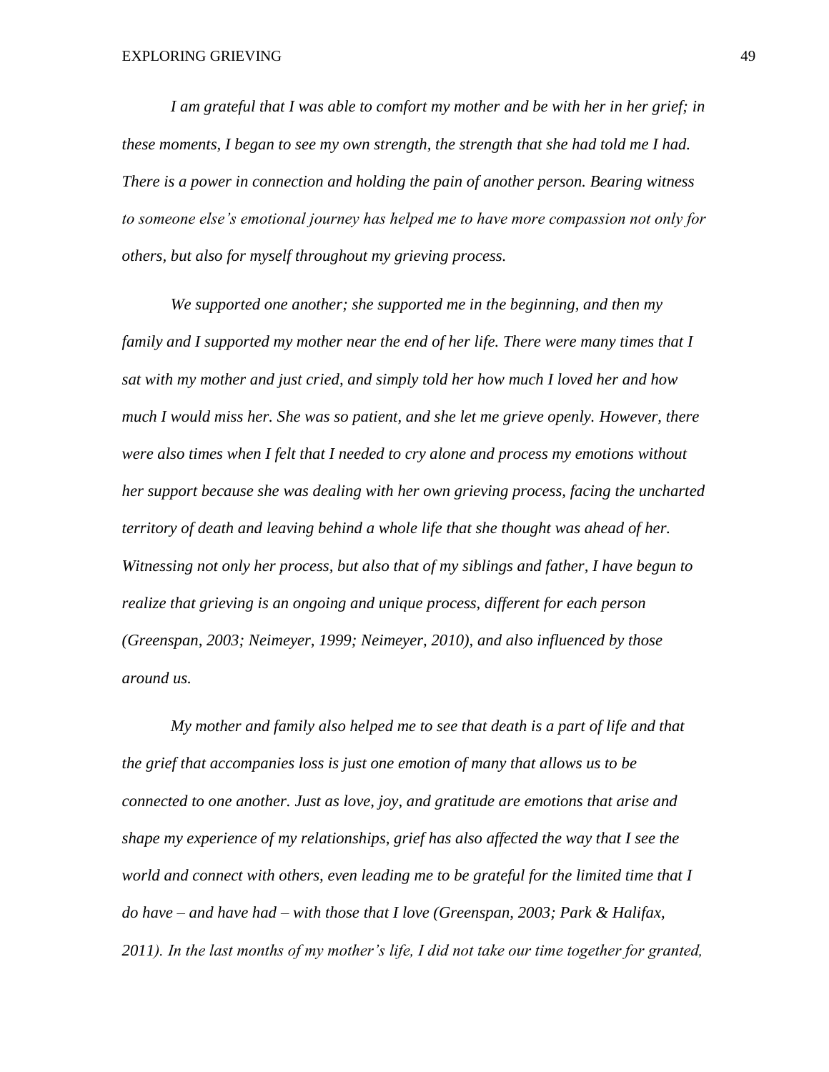*I am grateful that I was able to comfort my mother and be with her in her grief; in these moments, I began to see my own strength, the strength that she had told me I had. There is a power in connection and holding the pain of another person. Bearing witness to someone else's emotional journey has helped me to have more compassion not only for others, but also for myself throughout my grieving process.*

*We supported one another; she supported me in the beginning, and then my family and I supported my mother near the end of her life. There were many times that I sat with my mother and just cried, and simply told her how much I loved her and how much I would miss her. She was so patient, and she let me grieve openly. However, there were also times when I felt that I needed to cry alone and process my emotions without her support because she was dealing with her own grieving process, facing the uncharted territory of death and leaving behind a whole life that she thought was ahead of her. Witnessing not only her process, but also that of my siblings and father, I have begun to realize that grieving is an ongoing and unique process, different for each person (Greenspan, 2003; Neimeyer, 1999; Neimeyer, 2010), and also influenced by those around us.*

*My mother and family also helped me to see that death is a part of life and that the grief that accompanies loss is just one emotion of many that allows us to be connected to one another. Just as love, joy, and gratitude are emotions that arise and shape my experience of my relationships, grief has also affected the way that I see the world and connect with others, even leading me to be grateful for the limited time that I do have – and have had – with those that I love (Greenspan, 2003; Park & Halifax, 2011). In the last months of my mother's life, I did not take our time together for granted,*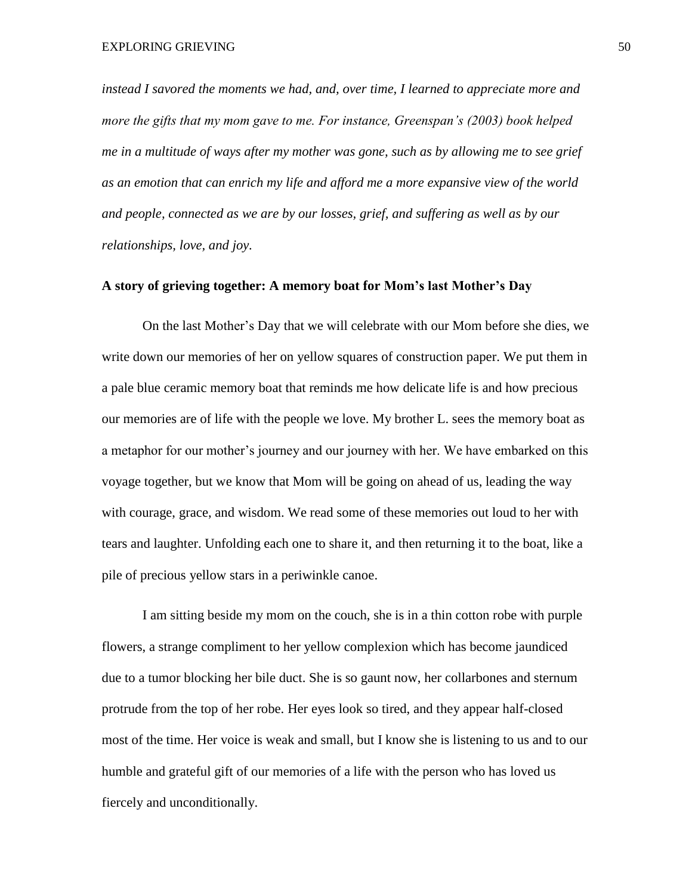*instead I savored the moments we had, and, over time, I learned to appreciate more and more the gifts that my mom gave to me. For instance, Greenspan's (2003) book helped me in a multitude of ways after my mother was gone, such as by allowing me to see grief as an emotion that can enrich my life and afford me a more expansive view of the world and people, connected as we are by our losses, grief, and suffering as well as by our relationships, love, and joy.*

### A story of grieving together: A memory boat for Mom's last Mother's Day

On the last Mother's Day that we will celebrate with our Mom before she dies, we write down our memories of her on yellow squares of construction paper. We put them in a pale blue ceramic memory boat that reminds me how delicate life is and how precious our memories are of life with the people we love. My brother L. sees the memory boat as a metaphor for our mother's journey and our journey with her. We have embarked on this voyage together, but we know that Mom will be going on ahead of us, leading the way with courage, grace, and wisdom. We read some of these memories out loud to her with tears and laughter. Unfolding each one to share it, and then returning it to the boat, like a pile of precious yellow stars in a periwinkle canoe.

I am sitting beside my mom on the couch, she is in a thin cotton robe with purple flowers, a strange compliment to her yellow complexion which has become jaundiced due to a tumor blocking her bile duct. She is so gaunt now, her collarbones and sternum protrude from the top of her robe. Her eyes look so tired, and they appear half-closed most of the time. Her voice is weak and small, but I know she is listening to us and to our humble and grateful gift of our memories of a life with the person who has loved us fiercely and unconditionally.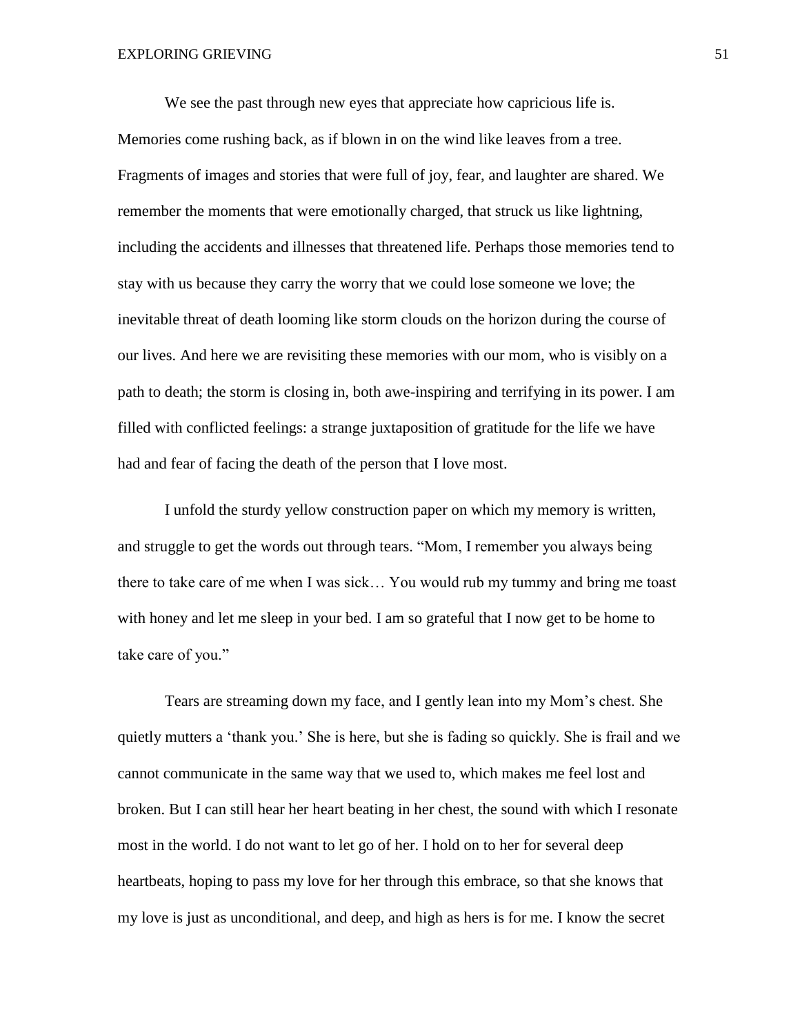We see the past through new eyes that appreciate how capricious life is. Memories come rushing back, as if blown in on the wind like leaves from a tree. Fragments of images and stories that were full of joy, fear, and laughter are shared. We remember the moments that were emotionally charged, that struck us like lightning, including the accidents and illnesses that threatened life. Perhaps those memories tend to stay with us because they carry the worry that we could lose someone we love; the inevitable threat of death looming like storm clouds on the horizon during the course of our lives. And here we are revisiting these memories with our mom, who is visibly on a path to death; the storm is closing in, both awe-inspiring and terrifying in its power. I am filled with conflicted feelings: a strange juxtaposition of gratitude for the life we have had and fear of facing the death of the person that I love most.

I unfold the sturdy yellow construction paper on which my memory is written, and struggle to get the words out through tears. "Mom, I remember you always being there to take care of me when I was sick… You would rub my tummy and bring me toast with honey and let me sleep in your bed. I am so grateful that I now get to be home to take care of you."

Tears are streaming down my face, and I gently lean into my Mom's chest. She quietly mutters a 'thank you.' She is here, but she is fading so quickly. She is frail and we cannot communicate in the same way that we used to, which makes me feel lost and broken. But I can still hear her heart beating in her chest, the sound with which I resonate most in the world. I do not want to let go of her. I hold on to her for several deep heartbeats, hoping to pass my love for her through this embrace, so that she knows that my love is just as unconditional, and deep, and high as hers is for me. I know the secret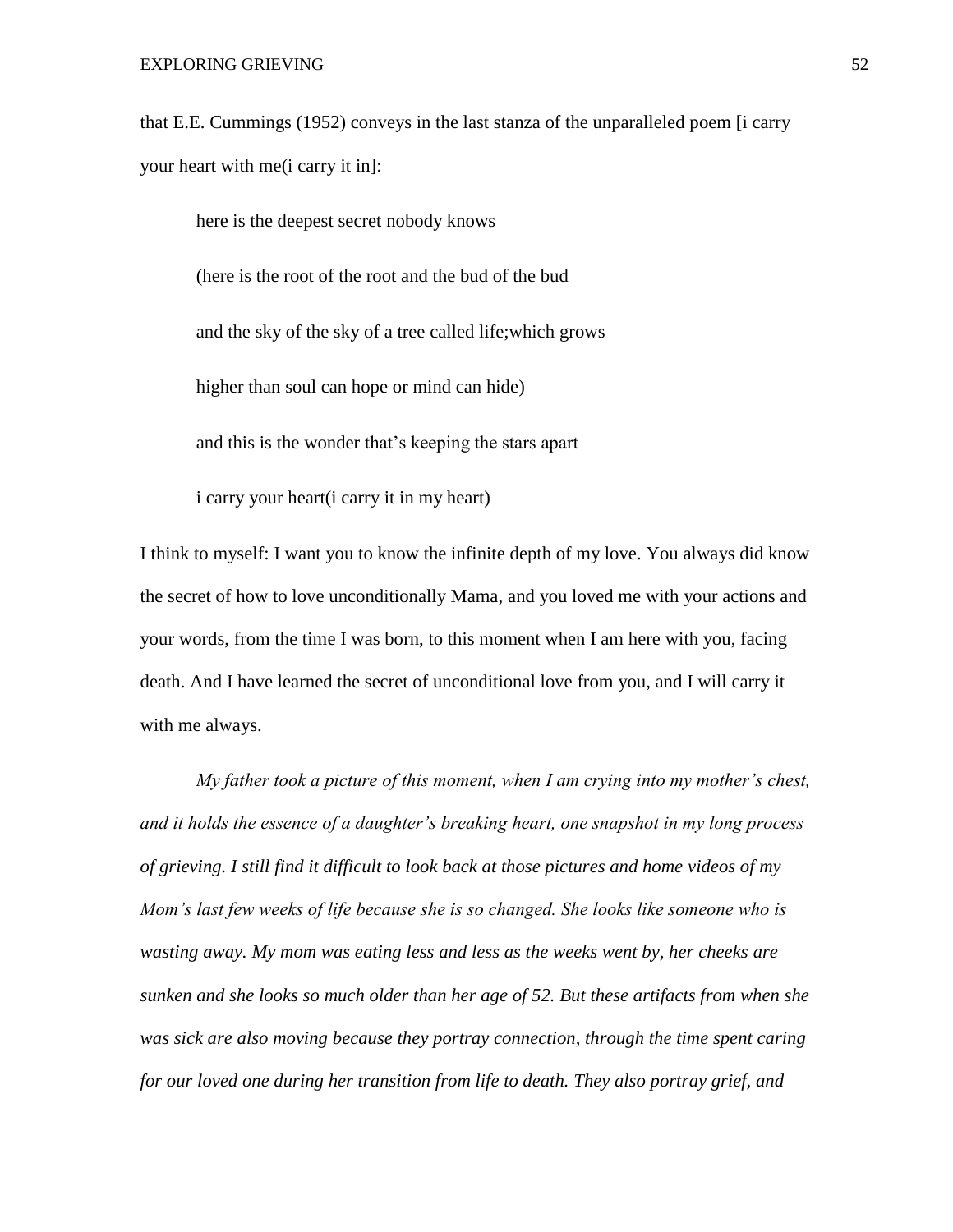that E.E. Cummings (1952) conveys in the last stanza of the unparalleled poem [i carry your heart with me(i carry it in]:

> here is the deepest secret nobody knows
>
> (here is the root of the root and the bud of the bud
>
> and the sky of the sky of a tree called life;which grows
>
> higher than soul can hope or mind can hide)
>
> and this is the wonder that's keeping the stars apart
>
> i carry your heart(i carry it in my heart)

I think to myself: I want you to know the infinite depth of my love. You always did know the secret of how to love unconditionally Mama, and you loved me with your actions and your words, from the time I was born, to this moment when I am here with you, facing death. And I have learned the secret of unconditional love from you, and I will carry it with me always.

*My father took a picture of this moment, when I am crying into my mother's chest, and it holds the essence of a daughter's breaking heart, one snapshot in my long process of grieving. I still find it difficult to look back at those pictures and home videos of my Mom's last few weeks of life because she is so changed. She looks like someone who is wasting away. My mom was eating less and less as the weeks went by, her cheeks are sunken and she looks so much older than her age of 52. But these artifacts from when she was sick are also moving because they portray connection, through the time spent caring for our loved one during her transition from life to death. They also portray grief, and*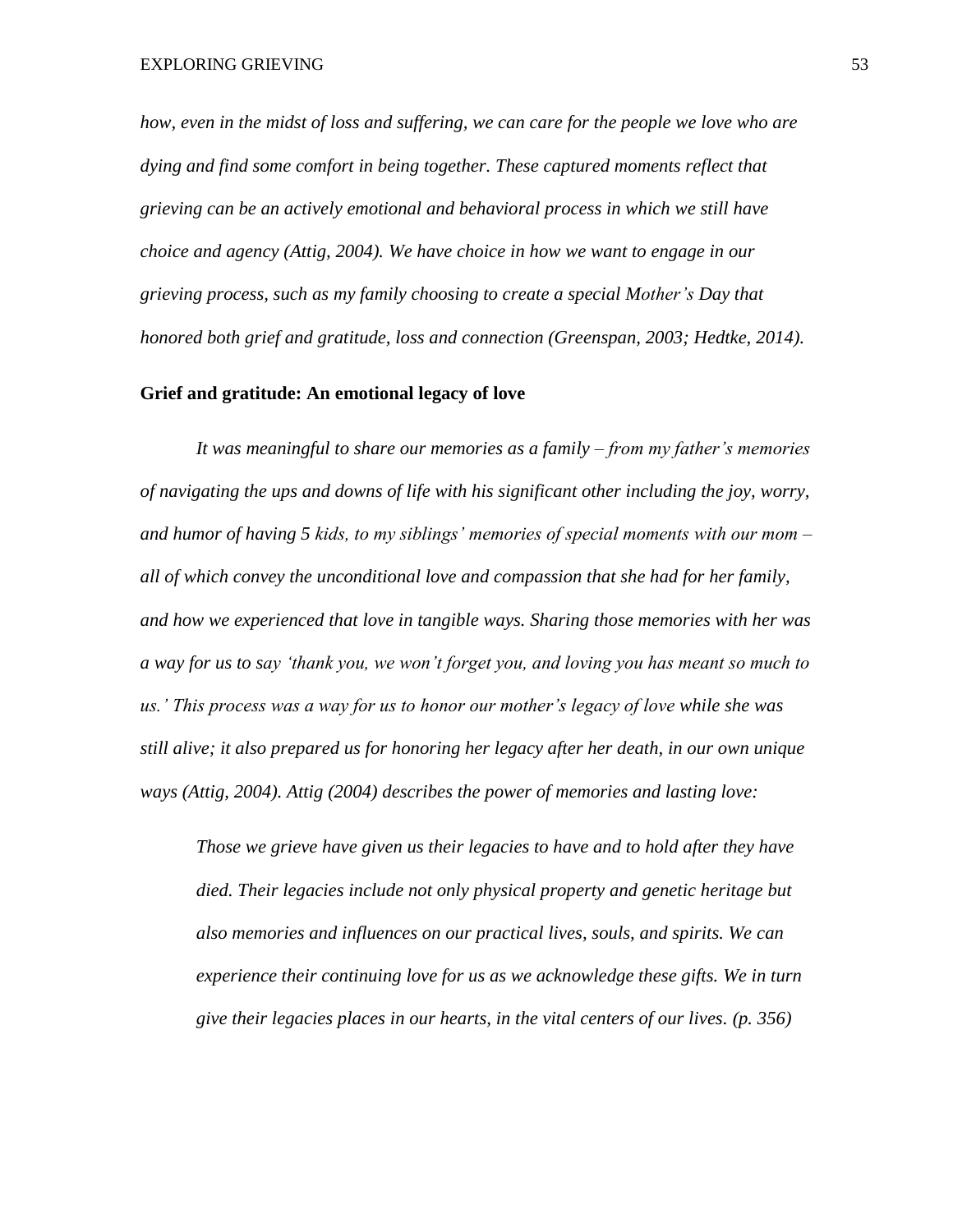*how, even in the midst of loss and suffering, we can care for the people we love who are dying and find some comfort in being together. These captured moments reflect that grieving can be an actively emotional and behavioral process in which we still have choice and agency (Attig, 2004). We have choice in how we want to engage in our grieving process, such as my family choosing to create a special Mother's Day that honored both grief and gratitude, loss and connection (Greenspan, 2003; Hedtke, 2014).*

**Grief and gratitude: An emotional legacy of love**

*It was meaningful to share our memories as a family – from my father's memories of navigating the ups and downs of life with his significant other including the joy, worry, and humor of having 5 kids, to my siblings' memories of special moments with our mom – all of which convey the unconditional love and compassion that she had for her family, and how we experienced that love in tangible ways. Sharing those memories with her was a way for us to say 'thank you, we won't forget you, and loving you has meant so much to us.' This process was a way for us to honor our mother's legacy of love while she was still alive; it also prepared us for honoring her legacy after her death, in our own unique ways (Attig, 2004). Attig (2004) describes the power of memories and lasting love:*

> *Those we grieve have given us their legacies to have and to hold after they have died. Their legacies include not only physical property and genetic heritage but also memories and influences on our practical lives, souls, and spirits. We can experience their continuing love for us as we acknowledge these gifts. We in turn give their legacies places in our hearts, in the vital centers of our lives. (p. 356)*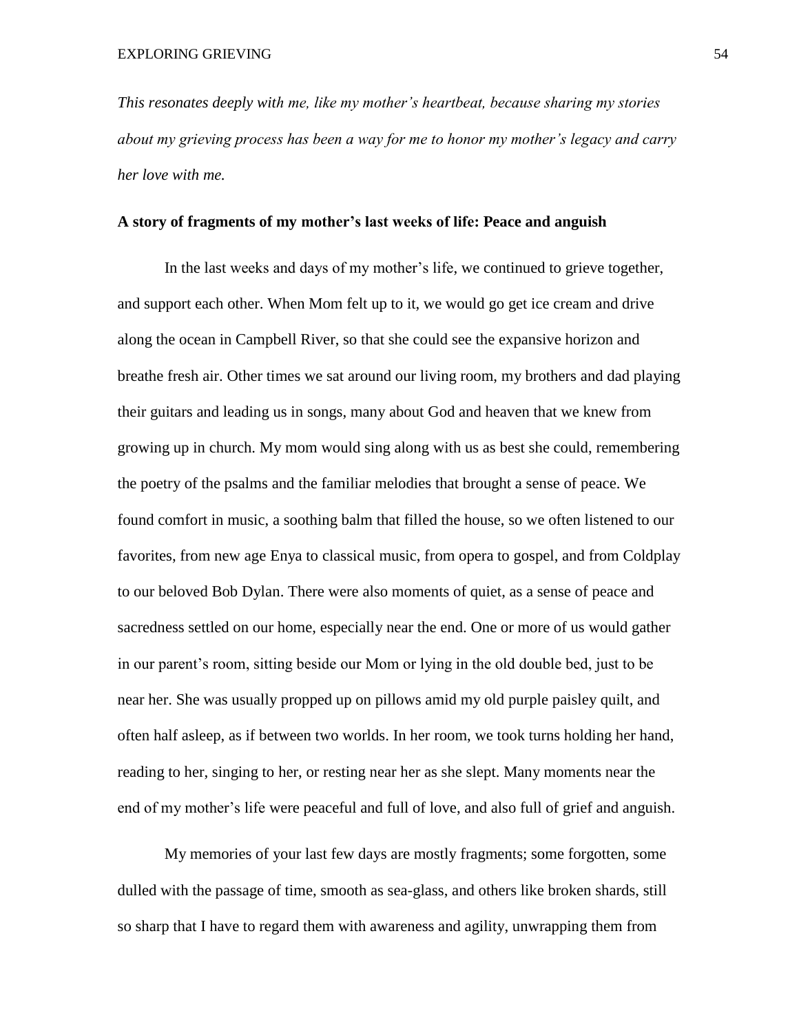*This resonates deeply with me, like my mother's heartbeat, because sharing my stories about my grieving process has been a way for me to honor my mother's legacy and carry her love with me.*

**A story of fragments of my mother's last weeks of life: Peace and anguish**

In the last weeks and days of my mother's life, we continued to grieve together, and support each other. When Mom felt up to it, we would go get ice cream and drive along the ocean in Campbell River, so that she could see the expansive horizon and breathe fresh air. Other times we sat around our living room, my brothers and dad playing their guitars and leading us in songs, many about God and heaven that we knew from growing up in church. My mom would sing along with us as best she could, remembering the poetry of the psalms and the familiar melodies that brought a sense of peace. We found comfort in music, a soothing balm that filled the house, so we often listened to our favorites, from new age Enya to classical music, from opera to gospel, and from Coldplay to our beloved Bob Dylan. There were also moments of quiet, as a sense of peace and sacredness settled on our home, especially near the end. One or more of us would gather in our parent's room, sitting beside our Mom or lying in the old double bed, just to be near her. She was usually propped up on pillows amid my old purple paisley quilt, and often half asleep, as if between two worlds. In her room, we took turns holding her hand, reading to her, singing to her, or resting near her as she slept. Many moments near the end of my mother's life were peaceful and full of love, and also full of grief and anguish.

My memories of your last few days are mostly fragments; some forgotten, some dulled with the passage of time, smooth as sea-glass, and others like broken shards, still so sharp that I have to regard them with awareness and agility, unwrapping them from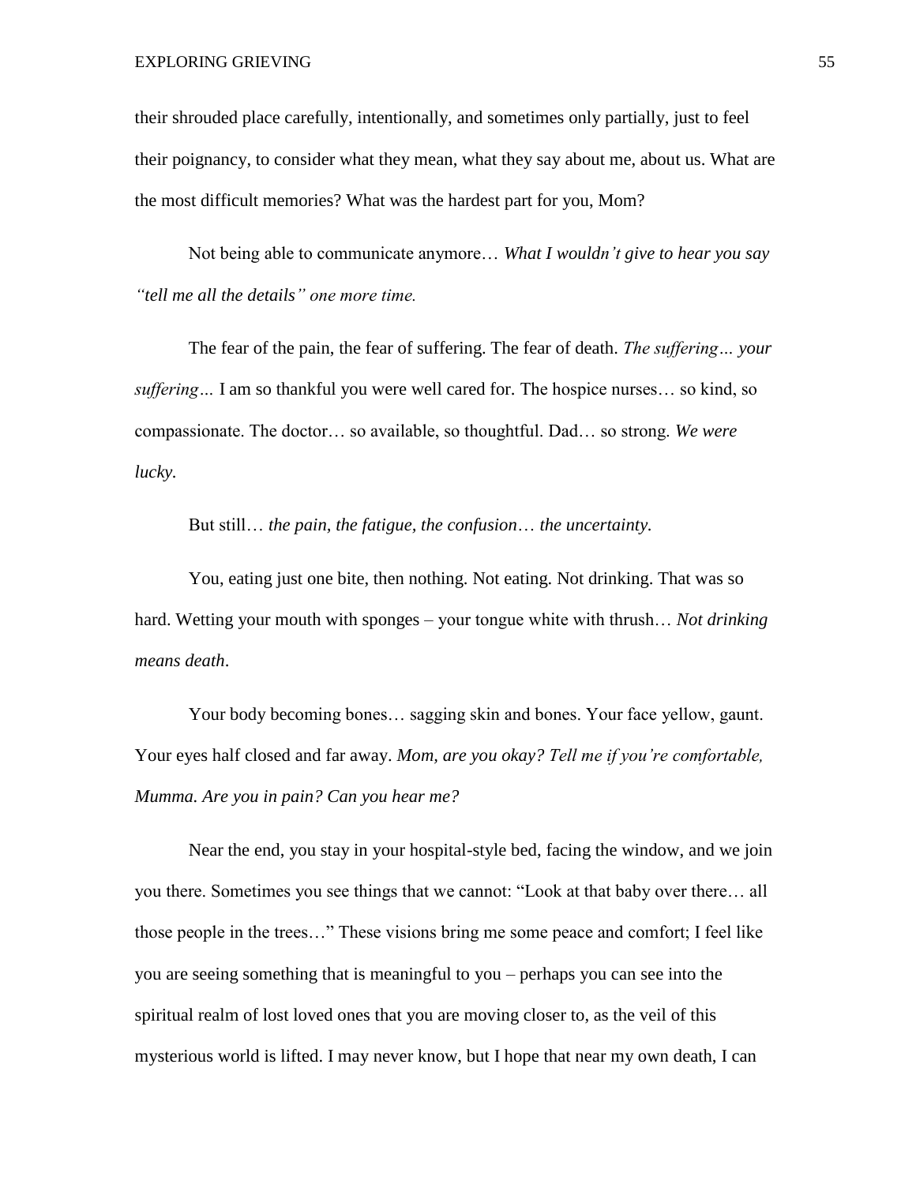their shrouded place carefully, intentionally, and sometimes only partially, just to feel their poignancy, to consider what they mean, what they say about me, about us. What are the most difficult memories? What was the hardest part for you, Mom?

Not being able to communicate anymore… *What I wouldn't give to hear you say "tell me all the details" one more time.*

The fear of the pain, the fear of suffering. The fear of death. *The suffering… your suffering…* I am so thankful you were well cared for. The hospice nurses… so kind, so compassionate. The doctor… so available, so thoughtful. Dad… so strong. *We were lucky.*

But still… *the pain, the fatigue, the confusion… the uncertainty.*

You, eating just one bite, then nothing. Not eating. Not drinking. That was so hard. Wetting your mouth with sponges – your tongue white with thrush… *Not drinking means death*.

Your body becoming bones… sagging skin and bones. Your face yellow, gaunt. Your eyes half closed and far away. *Mom, are you okay? Tell me if you're comfortable, Mumma. Are you in pain? Can you hear me?*

Near the end, you stay in your hospital-style bed, facing the window, and we join you there. Sometimes you see things that we cannot: "Look at that baby over there… all those people in the trees…" These visions bring me some peace and comfort; I feel like you are seeing something that is meaningful to you – perhaps you can see into the spiritual realm of lost loved ones that you are moving closer to, as the veil of this mysterious world is lifted. I may never know, but I hope that near my own death, I can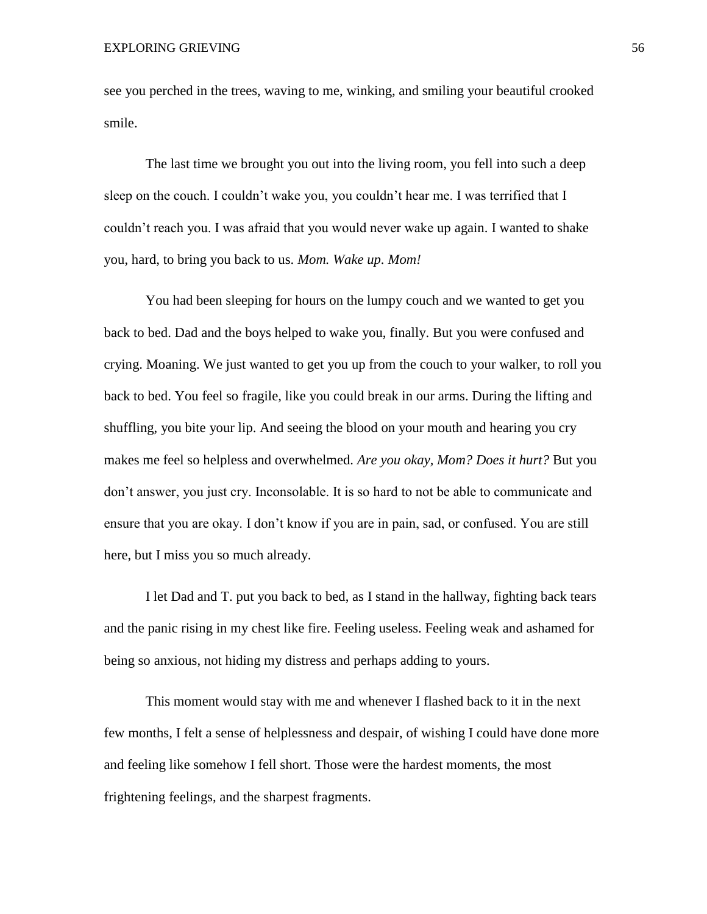see you perched in the trees, waving to me, winking, and smiling your beautiful crooked smile.

The last time we brought you out into the living room, you fell into such a deep sleep on the couch. I couldn't wake you, you couldn't hear me. I was terrified that I couldn't reach you. I was afraid that you would never wake up again. I wanted to shake you, hard, to bring you back to us. *Mom. Wake up. Mom!*

You had been sleeping for hours on the lumpy couch and we wanted to get you back to bed. Dad and the boys helped to wake you, finally. But you were confused and crying. Moaning. We just wanted to get you up from the couch to your walker, to roll you back to bed. You feel so fragile, like you could break in our arms. During the lifting and shuffling, you bite your lip. And seeing the blood on your mouth and hearing you cry makes me feel so helpless and overwhelmed. *Are you okay, Mom? Does it hurt?* But you don't answer, you just cry. Inconsolable. It is so hard to not be able to communicate and ensure that you are okay. I don't know if you are in pain, sad, or confused. You are still here, but I miss you so much already.

I let Dad and T. put you back to bed, as I stand in the hallway, fighting back tears and the panic rising in my chest like fire. Feeling useless. Feeling weak and ashamed for being so anxious, not hiding my distress and perhaps adding to yours.

This moment would stay with me and whenever I flashed back to it in the next few months, I felt a sense of helplessness and despair, of wishing I could have done more and feeling like somehow I fell short. Those were the hardest moments, the most frightening feelings, and the sharpest fragments.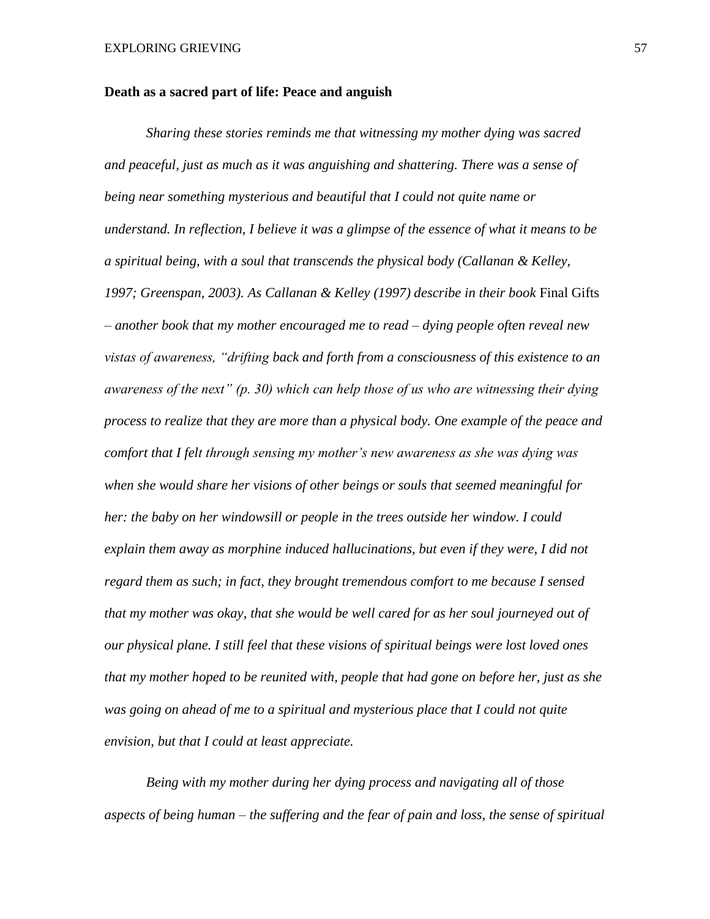**Death as a sacred part of life: Peace and anguish**

*Sharing these stories reminds me that witnessing my mother dying was sacred and peaceful, just as much as it was anguishing and shattering. There was a sense of being near something mysterious and beautiful that I could not quite name or understand. In reflection, I believe it was a glimpse of the essence of what it means to be a spiritual being, with a soul that transcends the physical body (Callanan & Kelley, 1997; Greenspan, 2003). As Callanan & Kelley (1997) describe in their book* Final Gifts *– another book that my mother encouraged me to read – dying people often reveal new vistas of awareness, "drifting back and forth from a consciousness of this existence to an awareness of the next" (p. 30) which can help those of us who are witnessing their dying process to realize that they are more than a physical body. One example of the peace and comfort that I felt through sensing my mother's new awareness as she was dying was when she would share her visions of other beings or souls that seemed meaningful for her: the baby on her windowsill or people in the trees outside her window. I could explain them away as morphine induced hallucinations, but even if they were, I did not regard them as such; in fact, they brought tremendous comfort to me because I sensed that my mother was okay, that she would be well cared for as her soul journeyed out of our physical plane. I still feel that these visions of spiritual beings were lost loved ones that my mother hoped to be reunited with, people that had gone on before her, just as she was going on ahead of me to a spiritual and mysterious place that I could not quite envision, but that I could at least appreciate.*

*Being with my mother during her dying process and navigating all of those aspects of being human – the suffering and the fear of pain and loss, the sense of spiritual*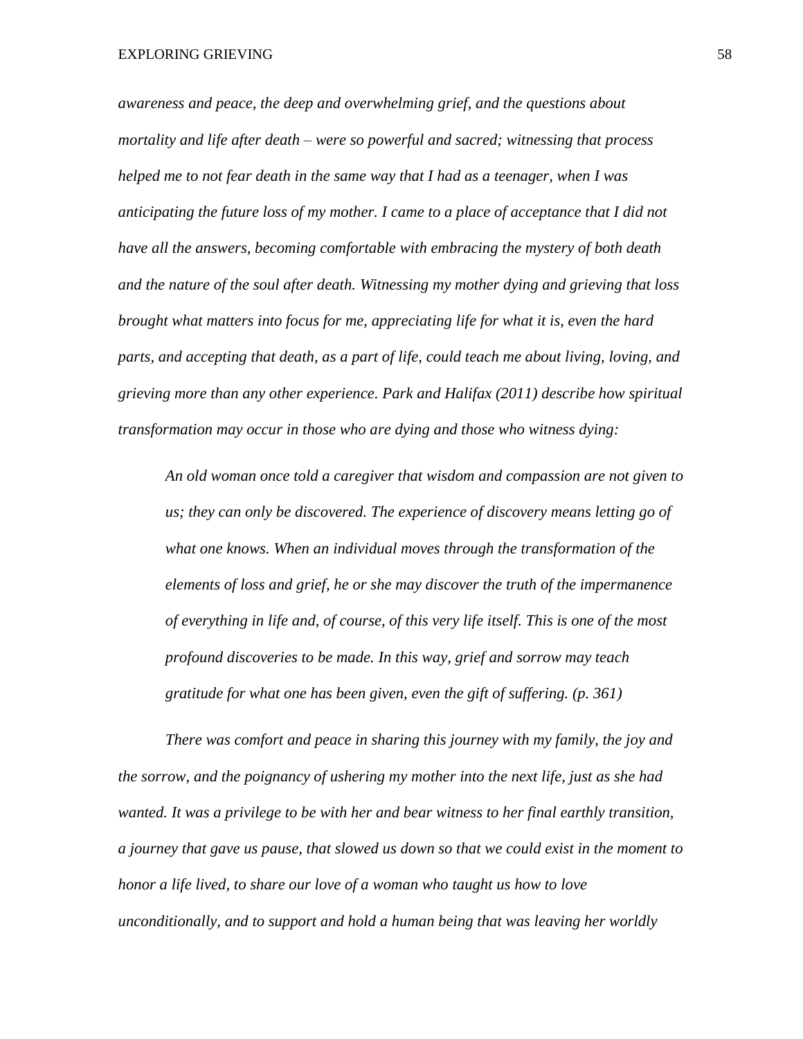*awareness and peace, the deep and overwhelming grief, and the questions about mortality and life after death – were so powerful and sacred; witnessing that process helped me to not fear death in the same way that I had as a teenager, when I was anticipating the future loss of my mother. I came to a place of acceptance that I did not have all the answers, becoming comfortable with embracing the mystery of both death and the nature of the soul after death. Witnessing my mother dying and grieving that loss brought what matters into focus for me, appreciating life for what it is, even the hard parts, and accepting that death, as a part of life, could teach me about living, loving, and grieving more than any other experience. Park and Halifax (2011) describe how spiritual transformation may occur in those who are dying and those who witness dying:*

> *An old woman once told a caregiver that wisdom and compassion are not given to us; they can only be discovered. The experience of discovery means letting go of what one knows. When an individual moves through the transformation of the elements of loss and grief, he or she may discover the truth of the impermanence of everything in life and, of course, of this very life itself. This is one of the most profound discoveries to be made. In this way, grief and sorrow may teach gratitude for what one has been given, even the gift of suffering. (p. 361)*

*There was comfort and peace in sharing this journey with my family, the joy and the sorrow, and the poignancy of ushering my mother into the next life, just as she had wanted. It was a privilege to be with her and bear witness to her final earthly transition, a journey that gave us pause, that slowed us down so that we could exist in the moment to honor a life lived, to share our love of a woman who taught us how to love unconditionally, and to support and hold a human being that was leaving her worldly*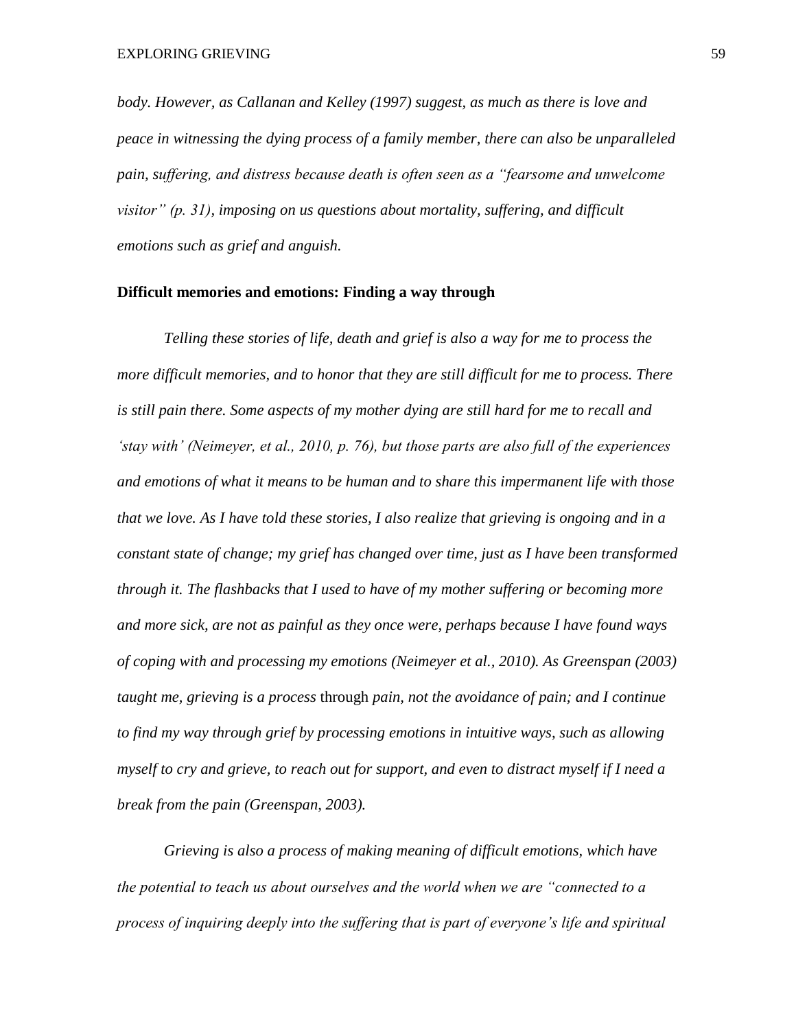*body. However, as Callanan and Kelley (1997) suggest, as much as there is love and peace in witnessing the dying process of a family member, there can also be unparalleled pain, suffering, and distress because death is often seen as a "fearsome and unwelcome visitor" (p. 31), imposing on us questions about mortality, suffering, and difficult emotions such as grief and anguish.*

**Difficult memories and emotions: Finding a way through**

*Telling these stories of life, death and grief is also a way for me to process the more difficult memories, and to honor that they are still difficult for me to process. There is still pain there. Some aspects of my mother dying are still hard for me to recall and 'stay with' (Neimeyer, et al., 2010, p. 76), but those parts are also full of the experiences and emotions of what it means to be human and to share this impermanent life with those that we love. As I have told these stories, I also realize that grieving is ongoing and in a constant state of change; my grief has changed over time, just as I have been transformed through it. The flashbacks that I used to have of my mother suffering or becoming more and more sick, are not as painful as they once were, perhaps because I have found ways of coping with and processing my emotions (Neimeyer et al., 2010). As Greenspan (2003) taught me, grieving is a process* through *pain, not the avoidance of pain; and I continue to find my way through grief by processing emotions in intuitive ways, such as allowing myself to cry and grieve, to reach out for support, and even to distract myself if I need a break from the pain (Greenspan, 2003).*

*Grieving is also a process of making meaning of difficult emotions, which have the potential to teach us about ourselves and the world when we are "connected to a process of inquiring deeply into the suffering that is part of everyone's life and spiritual*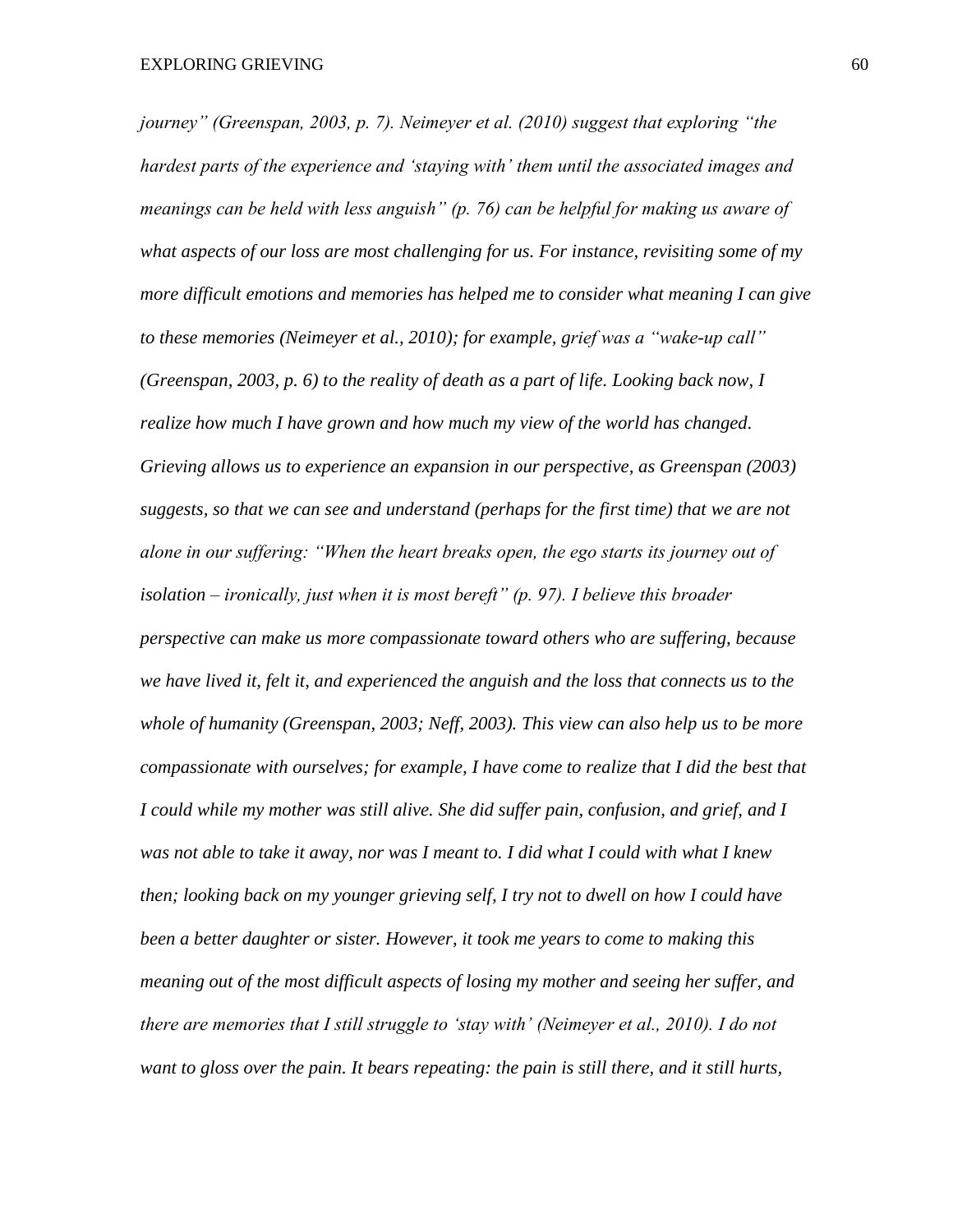*journey" (Greenspan, 2003, p. 7). Neimeyer et al. (2010) suggest that exploring "the hardest parts of the experience and 'staying with' them until the associated images and meanings can be held with less anguish" (p. 76) can be helpful for making us aware of what aspects of our loss are most challenging for us. For instance, revisiting some of my more difficult emotions and memories has helped me to consider what meaning I can give to these memories (Neimeyer et al., 2010); for example, grief was a "wake-up call" (Greenspan, 2003, p. 6) to the reality of death as a part of life. Looking back now, I realize how much I have grown and how much my view of the world has changed. Grieving allows us to experience an expansion in our perspective, as Greenspan (2003) suggests, so that we can see and understand (perhaps for the first time) that we are not alone in our suffering: "When the heart breaks open, the ego starts its journey out of isolation – ironically, just when it is most bereft" (p. 97). I believe this broader perspective can make us more compassionate toward others who are suffering, because we have lived it, felt it, and experienced the anguish and the loss that connects us to the whole of humanity (Greenspan, 2003; Neff, 2003). This view can also help us to be more compassionate with ourselves; for example, I have come to realize that I did the best that I could while my mother was still alive. She did suffer pain, confusion, and grief, and I was not able to take it away, nor was I meant to. I did what I could with what I knew then; looking back on my younger grieving self, I try not to dwell on how I could have been a better daughter or sister. However, it took me years to come to making this meaning out of the most difficult aspects of losing my mother and seeing her suffer, and there are memories that I still struggle to 'stay with' (Neimeyer et al., 2010). I do not want to gloss over the pain. It bears repeating: the pain is still there, and it still hurts,*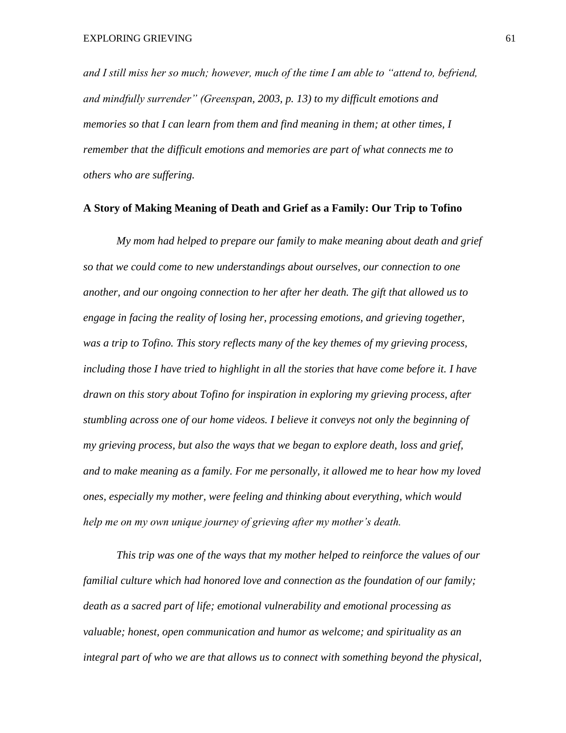*and I still miss her so much; however, much of the time I am able to "attend to, befriend, and mindfully surrender" (Greenspan, 2003, p. 13) to my difficult emotions and memories so that I can learn from them and find meaning in them; at other times, I remember that the difficult emotions and memories are part of what connects me to others who are suffering.*

**A Story of Making Meaning of Death and Grief as a Family: Our Trip to Tofino**

*My mom had helped to prepare our family to make meaning about death and grief so that we could come to new understandings about ourselves, our connection to one another, and our ongoing connection to her after her death. The gift that allowed us to engage in facing the reality of losing her, processing emotions, and grieving together, was a trip to Tofino. This story reflects many of the key themes of my grieving process, including those I have tried to highlight in all the stories that have come before it. I have drawn on this story about Tofino for inspiration in exploring my grieving process, after stumbling across one of our home videos. I believe it conveys not only the beginning of my grieving process, but also the ways that we began to explore death, loss and grief, and to make meaning as a family. For me personally, it allowed me to hear how my loved ones, especially my mother, were feeling and thinking about everything, which would help me on my own unique journey of grieving after my mother's death.*

*This trip was one of the ways that my mother helped to reinforce the values of our familial culture which had honored love and connection as the foundation of our family; death as a sacred part of life; emotional vulnerability and emotional processing as valuable; honest, open communication and humor as welcome; and spirituality as an integral part of who we are that allows us to connect with something beyond the physical,*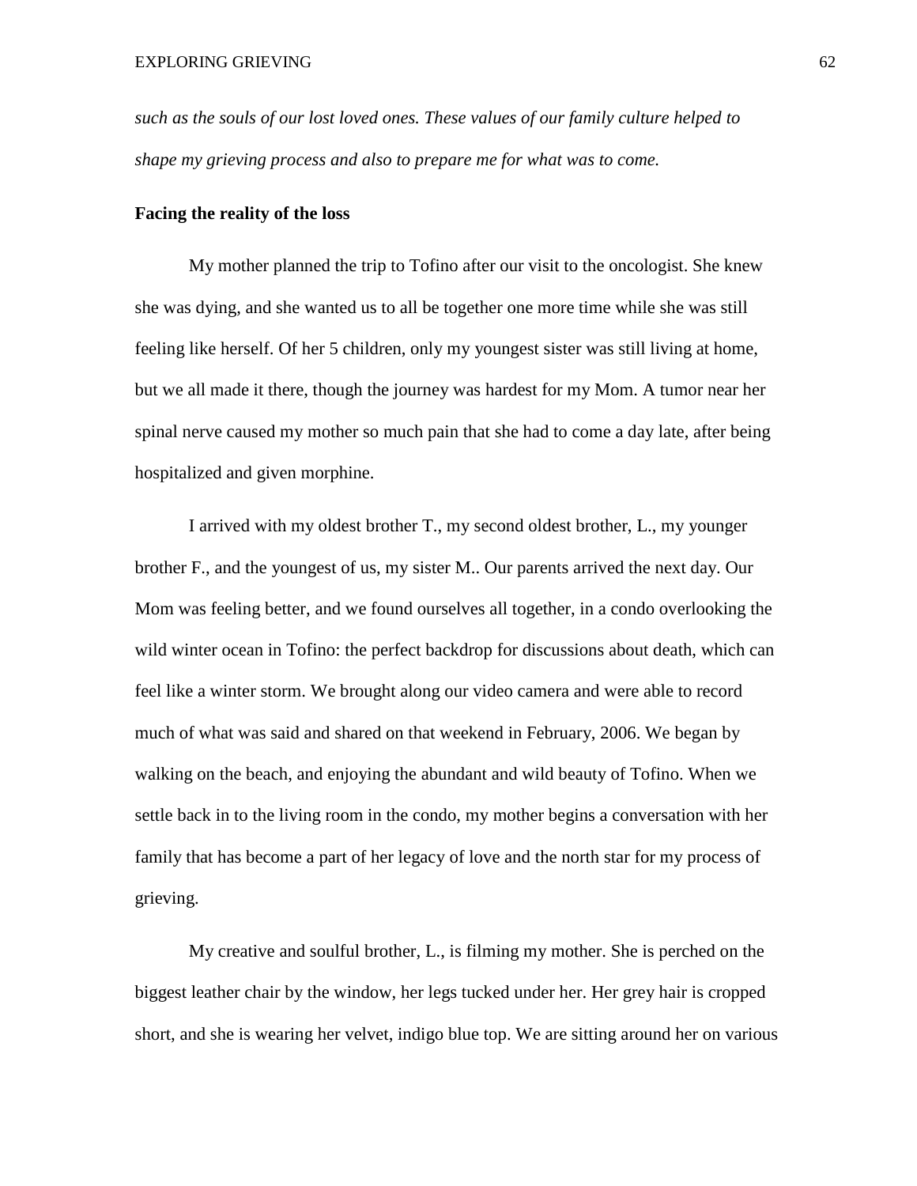*such as the souls of our lost loved ones. These values of our family culture helped to shape my grieving process and also to prepare me for what was to come.*

**Facing the reality of the loss**

My mother planned the trip to Tofino after our visit to the oncologist. She knew she was dying, and she wanted us to all be together one more time while she was still feeling like herself. Of her 5 children, only my youngest sister was still living at home, but we all made it there, though the journey was hardest for my Mom. A tumor near her spinal nerve caused my mother so much pain that she had to come a day late, after being hospitalized and given morphine.

I arrived with my oldest brother T., my second oldest brother, L., my younger brother F., and the youngest of us, my sister M.. Our parents arrived the next day. Our Mom was feeling better, and we found ourselves all together, in a condo overlooking the wild winter ocean in Tofino: the perfect backdrop for discussions about death, which can feel like a winter storm. We brought along our video camera and were able to record much of what was said and shared on that weekend in February, 2006. We began by walking on the beach, and enjoying the abundant and wild beauty of Tofino. When we settle back in to the living room in the condo, my mother begins a conversation with her family that has become a part of her legacy of love and the north star for my process of grieving.

My creative and soulful brother, L., is filming my mother. She is perched on the biggest leather chair by the window, her legs tucked under her. Her grey hair is cropped short, and she is wearing her velvet, indigo blue top. We are sitting around her on various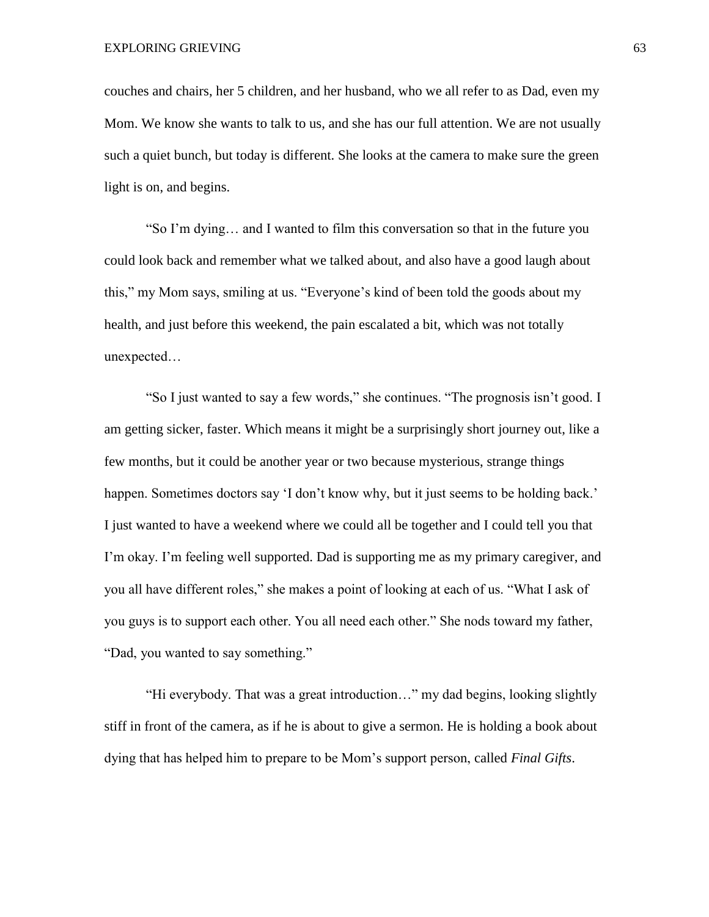couches and chairs, her 5 children, and her husband, who we all refer to as Dad, even my Mom. We know she wants to talk to us, and she has our full attention. We are not usually such a quiet bunch, but today is different. She looks at the camera to make sure the green light is on, and begins.

"So I'm dying… and I wanted to film this conversation so that in the future you could look back and remember what we talked about, and also have a good laugh about this," my Mom says, smiling at us. "Everyone's kind of been told the goods about my health, and just before this weekend, the pain escalated a bit, which was not totally unexpected…

"So I just wanted to say a few words," she continues. "The prognosis isn't good. I am getting sicker, faster. Which means it might be a surprisingly short journey out, like a few months, but it could be another year or two because mysterious, strange things happen. Sometimes doctors say 'I don't know why, but it just seems to be holding back.' I just wanted to have a weekend where we could all be together and I could tell you that I'm okay. I'm feeling well supported. Dad is supporting me as my primary caregiver, and you all have different roles," she makes a point of looking at each of us. "What I ask of you guys is to support each other. You all need each other." She nods toward my father, "Dad, you wanted to say something."

"Hi everybody. That was a great introduction…" my dad begins, looking slightly stiff in front of the camera, as if he is about to give a sermon. He is holding a book about dying that has helped him to prepare to be Mom's support person, called *Final Gifts*.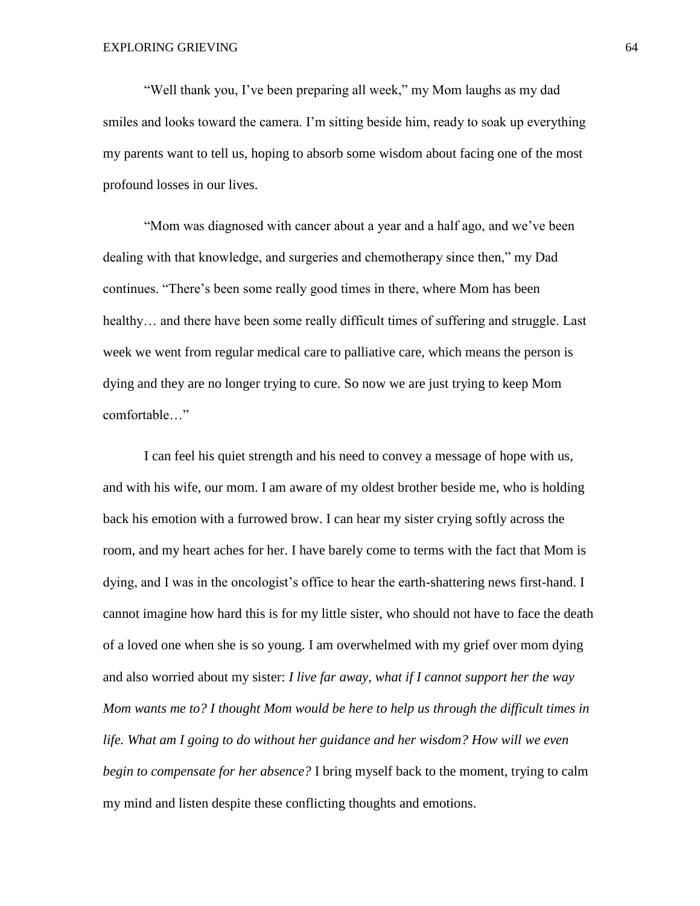"Well thank you, I've been preparing all week," my Mom laughs as my dad smiles and looks toward the camera. I'm sitting beside him, ready to soak up everything my parents want to tell us, hoping to absorb some wisdom about facing one of the most profound losses in our lives.

"Mom was diagnosed with cancer about a year and a half ago, and we've been dealing with that knowledge, and surgeries and chemotherapy since then," my Dad continues. "There's been some really good times in there, where Mom has been healthy… and there have been some really difficult times of suffering and struggle. Last week we went from regular medical care to palliative care, which means the person is dying and they are no longer trying to cure. So now we are just trying to keep Mom comfortable…"

I can feel his quiet strength and his need to convey a message of hope with us, and with his wife, our mom. I am aware of my oldest brother beside me, who is holding back his emotion with a furrowed brow. I can hear my sister crying softly across the room, and my heart aches for her. I have barely come to terms with the fact that Mom is dying, and I was in the oncologist's office to hear the earth-shattering news first-hand. I cannot imagine how hard this is for my little sister, who should not have to face the death of a loved one when she is so young. I am overwhelmed with my grief over mom dying and also worried about my sister: *I live far away, what if I cannot support her the way Mom wants me to? I thought Mom would be here to help us through the difficult times in life. What am I going to do without her guidance and her wisdom? How will we even begin to compensate for her absence?* I bring myself back to the moment, trying to calm my mind and listen despite these conflicting thoughts and emotions.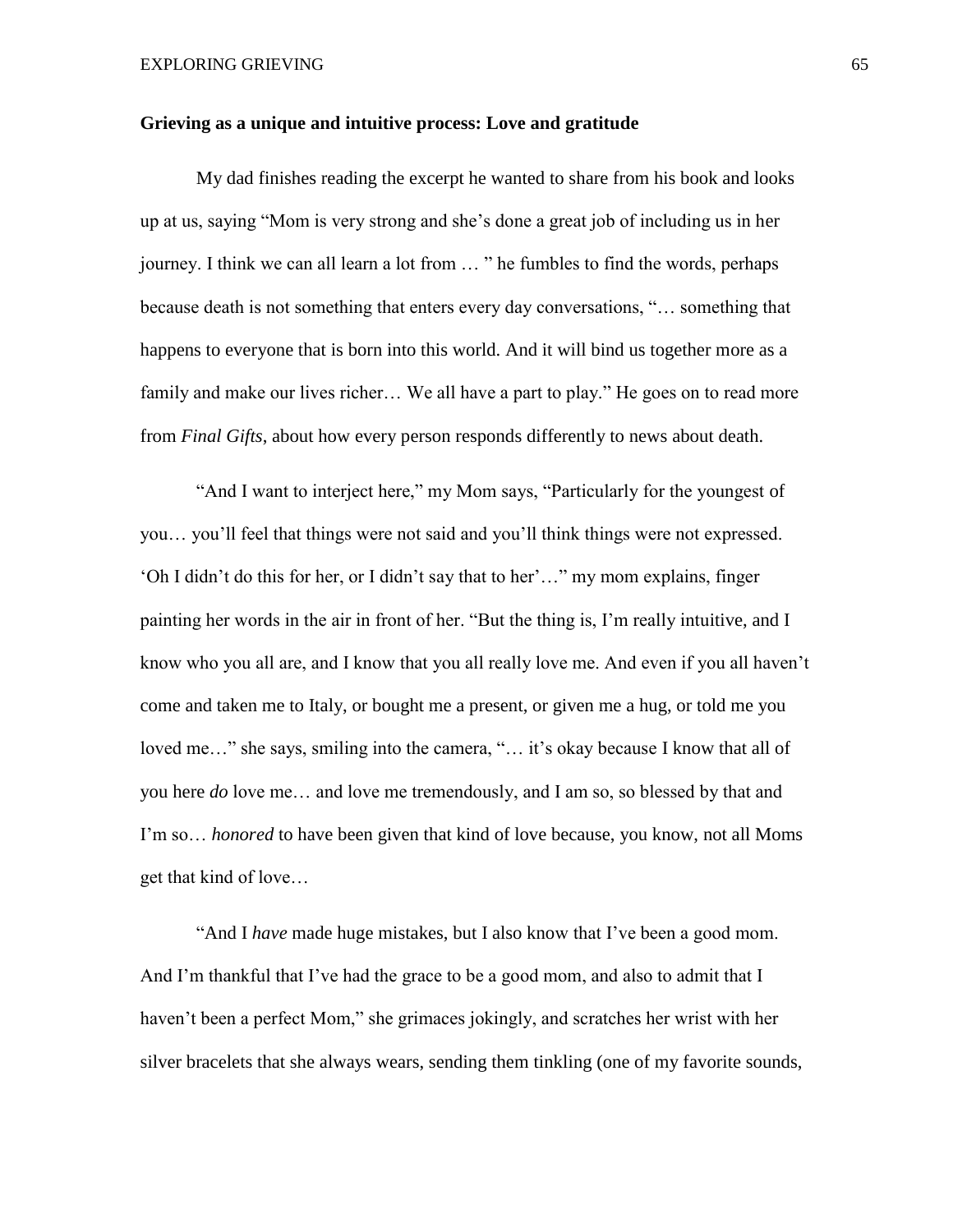**Grieving as a unique and intuitive process: Love and gratitude**

My dad finishes reading the excerpt he wanted to share from his book and looks up at us, saying "Mom is very strong and she's done a great job of including us in her journey. I think we can all learn a lot from … " he fumbles to find the words, perhaps because death is not something that enters every day conversations, "… something that happens to everyone that is born into this world. And it will bind us together more as a family and make our lives richer… We all have a part to play." He goes on to read more from *Final Gifts,* about how every person responds differently to news about death.

"And I want to interject here," my Mom says, "Particularly for the youngest of you… you'll feel that things were not said and you'll think things were not expressed. 'Oh I didn't do this for her, or I didn't say that to her'…" my mom explains, finger painting her words in the air in front of her. "But the thing is, I'm really intuitive, and I know who you all are, and I know that you all really love me. And even if you all haven't come and taken me to Italy, or bought me a present, or given me a hug, or told me you loved me…" she says, smiling into the camera, "… it's okay because I know that all of you here *do* love me… and love me tremendously, and I am so, so blessed by that and I'm so… *honored* to have been given that kind of love because, you know, not all Moms get that kind of love…

"And I *have* made huge mistakes, but I also know that I've been a good mom. And I'm thankful that I've had the grace to be a good mom, and also to admit that I haven't been a perfect Mom," she grimaces jokingly, and scratches her wrist with her silver bracelets that she always wears, sending them tinkling (one of my favorite sounds,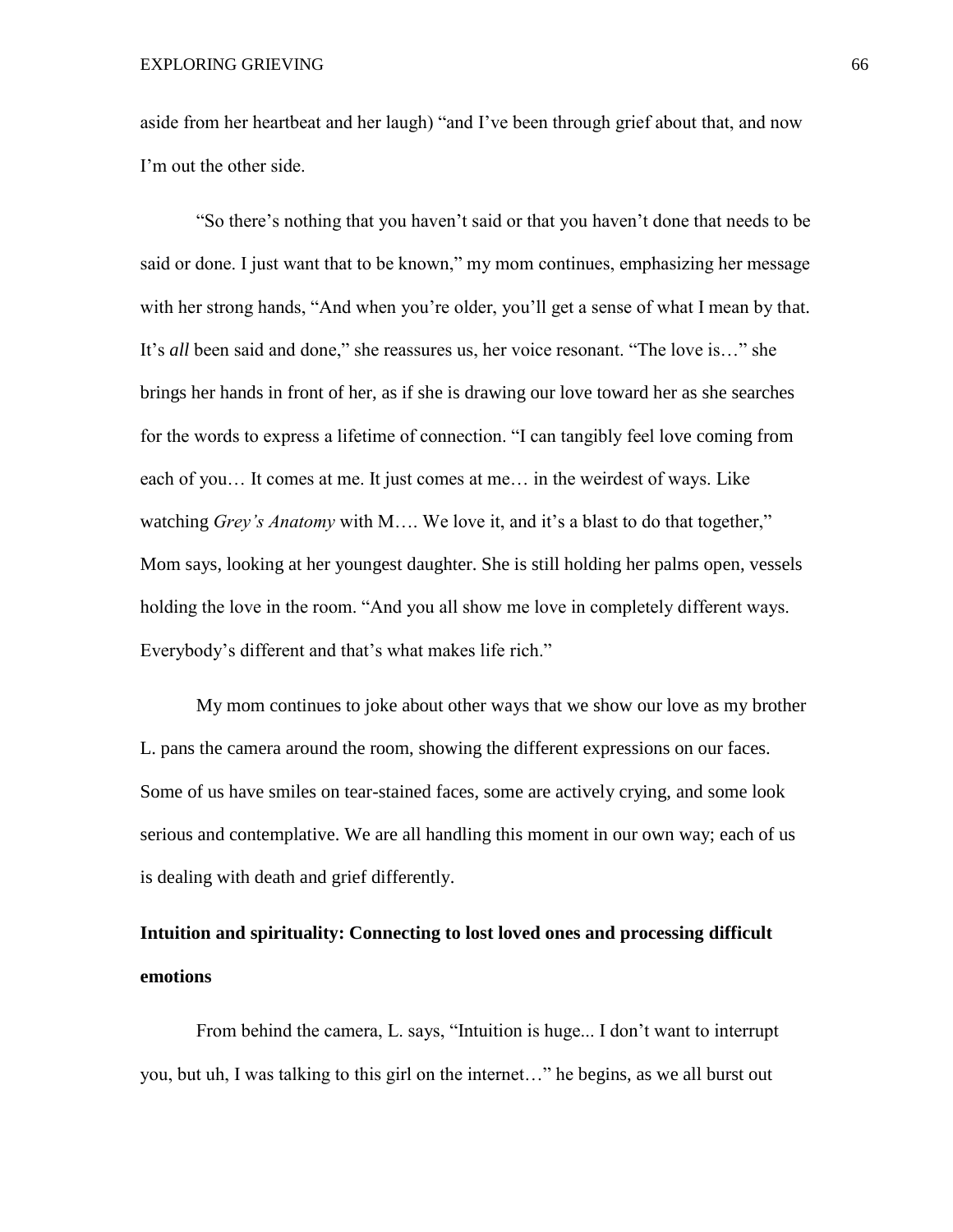aside from her heartbeat and her laugh) "and I've been through grief about that, and now I'm out the other side.

"So there's nothing that you haven't said or that you haven't done that needs to be said or done. I just want that to be known," my mom continues, emphasizing her message with her strong hands, "And when you're older, you'll get a sense of what I mean by that. It's *all* been said and done," she reassures us, her voice resonant. "The love is…" she brings her hands in front of her, as if she is drawing our love toward her as she searches for the words to express a lifetime of connection. "I can tangibly feel love coming from each of you… It comes at me. It just comes at me… in the weirdest of ways. Like watching *Grey's Anatomy* with M…. We love it, and it's a blast to do that together," Mom says, looking at her youngest daughter. She is still holding her palms open, vessels holding the love in the room. "And you all show me love in completely different ways. Everybody's different and that's what makes life rich."

My mom continues to joke about other ways that we show our love as my brother L. pans the camera around the room, showing the different expressions on our faces. Some of us have smiles on tear-stained faces, some are actively crying, and some look serious and contemplative. We are all handling this moment in our own way; each of us is dealing with death and grief differently.

**Intuition and spirituality: Connecting to lost loved ones and processing difficult emotions**

From behind the camera, L. says, "Intuition is huge... I don't want to interrupt you, but uh, I was talking to this girl on the internet…" he begins, as we all burst out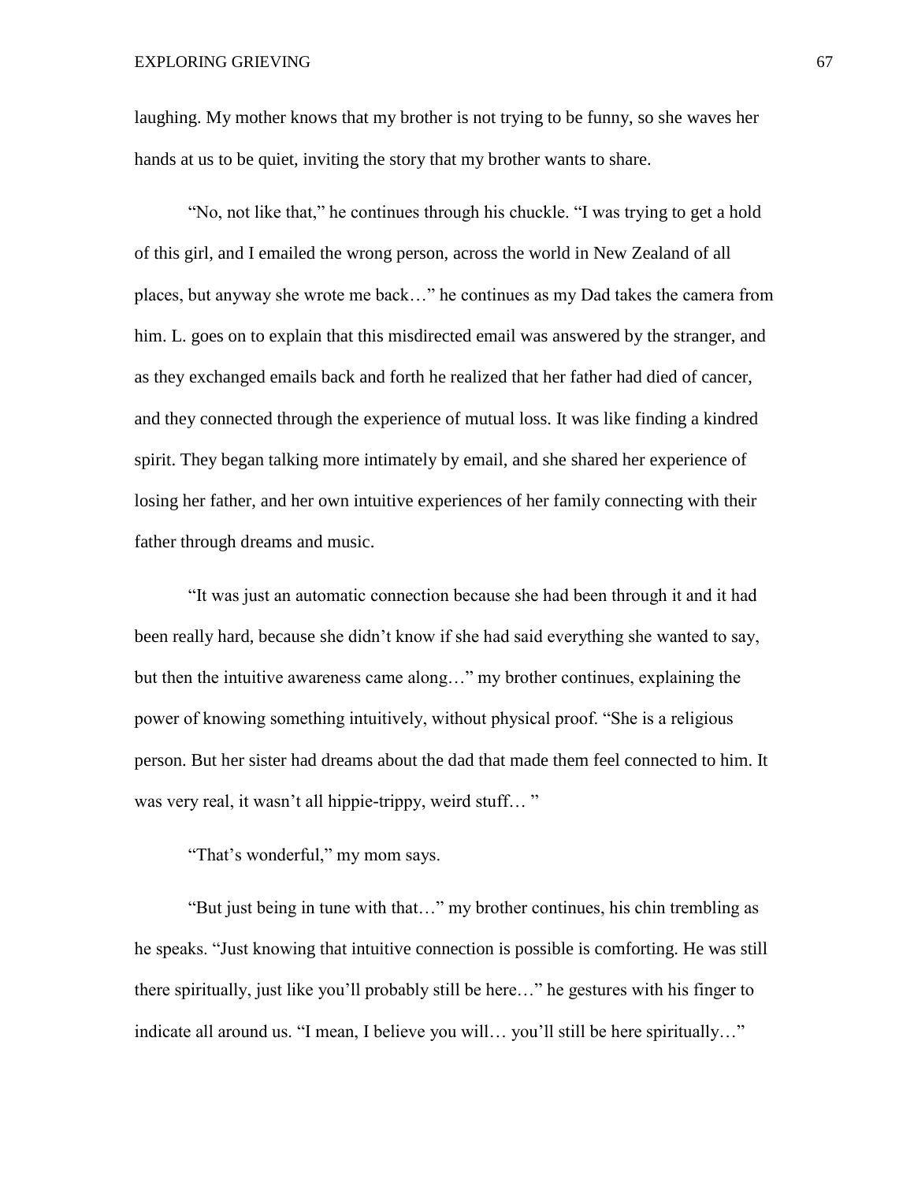laughing. My mother knows that my brother is not trying to be funny, so she waves her hands at us to be quiet, inviting the story that my brother wants to share.

"No, not like that," he continues through his chuckle. "I was trying to get a hold of this girl, and I emailed the wrong person, across the world in New Zealand of all places, but anyway she wrote me back…" he continues as my Dad takes the camera from him. L. goes on to explain that this misdirected email was answered by the stranger, and as they exchanged emails back and forth he realized that her father had died of cancer, and they connected through the experience of mutual loss. It was like finding a kindred spirit. They began talking more intimately by email, and she shared her experience of losing her father, and her own intuitive experiences of her family connecting with their father through dreams and music.

"It was just an automatic connection because she had been through it and it had been really hard, because she didn't know if she had said everything she wanted to say, but then the intuitive awareness came along…" my brother continues, explaining the power of knowing something intuitively, without physical proof. "She is a religious person. But her sister had dreams about the dad that made them feel connected to him. It was very real, it wasn't all hippie-trippy, weird stuff… "

"That's wonderful," my mom says.

"But just being in tune with that…" my brother continues, his chin trembling as he speaks. "Just knowing that intuitive connection is possible is comforting. He was still there spiritually, just like you'll probably still be here…" he gestures with his finger to indicate all around us. "I mean, I believe you will… you'll still be here spiritually…"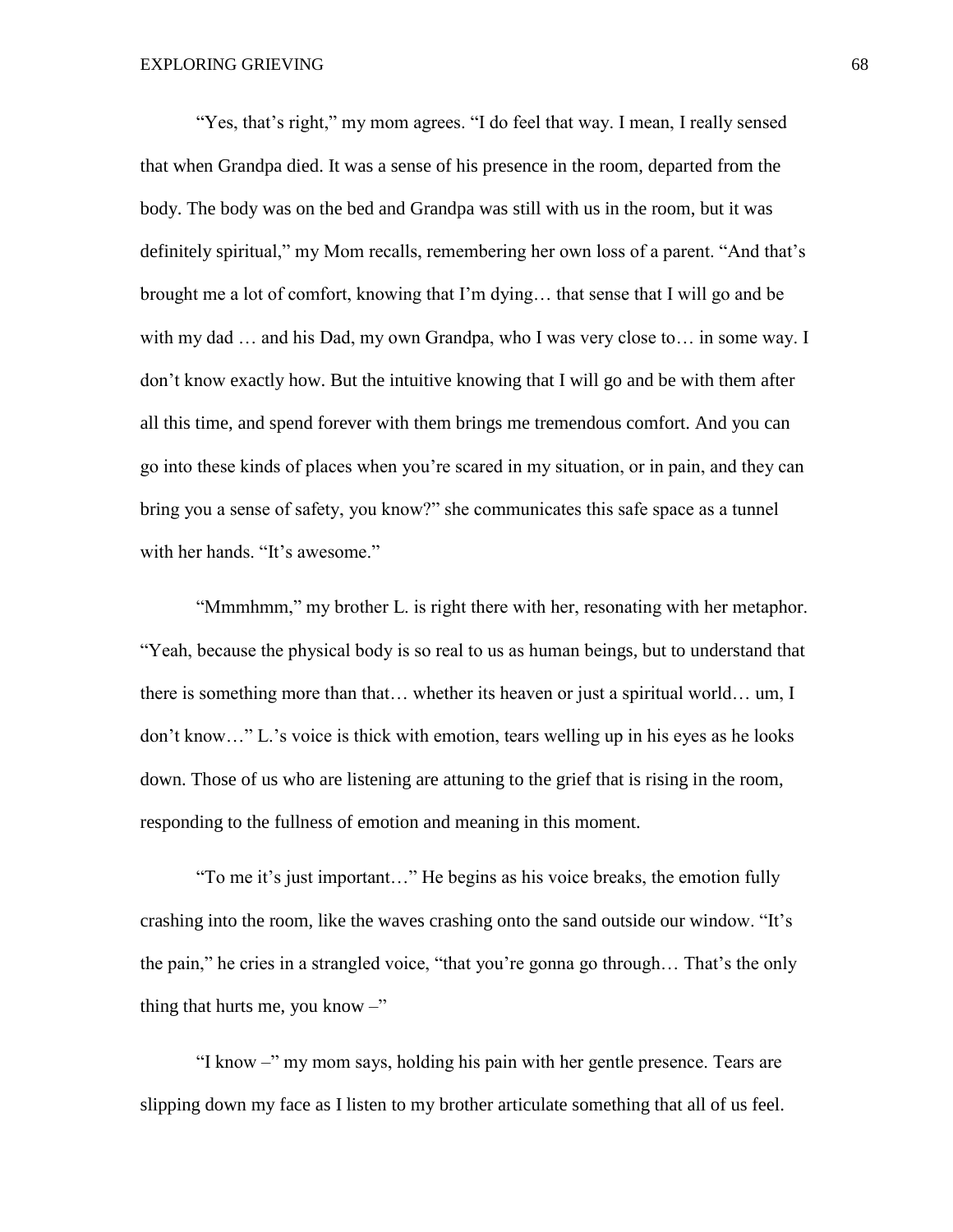"Yes, that's right," my mom agrees. "I do feel that way. I mean, I really sensed that when Grandpa died. It was a sense of his presence in the room, departed from the body. The body was on the bed and Grandpa was still with us in the room, but it was definitely spiritual," my Mom recalls, remembering her own loss of a parent. "And that's brought me a lot of comfort, knowing that I'm dying… that sense that I will go and be with my dad … and his Dad, my own Grandpa, who I was very close to… in some way. I don't know exactly how. But the intuitive knowing that I will go and be with them after all this time, and spend forever with them brings me tremendous comfort. And you can go into these kinds of places when you're scared in my situation, or in pain, and they can bring you a sense of safety, you know?" she communicates this safe space as a tunnel with her hands. "It's awesome."

"Mmmhmm," my brother L. is right there with her, resonating with her metaphor. "Yeah, because the physical body is so real to us as human beings, but to understand that there is something more than that… whether its heaven or just a spiritual world… um, I don't know…" L.'s voice is thick with emotion, tears welling up in his eyes as he looks down. Those of us who are listening are attuning to the grief that is rising in the room, responding to the fullness of emotion and meaning in this moment.

"To me it's just important…" He begins as his voice breaks, the emotion fully crashing into the room, like the waves crashing onto the sand outside our window. "It's the pain," he cries in a strangled voice, "that you're gonna go through… That's the only thing that hurts me, you know –"

"I know –" my mom says, holding his pain with her gentle presence. Tears are slipping down my face as I listen to my brother articulate something that all of us feel.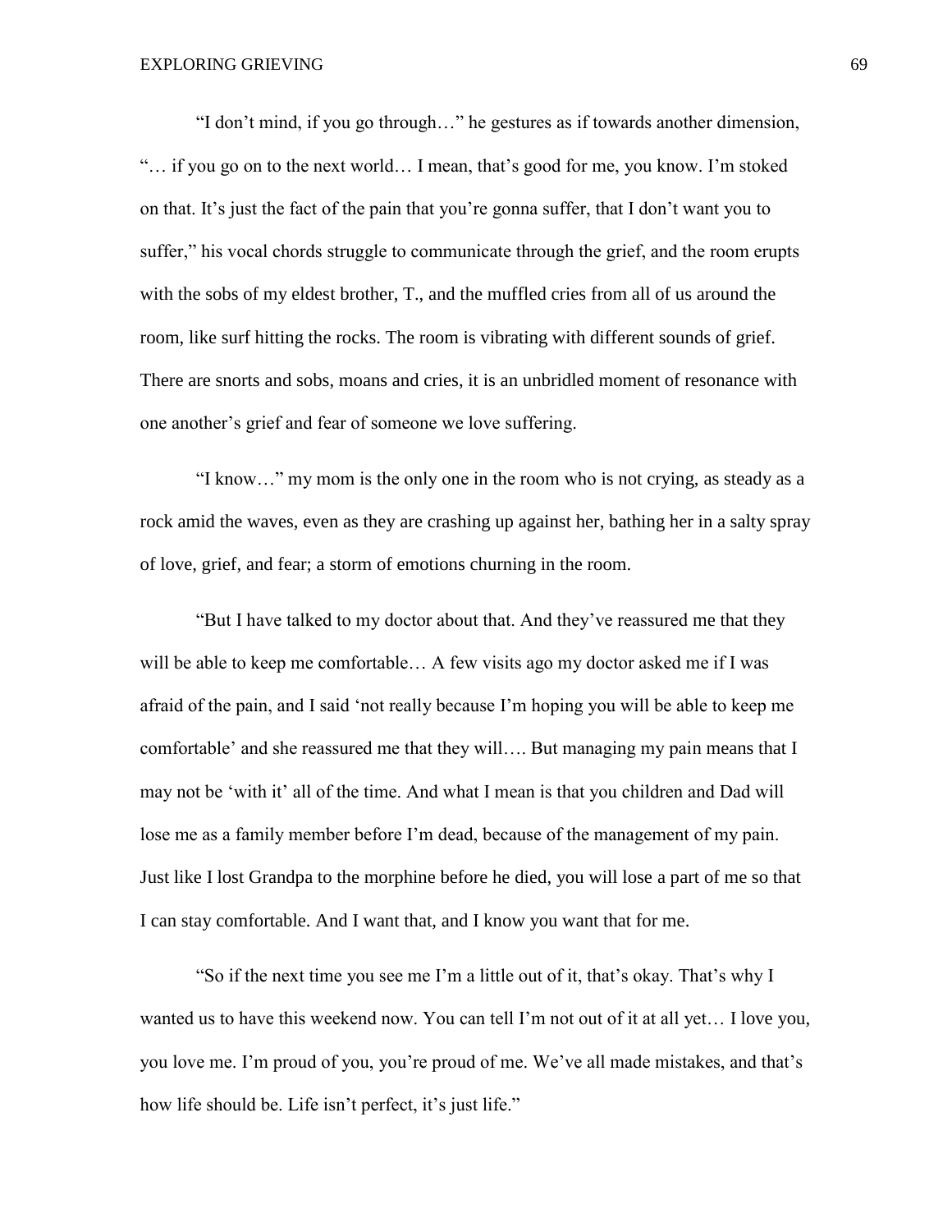"I don't mind, if you go through…" he gestures as if towards another dimension, "… if you go on to the next world… I mean, that's good for me, you know. I'm stoked on that. It's just the fact of the pain that you're gonna suffer, that I don't want you to suffer," his vocal chords struggle to communicate through the grief, and the room erupts with the sobs of my eldest brother, T., and the muffled cries from all of us around the room, like surf hitting the rocks. The room is vibrating with different sounds of grief. There are snorts and sobs, moans and cries, it is an unbridled moment of resonance with one another's grief and fear of someone we love suffering.

"I know…" my mom is the only one in the room who is not crying, as steady as a rock amid the waves, even as they are crashing up against her, bathing her in a salty spray of love, grief, and fear; a storm of emotions churning in the room.

"But I have talked to my doctor about that. And they've reassured me that they will be able to keep me comfortable… A few visits ago my doctor asked me if I was afraid of the pain, and I said 'not really because I'm hoping you will be able to keep me comfortable' and she reassured me that they will…. But managing my pain means that I may not be 'with it' all of the time. And what I mean is that you children and Dad will lose me as a family member before I'm dead, because of the management of my pain. Just like I lost Grandpa to the morphine before he died, you will lose a part of me so that I can stay comfortable. And I want that, and I know you want that for me.

"So if the next time you see me I'm a little out of it, that's okay. That's why I wanted us to have this weekend now. You can tell I'm not out of it at all yet… I love you, you love me. I'm proud of you, you're proud of me. We've all made mistakes, and that's how life should be. Life isn't perfect, it's just life."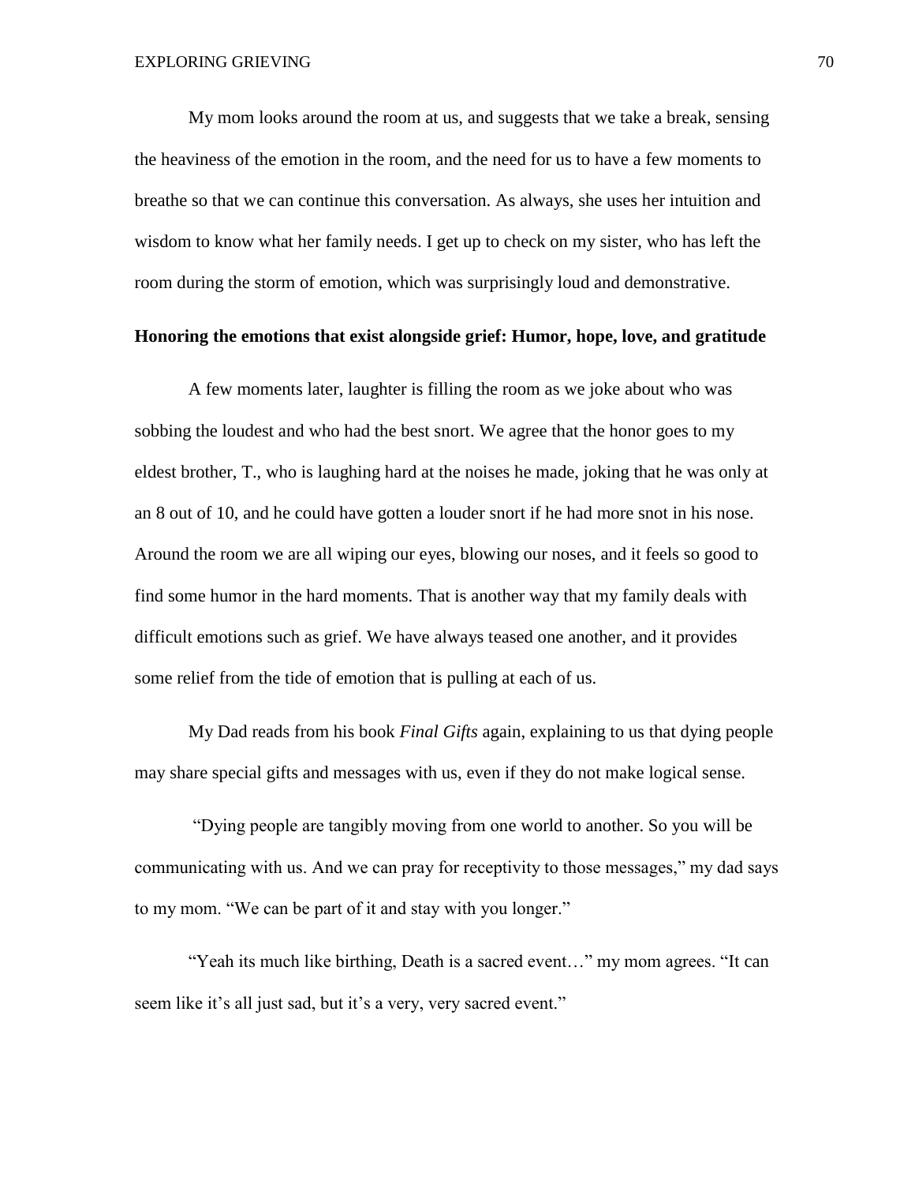My mom looks around the room at us, and suggests that we take a break, sensing the heaviness of the emotion in the room, and the need for us to have a few moments to breathe so that we can continue this conversation. As always, she uses her intuition and wisdom to know what her family needs. I get up to check on my sister, who has left the room during the storm of emotion, which was surprisingly loud and demonstrative.

### Honoring the emotions that exist alongside grief: Humor, hope, love, and gratitude

A few moments later, laughter is filling the room as we joke about who was sobbing the loudest and who had the best snort. We agree that the honor goes to my eldest brother, T., who is laughing hard at the noises he made, joking that he was only at an 8 out of 10, and he could have gotten a louder snort if he had more snot in his nose. Around the room we are all wiping our eyes, blowing our noses, and it feels so good to find some humor in the hard moments. That is another way that my family deals with difficult emotions such as grief. We have always teased one another, and it provides some relief from the tide of emotion that is pulling at each of us.

My Dad reads from his book *Final Gifts* again, explaining to us that dying people may share special gifts and messages with us, even if they do not make logical sense.

"Dying people are tangibly moving from one world to another. So you will be communicating with us. And we can pray for receptivity to those messages," my dad says to my mom. "We can be part of it and stay with you longer."

"Yeah its much like birthing, Death is a sacred event…" my mom agrees. "It can seem like it's all just sad, but it's a very, very sacred event."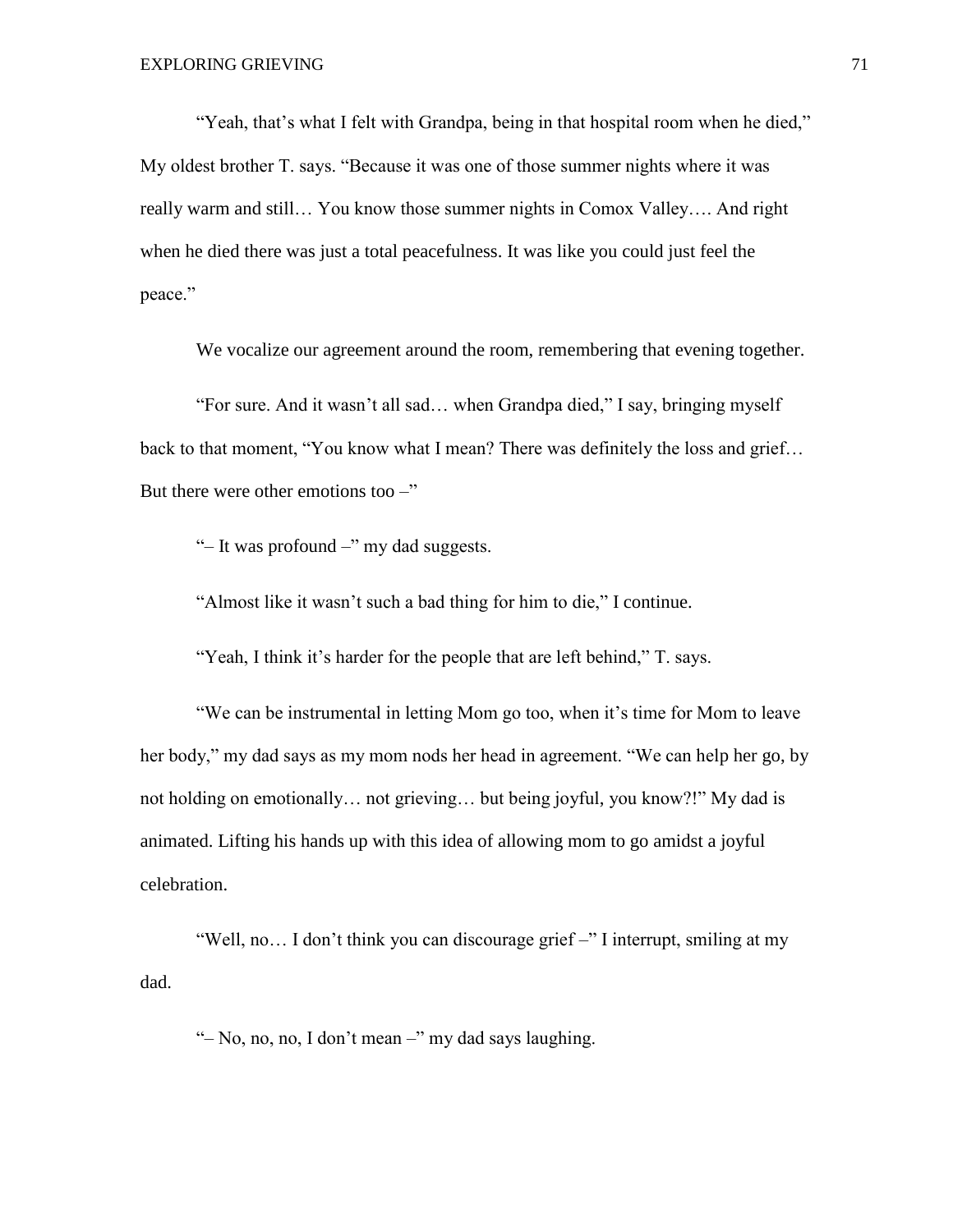"Yeah, that's what I felt with Grandpa, being in that hospital room when he died," My oldest brother T. says. "Because it was one of those summer nights where it was really warm and still… You know those summer nights in Comox Valley…. And right when he died there was just a total peacefulness. It was like you could just feel the peace."

We vocalize our agreement around the room, remembering that evening together.

"For sure. And it wasn't all sad… when Grandpa died," I say, bringing myself back to that moment, "You know what I mean? There was definitely the loss and grief… But there were other emotions too –"

"– It was profound –" my dad suggests.

"Almost like it wasn't such a bad thing for him to die," I continue.

"Yeah, I think it's harder for the people that are left behind," T. says.

"We can be instrumental in letting Mom go too, when it's time for Mom to leave her body," my dad says as my mom nods her head in agreement. "We can help her go, by not holding on emotionally… not grieving… but being joyful, you know?!" My dad is animated. Lifting his hands up with this idea of allowing mom to go amidst a joyful celebration.

"Well, no… I don't think you can discourage grief –" I interrupt, smiling at my dad.

"– No, no, no, I don't mean –" my dad says laughing.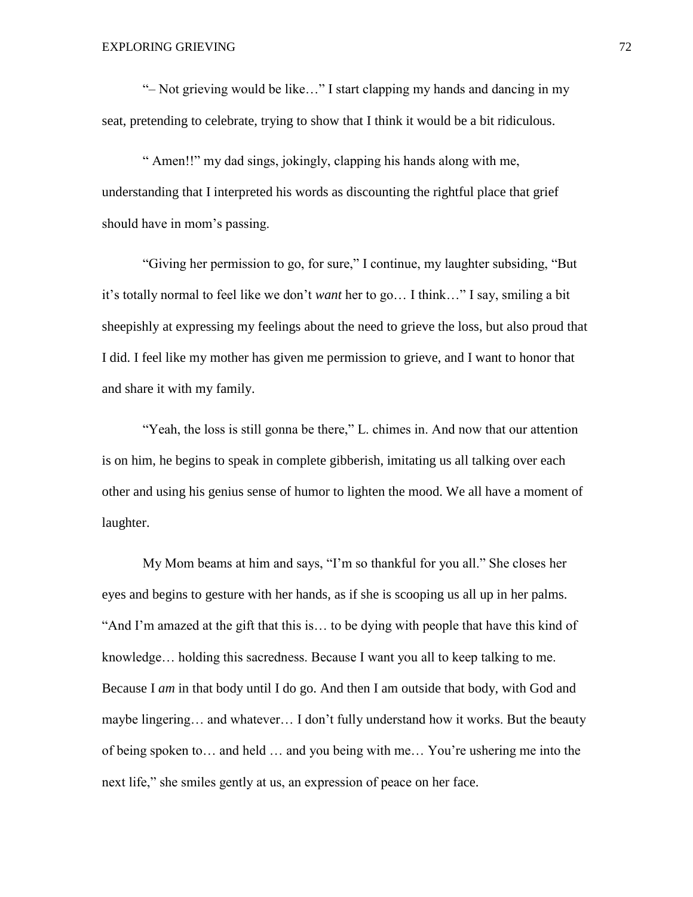"– Not grieving would be like…" I start clapping my hands and dancing in my seat, pretending to celebrate, trying to show that I think it would be a bit ridiculous.

" Amen!!" my dad sings, jokingly, clapping his hands along with me, understanding that I interpreted his words as discounting the rightful place that grief should have in mom's passing.

"Giving her permission to go, for sure," I continue, my laughter subsiding, "But it's totally normal to feel like we don't *want* her to go… I think…" I say, smiling a bit sheepishly at expressing my feelings about the need to grieve the loss, but also proud that I did. I feel like my mother has given me permission to grieve, and I want to honor that and share it with my family.

"Yeah, the loss is still gonna be there," L. chimes in. And now that our attention is on him, he begins to speak in complete gibberish, imitating us all talking over each other and using his genius sense of humor to lighten the mood. We all have a moment of laughter.

My Mom beams at him and says, "I'm so thankful for you all." She closes her eyes and begins to gesture with her hands, as if she is scooping us all up in her palms. "And I'm amazed at the gift that this is… to be dying with people that have this kind of knowledge… holding this sacredness. Because I want you all to keep talking to me. Because I *am* in that body until I do go. And then I am outside that body, with God and maybe lingering… and whatever… I don't fully understand how it works. But the beauty of being spoken to… and held … and you being with me… You're ushering me into the next life," she smiles gently at us, an expression of peace on her face.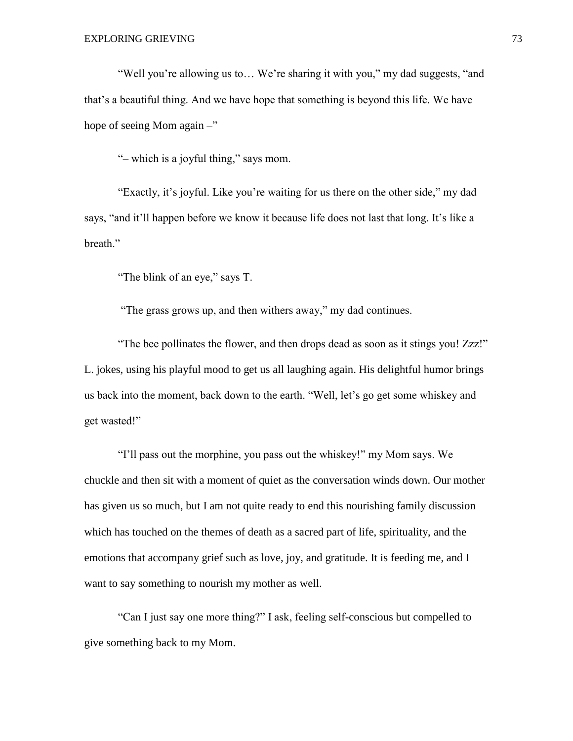"Well you're allowing us to… We're sharing it with you," my dad suggests, "and that's a beautiful thing. And we have hope that something is beyond this life. We have hope of seeing Mom again –"

"– which is a joyful thing," says mom.

"Exactly, it's joyful. Like you're waiting for us there on the other side," my dad says, "and it'll happen before we know it because life does not last that long. It's like a breath."

"The blink of an eye," says T.

"The grass grows up, and then withers away," my dad continues.

"The bee pollinates the flower, and then drops dead as soon as it stings you! *Zzz*!" L. jokes, using his playful mood to get us all laughing again. His delightful humor brings us back into the moment, back down to the earth. "Well, let's go get some whiskey and get wasted!"

"I'll pass out the morphine, you pass out the whiskey!" my Mom says. We chuckle and then sit with a moment of quiet as the conversation winds down. Our mother has given us so much, but I am not quite ready to end this nourishing family discussion which has touched on the themes of death as a sacred part of life, spirituality, and the emotions that accompany grief such as love, joy, and gratitude. It is feeding me, and I want to say something to nourish my mother as well.

"Can I just say one more thing?" I ask, feeling self-conscious but compelled to give something back to my Mom.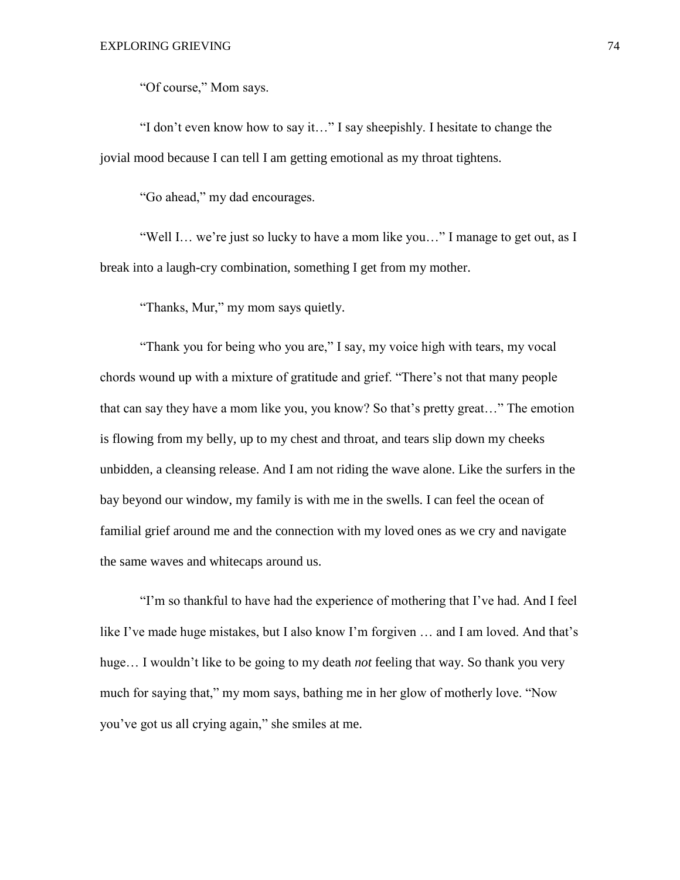"Of course," Mom says.

"I don't even know how to say it…" I say sheepishly. I hesitate to change the jovial mood because I can tell I am getting emotional as my throat tightens.

"Go ahead," my dad encourages.

"Well I… we're just so lucky to have a mom like you…" I manage to get out, as I break into a laugh-cry combination, something I get from my mother.

"Thanks, Mur," my mom says quietly.

"Thank you for being who you are," I say, my voice high with tears, my vocal chords wound up with a mixture of gratitude and grief. "There's not that many people that can say they have a mom like you, you know? So that's pretty great…" The emotion is flowing from my belly, up to my chest and throat, and tears slip down my cheeks unbidden, a cleansing release. And I am not riding the wave alone. Like the surfers in the bay beyond our window, my family is with me in the swells. I can feel the ocean of familial grief around me and the connection with my loved ones as we cry and navigate the same waves and whitecaps around us.

"I'm so thankful to have had the experience of mothering that I've had. And I feel like I've made huge mistakes, but I also know I'm forgiven … and I am loved. And that's huge… I wouldn't like to be going to my death *not* feeling that way. So thank you very much for saying that," my mom says, bathing me in her glow of motherly love. "Now you've got us all crying again," she smiles at me.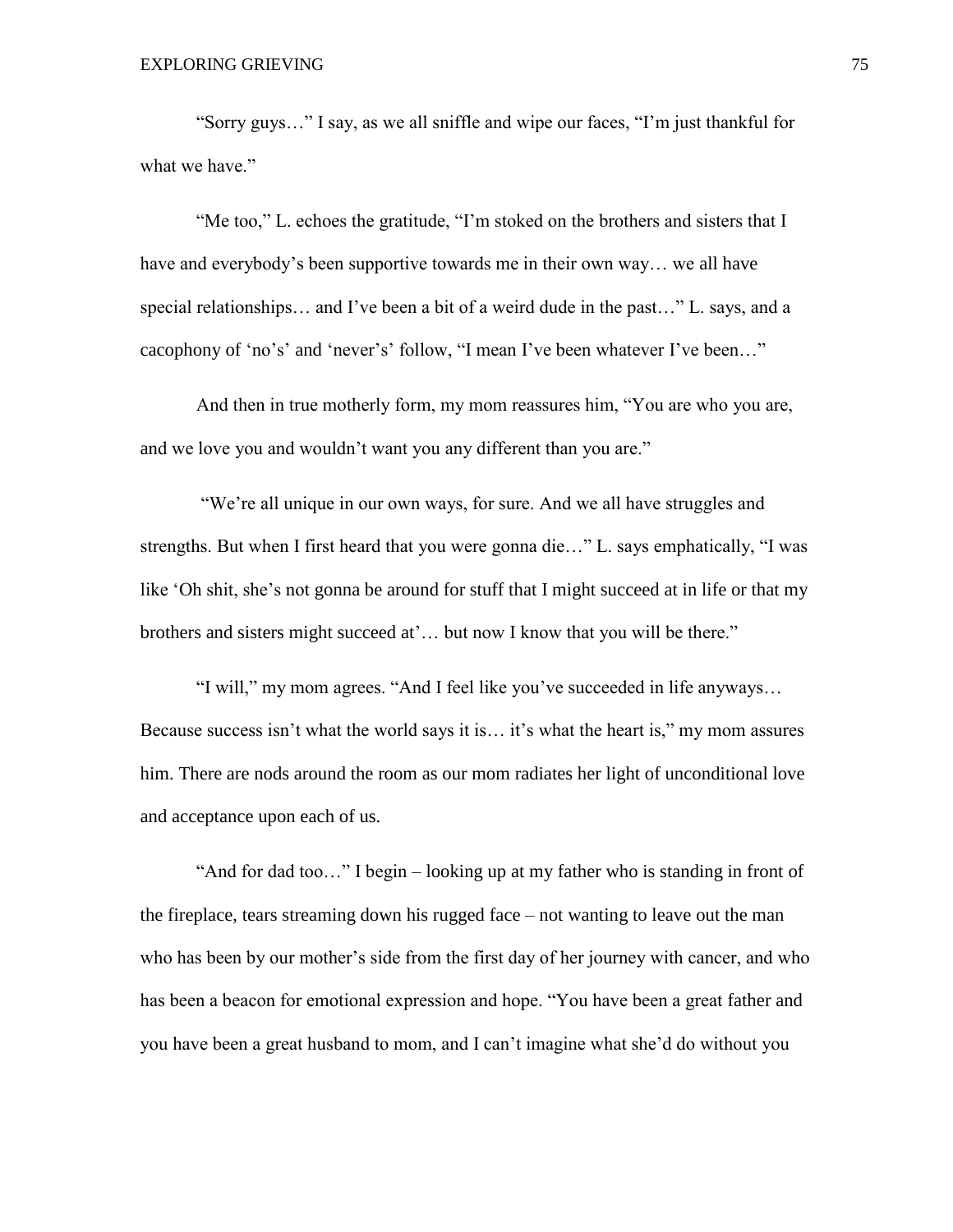"Sorry guys…" I say, as we all sniffle and wipe our faces, "I'm just thankful for what we have."

"Me too," L. echoes the gratitude, "I'm stoked on the brothers and sisters that I have and everybody's been supportive towards me in their own way… we all have special relationships… and I've been a bit of a weird dude in the past…" L. says, and a cacophony of 'no's' and 'never's' follow, "I mean I've been whatever I've been…"

And then in true motherly form, my mom reassures him, "You are who you are, and we love you and wouldn't want you any different than you are."

"We're all unique in our own ways, for sure. And we all have struggles and strengths. But when I first heard that you were gonna die…" L. says emphatically, "I was like 'Oh shit, she's not gonna be around for stuff that I might succeed at in life or that my brothers and sisters might succeed at'… but now I know that you will be there."

"I will," my mom agrees. "And I feel like you've succeeded in life anyways… Because success isn't what the world says it is… it's what the heart is," my mom assures him. There are nods around the room as our mom radiates her light of unconditional love and acceptance upon each of us.

"And for dad too…" I begin – looking up at my father who is standing in front of the fireplace, tears streaming down his rugged face – not wanting to leave out the man who has been by our mother's side from the first day of her journey with cancer, and who has been a beacon for emotional expression and hope. "You have been a great father and you have been a great husband to mom, and I can't imagine what she'd do without you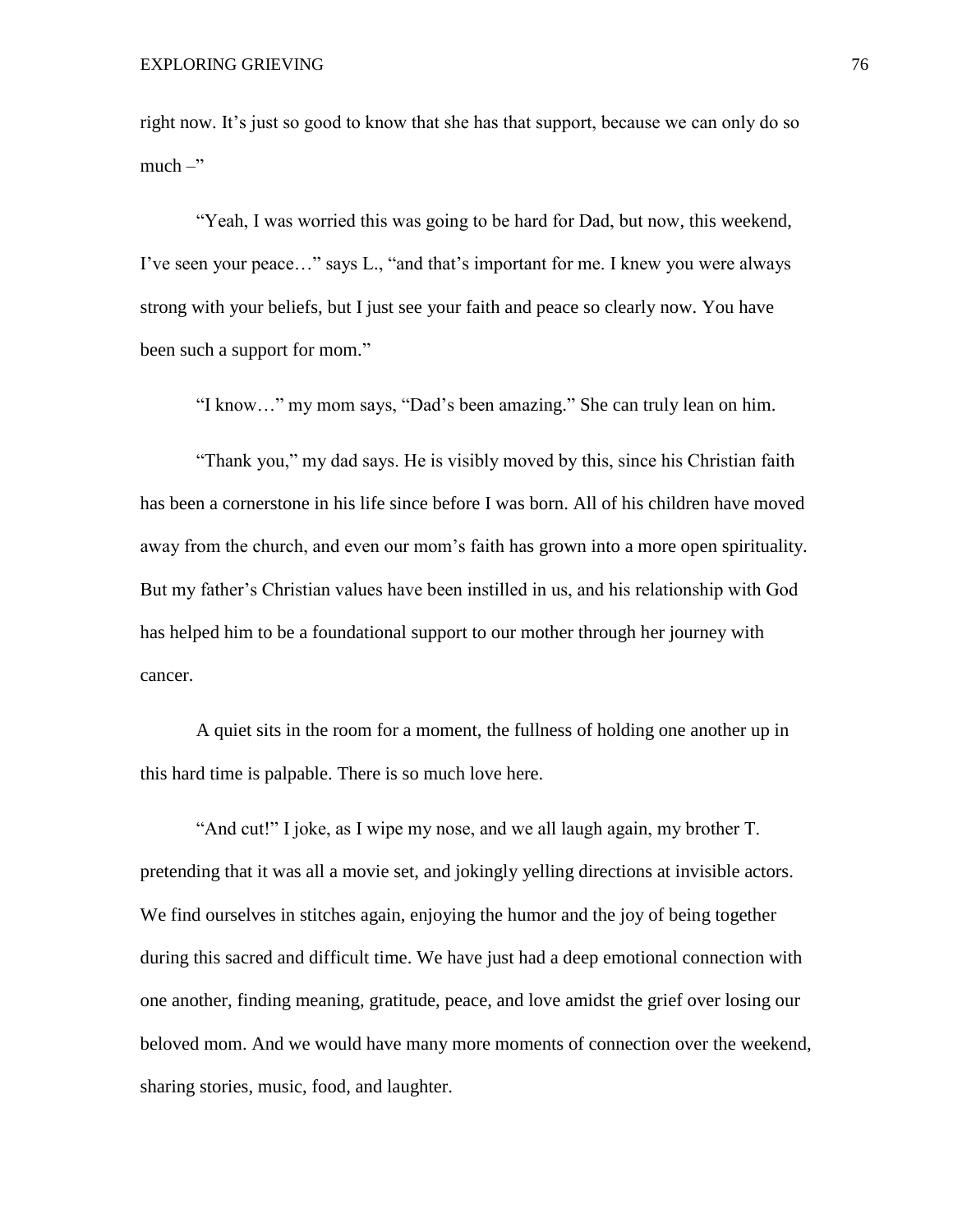right now. It's just so good to know that she has that support, because we can only do so much –"

"Yeah, I was worried this was going to be hard for Dad, but now, this weekend, I've seen your peace…" says L., "and that's important for me. I knew you were always strong with your beliefs, but I just see your faith and peace so clearly now. You have been such a support for mom."

"I know…" my mom says, "Dad's been amazing." She can truly lean on him.

"Thank you," my dad says. He is visibly moved by this, since his Christian faith has been a cornerstone in his life since before I was born. All of his children have moved away from the church, and even our mom's faith has grown into a more open spirituality. But my father's Christian values have been instilled in us, and his relationship with God has helped him to be a foundational support to our mother through her journey with cancer.

A quiet sits in the room for a moment, the fullness of holding one another up in this hard time is palpable. There is so much love here.

"And cut!" I joke, as I wipe my nose, and we all laugh again, my brother T. pretending that it was all a movie set, and jokingly yelling directions at invisible actors. We find ourselves in stitches again, enjoying the humor and the joy of being together during this sacred and difficult time. We have just had a deep emotional connection with one another, finding meaning, gratitude, peace, and love amidst the grief over losing our beloved mom. And we would have many more moments of connection over the weekend, sharing stories, music, food, and laughter.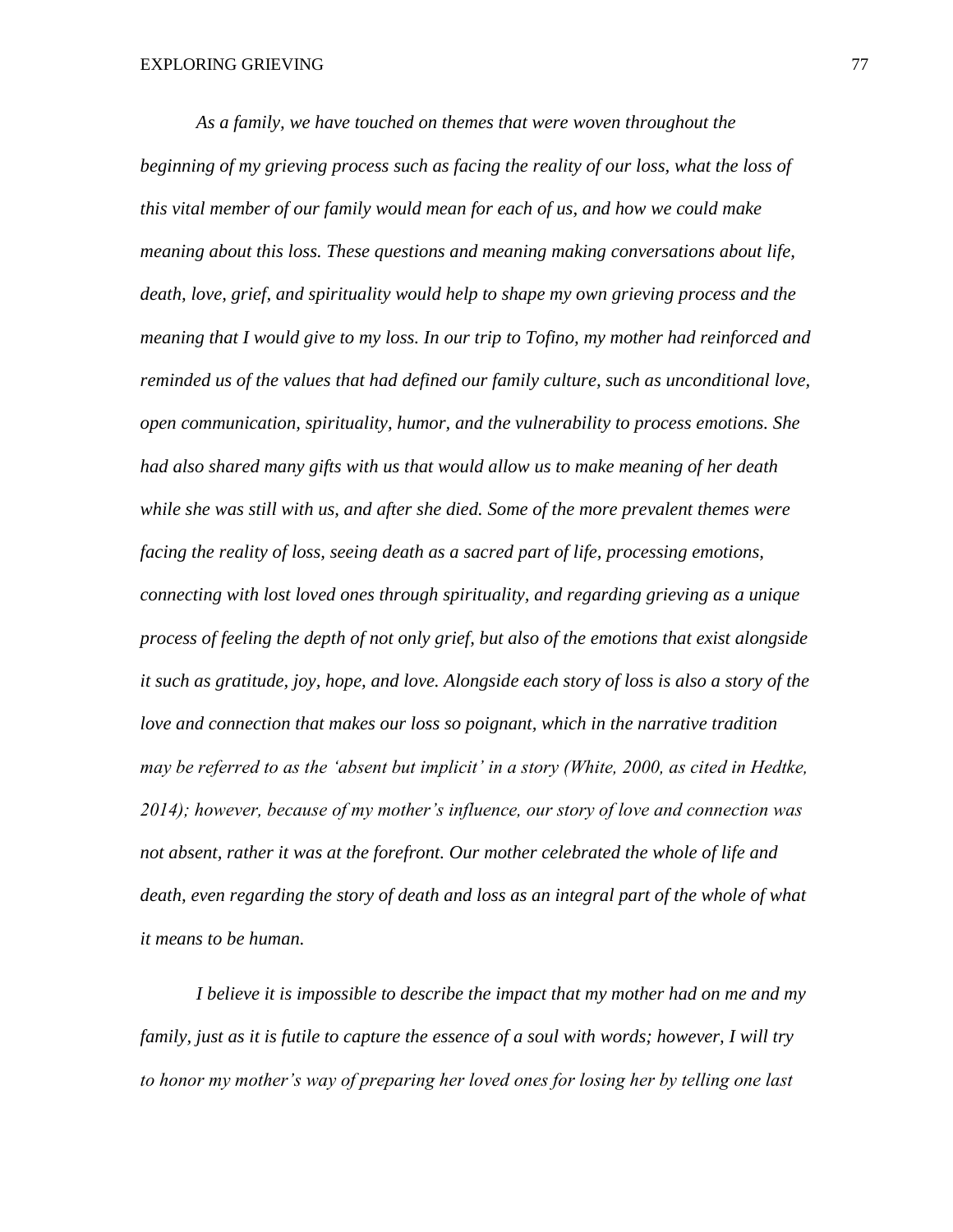*As a family, we have touched on themes that were woven throughout the beginning of my grieving process such as facing the reality of our loss, what the loss of this vital member of our family would mean for each of us, and how we could make meaning about this loss. These questions and meaning making conversations about life, death, love, grief, and spirituality would help to shape my own grieving process and the meaning that I would give to my loss. In our trip to Tofino, my mother had reinforced and reminded us of the values that had defined our family culture, such as unconditional love, open communication, spirituality, humor, and the vulnerability to process emotions. She had also shared many gifts with us that would allow us to make meaning of her death while she was still with us, and after she died. Some of the more prevalent themes were facing the reality of loss, seeing death as a sacred part of life, processing emotions, connecting with lost loved ones through spirituality, and regarding grieving as a unique process of feeling the depth of not only grief, but also of the emotions that exist alongside it such as gratitude, joy, hope, and love. Alongside each story of loss is also a story of the love and connection that makes our loss so poignant, which in the narrative tradition may be referred to as the 'absent but implicit' in a story (White, 2000, as cited in Hedtke, 2014); however, because of my mother's influence, our story of love and connection was not absent, rather it was at the forefront. Our mother celebrated the whole of life and death, even regarding the story of death and loss as an integral part of the whole of what it means to be human.*

*I believe it is impossible to describe the impact that my mother had on me and my family, just as it is futile to capture the essence of a soul with words; however, I will try to honor my mother's way of preparing her loved ones for losing her by telling one last*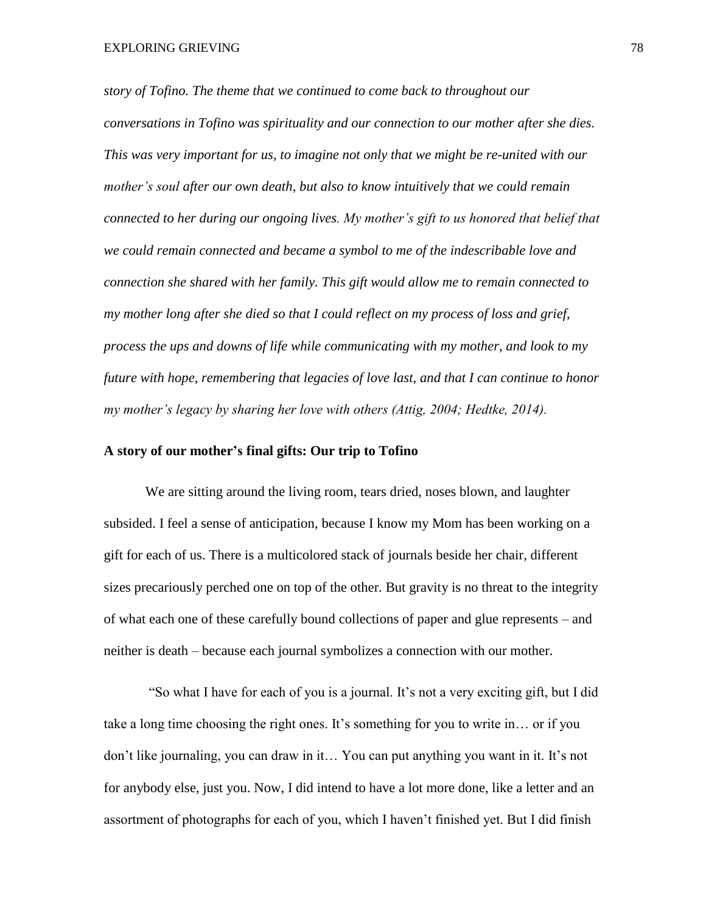*story of Tofino. The theme that we continued to come back to throughout our conversations in Tofino was spirituality and our connection to our mother after she dies. This was very important for us, to imagine not only that we might be re-united with our mother's soul after our own death, but also to know intuitively that we could remain connected to her during our ongoing lives. My mother's gift to us honored that belief that we could remain connected and became a symbol to me of the indescribable love and connection she shared with her family. This gift would allow me to remain connected to my mother long after she died so that I could reflect on my process of loss and grief, process the ups and downs of life while communicating with my mother, and look to my future with hope, remembering that legacies of love last, and that I can continue to honor my mother's legacy by sharing her love with others (Attig, 2004; Hedtke, 2014).*

**A story of our mother's final gifts: Our trip to Tofino**

We are sitting around the living room, tears dried, noses blown, and laughter subsided. I feel a sense of anticipation, because I know my Mom has been working on a gift for each of us. There is a multicolored stack of journals beside her chair, different sizes precariously perched one on top of the other. But gravity is no threat to the integrity of what each one of these carefully bound collections of paper and glue represents – and neither is death – because each journal symbolizes a connection with our mother.

"So what I have for each of you is a journal. It's not a very exciting gift, but I did take a long time choosing the right ones. It's something for you to write in… or if you don't like journaling, you can draw in it… You can put anything you want in it. It's not for anybody else, just you. Now, I did intend to have a lot more done, like a letter and an assortment of photographs for each of you, which I haven't finished yet. But I did finish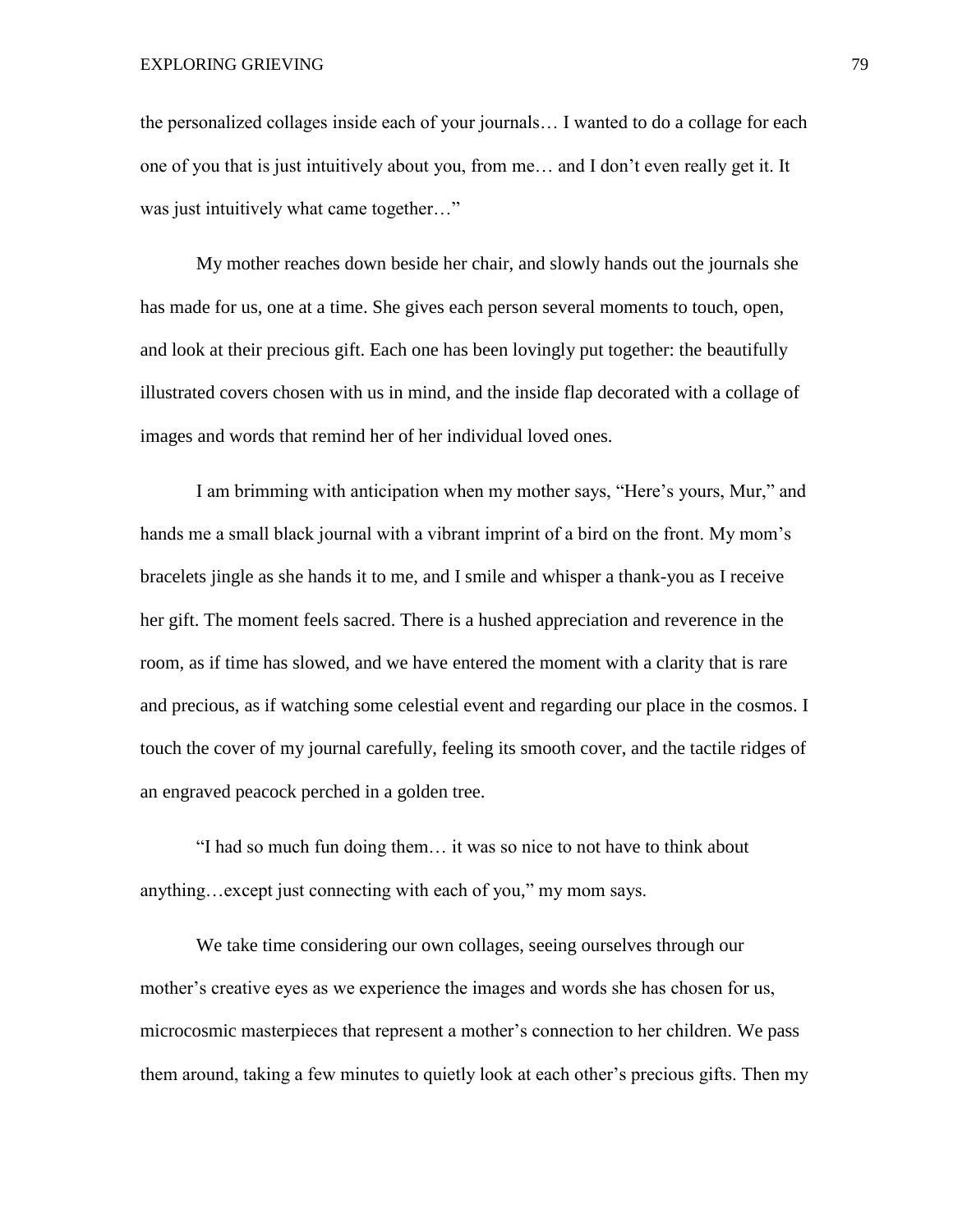the personalized collages inside each of your journals… I wanted to do a collage for each one of you that is just intuitively about you, from me… and I don't even really get it. It was just intuitively what came together…"

My mother reaches down beside her chair, and slowly hands out the journals she has made for us, one at a time. She gives each person several moments to touch, open, and look at their precious gift. Each one has been lovingly put together: the beautifully illustrated covers chosen with us in mind, and the inside flap decorated with a collage of images and words that remind her of her individual loved ones.

I am brimming with anticipation when my mother says, "Here's yours, Mur," and hands me a small black journal with a vibrant imprint of a bird on the front. My mom's bracelets jingle as she hands it to me, and I smile and whisper a thank-you as I receive her gift. The moment feels sacred. There is a hushed appreciation and reverence in the room, as if time has slowed, and we have entered the moment with a clarity that is rare and precious, as if watching some celestial event and regarding our place in the cosmos. I touch the cover of my journal carefully, feeling its smooth cover, and the tactile ridges of an engraved peacock perched in a golden tree.

"I had so much fun doing them… it was so nice to not have to think about anything…except just connecting with each of you," my mom says.

We take time considering our own collages, seeing ourselves through our mother's creative eyes as we experience the images and words she has chosen for us, microcosmic masterpieces that represent a mother's connection to her children. We pass them around, taking a few minutes to quietly look at each other's precious gifts. Then my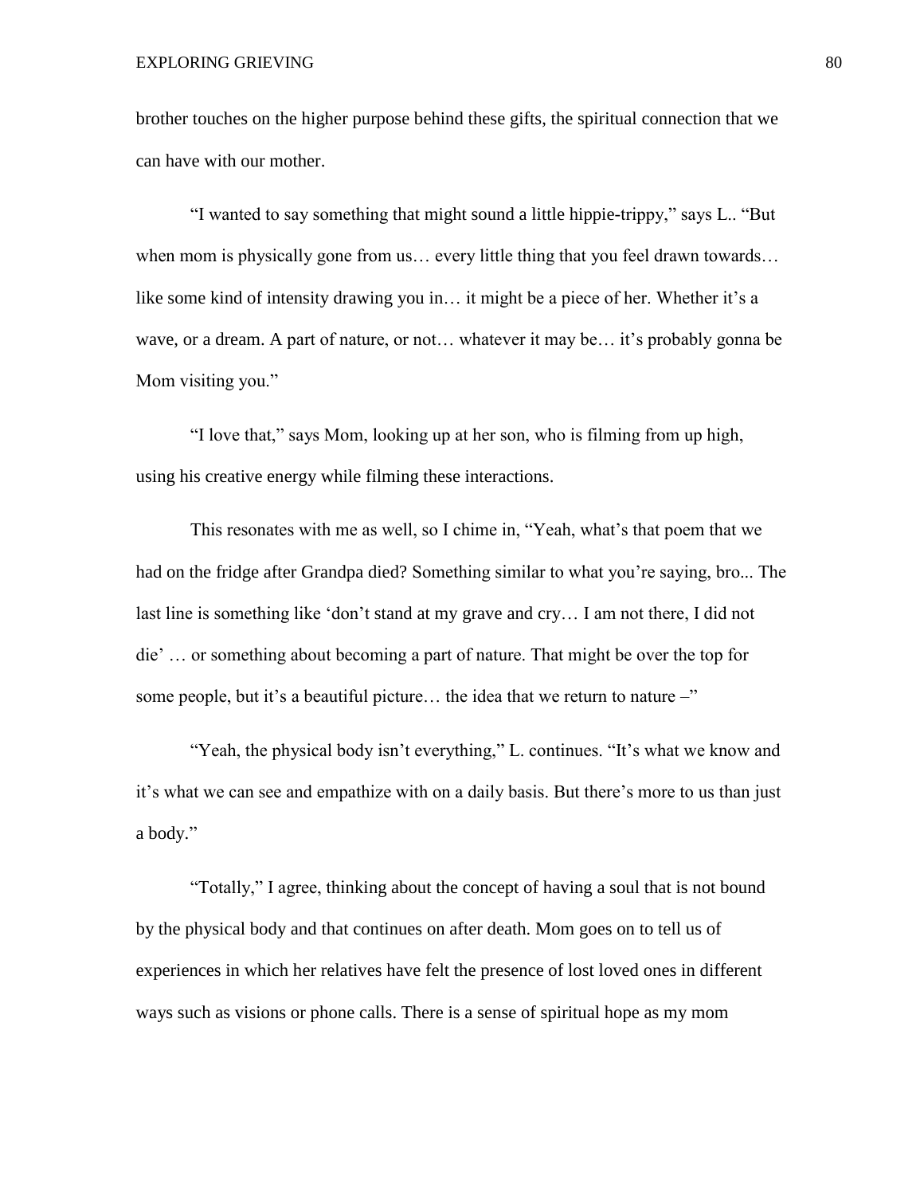brother touches on the higher purpose behind these gifts, the spiritual connection that we can have with our mother.

"I wanted to say something that might sound a little hippie-trippy," says L.. "But when mom is physically gone from us… every little thing that you feel drawn towards… like some kind of intensity drawing you in… it might be a piece of her. Whether it's a wave, or a dream. A part of nature, or not… whatever it may be… it's probably gonna be Mom visiting you."

"I love that," says Mom, looking up at her son, who is filming from up high, using his creative energy while filming these interactions.

This resonates with me as well, so I chime in, "Yeah, what's that poem that we had on the fridge after Grandpa died? Something similar to what you're saying, bro... The last line is something like 'don't stand at my grave and cry… I am not there, I did not die' … or something about becoming a part of nature. That might be over the top for some people, but it's a beautiful picture… the idea that we return to nature –"

"Yeah, the physical body isn't everything," L. continues. "It's what we know and it's what we can see and empathize with on a daily basis. But there's more to us than just a body."

"Totally," I agree, thinking about the concept of having a soul that is not bound by the physical body and that continues on after death. Mom goes on to tell us of experiences in which her relatives have felt the presence of lost loved ones in different ways such as visions or phone calls. There is a sense of spiritual hope as my mom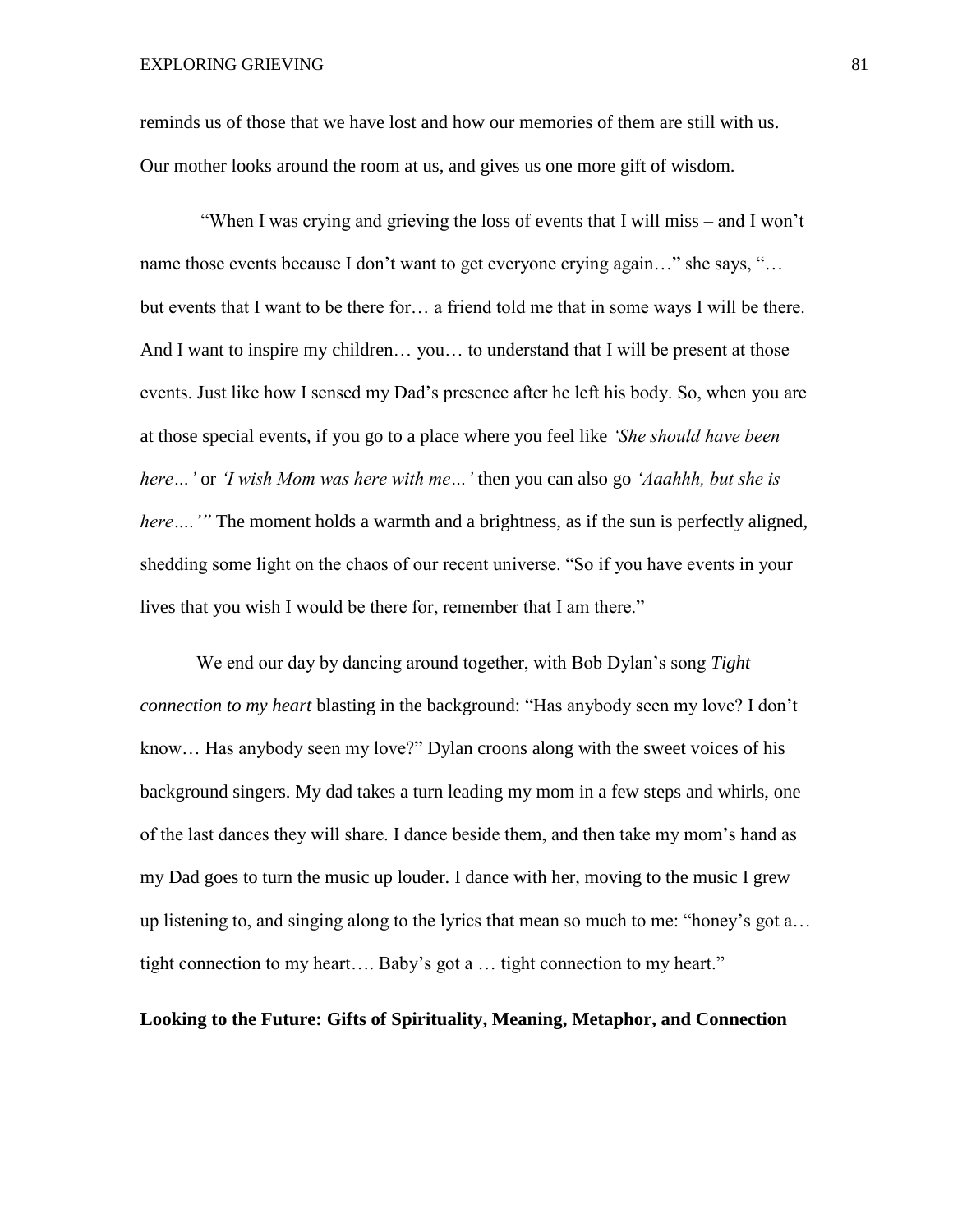reminds us of those that we have lost and how our memories of them are still with us. Our mother looks around the room at us, and gives us one more gift of wisdom.

"When I was crying and grieving the loss of events that I will miss – and I won't name those events because I don't want to get everyone crying again…" she says, "… but events that I want to be there for… a friend told me that in some ways I will be there. And I want to inspire my children… you… to understand that I will be present at those events. Just like how I sensed my Dad's presence after he left his body. So, when you are at those special events, if you go to a place where you feel like *'She should have been here…'* or *'I wish Mom was here with me…'* then you can also go *'Aaahhh, but she is here….'"* The moment holds a warmth and a brightness, as if the sun is perfectly aligned, shedding some light on the chaos of our recent universe. "So if you have events in your lives that you wish I would be there for, remember that I am there."

We end our day by dancing around together, with Bob Dylan's song *Tight connection to my heart* blasting in the background: "Has anybody seen my love? I don't know… Has anybody seen my love?" Dylan croons along with the sweet voices of his background singers. My dad takes a turn leading my mom in a few steps and whirls, one of the last dances they will share. I dance beside them, and then take my mom's hand as my Dad goes to turn the music up louder. I dance with her, moving to the music I grew up listening to, and singing along to the lyrics that mean so much to me: "honey's got a… tight connection to my heart…. Baby's got a … tight connection to my heart."

**Looking to the Future: Gifts of Spirituality, Meaning, Metaphor, and Connection**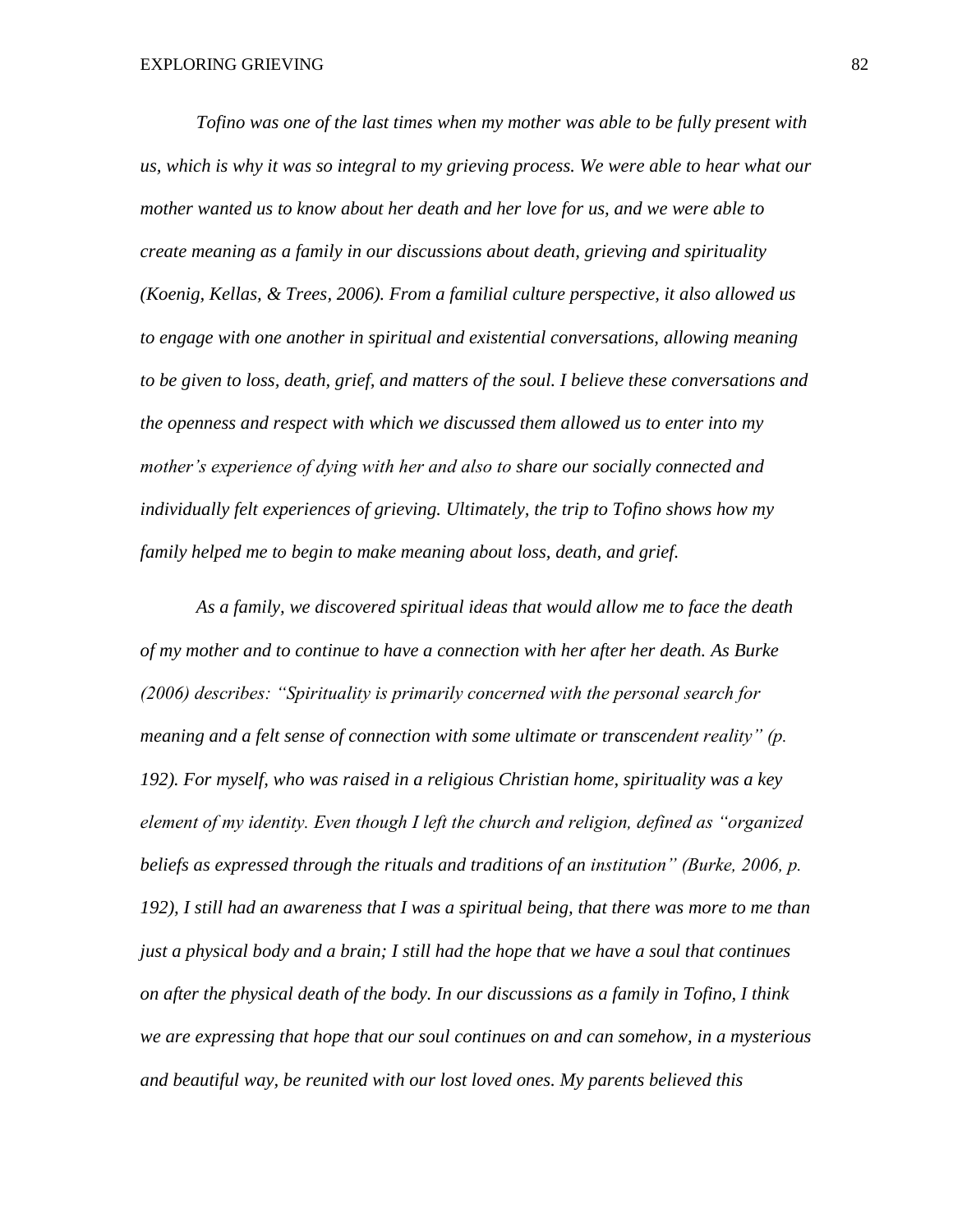*Tofino was one of the last times when my mother was able to be fully present with us, which is why it was so integral to my grieving process. We were able to hear what our mother wanted us to know about her death and her love for us, and we were able to create meaning as a family in our discussions about death, grieving and spirituality (Koenig, Kellas, & Trees, 2006). From a familial culture perspective, it also allowed us to engage with one another in spiritual and existential conversations, allowing meaning to be given to loss, death, grief, and matters of the soul. I believe these conversations and the openness and respect with which we discussed them allowed us to enter into my mother's experience of dying with her and also to share our socially connected and individually felt experiences of grieving. Ultimately, the trip to Tofino shows how my family helped me to begin to make meaning about loss, death, and grief.*

*As a family, we discovered spiritual ideas that would allow me to face the death of my mother and to continue to have a connection with her after her death. As Burke (2006) describes: "Spirituality is primarily concerned with the personal search for meaning and a felt sense of connection with some ultimate or transcendent reality" (p. 192). For myself, who was raised in a religious Christian home, spirituality was a key element of my identity. Even though I left the church and religion, defined as "organized beliefs as expressed through the rituals and traditions of an institution" (Burke, 2006, p. 192), I still had an awareness that I was a spiritual being, that there was more to me than just a physical body and a brain; I still had the hope that we have a soul that continues on after the physical death of the body. In our discussions as a family in Tofino, I think we are expressing that hope that our soul continues on and can somehow, in a mysterious and beautiful way, be reunited with our lost loved ones. My parents believed this*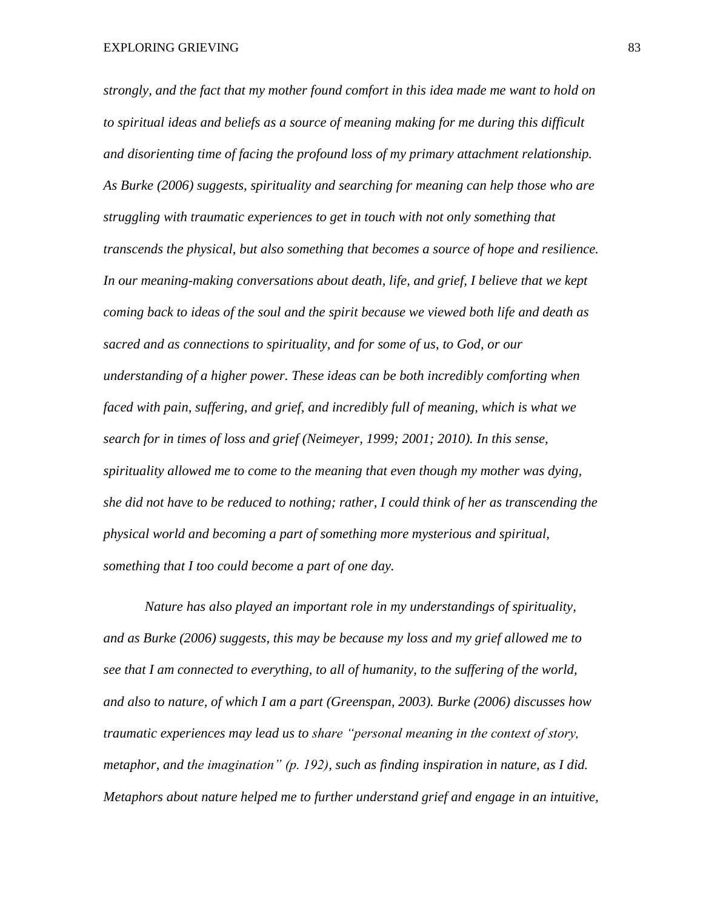*strongly, and the fact that my mother found comfort in this idea made me want to hold on to spiritual ideas and beliefs as a source of meaning making for me during this difficult and disorienting time of facing the profound loss of my primary attachment relationship. As Burke (2006) suggests, spirituality and searching for meaning can help those who are struggling with traumatic experiences to get in touch with not only something that transcends the physical, but also something that becomes a source of hope and resilience. In our meaning-making conversations about death, life, and grief, I believe that we kept coming back to ideas of the soul and the spirit because we viewed both life and death as sacred and as connections to spirituality, and for some of us, to God, or our understanding of a higher power. These ideas can be both incredibly comforting when faced with pain, suffering, and grief, and incredibly full of meaning, which is what we search for in times of loss and grief (Neimeyer, 1999; 2001; 2010). In this sense, spirituality allowed me to come to the meaning that even though my mother was dying, she did not have to be reduced to nothing; rather, I could think of her as transcending the physical world and becoming a part of something more mysterious and spiritual, something that I too could become a part of one day.*

*Nature has also played an important role in my understandings of spirituality, and as Burke (2006) suggests, this may be because my loss and my grief allowed me to see that I am connected to everything, to all of humanity, to the suffering of the world, and also to nature, of which I am a part (Greenspan, 2003). Burke (2006) discusses how traumatic experiences may lead us to share "personal meaning in the context of story, metaphor, and the imagination" (p. 192), such as finding inspiration in nature, as I did. Metaphors about nature helped me to further understand grief and engage in an intuitive,*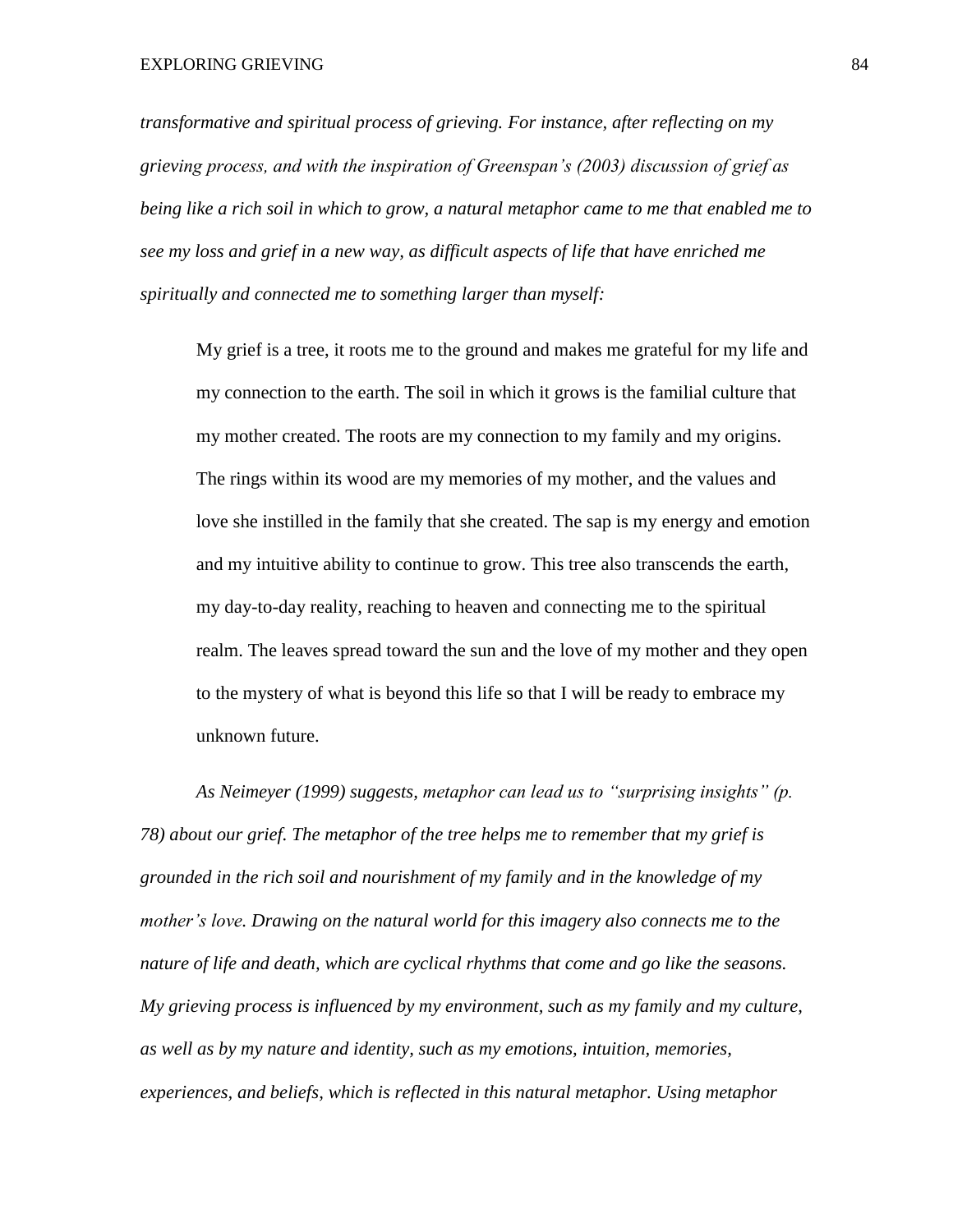*transformative and spiritual process of grieving. For instance, after reflecting on my grieving process, and with the inspiration of Greenspan's (2003) discussion of grief as being like a rich soil in which to grow, a natural metaphor came to me that enabled me to see my loss and grief in a new way, as difficult aspects of life that have enriched me spiritually and connected me to something larger than myself:*

> My grief is a tree, it roots me to the ground and makes me grateful for my life and my connection to the earth. The soil in which it grows is the familial culture that my mother created. The roots are my connection to my family and my origins. The rings within its wood are my memories of my mother, and the values and love she instilled in the family that she created. The sap is my energy and emotion and my intuitive ability to continue to grow. This tree also transcends the earth, my day-to-day reality, reaching to heaven and connecting me to the spiritual realm. The leaves spread toward the sun and the love of my mother and they open to the mystery of what is beyond this life so that I will be ready to embrace my unknown future.

*As Neimeyer (1999) suggests, metaphor can lead us to "surprising insights" (p. 78) about our grief. The metaphor of the tree helps me to remember that my grief is grounded in the rich soil and nourishment of my family and in the knowledge of my mother's love. Drawing on the natural world for this imagery also connects me to the nature of life and death, which are cyclical rhythms that come and go like the seasons. My grieving process is influenced by my environment, such as my family and my culture, as well as by my nature and identity, such as my emotions, intuition, memories, experiences, and beliefs, which is reflected in this natural metaphor. Using metaphor*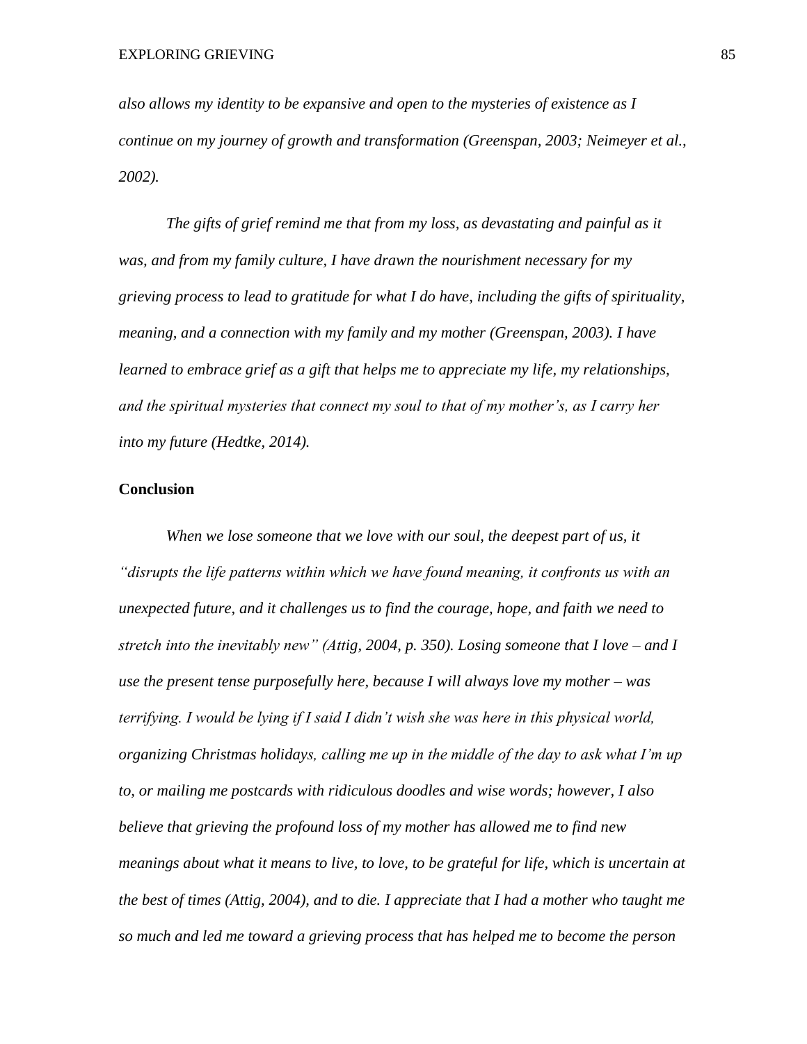*also allows my identity to be expansive and open to the mysteries of existence as I continue on my journey of growth and transformation (Greenspan, 2003; Neimeyer et al., 2002).*

*The gifts of grief remind me that from my loss, as devastating and painful as it was, and from my family culture, I have drawn the nourishment necessary for my grieving process to lead to gratitude for what I do have, including the gifts of spirituality, meaning, and a connection with my family and my mother (Greenspan, 2003). I have learned to embrace grief as a gift that helps me to appreciate my life, my relationships, and the spiritual mysteries that connect my soul to that of my mother's, as I carry her into my future (Hedtke, 2014).*

**Conclusion**

*When we lose someone that we love with our soul, the deepest part of us, it "disrupts the life patterns within which we have found meaning, it confronts us with an unexpected future, and it challenges us to find the courage, hope, and faith we need to stretch into the inevitably new" (Attig, 2004, p. 350). Losing someone that I love – and I use the present tense purposefully here, because I will always love my mother – was terrifying. I would be lying if I said I didn't wish she was here in this physical world, organizing Christmas holidays, calling me up in the middle of the day to ask what I'm up to, or mailing me postcards with ridiculous doodles and wise words; however, I also believe that grieving the profound loss of my mother has allowed me to find new meanings about what it means to live, to love, to be grateful for life, which is uncertain at the best of times (Attig, 2004), and to die. I appreciate that I had a mother who taught me so much and led me toward a grieving process that has helped me to become the person*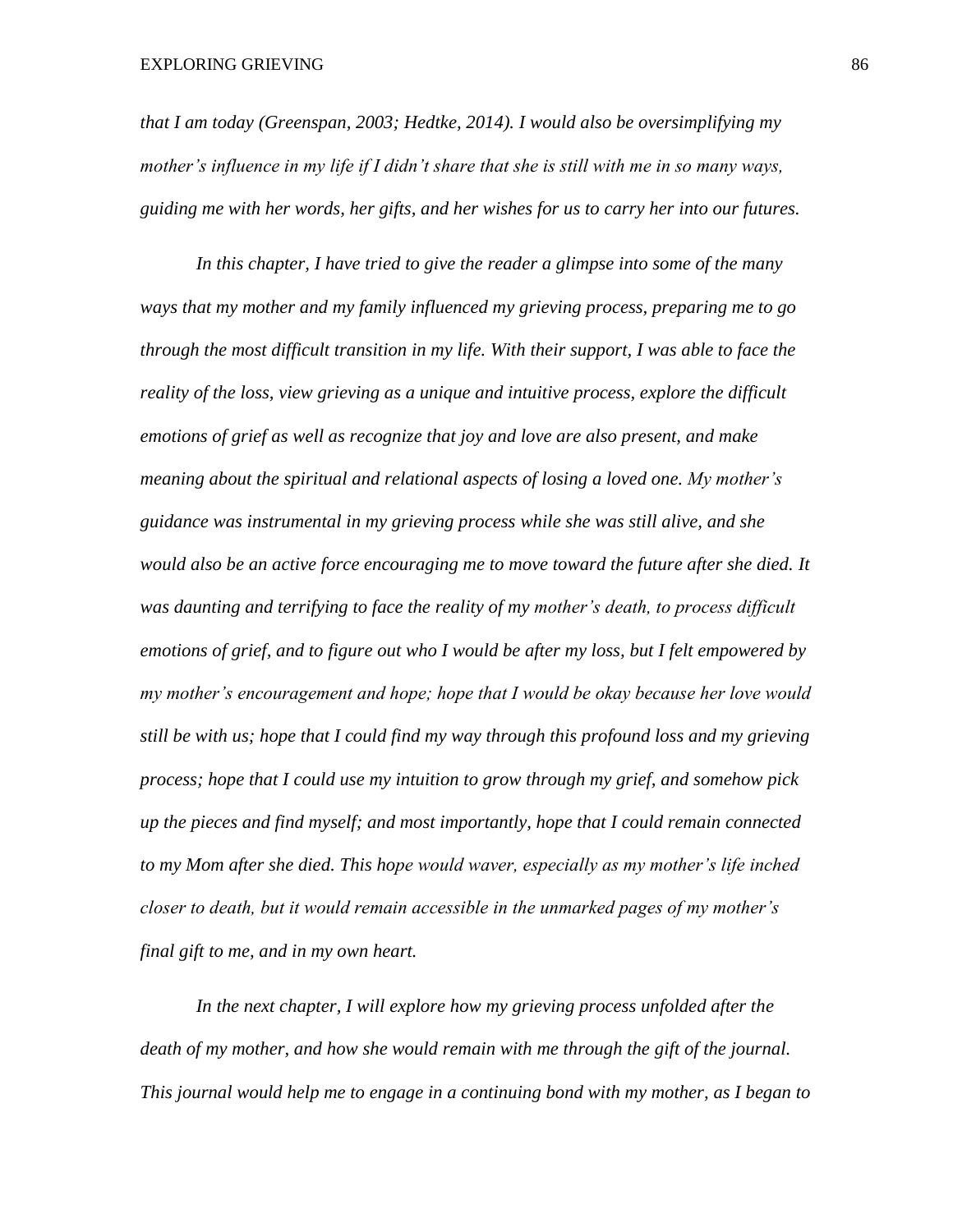*that I am today (Greenspan, 2003; Hedtke, 2014). I would also be oversimplifying my mother's influence in my life if I didn't share that she is still with me in so many ways, guiding me with her words, her gifts, and her wishes for us to carry her into our futures.*

*In this chapter, I have tried to give the reader a glimpse into some of the many ways that my mother and my family influenced my grieving process, preparing me to go through the most difficult transition in my life. With their support, I was able to face the reality of the loss, view grieving as a unique and intuitive process, explore the difficult emotions of grief as well as recognize that joy and love are also present, and make meaning about the spiritual and relational aspects of losing a loved one. My mother's guidance was instrumental in my grieving process while she was still alive, and she would also be an active force encouraging me to move toward the future after she died. It was daunting and terrifying to face the reality of my mother's death, to process difficult emotions of grief, and to figure out who I would be after my loss, but I felt empowered by my mother's encouragement and hope; hope that I would be okay because her love would still be with us; hope that I could find my way through this profound loss and my grieving process; hope that I could use my intuition to grow through my grief, and somehow pick up the pieces and find myself; and most importantly, hope that I could remain connected to my Mom after she died. This hope would waver, especially as my mother's life inched closer to death, but it would remain accessible in the unmarked pages of my mother's final gift to me, and in my own heart.*

*In the next chapter, I will explore how my grieving process unfolded after the death of my mother, and how she would remain with me through the gift of the journal. This journal would help me to engage in a continuing bond with my mother, as I began to*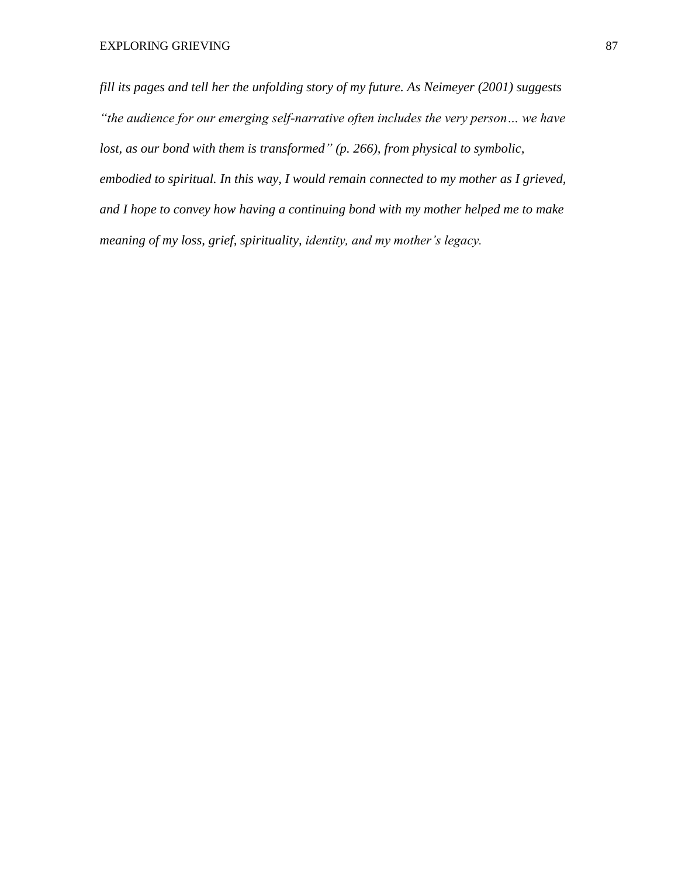*fill its pages and tell her the unfolding story of my future. As Neimeyer (2001) suggests "the audience for our emerging self-narrative often includes the very person… we have lost, as our bond with them is transformed" (p. 266), from physical to symbolic, embodied to spiritual. In this way, I would remain connected to my mother as I grieved, and I hope to convey how having a continuing bond with my mother helped me to make meaning of my loss, grief, spirituality, identity, and my mother's legacy.*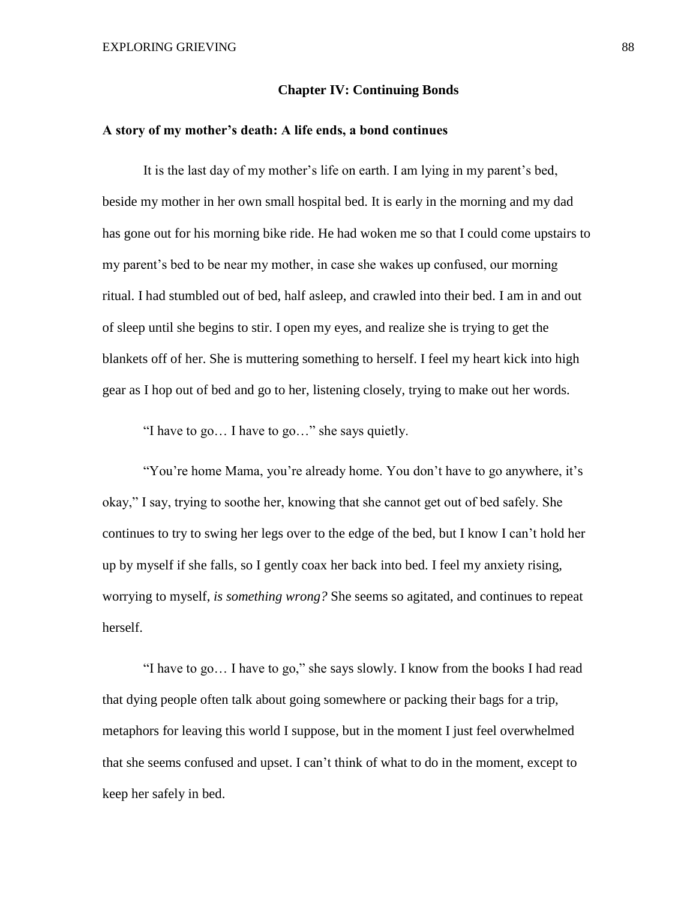## Chapter IV: Continuing Bonds

### A story of my mother's death: A life ends, a bond continues

It is the last day of my mother's life on earth. I am lying in my parent's bed, beside my mother in her own small hospital bed. It is early in the morning and my dad has gone out for his morning bike ride. He had woken me so that I could come upstairs to my parent's bed to be near my mother, in case she wakes up confused, our morning ritual. I had stumbled out of bed, half asleep, and crawled into their bed. I am in and out of sleep until she begins to stir. I open my eyes, and realize she is trying to get the blankets off of her. She is muttering something to herself. I feel my heart kick into high gear as I hop out of bed and go to her, listening closely, trying to make out her words.

"I have to go… I have to go…" she says quietly.

"You're home Mama, you're already home. You don't have to go anywhere, it's okay," I say, trying to soothe her, knowing that she cannot get out of bed safely. She continues to try to swing her legs over to the edge of the bed, but I know I can't hold her up by myself if she falls, so I gently coax her back into bed. I feel my anxiety rising, worrying to myself, *is something wrong?* She seems so agitated, and continues to repeat herself.

"I have to go… I have to go," she says slowly. I know from the books I had read that dying people often talk about going somewhere or packing their bags for a trip, metaphors for leaving this world I suppose, but in the moment I just feel overwhelmed that she seems confused and upset. I can't think of what to do in the moment, except to keep her safely in bed.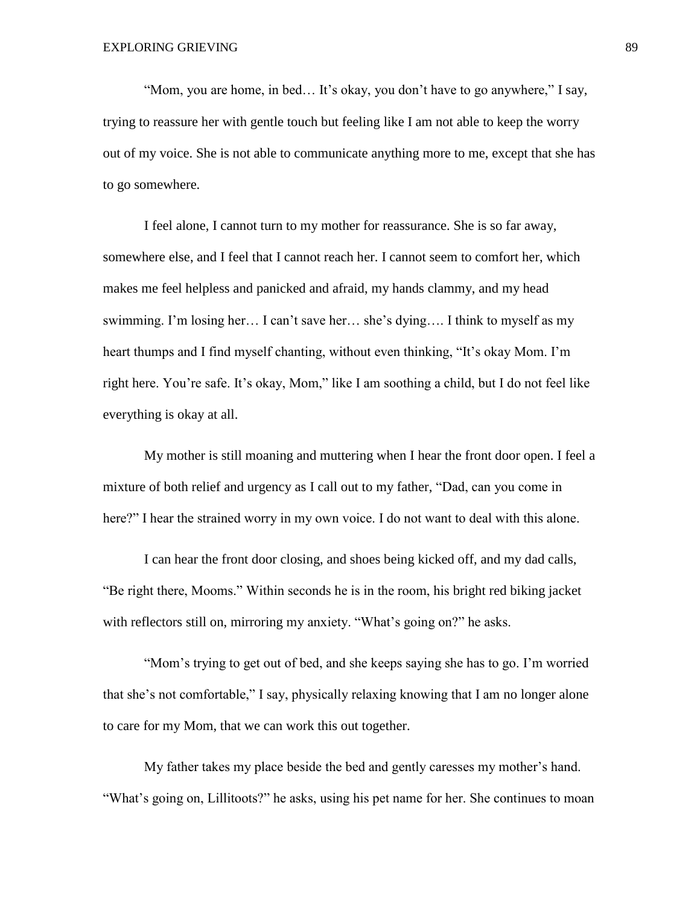"Mom, you are home, in bed… It's okay, you don't have to go anywhere," I say, trying to reassure her with gentle touch but feeling like I am not able to keep the worry out of my voice. She is not able to communicate anything more to me, except that she has to go somewhere.

I feel alone, I cannot turn to my mother for reassurance. She is so far away, somewhere else, and I feel that I cannot reach her. I cannot seem to comfort her, which makes me feel helpless and panicked and afraid, my hands clammy, and my head swimming. I'm losing her… I can't save her… she's dying…. I think to myself as my heart thumps and I find myself chanting, without even thinking, "It's okay Mom. I'm right here. You're safe. It's okay, Mom," like I am soothing a child, but I do not feel like everything is okay at all.

My mother is still moaning and muttering when I hear the front door open. I feel a mixture of both relief and urgency as I call out to my father, "Dad, can you come in here?" I hear the strained worry in my own voice. I do not want to deal with this alone.

I can hear the front door closing, and shoes being kicked off, and my dad calls, "Be right there, Mooms." Within seconds he is in the room, his bright red biking jacket with reflectors still on, mirroring my anxiety. "What's going on?" he asks.

"Mom's trying to get out of bed, and she keeps saying she has to go. I'm worried that she's not comfortable," I say, physically relaxing knowing that I am no longer alone to care for my Mom, that we can work this out together.

My father takes my place beside the bed and gently caresses my mother's hand. "What's going on, Lillitoots?" he asks, using his pet name for her. She continues to moan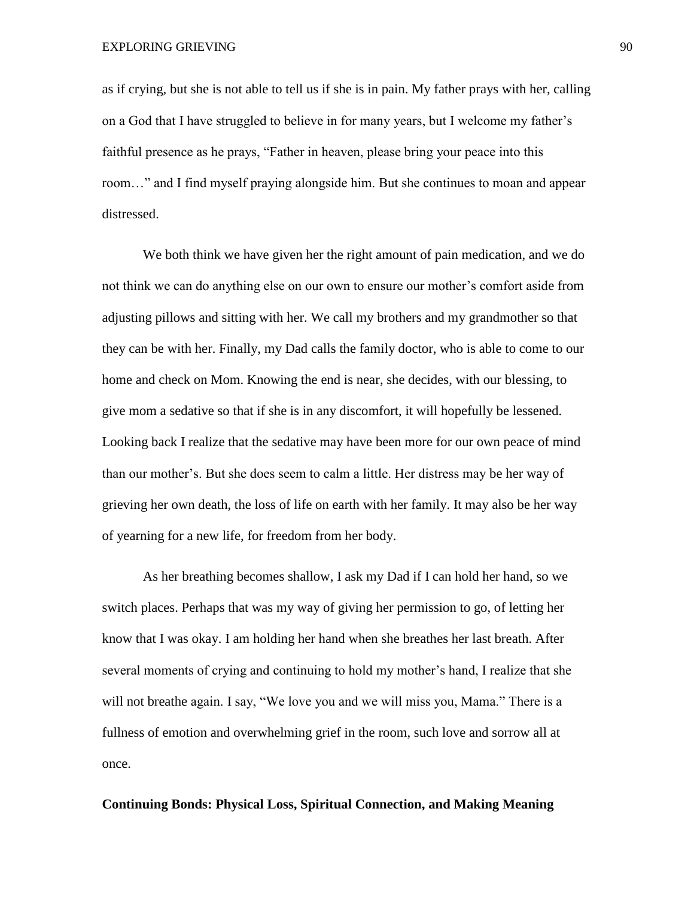as if crying, but she is not able to tell us if she is in pain. My father prays with her, calling on a God that I have struggled to believe in for many years, but I welcome my father's faithful presence as he prays, "Father in heaven, please bring your peace into this room…" and I find myself praying alongside him. But she continues to moan and appear distressed.

We both think we have given her the right amount of pain medication, and we do not think we can do anything else on our own to ensure our mother's comfort aside from adjusting pillows and sitting with her. We call my brothers and my grandmother so that they can be with her. Finally, my Dad calls the family doctor, who is able to come to our home and check on Mom. Knowing the end is near, she decides, with our blessing, to give mom a sedative so that if she is in any discomfort, it will hopefully be lessened. Looking back I realize that the sedative may have been more for our own peace of mind than our mother's. But she does seem to calm a little. Her distress may be her way of grieving her own death, the loss of life on earth with her family. It may also be her way of yearning for a new life, for freedom from her body.

As her breathing becomes shallow, I ask my Dad if I can hold her hand, so we switch places. Perhaps that was my way of giving her permission to go, of letting her know that I was okay. I am holding her hand when she breathes her last breath. After several moments of crying and continuing to hold my mother's hand, I realize that she will not breathe again. I say, "We love you and we will miss you, Mama." There is a fullness of emotion and overwhelming grief in the room, such love and sorrow all at once.

## Continuing Bonds: Physical Loss, Spiritual Connection, and Making Meaning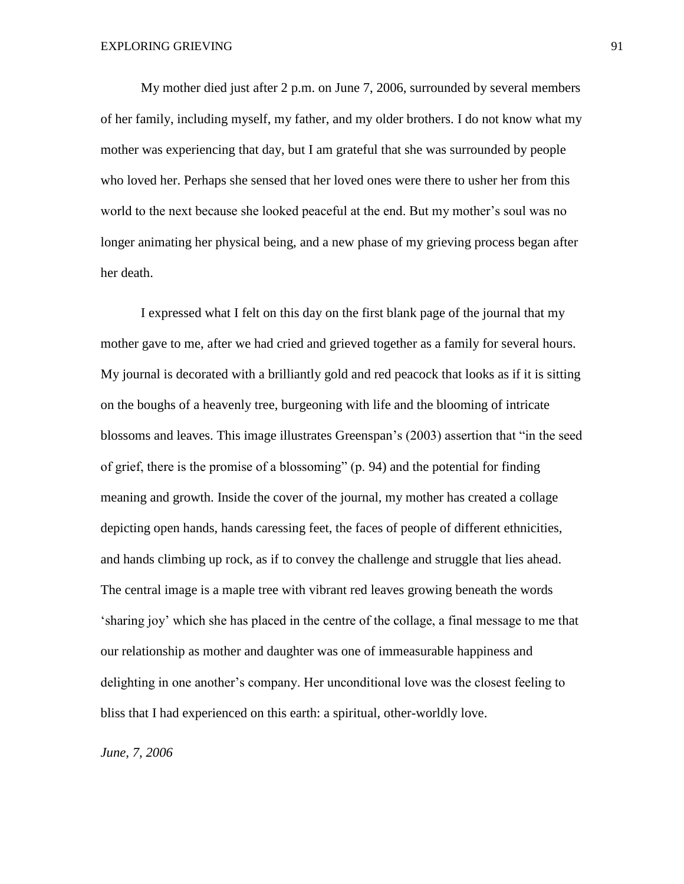My mother died just after 2 p.m. on June 7, 2006, surrounded by several members of her family, including myself, my father, and my older brothers. I do not know what my mother was experiencing that day, but I am grateful that she was surrounded by people who loved her. Perhaps she sensed that her loved ones were there to usher her from this world to the next because she looked peaceful at the end. But my mother's soul was no longer animating her physical being, and a new phase of my grieving process began after her death.

I expressed what I felt on this day on the first blank page of the journal that my mother gave to me, after we had cried and grieved together as a family for several hours. My journal is decorated with a brilliantly gold and red peacock that looks as if it is sitting on the boughs of a heavenly tree, burgeoning with life and the blooming of intricate blossoms and leaves. This image illustrates Greenspan's (2003) assertion that "in the seed of grief, there is the promise of a blossoming" (p. 94) and the potential for finding meaning and growth. Inside the cover of the journal, my mother has created a collage depicting open hands, hands caressing feet, the faces of people of different ethnicities, and hands climbing up rock, as if to convey the challenge and struggle that lies ahead. The central image is a maple tree with vibrant red leaves growing beneath the words 'sharing joy' which she has placed in the centre of the collage, a final message to me that our relationship as mother and daughter was one of immeasurable happiness and delighting in one another's company. Her unconditional love was the closest feeling to bliss that I had experienced on this earth: a spiritual, other-worldly love.

*June, 7, 2006*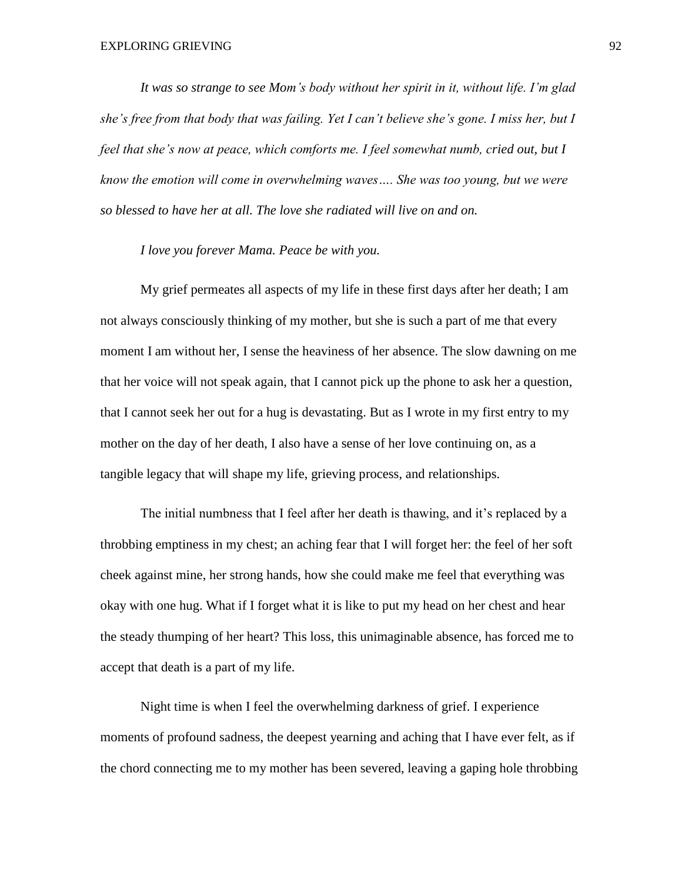*It was so strange to see Mom's body without her spirit in it, without life. I'm glad she's free from that body that was failing. Yet I can't believe she's gone. I miss her, but I feel that she's now at peace, which comforts me. I feel somewhat numb, cried out, but I know the emotion will come in overwhelming waves…. She was too young, but we were so blessed to have her at all. The love she radiated will live on and on.*

*I love you forever Mama. Peace be with you.*

My grief permeates all aspects of my life in these first days after her death; I am not always consciously thinking of my mother, but she is such a part of me that every moment I am without her, I sense the heaviness of her absence. The slow dawning on me that her voice will not speak again, that I cannot pick up the phone to ask her a question, that I cannot seek her out for a hug is devastating. But as I wrote in my first entry to my mother on the day of her death, I also have a sense of her love continuing on, as a tangible legacy that will shape my life, grieving process, and relationships.

The initial numbness that I feel after her death is thawing, and it's replaced by a throbbing emptiness in my chest; an aching fear that I will forget her: the feel of her soft cheek against mine, her strong hands, how she could make me feel that everything was okay with one hug. What if I forget what it is like to put my head on her chest and hear the steady thumping of her heart? This loss, this unimaginable absence, has forced me to accept that death is a part of my life.

Night time is when I feel the overwhelming darkness of grief. I experience moments of profound sadness, the deepest yearning and aching that I have ever felt, as if the chord connecting me to my mother has been severed, leaving a gaping hole throbbing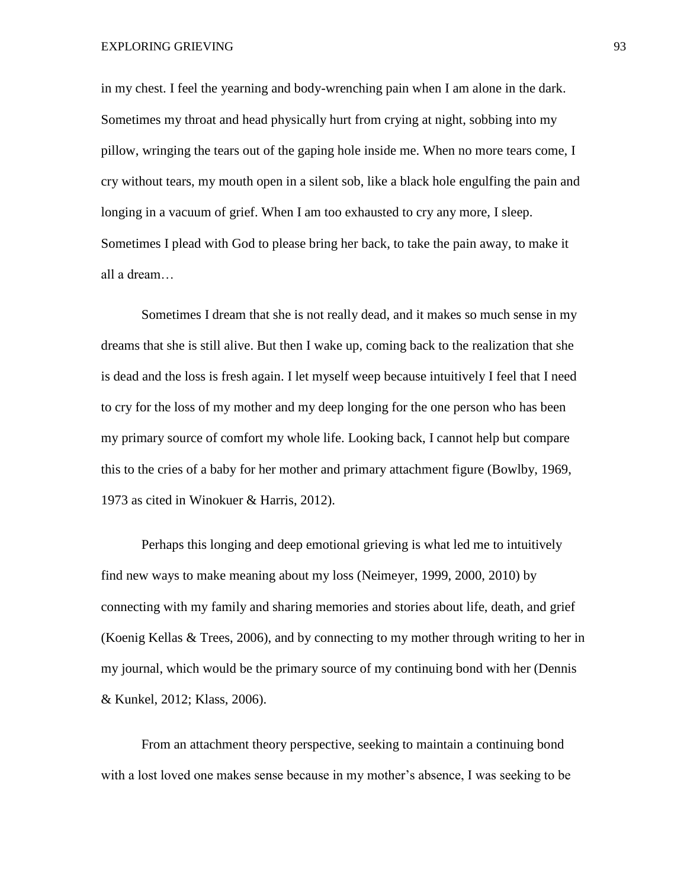in my chest. I feel the yearning and body-wrenching pain when I am alone in the dark. Sometimes my throat and head physically hurt from crying at night, sobbing into my pillow, wringing the tears out of the gaping hole inside me. When no more tears come, I cry without tears, my mouth open in a silent sob, like a black hole engulfing the pain and longing in a vacuum of grief. When I am too exhausted to cry any more, I sleep. Sometimes I plead with God to please bring her back, to take the pain away, to make it all a dream…

Sometimes I dream that she is not really dead, and it makes so much sense in my dreams that she is still alive. But then I wake up, coming back to the realization that she is dead and the loss is fresh again. I let myself weep because intuitively I feel that I need to cry for the loss of my mother and my deep longing for the one person who has been my primary source of comfort my whole life. Looking back, I cannot help but compare this to the cries of a baby for her mother and primary attachment figure (Bowlby, 1969, 1973 as cited in Winokuer & Harris, 2012).

Perhaps this longing and deep emotional grieving is what led me to intuitively find new ways to make meaning about my loss (Neimeyer, 1999, 2000, 2010) by connecting with my family and sharing memories and stories about life, death, and grief (Koenig Kellas & Trees, 2006), and by connecting to my mother through writing to her in my journal, which would be the primary source of my continuing bond with her (Dennis & Kunkel, 2012; Klass, 2006).

From an attachment theory perspective, seeking to maintain a continuing bond with a lost loved one makes sense because in my mother's absence, I was seeking to be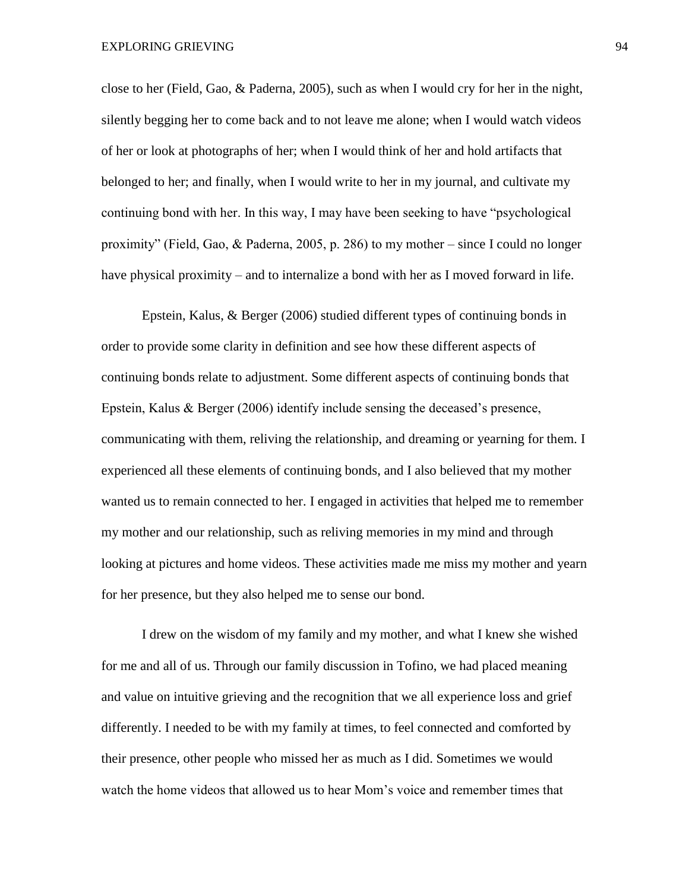close to her (Field, Gao, & Paderna, 2005), such as when I would cry for her in the night, silently begging her to come back and to not leave me alone; when I would watch videos of her or look at photographs of her; when I would think of her and hold artifacts that belonged to her; and finally, when I would write to her in my journal, and cultivate my continuing bond with her. In this way, I may have been seeking to have "psychological proximity" (Field, Gao, & Paderna, 2005, p. 286) to my mother – since I could no longer have physical proximity – and to internalize a bond with her as I moved forward in life.

Epstein, Kalus, & Berger (2006) studied different types of continuing bonds in order to provide some clarity in definition and see how these different aspects of continuing bonds relate to adjustment. Some different aspects of continuing bonds that Epstein, Kalus & Berger (2006) identify include sensing the deceased's presence, communicating with them, reliving the relationship, and dreaming or yearning for them. I experienced all these elements of continuing bonds, and I also believed that my mother wanted us to remain connected to her. I engaged in activities that helped me to remember my mother and our relationship, such as reliving memories in my mind and through looking at pictures and home videos. These activities made me miss my mother and yearn for her presence, but they also helped me to sense our bond.

I drew on the wisdom of my family and my mother, and what I knew she wished for me and all of us. Through our family discussion in Tofino, we had placed meaning and value on intuitive grieving and the recognition that we all experience loss and grief differently. I needed to be with my family at times, to feel connected and comforted by their presence, other people who missed her as much as I did. Sometimes we would watch the home videos that allowed us to hear Mom's voice and remember times that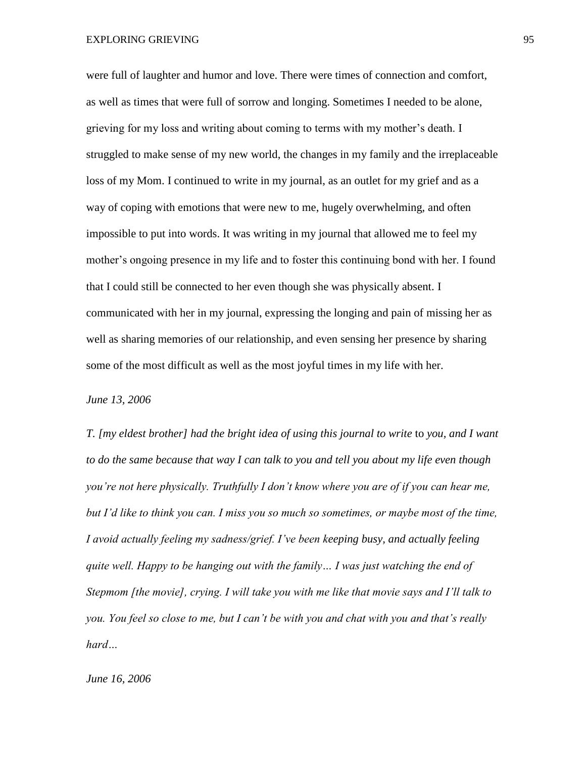were full of laughter and humor and love. There were times of connection and comfort, as well as times that were full of sorrow and longing. Sometimes I needed to be alone, grieving for my loss and writing about coming to terms with my mother's death. I struggled to make sense of my new world, the changes in my family and the irreplaceable loss of my Mom. I continued to write in my journal, as an outlet for my grief and as a way of coping with emotions that were new to me, hugely overwhelming, and often impossible to put into words. It was writing in my journal that allowed me to feel my mother's ongoing presence in my life and to foster this continuing bond with her. I found that I could still be connected to her even though she was physically absent. I communicated with her in my journal, expressing the longing and pain of missing her as well as sharing memories of our relationship, and even sensing her presence by sharing some of the most difficult as well as the most joyful times in my life with her.

*June 13, 2006*

*T. [my eldest brother] had the bright idea of using this journal to write* to *you, and I want to do the same because that way I can talk to you and tell you about my life even though you're not here physically. Truthfully I don't know where you are of if you can hear me, but I'd like to think you can. I miss you so much so sometimes, or maybe most of the time, I avoid actually feeling my sadness/grief. I've been keeping busy, and actually feeling quite well. Happy to be hanging out with the family… I was just watching the end of Stepmom [the movie], crying. I will take you with me like that movie says and I'll talk to you. You feel so close to me, but I can't be with you and chat with you and that's really hard…*

*June 16, 2006*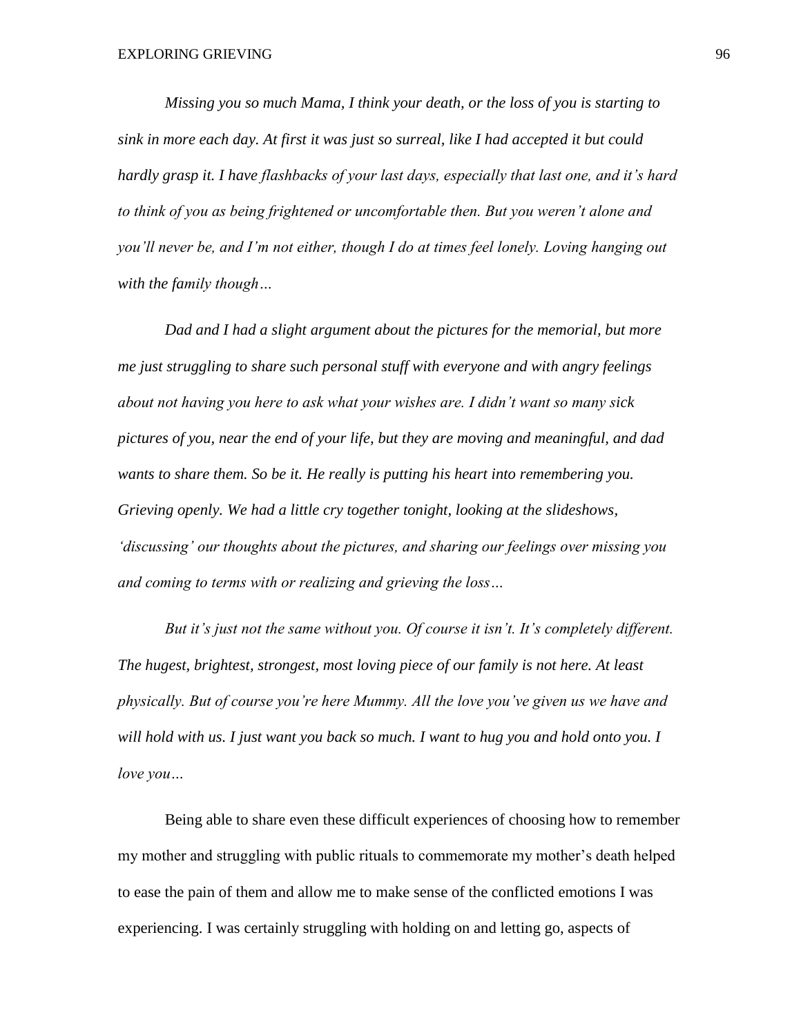*Missing you so much Mama, I think your death, or the loss of you is starting to sink in more each day. At first it was just so surreal, like I had accepted it but could hardly grasp it. I have flashbacks of your last days, especially that last one, and it's hard to think of you as being frightened or uncomfortable then. But you weren't alone and you'll never be, and I'm not either, though I do at times feel lonely. Loving hanging out with the family though…*

*Dad and I had a slight argument about the pictures for the memorial, but more me just struggling to share such personal stuff with everyone and with angry feelings about not having you here to ask what your wishes are. I didn't want so many sick pictures of you, near the end of your life, but they are moving and meaningful, and dad wants to share them. So be it. He really is putting his heart into remembering you. Grieving openly. We had a little cry together tonight, looking at the slideshows, 'discussing' our thoughts about the pictures, and sharing our feelings over missing you and coming to terms with or realizing and grieving the loss…*

*But it's just not the same without you. Of course it isn't. It's completely different. The hugest, brightest, strongest, most loving piece of our family is not here. At least physically. But of course you're here Mummy. All the love you've given us we have and will hold with us. I just want you back so much. I want to hug you and hold onto you. I love you…*

Being able to share even these difficult experiences of choosing how to remember my mother and struggling with public rituals to commemorate my mother's death helped to ease the pain of them and allow me to make sense of the conflicted emotions I was experiencing. I was certainly struggling with holding on and letting go, aspects of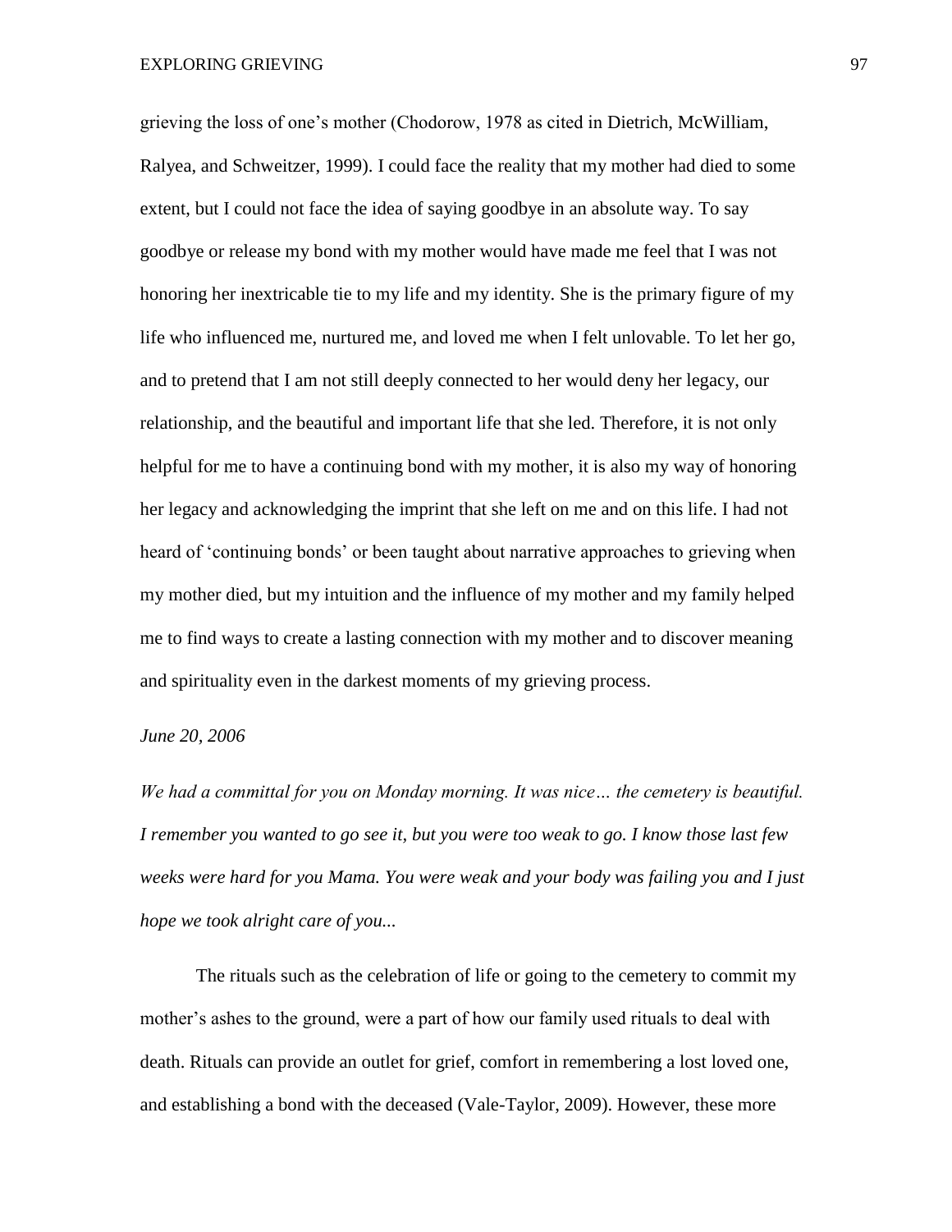grieving the loss of one's mother (Chodorow, 1978 as cited in Dietrich, McWilliam, Ralyea, and Schweitzer, 1999). I could face the reality that my mother had died to some extent, but I could not face the idea of saying goodbye in an absolute way. To say goodbye or release my bond with my mother would have made me feel that I was not honoring her inextricable tie to my life and my identity. She is the primary figure of my life who influenced me, nurtured me, and loved me when I felt unlovable. To let her go, and to pretend that I am not still deeply connected to her would deny her legacy, our relationship, and the beautiful and important life that she led. Therefore, it is not only helpful for me to have a continuing bond with my mother, it is also my way of honoring her legacy and acknowledging the imprint that she left on me and on this life. I had not heard of 'continuing bonds' or been taught about narrative approaches to grieving when my mother died, but my intuition and the influence of my mother and my family helped me to find ways to create a lasting connection with my mother and to discover meaning and spirituality even in the darkest moments of my grieving process.

*June 20, 2006*

*We had a committal for you on Monday morning. It was nice… the cemetery is beautiful. I remember you wanted to go see it, but you were too weak to go. I know those last few weeks were hard for you Mama. You were weak and your body was failing you and I just hope we took alright care of you...*

The rituals such as the celebration of life or going to the cemetery to commit my mother's ashes to the ground, were a part of how our family used rituals to deal with death. Rituals can provide an outlet for grief, comfort in remembering a lost loved one, and establishing a bond with the deceased (Vale-Taylor, 2009). However, these more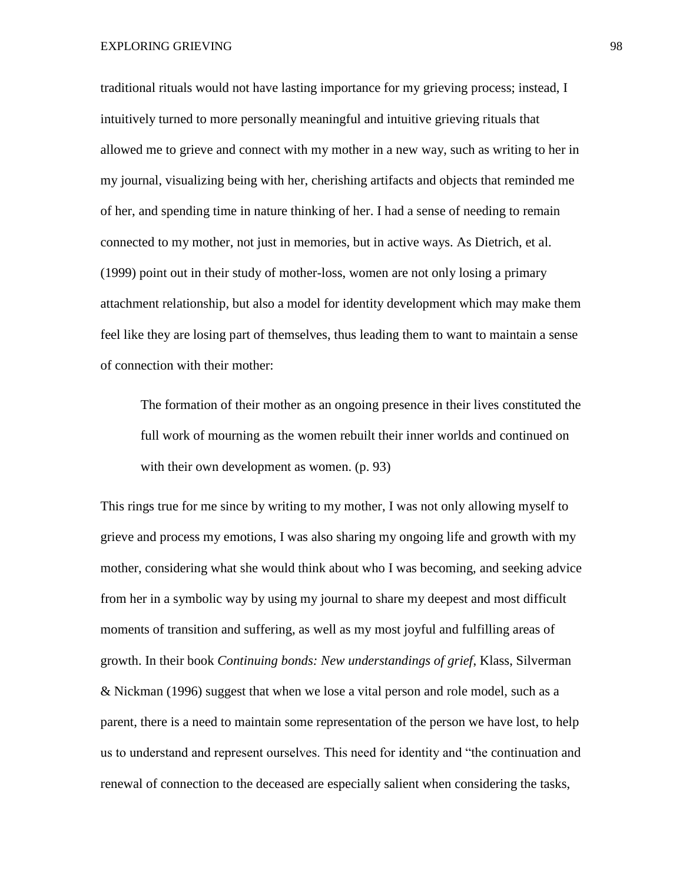traditional rituals would not have lasting importance for my grieving process; instead, I intuitively turned to more personally meaningful and intuitive grieving rituals that allowed me to grieve and connect with my mother in a new way, such as writing to her in my journal, visualizing being with her, cherishing artifacts and objects that reminded me of her, and spending time in nature thinking of her. I had a sense of needing to remain connected to my mother, not just in memories, but in active ways. As Dietrich, et al. (1999) point out in their study of mother-loss, women are not only losing a primary attachment relationship, but also a model for identity development which may make them feel like they are losing part of themselves, thus leading them to want to maintain a sense of connection with their mother:

> The formation of their mother as an ongoing presence in their lives constituted the full work of mourning as the women rebuilt their inner worlds and continued on with their own development as women. (p. 93)

This rings true for me since by writing to my mother, I was not only allowing myself to grieve and process my emotions, I was also sharing my ongoing life and growth with my mother, considering what she would think about who I was becoming, and seeking advice from her in a symbolic way by using my journal to share my deepest and most difficult moments of transition and suffering, as well as my most joyful and fulfilling areas of growth. In their book *Continuing bonds: New understandings of grief*, Klass, Silverman & Nickman (1996) suggest that when we lose a vital person and role model, such as a parent, there is a need to maintain some representation of the person we have lost, to help us to understand and represent ourselves. This need for identity and "the continuation and renewal of connection to the deceased are especially salient when considering the tasks,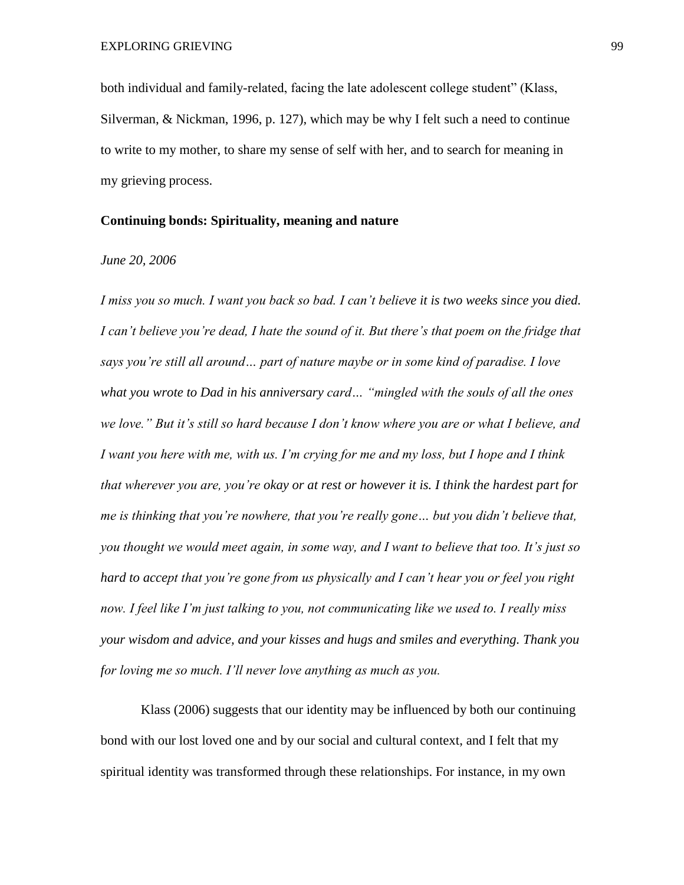both individual and family-related, facing the late adolescent college student" (Klass, Silverman, & Nickman, 1996, p. 127), which may be why I felt such a need to continue to write to my mother, to share my sense of self with her, and to search for meaning in my grieving process.

**Continuing bonds: Spirituality, meaning and nature**

*June 20, 2006*

*I miss you so much. I want you back so bad. I can't believe it is two weeks since you died. I can't believe you're dead, I hate the sound of it. But there's that poem on the fridge that says you're still all around… part of nature maybe or in some kind of paradise. I love what you wrote to Dad in his anniversary card… "mingled with the souls of all the ones we love." But it's still so hard because I don't know where you are or what I believe, and I want you here with me, with us. I'm crying for me and my loss, but I hope and I think that wherever you are, you're okay or at rest or however it is. I think the hardest part for me is thinking that you're nowhere, that you're really gone… but you didn't believe that, you thought we would meet again, in some way, and I want to believe that too. It's just so hard to accept that you're gone from us physically and I can't hear you or feel you right now. I feel like I'm just talking to you, not communicating like we used to. I really miss your wisdom and advice, and your kisses and hugs and smiles and everything. Thank you for loving me so much. I'll never love anything as much as you.*

Klass (2006) suggests that our identity may be influenced by both our continuing bond with our lost loved one and by our social and cultural context, and I felt that my spiritual identity was transformed through these relationships. For instance, in my own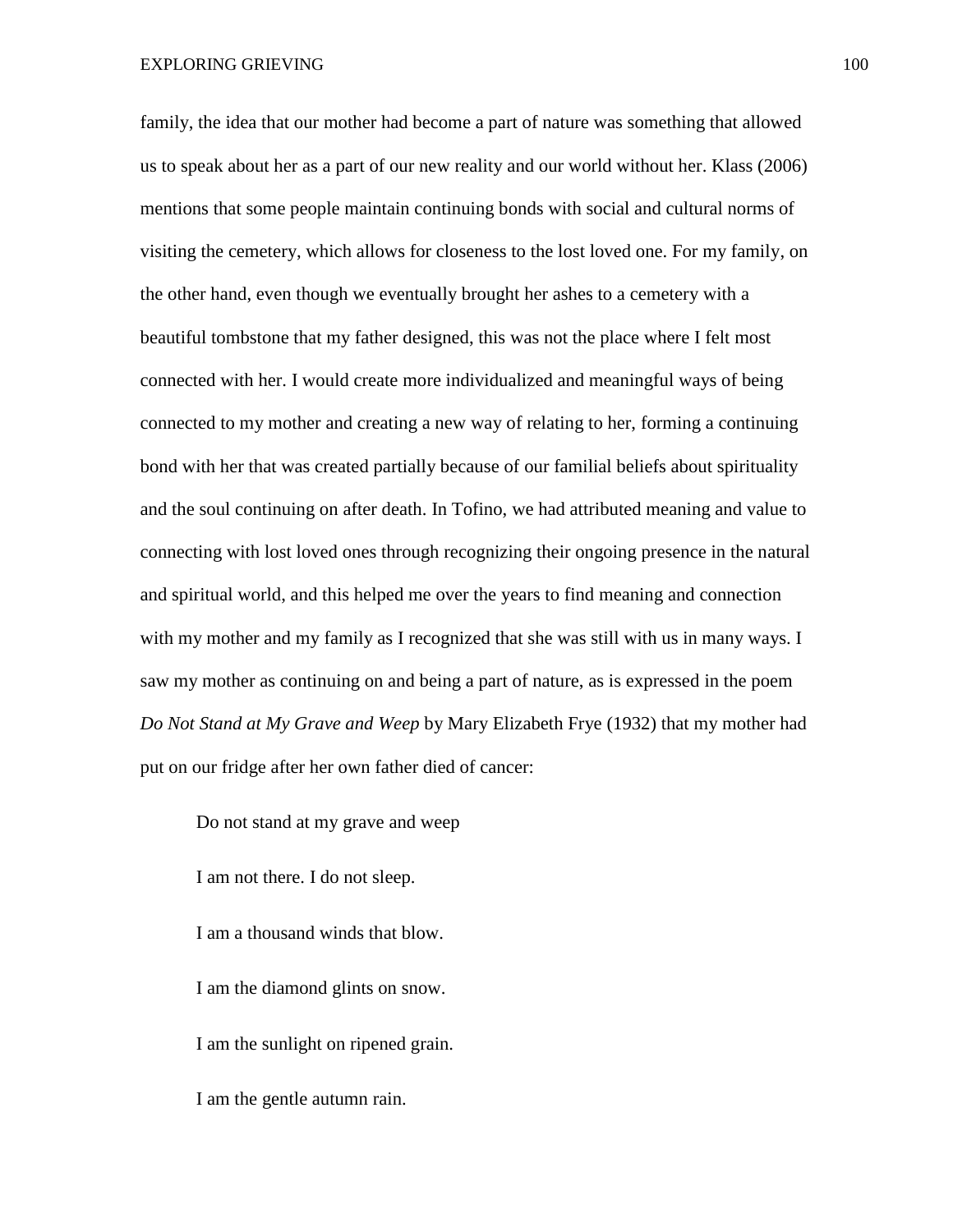family, the idea that our mother had become a part of nature was something that allowed us to speak about her as a part of our new reality and our world without her. Klass (2006) mentions that some people maintain continuing bonds with social and cultural norms of visiting the cemetery, which allows for closeness to the lost loved one. For my family, on the other hand, even though we eventually brought her ashes to a cemetery with a beautiful tombstone that my father designed, this was not the place where I felt most connected with her. I would create more individualized and meaningful ways of being connected to my mother and creating a new way of relating to her, forming a continuing bond with her that was created partially because of our familial beliefs about spirituality and the soul continuing on after death. In Tofino, we had attributed meaning and value to connecting with lost loved ones through recognizing their ongoing presence in the natural and spiritual world, and this helped me over the years to find meaning and connection with my mother and my family as I recognized that she was still with us in many ways. I saw my mother as continuing on and being a part of nature, as is expressed in the poem *Do Not Stand at My Grave and Weep* by Mary Elizabeth Frye (1932) that my mother had put on our fridge after her own father died of cancer:

> Do not stand at my grave and weep
>
> I am not there. I do not sleep.
>
> I am a thousand winds that blow.
>
> I am the diamond glints on snow.
>
> I am the sunlight on ripened grain.
>
> I am the gentle autumn rain.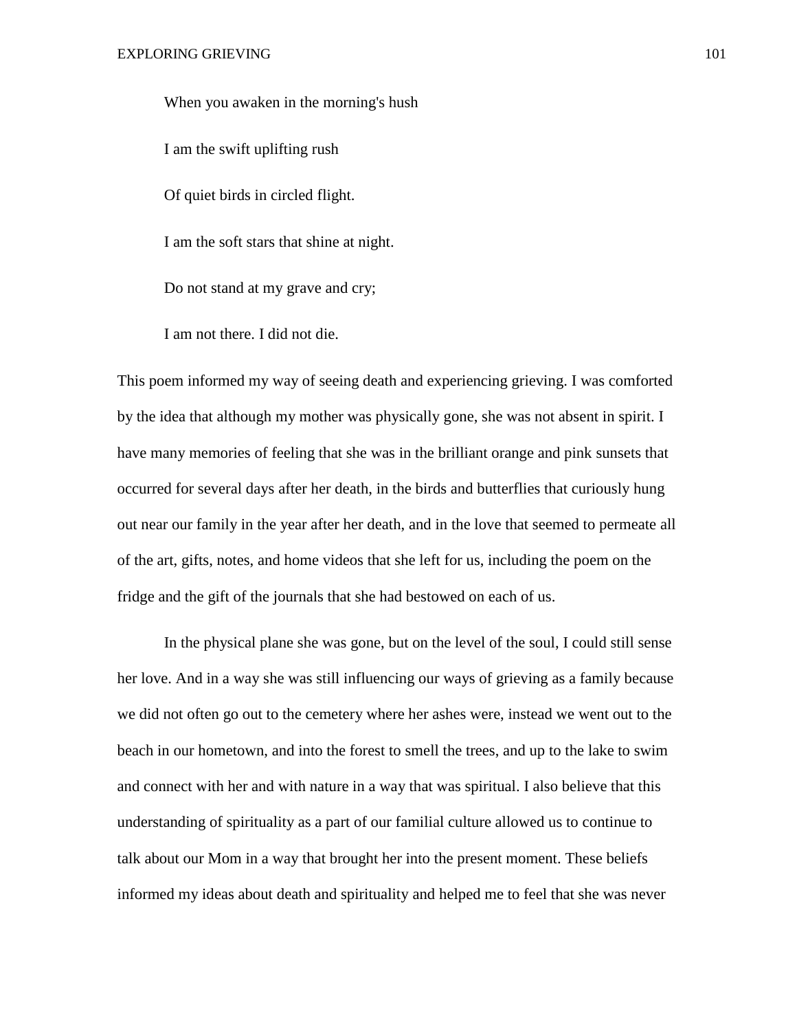When you awaken in the morning's hush

I am the swift uplifting rush

Of quiet birds in circled flight.

I am the soft stars that shine at night.

Do not stand at my grave and cry;

I am not there. I did not die.

This poem informed my way of seeing death and experiencing grieving. I was comforted by the idea that although my mother was physically gone, she was not absent in spirit. I have many memories of feeling that she was in the brilliant orange and pink sunsets that occurred for several days after her death, in the birds and butterflies that curiously hung out near our family in the year after her death, and in the love that seemed to permeate all of the art, gifts, notes, and home videos that she left for us, including the poem on the fridge and the gift of the journals that she had bestowed on each of us.

In the physical plane she was gone, but on the level of the soul, I could still sense her love. And in a way she was still influencing our ways of grieving as a family because we did not often go out to the cemetery where her ashes were, instead we went out to the beach in our hometown, and into the forest to smell the trees, and up to the lake to swim and connect with her and with nature in a way that was spiritual. I also believe that this understanding of spirituality as a part of our familial culture allowed us to continue to talk about our Mom in a way that brought her into the present moment. These beliefs informed my ideas about death and spirituality and helped me to feel that she was never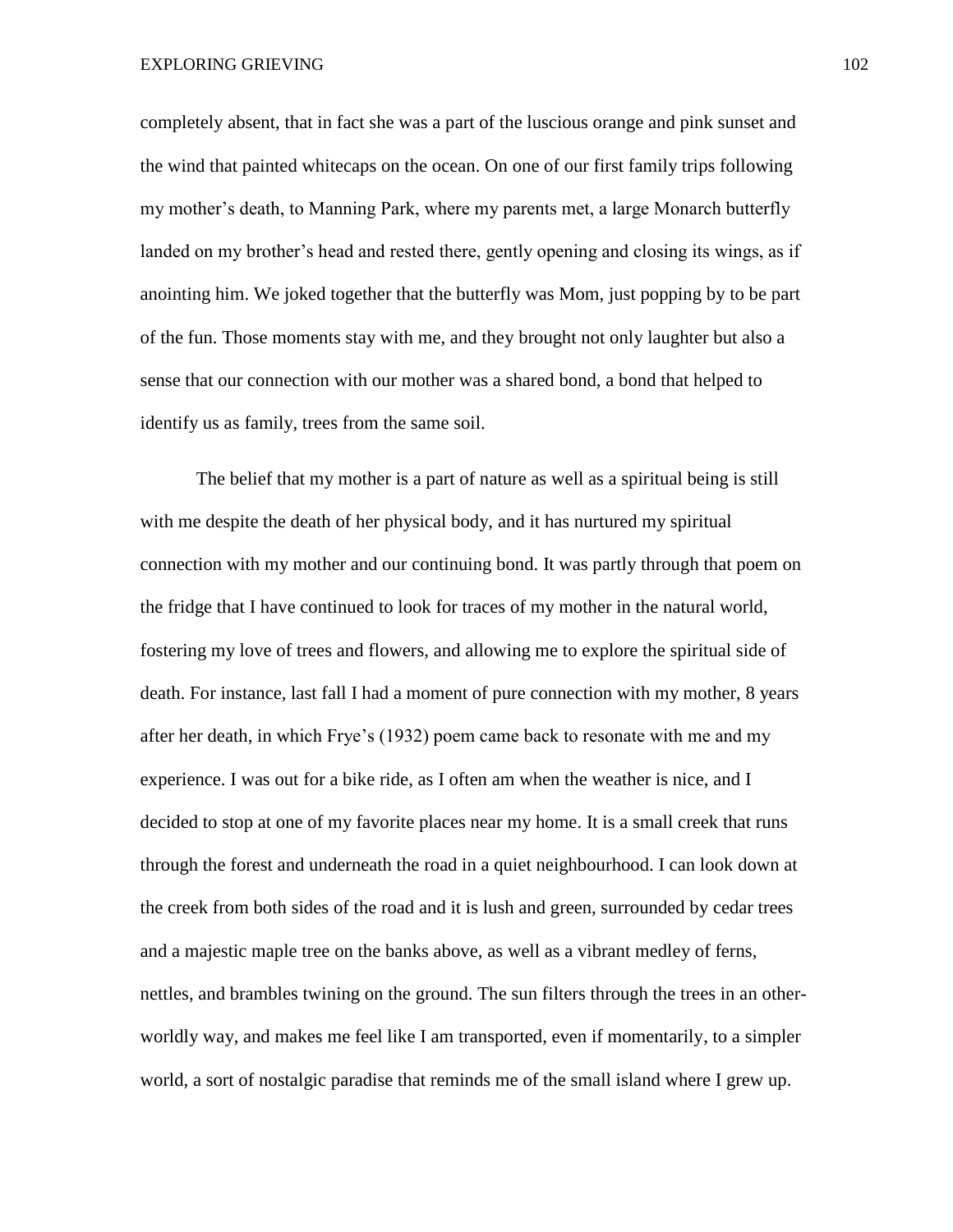completely absent, that in fact she was a part of the luscious orange and pink sunset and the wind that painted whitecaps on the ocean. On one of our first family trips following my mother's death, to Manning Park, where my parents met, a large Monarch butterfly landed on my brother's head and rested there, gently opening and closing its wings, as if anointing him. We joked together that the butterfly was Mom, just popping by to be part of the fun. Those moments stay with me, and they brought not only laughter but also a sense that our connection with our mother was a shared bond, a bond that helped to identify us as family, trees from the same soil.

The belief that my mother is a part of nature as well as a spiritual being is still with me despite the death of her physical body, and it has nurtured my spiritual connection with my mother and our continuing bond. It was partly through that poem on the fridge that I have continued to look for traces of my mother in the natural world, fostering my love of trees and flowers, and allowing me to explore the spiritual side of death. For instance, last fall I had a moment of pure connection with my mother, 8 years after her death, in which Frye's (1932) poem came back to resonate with me and my experience. I was out for a bike ride, as I often am when the weather is nice, and I decided to stop at one of my favorite places near my home. It is a small creek that runs through the forest and underneath the road in a quiet neighbourhood. I can look down at the creek from both sides of the road and it is lush and green, surrounded by cedar trees and a majestic maple tree on the banks above, as well as a vibrant medley of ferns, nettles, and brambles twining on the ground. The sun filters through the trees in an other-worldly way, and makes me feel like I am transported, even if momentarily, to a simpler world, a sort of nostalgic paradise that reminds me of the small island where I grew up.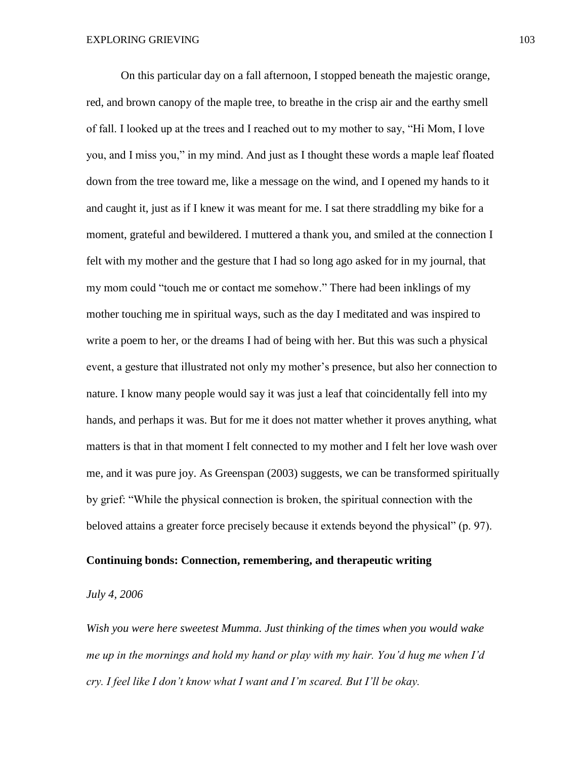On this particular day on a fall afternoon, I stopped beneath the majestic orange, red, and brown canopy of the maple tree, to breathe in the crisp air and the earthy smell of fall. I looked up at the trees and I reached out to my mother to say, "Hi Mom, I love you, and I miss you," in my mind. And just as I thought these words a maple leaf floated down from the tree toward me, like a message on the wind, and I opened my hands to it and caught it, just as if I knew it was meant for me. I sat there straddling my bike for a moment, grateful and bewildered. I muttered a thank you, and smiled at the connection I felt with my mother and the gesture that I had so long ago asked for in my journal, that my mom could "touch me or contact me somehow." There had been inklings of my mother touching me in spiritual ways, such as the day I meditated and was inspired to write a poem to her, or the dreams I had of being with her. But this was such a physical event, a gesture that illustrated not only my mother's presence, but also her connection to nature. I know many people would say it was just a leaf that coincidentally fell into my hands, and perhaps it was. But for me it does not matter whether it proves anything, what matters is that in that moment I felt connected to my mother and I felt her love wash over me, and it was pure joy. As Greenspan (2003) suggests, we can be transformed spiritually by grief: "While the physical connection is broken, the spiritual connection with the beloved attains a greater force precisely because it extends beyond the physical" (p. 97).

**Continuing bonds: Connection, remembering, and therapeutic writing**

*July 4, 2006*

*Wish you were here sweetest Mumma. Just thinking of the times when you would wake me up in the mornings and hold my hand or play with my hair. You'd hug me when I'd cry. I feel like I don't know what I want and I'm scared. But I'll be okay.*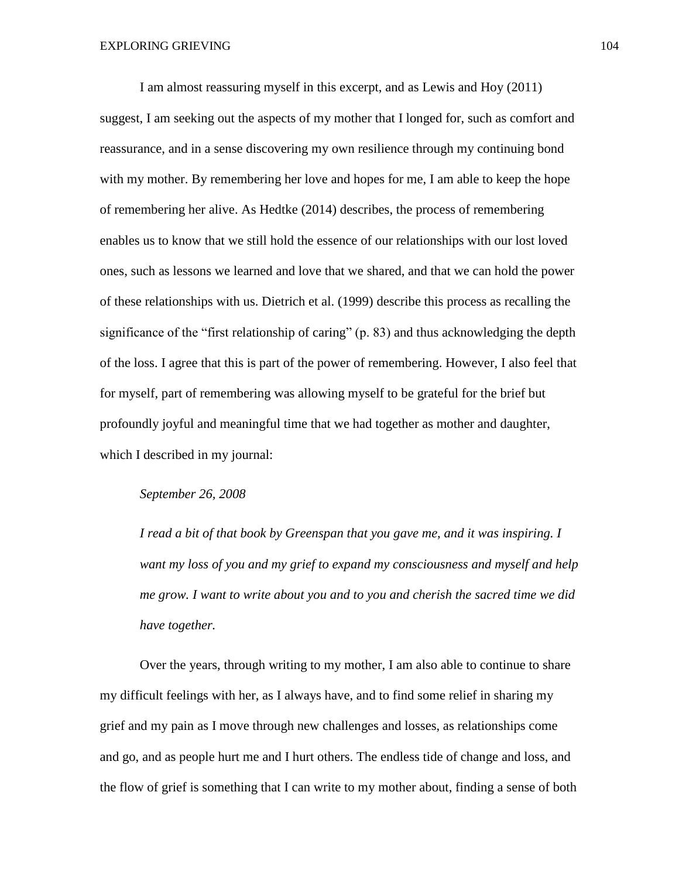I am almost reassuring myself in this excerpt, and as Lewis and Hoy (2011) suggest, I am seeking out the aspects of my mother that I longed for, such as comfort and reassurance, and in a sense discovering my own resilience through my continuing bond with my mother. By remembering her love and hopes for me, I am able to keep the hope of remembering her alive. As Hedtke (2014) describes, the process of remembering enables us to know that we still hold the essence of our relationships with our lost loved ones, such as lessons we learned and love that we shared, and that we can hold the power of these relationships with us. Dietrich et al. (1999) describe this process as recalling the significance of the "first relationship of caring" (p. 83) and thus acknowledging the depth of the loss. I agree that this is part of the power of remembering. However, I also feel that for myself, part of remembering was allowing myself to be grateful for the brief but profoundly joyful and meaningful time that we had together as mother and daughter, which I described in my journal:

> *September 26, 2008*
>
> *I read a bit of that book by Greenspan that you gave me, and it was inspiring. I want my loss of you and my grief to expand my consciousness and myself and help me grow. I want to write about you and to you and cherish the sacred time we did have together.*

Over the years, through writing to my mother, I am also able to continue to share my difficult feelings with her, as I always have, and to find some relief in sharing my grief and my pain as I move through new challenges and losses, as relationships come and go, and as people hurt me and I hurt others. The endless tide of change and loss, and the flow of grief is something that I can write to my mother about, finding a sense of both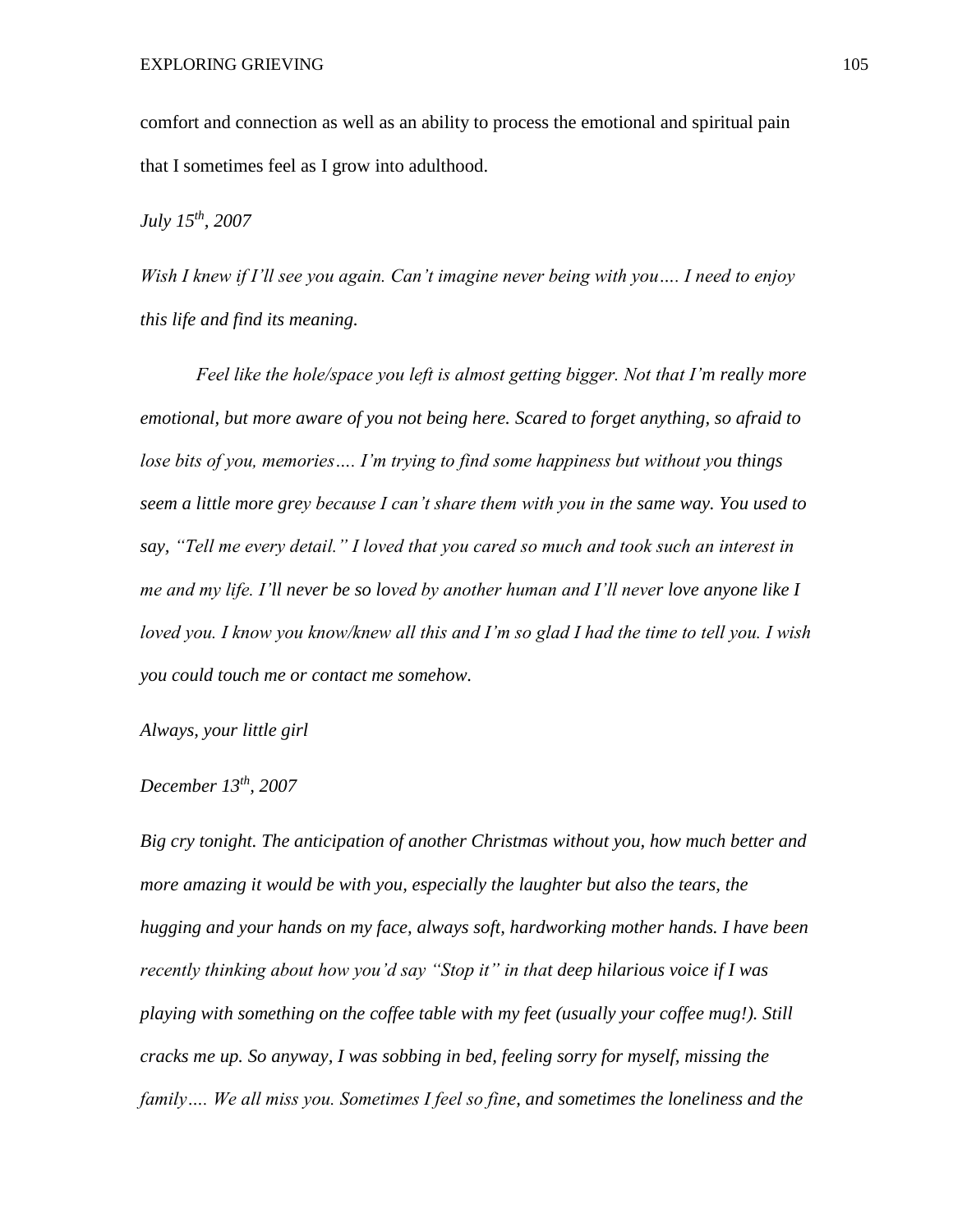comfort and connection as well as an ability to process the emotional and spiritual pain that I sometimes feel as I grow into adulthood.

*July 15th, 2007*

*Wish I knew if I'll see you again. Can't imagine never being with you…. I need to enjoy this life and find its meaning.*

*Feel like the hole/space you left is almost getting bigger. Not that I'm really more emotional, but more aware of you not being here. Scared to forget anything, so afraid to lose bits of you, memories…. I'm trying to find some happiness but without you things seem a little more grey because I can't share them with you in the same way. You used to say, "Tell me every detail." I loved that you cared so much and took such an interest in me and my life. I'll never be so loved by another human and I'll never love anyone like I loved you. I know you know/knew all this and I'm so glad I had the time to tell you. I wish you could touch me or contact me somehow.*

*Always, your little girl*

*December 13th, 2007*

*Big cry tonight. The anticipation of another Christmas without you, how much better and more amazing it would be with you, especially the laughter but also the tears, the hugging and your hands on my face, always soft, hardworking mother hands. I have been recently thinking about how you'd say "Stop it" in that deep hilarious voice if I was playing with something on the coffee table with my feet (usually your coffee mug!). Still cracks me up. So anyway, I was sobbing in bed, feeling sorry for myself, missing the family…. We all miss you. Sometimes I feel so fine, and sometimes the loneliness and the*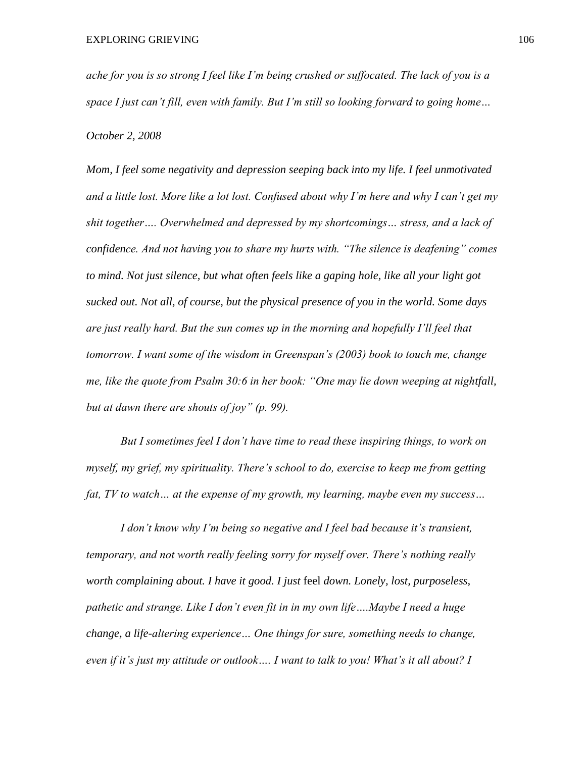*ache for you is so strong I feel like I'm being crushed or suffocated. The lack of you is a space I just can't fill, even with family. But I'm still so looking forward to going home…*

*October 2, 2008*

*Mom, I feel some negativity and depression seeping back into my life. I feel unmotivated and a little lost. More like a lot lost. Confused about why I'm here and why I can't get my shit together…. Overwhelmed and depressed by my shortcomings… stress, and a lack of confidence. And not having you to share my hurts with. "The silence is deafening" comes to mind. Not just silence, but what often feels like a gaping hole, like all your light got sucked out. Not all, of course, but the physical presence of you in the world. Some days are just really hard. But the sun comes up in the morning and hopefully I'll feel that tomorrow. I want some of the wisdom in Greenspan's (2003) book to touch me, change me, like the quote from Psalm 30:6 in her book: "One may lie down weeping at nightfall, but at dawn there are shouts of joy" (p. 99).*

*But I sometimes feel I don't have time to read these inspiring things, to work on myself, my grief, my spirituality. There's school to do, exercise to keep me from getting fat, TV to watch… at the expense of my growth, my learning, maybe even my success…*

*I don't know why I'm being so negative and I feel bad because it's transient, temporary, and not worth really feeling sorry for myself over. There's nothing really worth complaining about. I have it good. I just* feel *down. Lonely, lost, purposeless, pathetic and strange. Like I don't even fit in in my own life….Maybe I need a huge change, a life-altering experience… One things for sure, something needs to change, even if it's just my attitude or outlook…. I want to talk to you! What's it all about? I*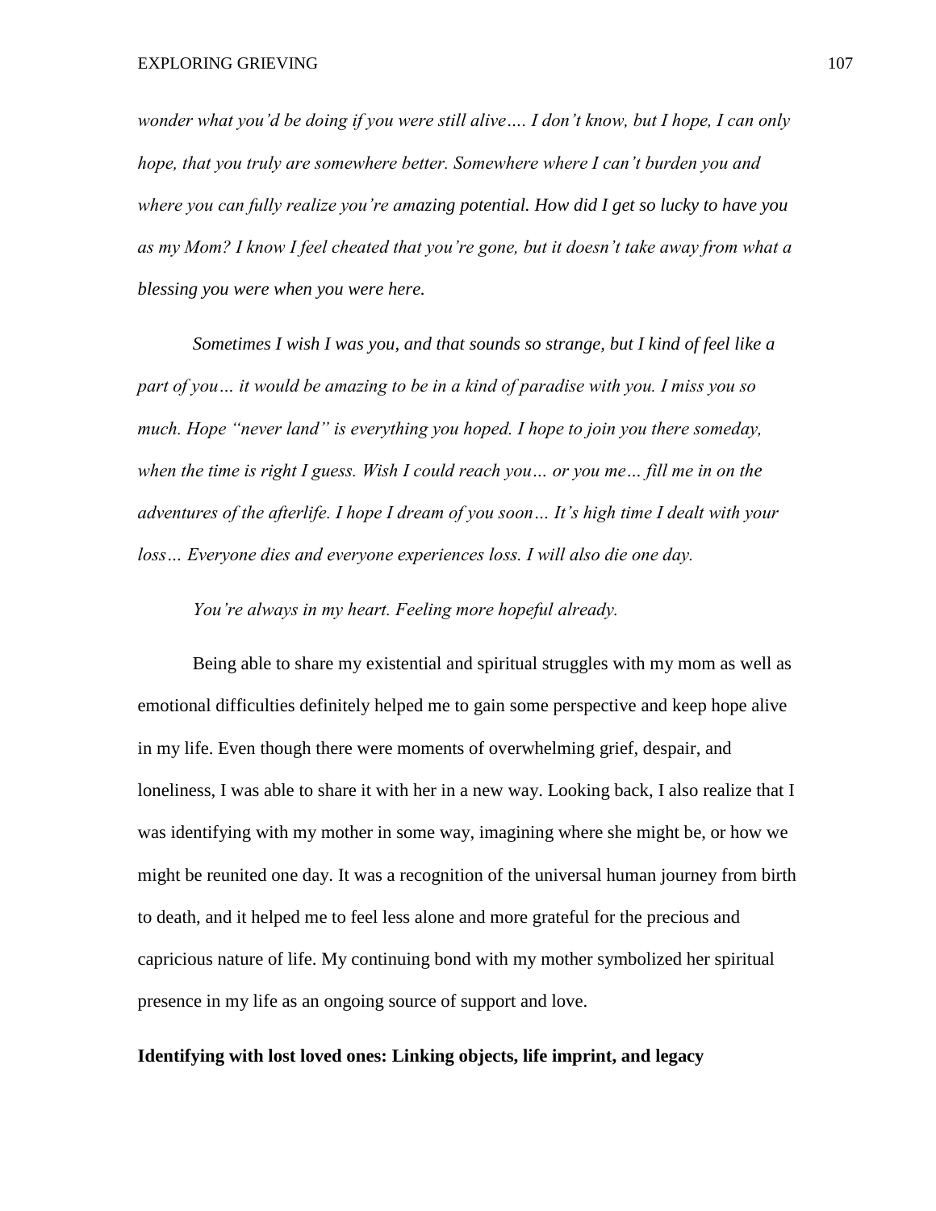*wonder what you'd be doing if you were still alive…. I don't know, but I hope, I can only hope, that you truly are somewhere better. Somewhere where I can't burden you and where you can fully realize you're amazing potential. How did I get so lucky to have you as my Mom? I know I feel cheated that you're gone, but it doesn't take away from what a blessing you were when you were here.*

*Sometimes I wish I was you, and that sounds so strange, but I kind of feel like a part of you… it would be amazing to be in a kind of paradise with you. I miss you so much. Hope "never land" is everything you hoped. I hope to join you there someday, when the time is right I guess. Wish I could reach you… or you me… fill me in on the adventures of the afterlife. I hope I dream of you soon… It's high time I dealt with your loss… Everyone dies and everyone experiences loss. I will also die one day.*

*You're always in my heart. Feeling more hopeful already.*

Being able to share my existential and spiritual struggles with my mom as well as emotional difficulties definitely helped me to gain some perspective and keep hope alive in my life. Even though there were moments of overwhelming grief, despair, and loneliness, I was able to share it with her in a new way. Looking back, I also realize that I was identifying with my mother in some way, imagining where she might be, or how we might be reunited one day. It was a recognition of the universal human journey from birth to death, and it helped me to feel less alone and more grateful for the precious and capricious nature of life. My continuing bond with my mother symbolized her spiritual presence in my life as an ongoing source of support and love.

**Identifying with lost loved ones: Linking objects, life imprint, and legacy**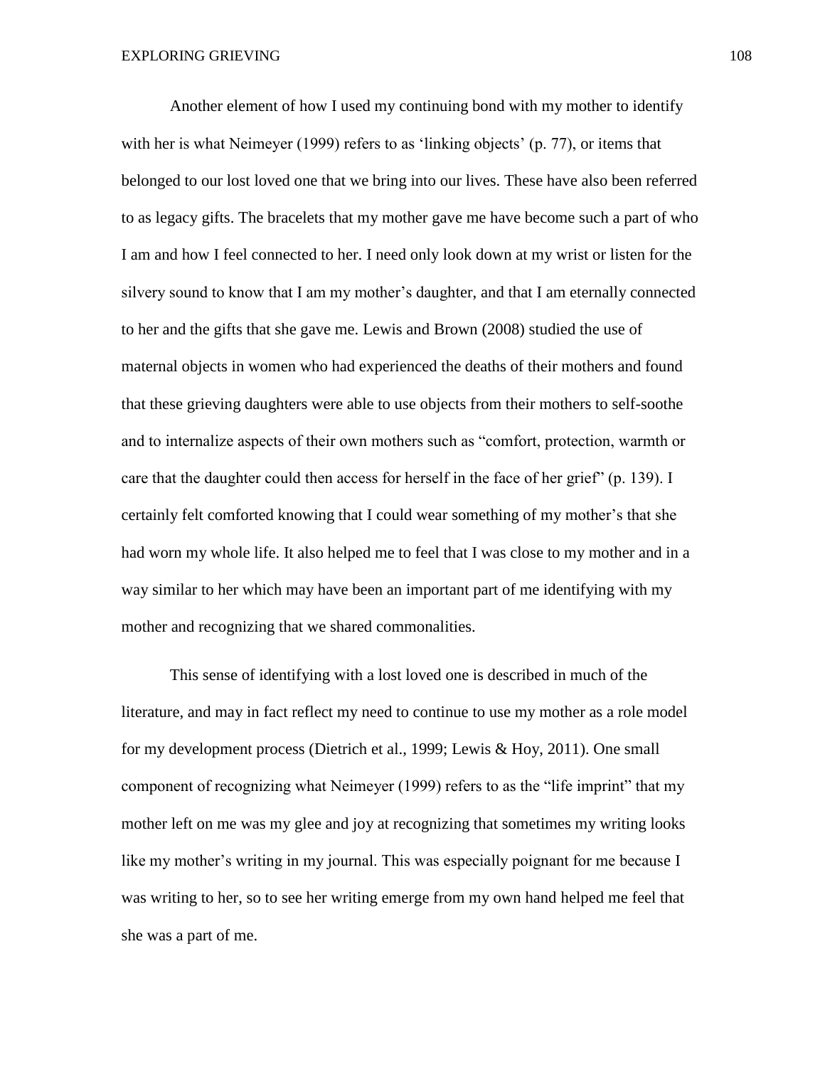Another element of how I used my continuing bond with my mother to identify with her is what Neimeyer (1999) refers to as 'linking objects' (p. 77), or items that belonged to our lost loved one that we bring into our lives. These have also been referred to as legacy gifts. The bracelets that my mother gave me have become such a part of who I am and how I feel connected to her. I need only look down at my wrist or listen for the silvery sound to know that I am my mother's daughter, and that I am eternally connected to her and the gifts that she gave me. Lewis and Brown (2008) studied the use of maternal objects in women who had experienced the deaths of their mothers and found that these grieving daughters were able to use objects from their mothers to self-soothe and to internalize aspects of their own mothers such as "comfort, protection, warmth or care that the daughter could then access for herself in the face of her grief" (p. 139). I certainly felt comforted knowing that I could wear something of my mother's that she had worn my whole life. It also helped me to feel that I was close to my mother and in a way similar to her which may have been an important part of me identifying with my mother and recognizing that we shared commonalities.

This sense of identifying with a lost loved one is described in much of the literature, and may in fact reflect my need to continue to use my mother as a role model for my development process (Dietrich et al., 1999; Lewis & Hoy, 2011). One small component of recognizing what Neimeyer (1999) refers to as the "life imprint" that my mother left on me was my glee and joy at recognizing that sometimes my writing looks like my mother's writing in my journal. This was especially poignant for me because I was writing to her, so to see her writing emerge from my own hand helped me feel that she was a part of me.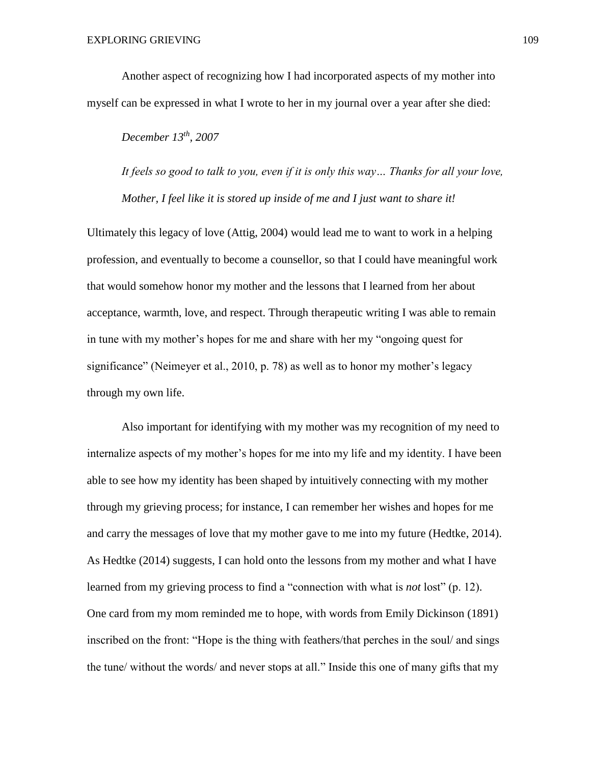Another aspect of recognizing how I had incorporated aspects of my mother into myself can be expressed in what I wrote to her in my journal over a year after she died:

> *December 13th, 2007*
>
> *It feels so good to talk to you, even if it is only this way… Thanks for all your love, Mother, I feel like it is stored up inside of me and I just want to share it!*

Ultimately this legacy of love (Attig, 2004) would lead me to want to work in a helping profession, and eventually to become a counsellor, so that I could have meaningful work that would somehow honor my mother and the lessons that I learned from her about acceptance, warmth, love, and respect. Through therapeutic writing I was able to remain in tune with my mother's hopes for me and share with her my "ongoing quest for significance" (Neimeyer et al., 2010, p. 78) as well as to honor my mother's legacy through my own life.

Also important for identifying with my mother was my recognition of my need to internalize aspects of my mother's hopes for me into my life and my identity. I have been able to see how my identity has been shaped by intuitively connecting with my mother through my grieving process; for instance, I can remember her wishes and hopes for me and carry the messages of love that my mother gave to me into my future (Hedtke, 2014). As Hedtke (2014) suggests, I can hold onto the lessons from my mother and what I have learned from my grieving process to find a "connection with what is *not* lost" (p. 12). One card from my mom reminded me to hope, with words from Emily Dickinson (1891) inscribed on the front: "Hope is the thing with feathers/that perches in the soul/ and sings the tune/ without the words/ and never stops at all." Inside this one of many gifts that my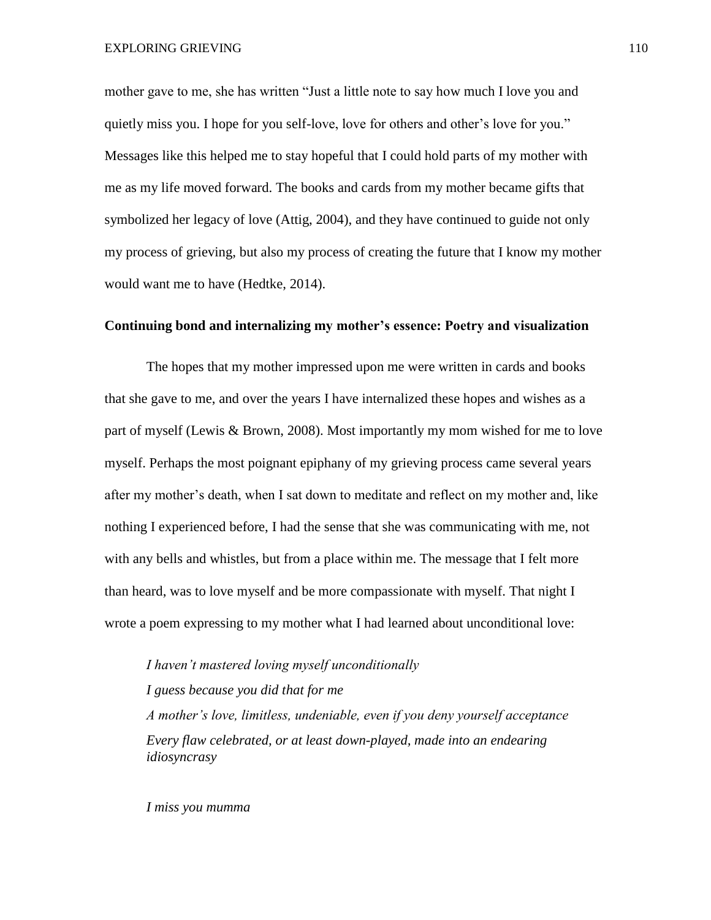mother gave to me, she has written "Just a little note to say how much I love you and quietly miss you. I hope for you self-love, love for others and other's love for you." Messages like this helped me to stay hopeful that I could hold parts of my mother with me as my life moved forward. The books and cards from my mother became gifts that symbolized her legacy of love (Attig, 2004), and they have continued to guide not only my process of grieving, but also my process of creating the future that I know my mother would want me to have (Hedtke, 2014).

### Continuing bond and internalizing my mother's essence: Poetry and visualization

The hopes that my mother impressed upon me were written in cards and books that she gave to me, and over the years I have internalized these hopes and wishes as a part of myself (Lewis & Brown, 2008). Most importantly my mom wished for me to love myself. Perhaps the most poignant epiphany of my grieving process came several years after my mother's death, when I sat down to meditate and reflect on my mother and, like nothing I experienced before, I had the sense that she was communicating with me, not with any bells and whistles, but from a place within me. The message that I felt more than heard, was to love myself and be more compassionate with myself. That night I wrote a poem expressing to my mother what I had learned about unconditional love:

*I haven't mastered loving myself unconditionally*
*I guess because you did that for me*
*A mother's love, limitless, undeniable, even if you deny yourself acceptance*
*Every flaw celebrated, or at least down-played, made into an endearing idiosyncrasy*

*I miss you mumma*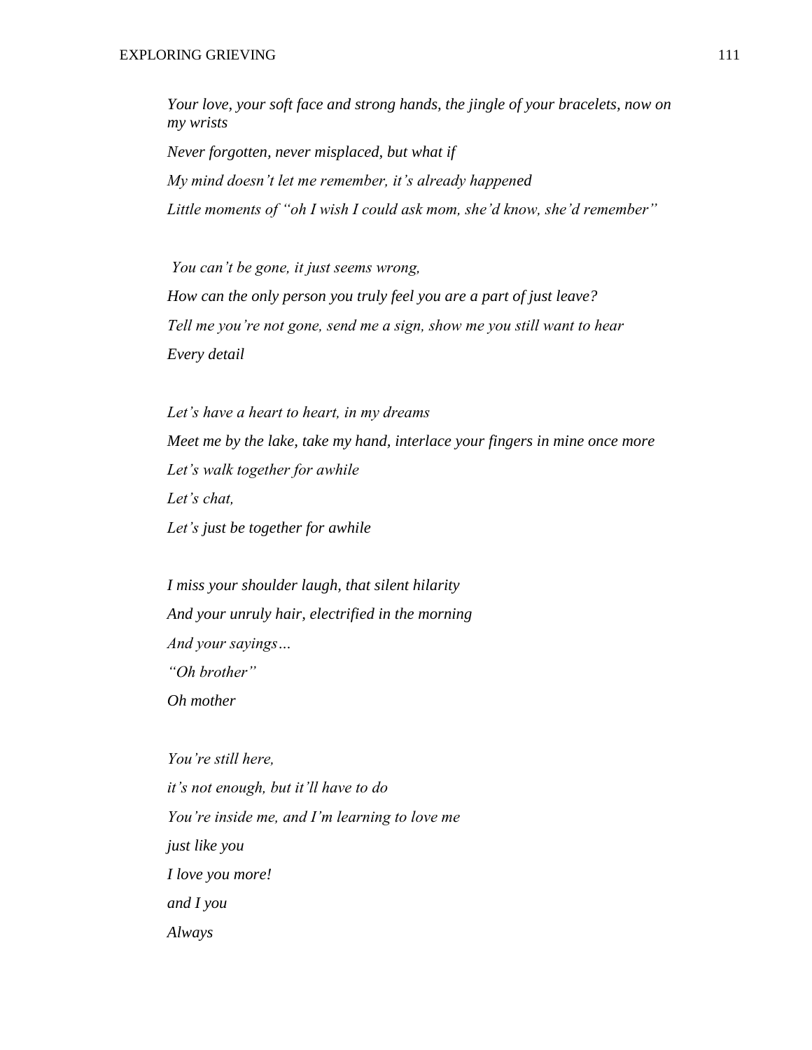*Your love, your soft face and strong hands, the jingle of your bracelets, now on my wrists*

*Never forgotten, never misplaced, but what if*

*My mind doesn't let me remember, it's already happened*

*Little moments of "oh I wish I could ask mom, she'd know, she'd remember"*

*You can't be gone, it just seems wrong,*

*How can the only person you truly feel you are a part of just leave?*

*Tell me you're not gone, send me a sign, show me you still want to hear*

*Every detail*

*Let's have a heart to heart, in my dreams*

*Meet me by the lake, take my hand, interlace your fingers in mine once more*

*Let's walk together for awhile*

*Let's chat,*

*Let's just be together for awhile*

*I miss your shoulder laugh, that silent hilarity*

*And your unruly hair, electrified in the morning*

*And your sayings…*

*"Oh brother"*

*Oh mother*

*You're still here,*

*it's not enough, but it'll have to do*

*You're inside me, and I'm learning to love me*

*just like you*

*I love you more!*

*and I you*

*Always*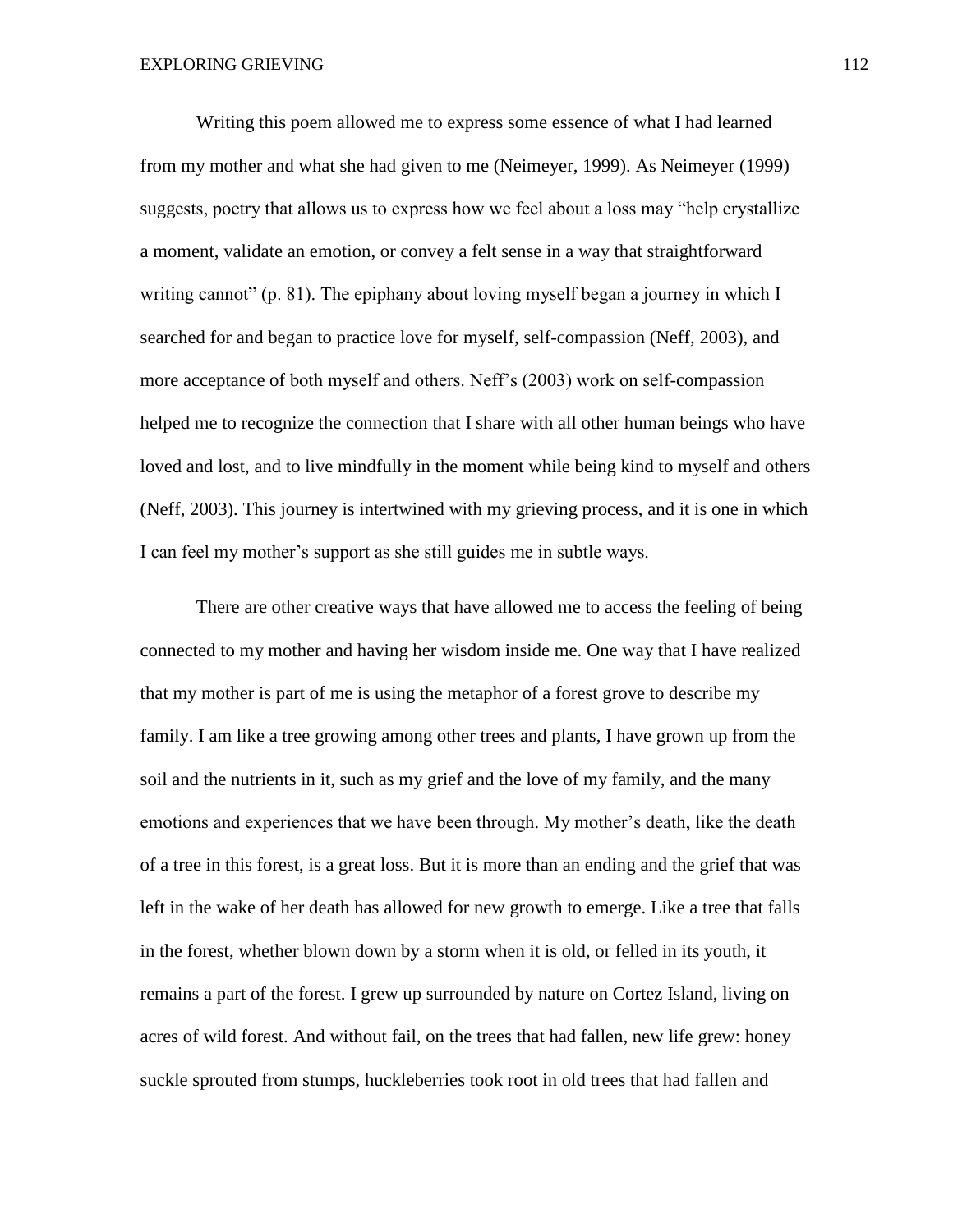Writing this poem allowed me to express some essence of what I had learned from my mother and what she had given to me (Neimeyer, 1999). As Neimeyer (1999) suggests, poetry that allows us to express how we feel about a loss may "help crystallize a moment, validate an emotion, or convey a felt sense in a way that straightforward writing cannot" (p. 81). The epiphany about loving myself began a journey in which I searched for and began to practice love for myself, self-compassion (Neff, 2003), and more acceptance of both myself and others. Neff's (2003) work on self-compassion helped me to recognize the connection that I share with all other human beings who have loved and lost, and to live mindfully in the moment while being kind to myself and others (Neff, 2003). This journey is intertwined with my grieving process, and it is one in which I can feel my mother's support as she still guides me in subtle ways.

There are other creative ways that have allowed me to access the feeling of being connected to my mother and having her wisdom inside me. One way that I have realized that my mother is part of me is using the metaphor of a forest grove to describe my family. I am like a tree growing among other trees and plants, I have grown up from the soil and the nutrients in it, such as my grief and the love of my family, and the many emotions and experiences that we have been through. My mother's death, like the death of a tree in this forest, is a great loss. But it is more than an ending and the grief that was left in the wake of her death has allowed for new growth to emerge. Like a tree that falls in the forest, whether blown down by a storm when it is old, or felled in its youth, it remains a part of the forest. I grew up surrounded by nature on Cortez Island, living on acres of wild forest. And without fail, on the trees that had fallen, new life grew: honey suckle sprouted from stumps, huckleberries took root in old trees that had fallen and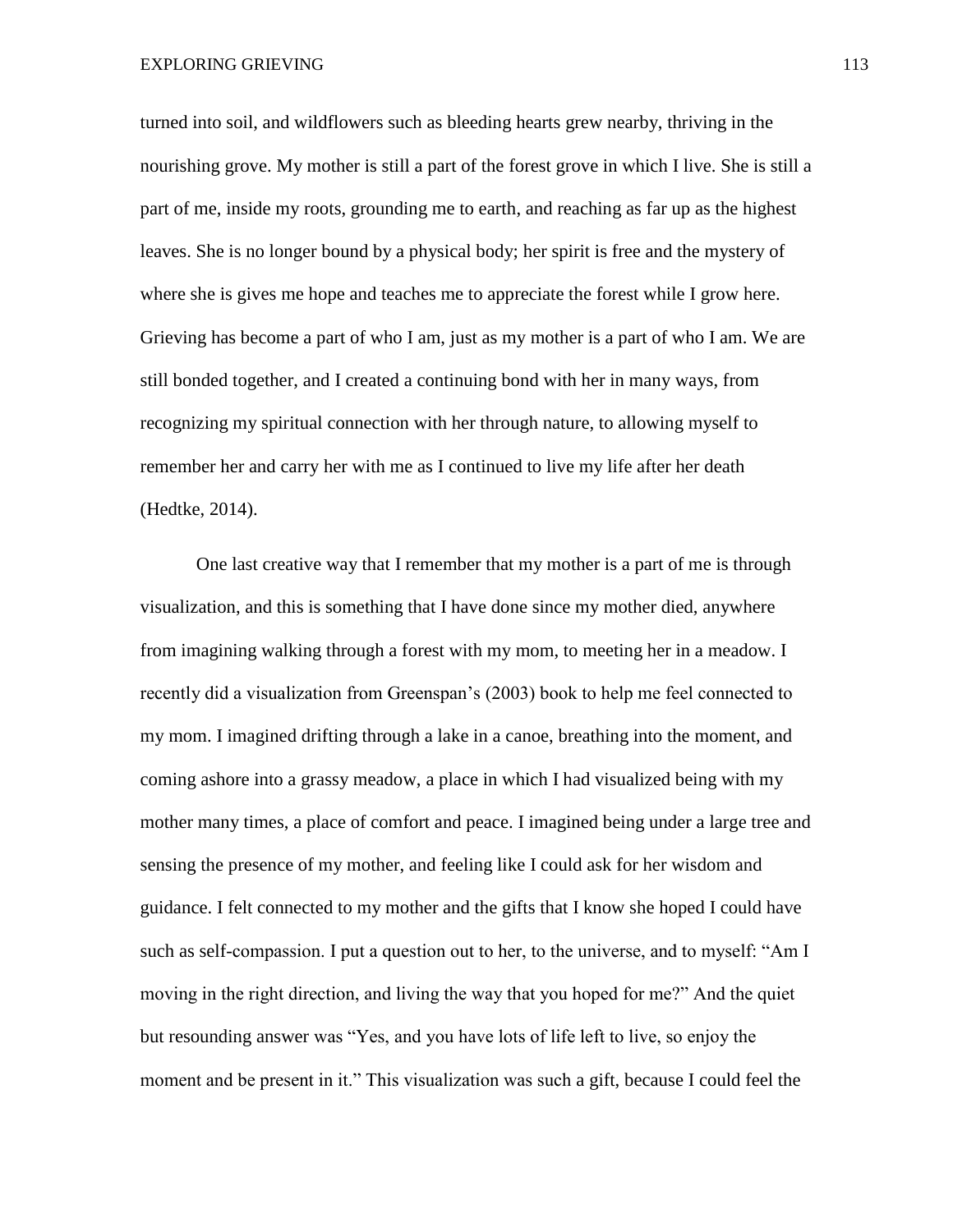turned into soil, and wildflowers such as bleeding hearts grew nearby, thriving in the nourishing grove. My mother is still a part of the forest grove in which I live. She is still a part of me, inside my roots, grounding me to earth, and reaching as far up as the highest leaves. She is no longer bound by a physical body; her spirit is free and the mystery of where she is gives me hope and teaches me to appreciate the forest while I grow here. Grieving has become a part of who I am, just as my mother is a part of who I am. We are still bonded together, and I created a continuing bond with her in many ways, from recognizing my spiritual connection with her through nature, to allowing myself to remember her and carry her with me as I continued to live my life after her death (Hedtke, 2014).

One last creative way that I remember that my mother is a part of me is through visualization, and this is something that I have done since my mother died, anywhere from imagining walking through a forest with my mom, to meeting her in a meadow. I recently did a visualization from Greenspan's (2003) book to help me feel connected to my mom. I imagined drifting through a lake in a canoe, breathing into the moment, and coming ashore into a grassy meadow, a place in which I had visualized being with my mother many times, a place of comfort and peace. I imagined being under a large tree and sensing the presence of my mother, and feeling like I could ask for her wisdom and guidance. I felt connected to my mother and the gifts that I know she hoped I could have such as self-compassion. I put a question out to her, to the universe, and to myself: "Am I moving in the right direction, and living the way that you hoped for me?" And the quiet but resounding answer was "Yes, and you have lots of life left to live, so enjoy the moment and be present in it." This visualization was such a gift, because I could feel the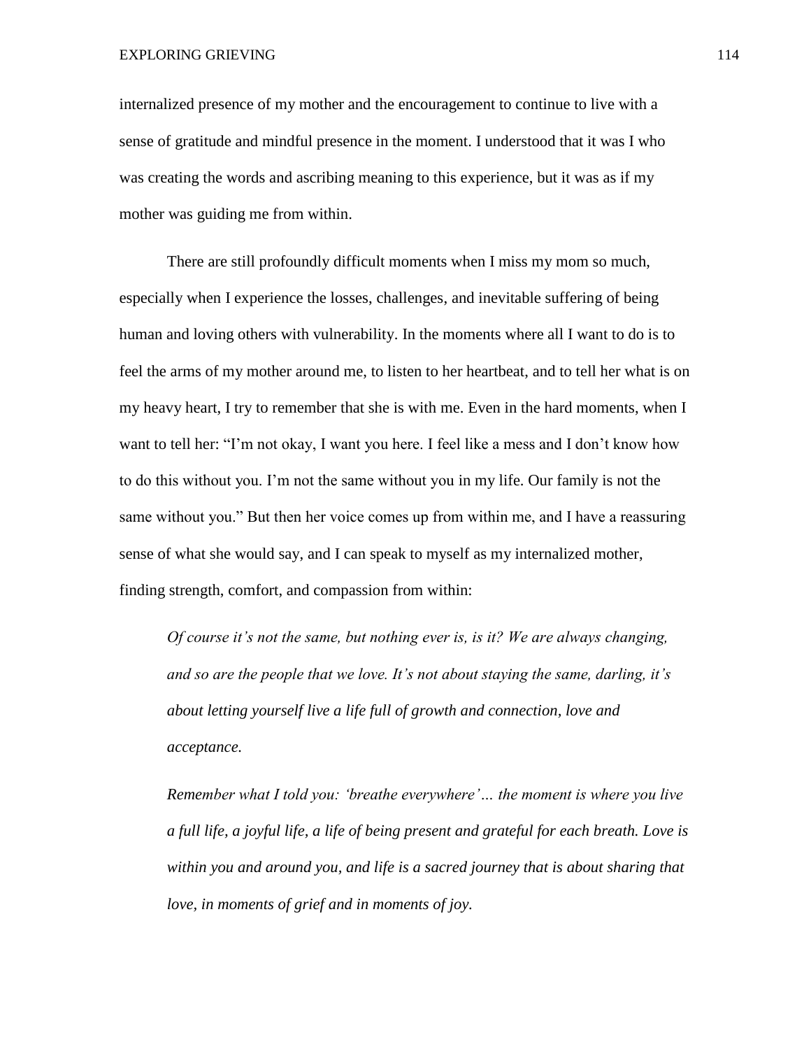internalized presence of my mother and the encouragement to continue to live with a sense of gratitude and mindful presence in the moment. I understood that it was I who was creating the words and ascribing meaning to this experience, but it was as if my mother was guiding me from within.

There are still profoundly difficult moments when I miss my mom so much, especially when I experience the losses, challenges, and inevitable suffering of being human and loving others with vulnerability. In the moments where all I want to do is to feel the arms of my mother around me, to listen to her heartbeat, and to tell her what is on my heavy heart, I try to remember that she is with me. Even in the hard moments, when I want to tell her: "I'm not okay, I want you here. I feel like a mess and I don't know how to do this without you. I'm not the same without you in my life. Our family is not the same without you." But then her voice comes up from within me, and I have a reassuring sense of what she would say, and I can speak to myself as my internalized mother, finding strength, comfort, and compassion from within:

> *Of course it's not the same, but nothing ever is, is it? We are always changing, and so are the people that we love. It's not about staying the same, darling, it's about letting yourself live a life full of growth and connection, love and acceptance.*
>
> *Remember what I told you: 'breathe everywhere'… the moment is where you live a full life, a joyful life, a life of being present and grateful for each breath. Love is within you and around you, and life is a sacred journey that is about sharing that love, in moments of grief and in moments of joy.*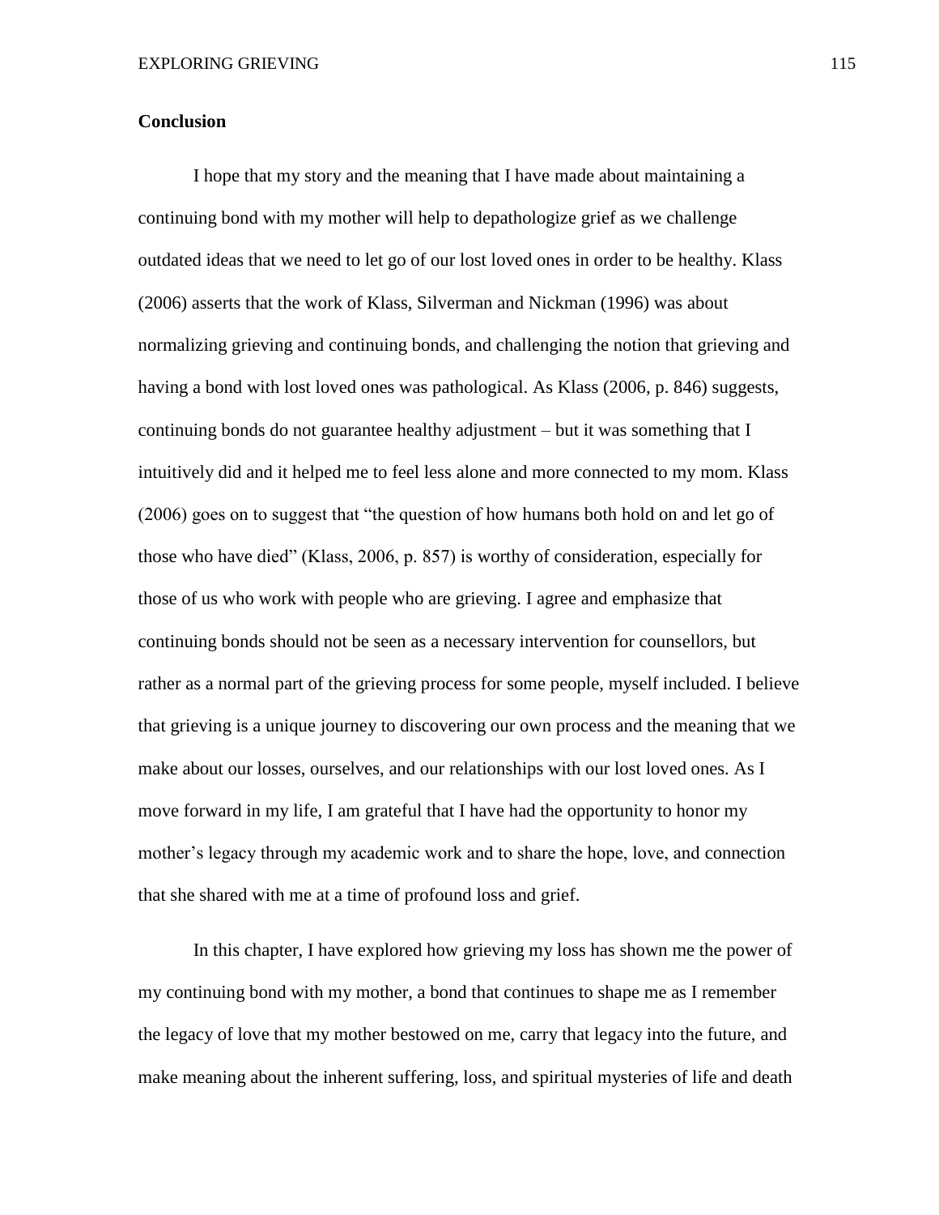## Conclusion

I hope that my story and the meaning that I have made about maintaining a continuing bond with my mother will help to depathologize grief as we challenge outdated ideas that we need to let go of our lost loved ones in order to be healthy. Klass (2006) asserts that the work of Klass, Silverman and Nickman (1996) was about normalizing grieving and continuing bonds, and challenging the notion that grieving and having a bond with lost loved ones was pathological. As Klass (2006, p. 846) suggests, continuing bonds do not guarantee healthy adjustment – but it was something that I intuitively did and it helped me to feel less alone and more connected to my mom. Klass (2006) goes on to suggest that "the question of how humans both hold on and let go of those who have died" (Klass, 2006, p. 857) is worthy of consideration, especially for those of us who work with people who are grieving. I agree and emphasize that continuing bonds should not be seen as a necessary intervention for counsellors, but rather as a normal part of the grieving process for some people, myself included. I believe that grieving is a unique journey to discovering our own process and the meaning that we make about our losses, ourselves, and our relationships with our lost loved ones. As I move forward in my life, I am grateful that I have had the opportunity to honor my mother's legacy through my academic work and to share the hope, love, and connection that she shared with me at a time of profound loss and grief.

In this chapter, I have explored how grieving my loss has shown me the power of my continuing bond with my mother, a bond that continues to shape me as I remember the legacy of love that my mother bestowed on me, carry that legacy into the future, and make meaning about the inherent suffering, loss, and spiritual mysteries of life and death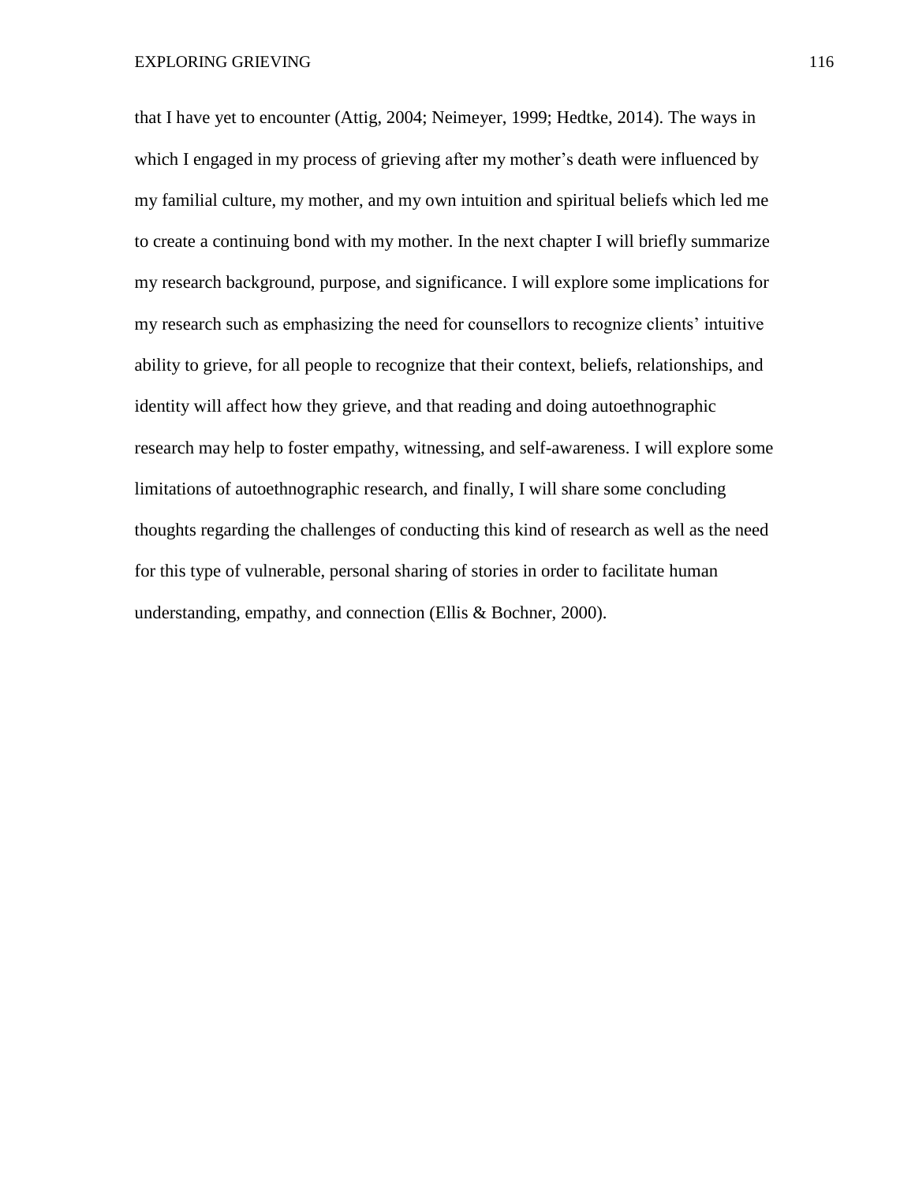that I have yet to encounter (Attig, 2004; Neimeyer, 1999; Hedtke, 2014). The ways in which I engaged in my process of grieving after my mother's death were influenced by my familial culture, my mother, and my own intuition and spiritual beliefs which led me to create a continuing bond with my mother. In the next chapter I will briefly summarize my research background, purpose, and significance. I will explore some implications for my research such as emphasizing the need for counsellors to recognize clients' intuitive ability to grieve, for all people to recognize that their context, beliefs, relationships, and identity will affect how they grieve, and that reading and doing autoethnographic research may help to foster empathy, witnessing, and self-awareness. I will explore some limitations of autoethnographic research, and finally, I will share some concluding thoughts regarding the challenges of conducting this kind of research as well as the need for this type of vulnerable, personal sharing of stories in order to facilitate human understanding, empathy, and connection (Ellis & Bochner, 2000).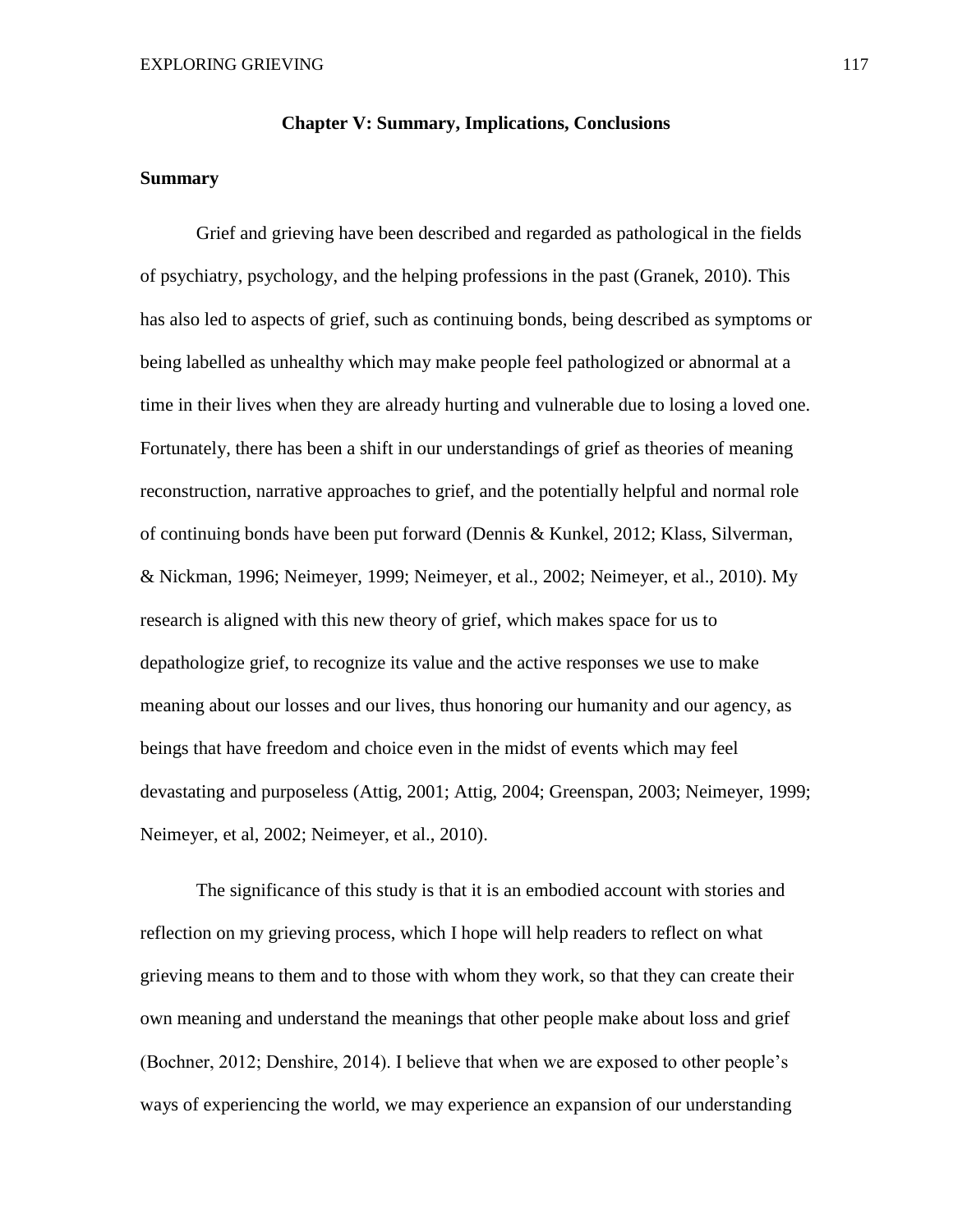## Chapter V: Summary, Implications, Conclusions

### Summary

Grief and grieving have been described and regarded as pathological in the fields of psychiatry, psychology, and the helping professions in the past (Granek, 2010). This has also led to aspects of grief, such as continuing bonds, being described as symptoms or being labelled as unhealthy which may make people feel pathologized or abnormal at a time in their lives when they are already hurting and vulnerable due to losing a loved one. Fortunately, there has been a shift in our understandings of grief as theories of meaning reconstruction, narrative approaches to grief, and the potentially helpful and normal role of continuing bonds have been put forward (Dennis & Kunkel, 2012; Klass, Silverman, & Nickman, 1996; Neimeyer, 1999; Neimeyer, et al., 2002; Neimeyer, et al., 2010). My research is aligned with this new theory of grief, which makes space for us to depathologize grief, to recognize its value and the active responses we use to make meaning about our losses and our lives, thus honoring our humanity and our agency, as beings that have freedom and choice even in the midst of events which may feel devastating and purposeless (Attig, 2001; Attig, 2004; Greenspan, 2003; Neimeyer, 1999; Neimeyer, et al, 2002; Neimeyer, et al., 2010).

The significance of this study is that it is an embodied account with stories and reflection on my grieving process, which I hope will help readers to reflect on what grieving means to them and to those with whom they work, so that they can create their own meaning and understand the meanings that other people make about loss and grief (Bochner, 2012; Denshire, 2014). I believe that when we are exposed to other people's ways of experiencing the world, we may experience an expansion of our understanding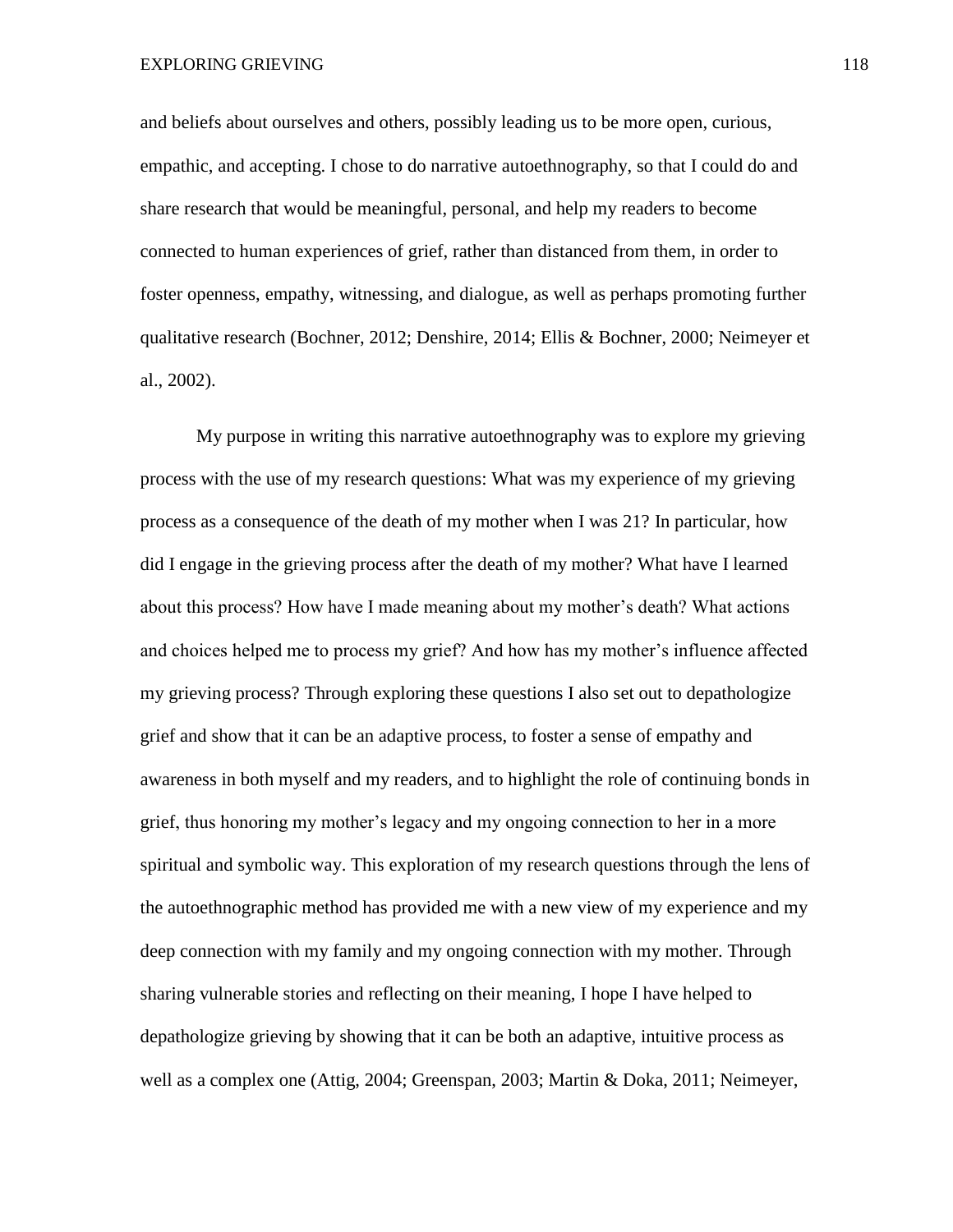and beliefs about ourselves and others, possibly leading us to be more open, curious, empathic, and accepting. I chose to do narrative autoethnography, so that I could do and share research that would be meaningful, personal, and help my readers to become connected to human experiences of grief, rather than distanced from them, in order to foster openness, empathy, witnessing, and dialogue, as well as perhaps promoting further qualitative research (Bochner, 2012; Denshire, 2014; Ellis & Bochner, 2000; Neimeyer et al., 2002).

My purpose in writing this narrative autoethnography was to explore my grieving process with the use of my research questions: What was my experience of my grieving process as a consequence of the death of my mother when I was 21? In particular, how did I engage in the grieving process after the death of my mother? What have I learned about this process? How have I made meaning about my mother's death? What actions and choices helped me to process my grief? And how has my mother's influence affected my grieving process? Through exploring these questions I also set out to depathologize grief and show that it can be an adaptive process, to foster a sense of empathy and awareness in both myself and my readers, and to highlight the role of continuing bonds in grief, thus honoring my mother's legacy and my ongoing connection to her in a more spiritual and symbolic way. This exploration of my research questions through the lens of the autoethnographic method has provided me with a new view of my experience and my deep connection with my family and my ongoing connection with my mother. Through sharing vulnerable stories and reflecting on their meaning, I hope I have helped to depathologize grieving by showing that it can be both an adaptive, intuitive process as well as a complex one (Attig, 2004; Greenspan, 2003; Martin & Doka, 2011; Neimeyer,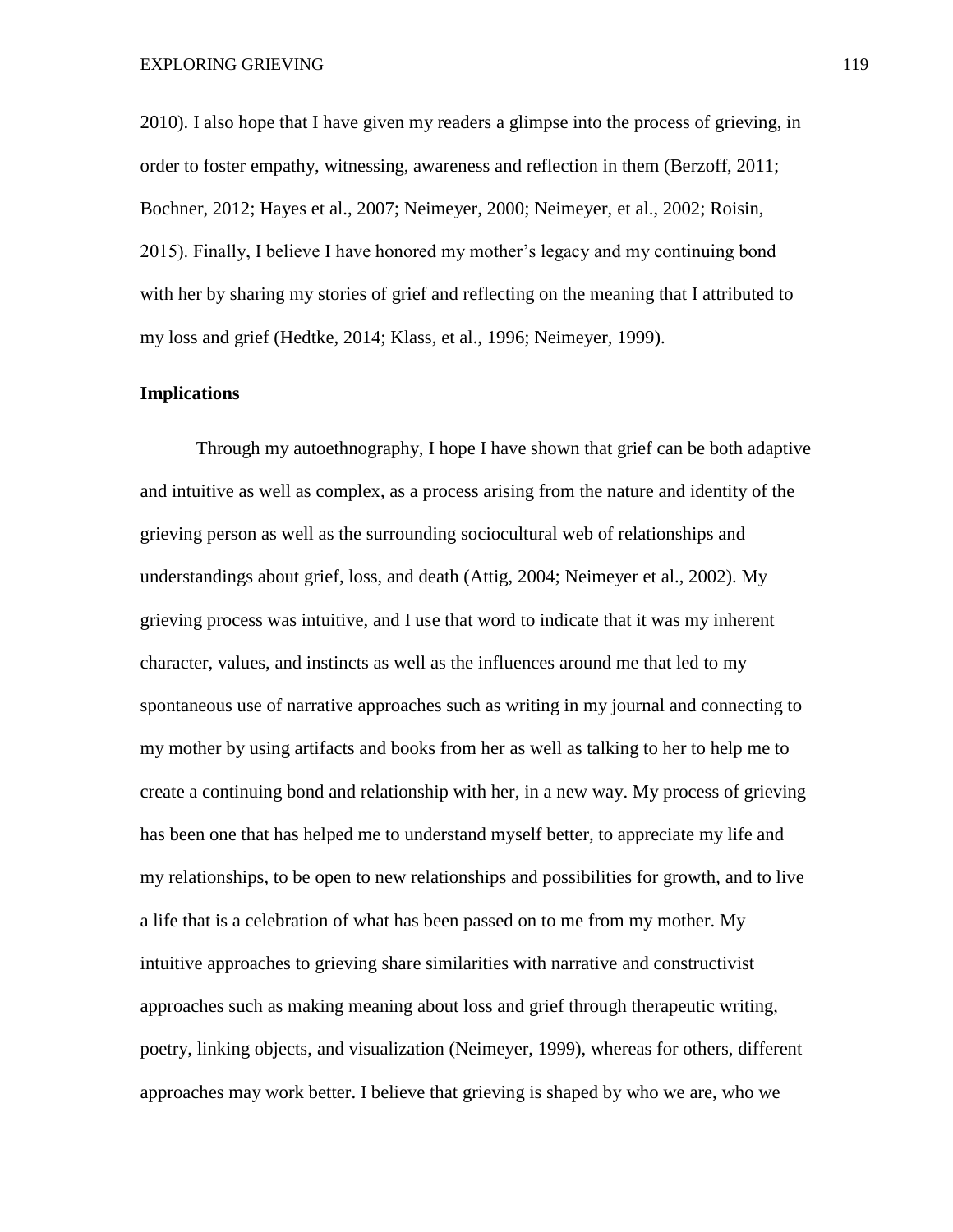2010). I also hope that I have given my readers a glimpse into the process of grieving, in order to foster empathy, witnessing, awareness and reflection in them (Berzoff, 2011; Bochner, 2012; Hayes et al., 2007; Neimeyer, 2000; Neimeyer, et al., 2002; Roisin, 2015). Finally, I believe I have honored my mother's legacy and my continuing bond with her by sharing my stories of grief and reflecting on the meaning that I attributed to my loss and grief (Hedtke, 2014; Klass, et al., 1996; Neimeyer, 1999).

**Implications**

Through my autoethnography, I hope I have shown that grief can be both adaptive and intuitive as well as complex, as a process arising from the nature and identity of the grieving person as well as the surrounding sociocultural web of relationships and understandings about grief, loss, and death (Attig, 2004; Neimeyer et al., 2002). My grieving process was intuitive, and I use that word to indicate that it was my inherent character, values, and instincts as well as the influences around me that led to my spontaneous use of narrative approaches such as writing in my journal and connecting to my mother by using artifacts and books from her as well as talking to her to help me to create a continuing bond and relationship with her, in a new way. My process of grieving has been one that has helped me to understand myself better, to appreciate my life and my relationships, to be open to new relationships and possibilities for growth, and to live a life that is a celebration of what has been passed on to me from my mother. My intuitive approaches to grieving share similarities with narrative and constructivist approaches such as making meaning about loss and grief through therapeutic writing, poetry, linking objects, and visualization (Neimeyer, 1999), whereas for others, different approaches may work better. I believe that grieving is shaped by who we are, who we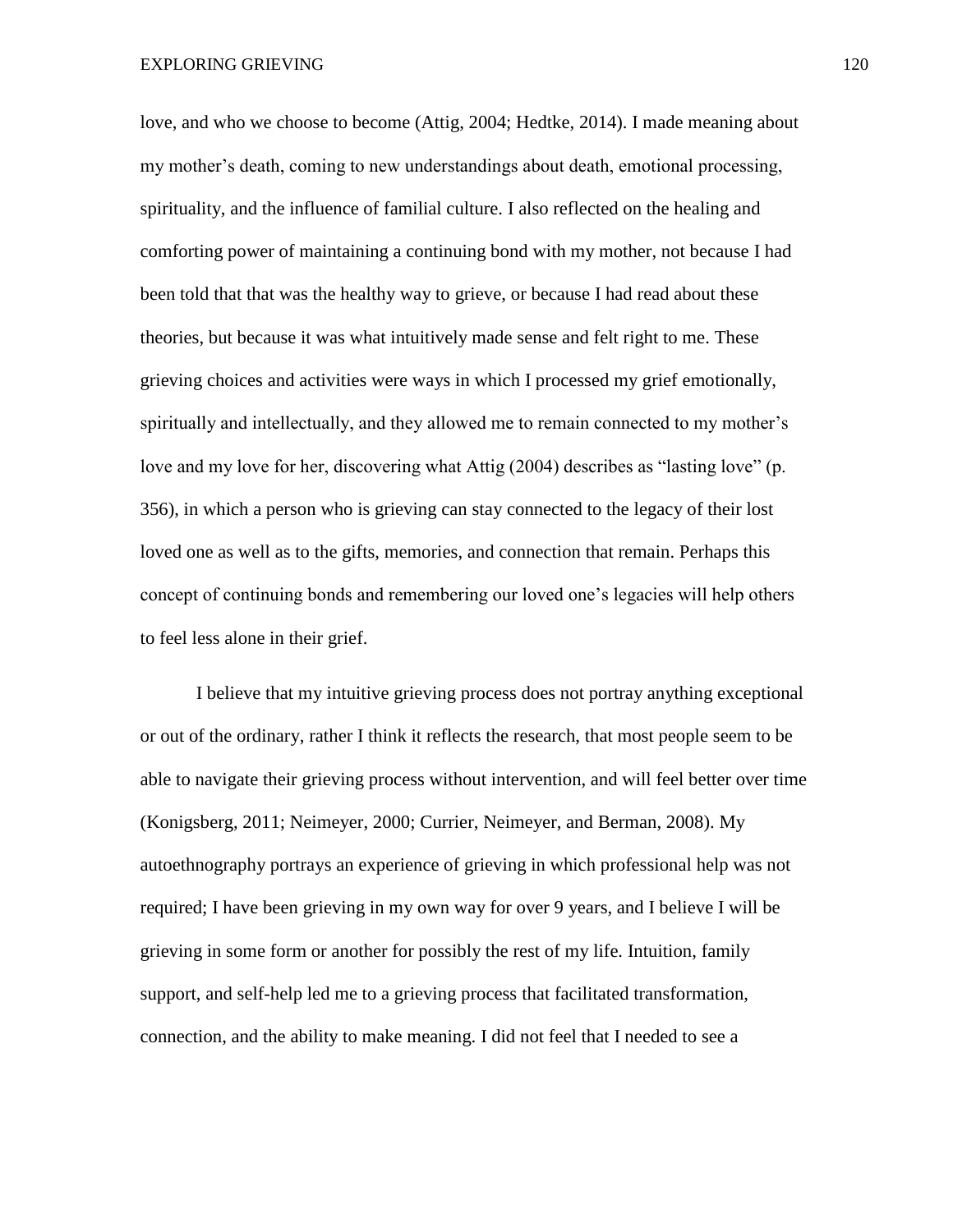love, and who we choose to become (Attig, 2004; Hedtke, 2014). I made meaning about my mother's death, coming to new understandings about death, emotional processing, spirituality, and the influence of familial culture. I also reflected on the healing and comforting power of maintaining a continuing bond with my mother, not because I had been told that that was the healthy way to grieve, or because I had read about these theories, but because it was what intuitively made sense and felt right to me. These grieving choices and activities were ways in which I processed my grief emotionally, spiritually and intellectually, and they allowed me to remain connected to my mother's love and my love for her, discovering what Attig (2004) describes as "lasting love" (p. 356), in which a person who is grieving can stay connected to the legacy of their lost loved one as well as to the gifts, memories, and connection that remain. Perhaps this concept of continuing bonds and remembering our loved one's legacies will help others to feel less alone in their grief.

I believe that my intuitive grieving process does not portray anything exceptional or out of the ordinary, rather I think it reflects the research, that most people seem to be able to navigate their grieving process without intervention, and will feel better over time (Konigsberg, 2011; Neimeyer, 2000; Currier, Neimeyer, and Berman, 2008). My autoethnography portrays an experience of grieving in which professional help was not required; I have been grieving in my own way for over 9 years, and I believe I will be grieving in some form or another for possibly the rest of my life. Intuition, family support, and self-help led me to a grieving process that facilitated transformation, connection, and the ability to make meaning. I did not feel that I needed to see a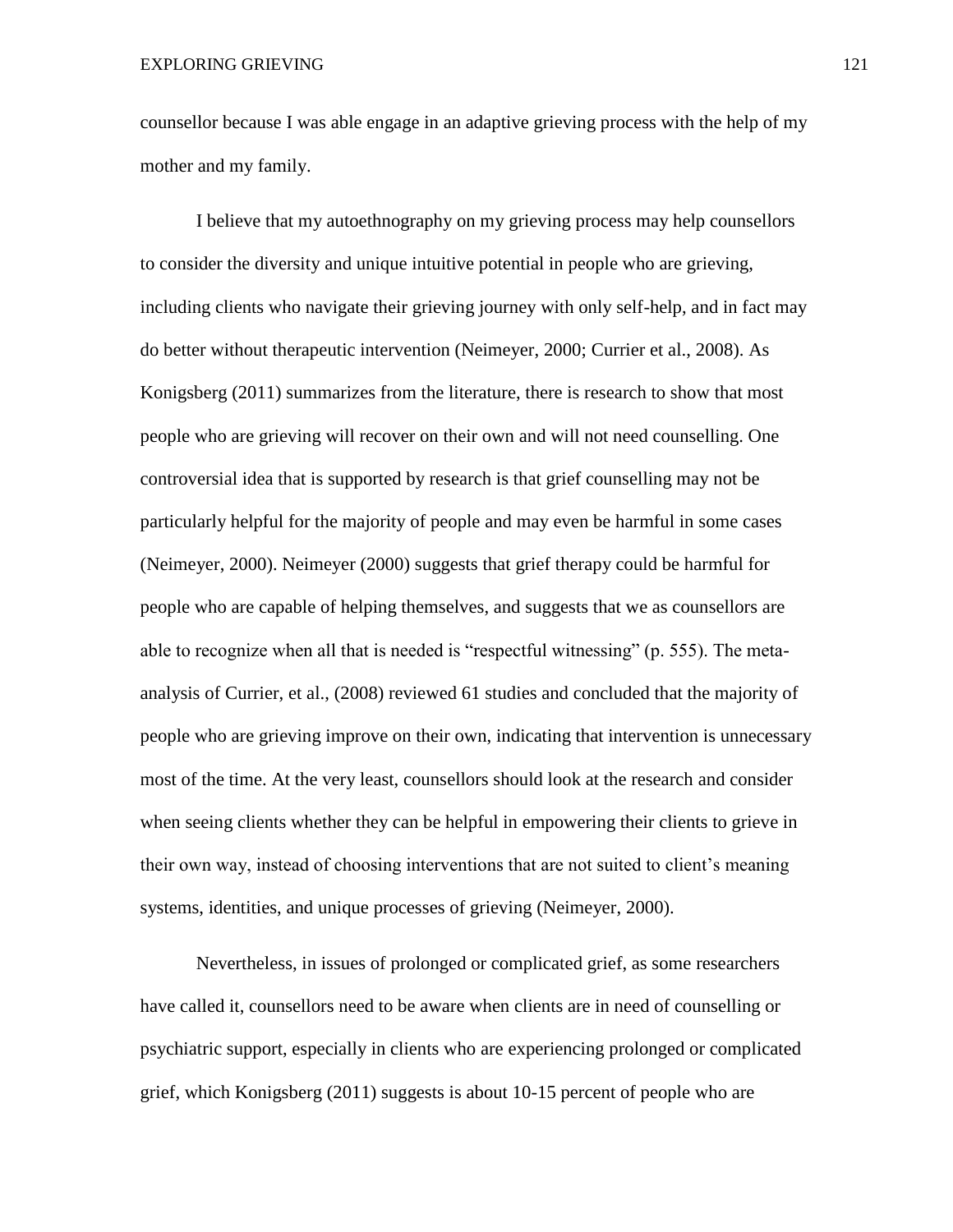counsellor because I was able engage in an adaptive grieving process with the help of my mother and my family.

I believe that my autoethnography on my grieving process may help counsellors to consider the diversity and unique intuitive potential in people who are grieving, including clients who navigate their grieving journey with only self-help, and in fact may do better without therapeutic intervention (Neimeyer, 2000; Currier et al., 2008). As Konigsberg (2011) summarizes from the literature, there is research to show that most people who are grieving will recover on their own and will not need counselling. One controversial idea that is supported by research is that grief counselling may not be particularly helpful for the majority of people and may even be harmful in some cases (Neimeyer, 2000). Neimeyer (2000) suggests that grief therapy could be harmful for people who are capable of helping themselves, and suggests that we as counsellors are able to recognize when all that is needed is "respectful witnessing" (p. 555). The meta-analysis of Currier, et al., (2008) reviewed 61 studies and concluded that the majority of people who are grieving improve on their own, indicating that intervention is unnecessary most of the time. At the very least, counsellors should look at the research and consider when seeing clients whether they can be helpful in empowering their clients to grieve in their own way, instead of choosing interventions that are not suited to client's meaning systems, identities, and unique processes of grieving (Neimeyer, 2000).

Nevertheless, in issues of prolonged or complicated grief, as some researchers have called it, counsellors need to be aware when clients are in need of counselling or psychiatric support, especially in clients who are experiencing prolonged or complicated grief, which Konigsberg (2011) suggests is about 10-15 percent of people who are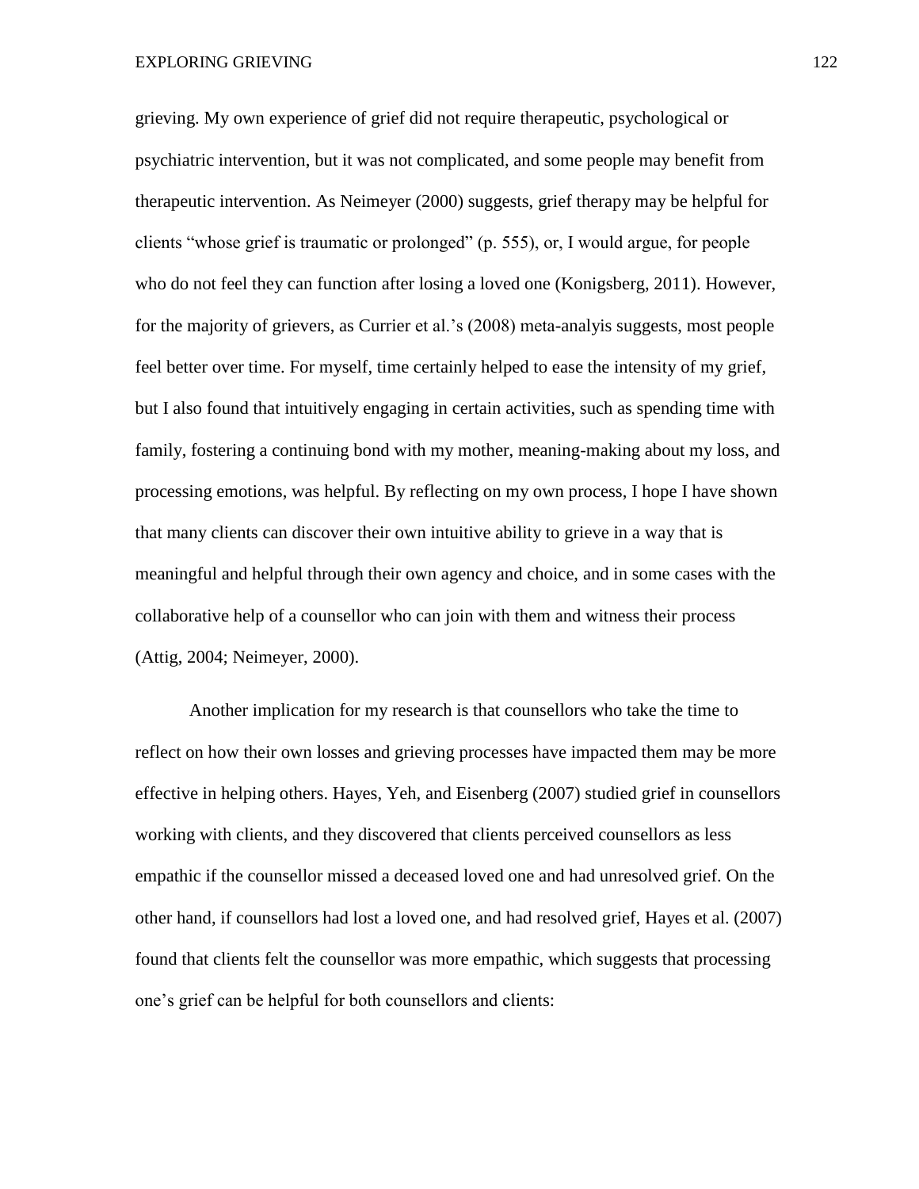grieving. My own experience of grief did not require therapeutic, psychological or psychiatric intervention, but it was not complicated, and some people may benefit from therapeutic intervention. As Neimeyer (2000) suggests, grief therapy may be helpful for clients "whose grief is traumatic or prolonged" (p. 555), or, I would argue, for people who do not feel they can function after losing a loved one (Konigsberg, 2011). However, for the majority of grievers, as Currier et al.'s (2008) meta-analyis suggests, most people feel better over time. For myself, time certainly helped to ease the intensity of my grief, but I also found that intuitively engaging in certain activities, such as spending time with family, fostering a continuing bond with my mother, meaning-making about my loss, and processing emotions, was helpful. By reflecting on my own process, I hope I have shown that many clients can discover their own intuitive ability to grieve in a way that is meaningful and helpful through their own agency and choice, and in some cases with the collaborative help of a counsellor who can join with them and witness their process (Attig, 2004; Neimeyer, 2000).

Another implication for my research is that counsellors who take the time to reflect on how their own losses and grieving processes have impacted them may be more effective in helping others. Hayes, Yeh, and Eisenberg (2007) studied grief in counsellors working with clients, and they discovered that clients perceived counsellors as less empathic if the counsellor missed a deceased loved one and had unresolved grief. On the other hand, if counsellors had lost a loved one, and had resolved grief, Hayes et al. (2007) found that clients felt the counsellor was more empathic, which suggests that processing one's grief can be helpful for both counsellors and clients: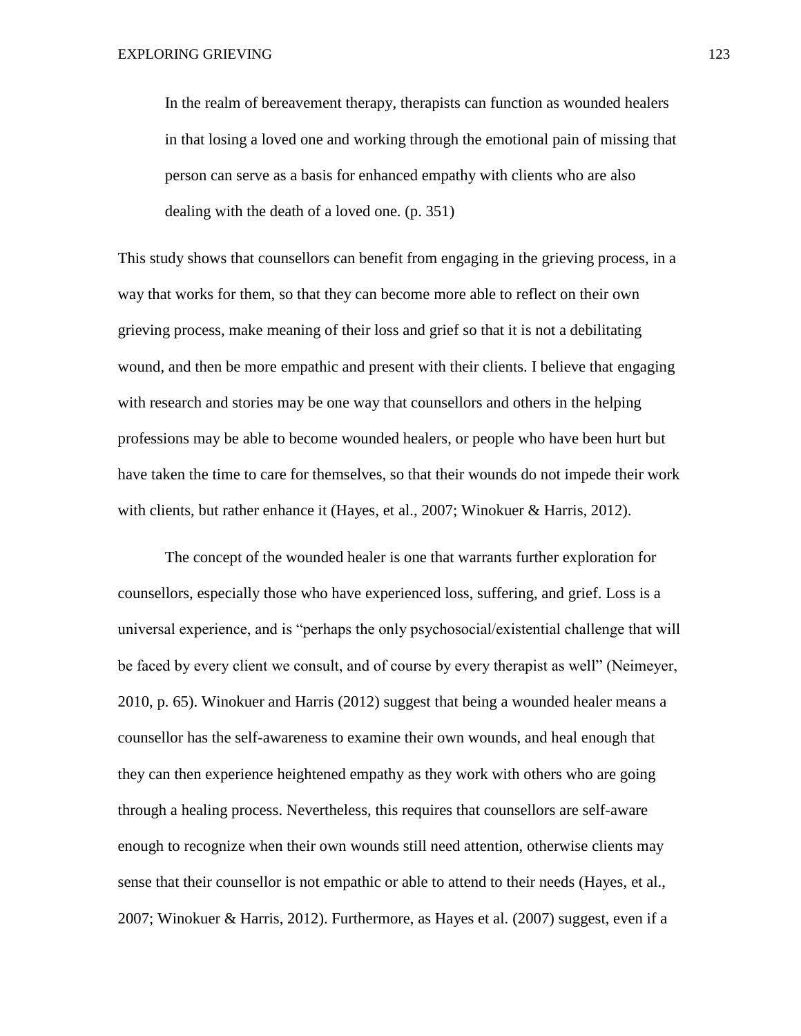> In the realm of bereavement therapy, therapists can function as wounded healers in that losing a loved one and working through the emotional pain of missing that person can serve as a basis for enhanced empathy with clients who are also dealing with the death of a loved one. (p. 351)

This study shows that counsellors can benefit from engaging in the grieving process, in a way that works for them, so that they can become more able to reflect on their own grieving process, make meaning of their loss and grief so that it is not a debilitating wound, and then be more empathic and present with their clients. I believe that engaging with research and stories may be one way that counsellors and others in the helping professions may be able to become wounded healers, or people who have been hurt but have taken the time to care for themselves, so that their wounds do not impede their work with clients, but rather enhance it (Hayes, et al., 2007; Winokuer & Harris, 2012).

The concept of the wounded healer is one that warrants further exploration for counsellors, especially those who have experienced loss, suffering, and grief. Loss is a universal experience, and is "perhaps the only psychosocial/existential challenge that will be faced by every client we consult, and of course by every therapist as well" (Neimeyer, 2010, p. 65). Winokuer and Harris (2012) suggest that being a wounded healer means a counsellor has the self-awareness to examine their own wounds, and heal enough that they can then experience heightened empathy as they work with others who are going through a healing process. Nevertheless, this requires that counsellors are self-aware enough to recognize when their own wounds still need attention, otherwise clients may sense that their counsellor is not empathic or able to attend to their needs (Hayes, et al., 2007; Winokuer & Harris, 2012). Furthermore, as Hayes et al. (2007) suggest, even if a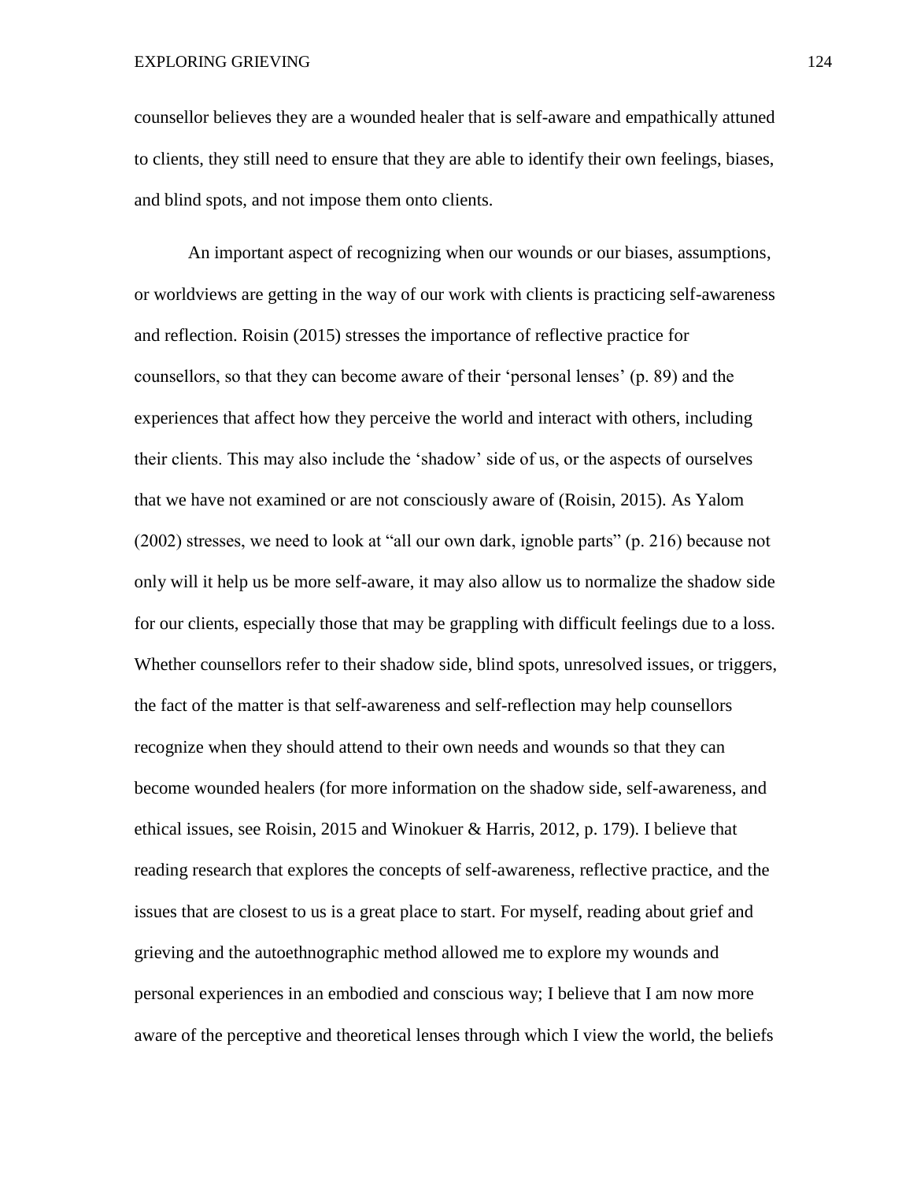counsellor believes they are a wounded healer that is self-aware and empathically attuned to clients, they still need to ensure that they are able to identify their own feelings, biases, and blind spots, and not impose them onto clients.

An important aspect of recognizing when our wounds or our biases, assumptions, or worldviews are getting in the way of our work with clients is practicing self-awareness and reflection. Roisin (2015) stresses the importance of reflective practice for counsellors, so that they can become aware of their 'personal lenses' (p. 89) and the experiences that affect how they perceive the world and interact with others, including their clients. This may also include the 'shadow' side of us, or the aspects of ourselves that we have not examined or are not consciously aware of (Roisin, 2015). As Yalom (2002) stresses, we need to look at "all our own dark, ignoble parts" (p. 216) because not only will it help us be more self-aware, it may also allow us to normalize the shadow side for our clients, especially those that may be grappling with difficult feelings due to a loss. Whether counsellors refer to their shadow side, blind spots, unresolved issues, or triggers, the fact of the matter is that self-awareness and self-reflection may help counsellors recognize when they should attend to their own needs and wounds so that they can become wounded healers (for more information on the shadow side, self-awareness, and ethical issues, see Roisin, 2015 and Winokuer & Harris, 2012, p. 179). I believe that reading research that explores the concepts of self-awareness, reflective practice, and the issues that are closest to us is a great place to start. For myself, reading about grief and grieving and the autoethnographic method allowed me to explore my wounds and personal experiences in an embodied and conscious way; I believe that I am now more aware of the perceptive and theoretical lenses through which I view the world, the beliefs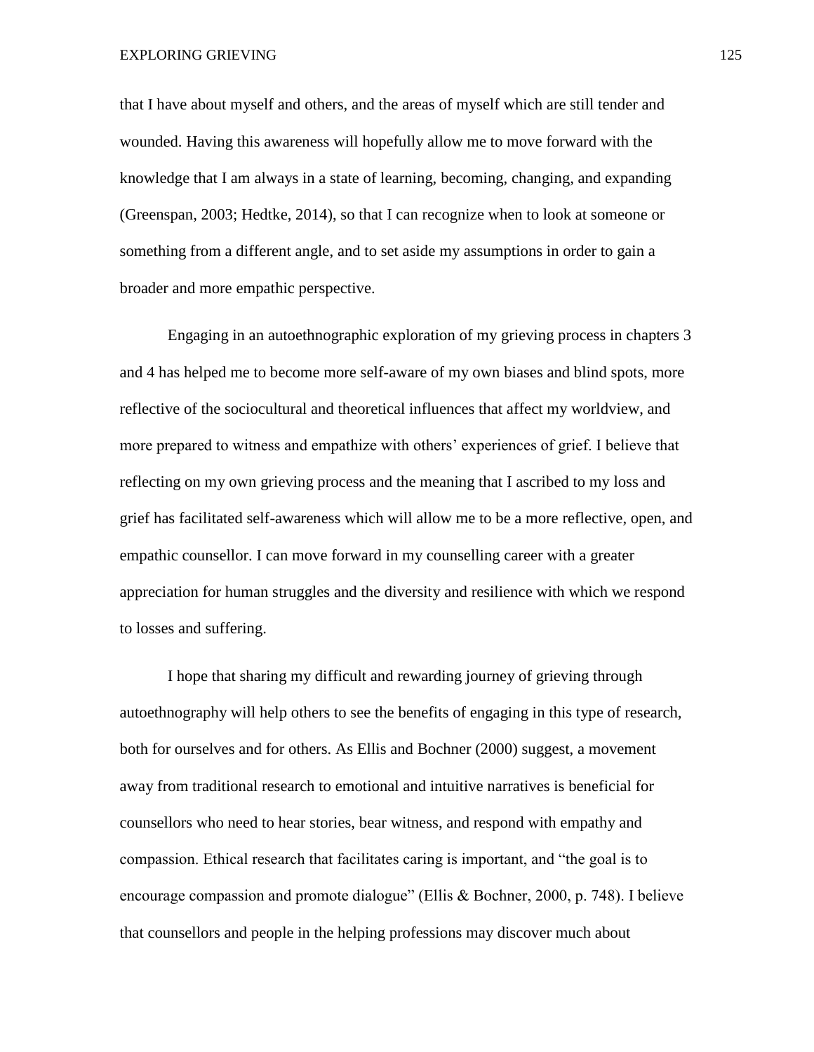that I have about myself and others, and the areas of myself which are still tender and wounded. Having this awareness will hopefully allow me to move forward with the knowledge that I am always in a state of learning, becoming, changing, and expanding (Greenspan, 2003; Hedtke, 2014), so that I can recognize when to look at someone or something from a different angle, and to set aside my assumptions in order to gain a broader and more empathic perspective.

Engaging in an autoethnographic exploration of my grieving process in chapters 3 and 4 has helped me to become more self-aware of my own biases and blind spots, more reflective of the sociocultural and theoretical influences that affect my worldview, and more prepared to witness and empathize with others' experiences of grief. I believe that reflecting on my own grieving process and the meaning that I ascribed to my loss and grief has facilitated self-awareness which will allow me to be a more reflective, open, and empathic counsellor. I can move forward in my counselling career with a greater appreciation for human struggles and the diversity and resilience with which we respond to losses and suffering.

I hope that sharing my difficult and rewarding journey of grieving through autoethnography will help others to see the benefits of engaging in this type of research, both for ourselves and for others. As Ellis and Bochner (2000) suggest, a movement away from traditional research to emotional and intuitive narratives is beneficial for counsellors who need to hear stories, bear witness, and respond with empathy and compassion. Ethical research that facilitates caring is important, and "the goal is to encourage compassion and promote dialogue" (Ellis & Bochner, 2000, p. 748). I believe that counsellors and people in the helping professions may discover much about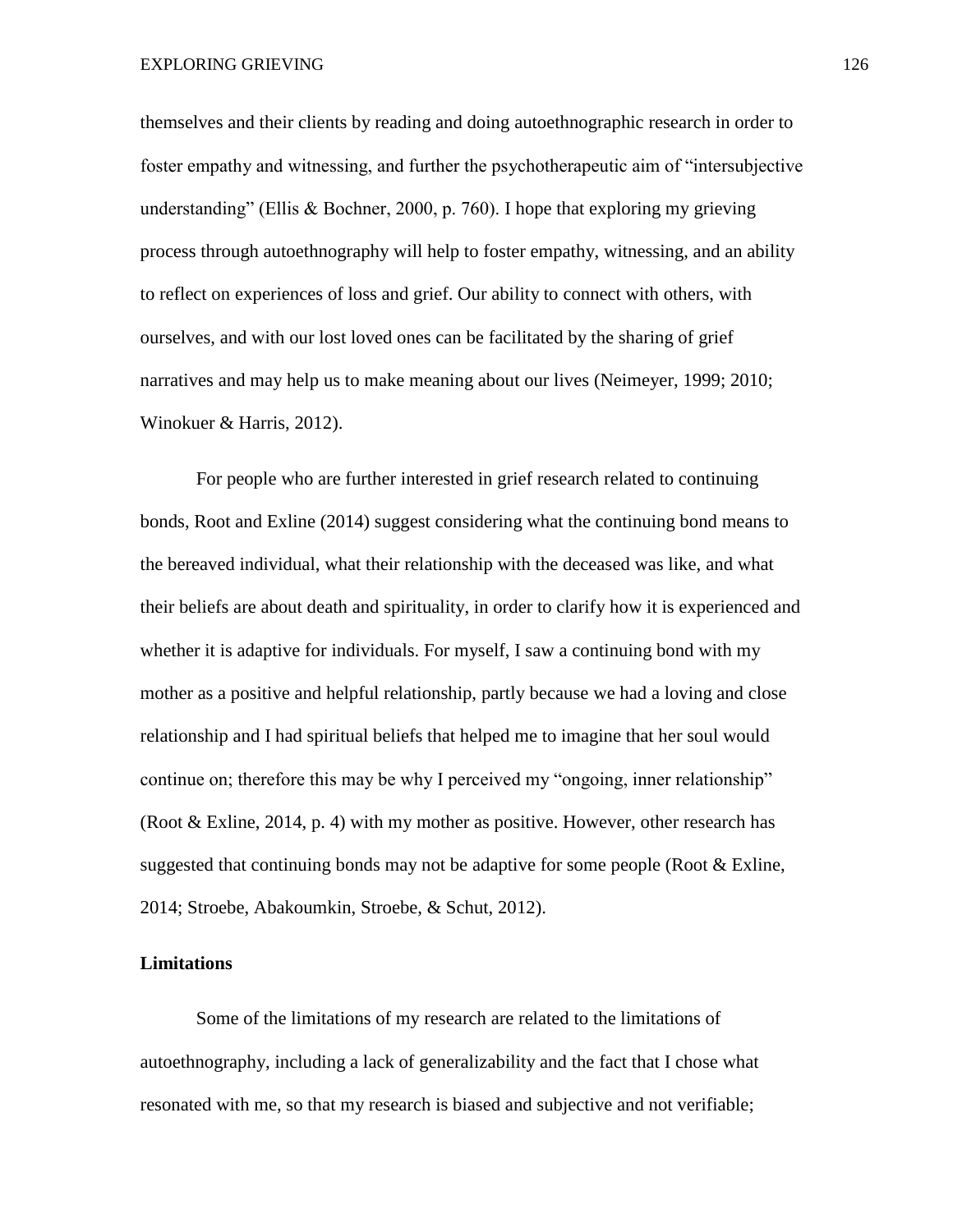themselves and their clients by reading and doing autoethnographic research in order to foster empathy and witnessing, and further the psychotherapeutic aim of "intersubjective understanding" (Ellis & Bochner, 2000, p. 760). I hope that exploring my grieving process through autoethnography will help to foster empathy, witnessing, and an ability to reflect on experiences of loss and grief. Our ability to connect with others, with ourselves, and with our lost loved ones can be facilitated by the sharing of grief narratives and may help us to make meaning about our lives (Neimeyer, 1999; 2010; Winokuer & Harris, 2012).

For people who are further interested in grief research related to continuing bonds, Root and Exline (2014) suggest considering what the continuing bond means to the bereaved individual, what their relationship with the deceased was like, and what their beliefs are about death and spirituality, in order to clarify how it is experienced and whether it is adaptive for individuals. For myself, I saw a continuing bond with my mother as a positive and helpful relationship, partly because we had a loving and close relationship and I had spiritual beliefs that helped me to imagine that her soul would continue on; therefore this may be why I perceived my "ongoing, inner relationship" (Root & Exline, 2014, p. 4) with my mother as positive. However, other research has suggested that continuing bonds may not be adaptive for some people (Root & Exline, 2014; Stroebe, Abakoumkin, Stroebe, & Schut, 2012).

**Limitations**

Some of the limitations of my research are related to the limitations of autoethnography, including a lack of generalizability and the fact that I chose what resonated with me, so that my research is biased and subjective and not verifiable;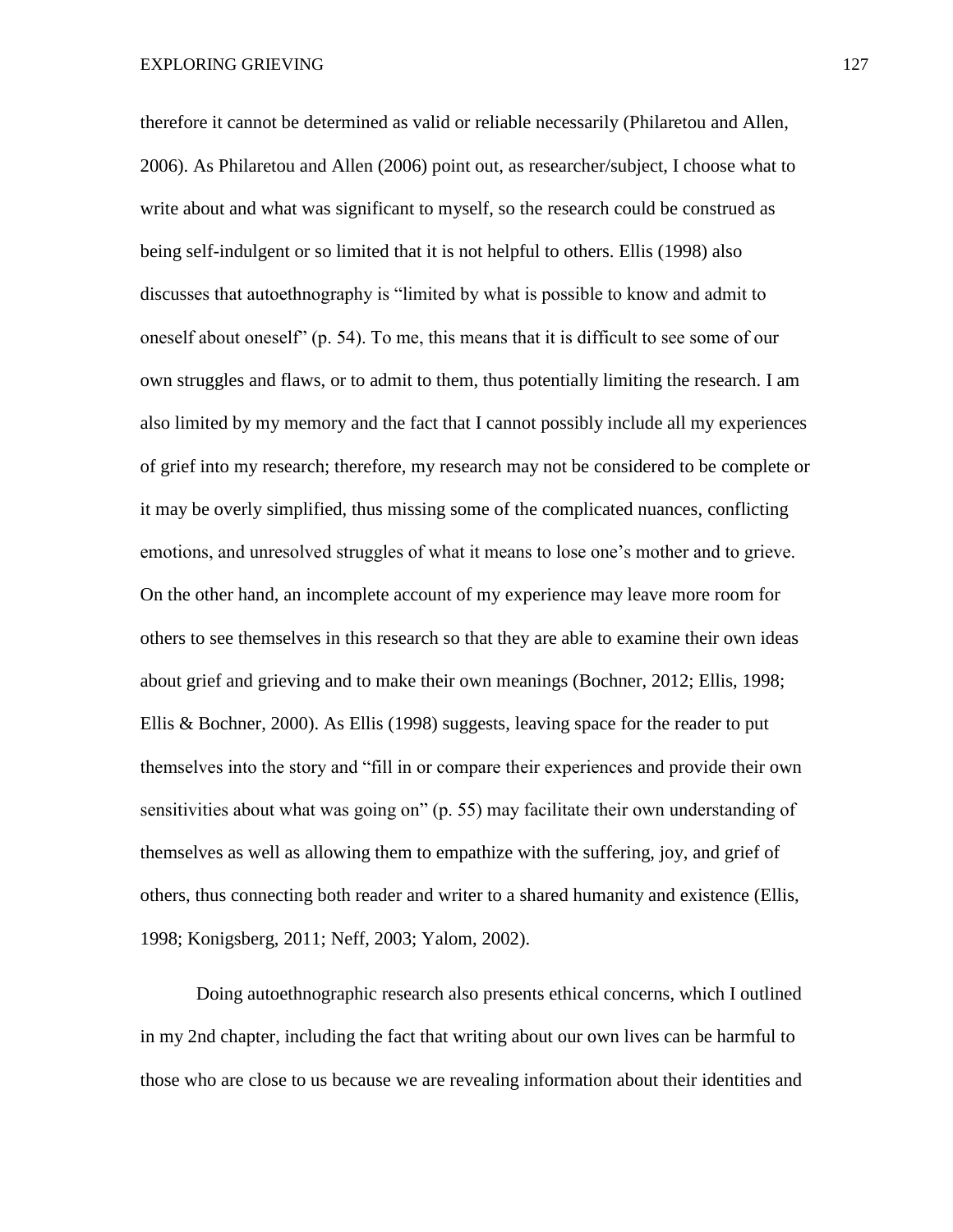therefore it cannot be determined as valid or reliable necessarily (Philaretou and Allen, 2006). As Philaretou and Allen (2006) point out, as researcher/subject, I choose what to write about and what was significant to myself, so the research could be construed as being self-indulgent or so limited that it is not helpful to others. Ellis (1998) also discusses that autoethnography is "limited by what is possible to know and admit to oneself about oneself" (p. 54). To me, this means that it is difficult to see some of our own struggles and flaws, or to admit to them, thus potentially limiting the research. I am also limited by my memory and the fact that I cannot possibly include all my experiences of grief into my research; therefore, my research may not be considered to be complete or it may be overly simplified, thus missing some of the complicated nuances, conflicting emotions, and unresolved struggles of what it means to lose one's mother and to grieve. On the other hand, an incomplete account of my experience may leave more room for others to see themselves in this research so that they are able to examine their own ideas about grief and grieving and to make their own meanings (Bochner, 2012; Ellis, 1998; Ellis & Bochner, 2000). As Ellis (1998) suggests, leaving space for the reader to put themselves into the story and "fill in or compare their experiences and provide their own sensitivities about what was going on" (p. 55) may facilitate their own understanding of themselves as well as allowing them to empathize with the suffering, joy, and grief of others, thus connecting both reader and writer to a shared humanity and existence (Ellis, 1998; Konigsberg, 2011; Neff, 2003; Yalom, 2002).

Doing autoethnographic research also presents ethical concerns, which I outlined in my 2nd chapter, including the fact that writing about our own lives can be harmful to those who are close to us because we are revealing information about their identities and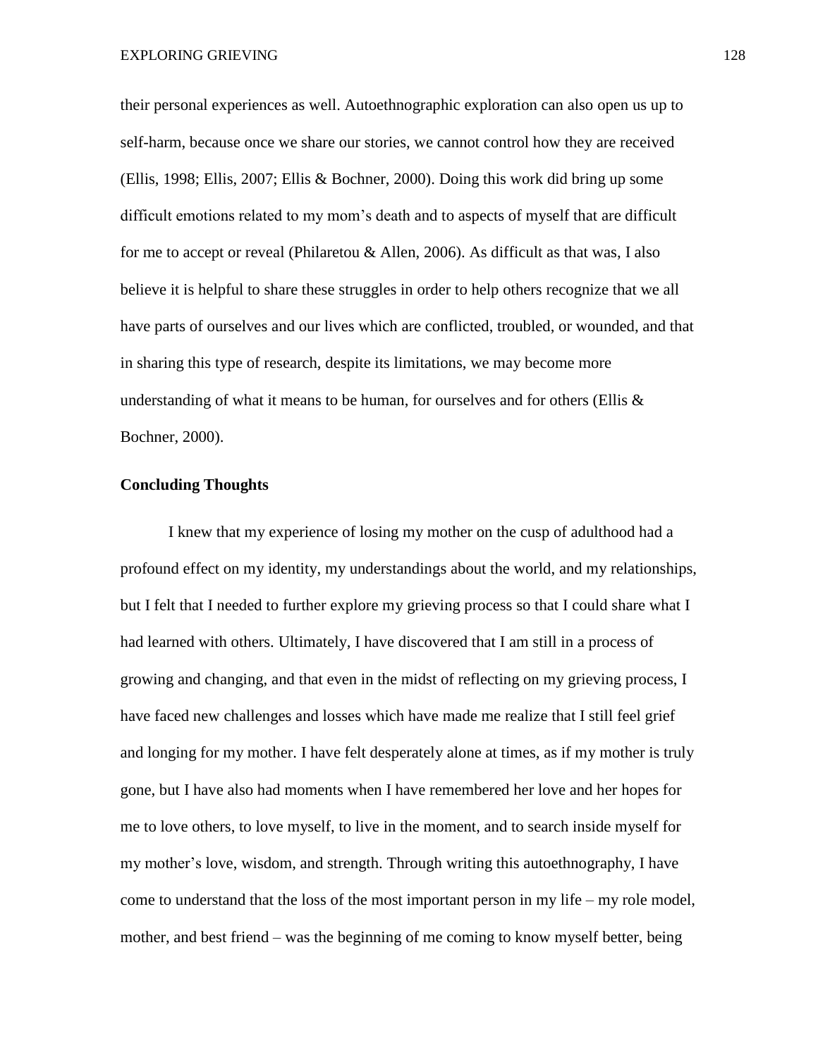their personal experiences as well. Autoethnographic exploration can also open us up to self-harm, because once we share our stories, we cannot control how they are received (Ellis, 1998; Ellis, 2007; Ellis & Bochner, 2000). Doing this work did bring up some difficult emotions related to my mom's death and to aspects of myself that are difficult for me to accept or reveal (Philaretou & Allen, 2006). As difficult as that was, I also believe it is helpful to share these struggles in order to help others recognize that we all have parts of ourselves and our lives which are conflicted, troubled, or wounded, and that in sharing this type of research, despite its limitations, we may become more understanding of what it means to be human, for ourselves and for others (Ellis & Bochner, 2000).

**Concluding Thoughts**

I knew that my experience of losing my mother on the cusp of adulthood had a profound effect on my identity, my understandings about the world, and my relationships, but I felt that I needed to further explore my grieving process so that I could share what I had learned with others. Ultimately, I have discovered that I am still in a process of growing and changing, and that even in the midst of reflecting on my grieving process, I have faced new challenges and losses which have made me realize that I still feel grief and longing for my mother. I have felt desperately alone at times, as if my mother is truly gone, but I have also had moments when I have remembered her love and her hopes for me to love others, to love myself, to live in the moment, and to search inside myself for my mother's love, wisdom, and strength. Through writing this autoethnography, I have come to understand that the loss of the most important person in my life – my role model, mother, and best friend – was the beginning of me coming to know myself better, being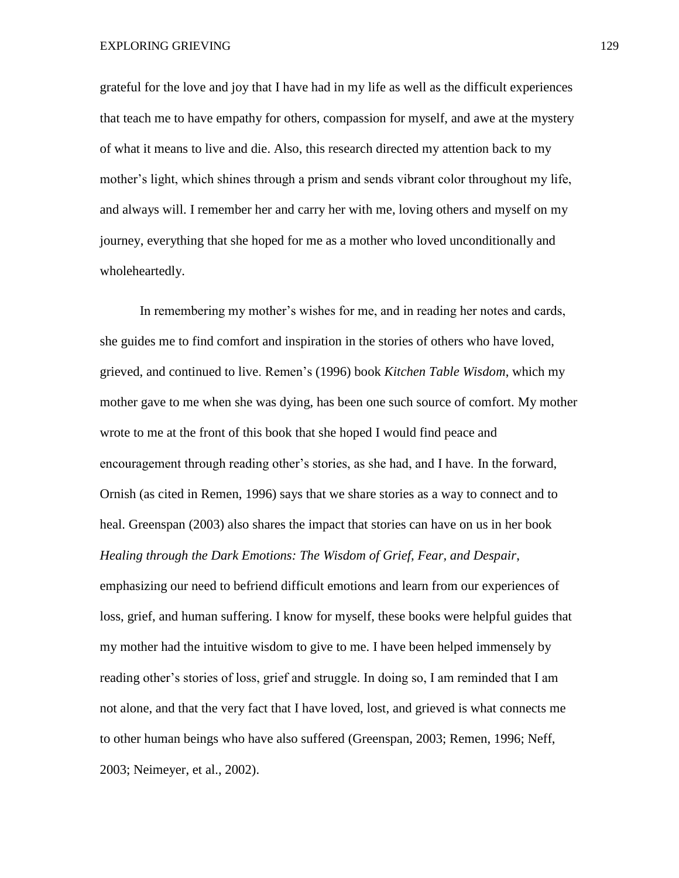grateful for the love and joy that I have had in my life as well as the difficult experiences that teach me to have empathy for others, compassion for myself, and awe at the mystery of what it means to live and die. Also, this research directed my attention back to my mother's light, which shines through a prism and sends vibrant color throughout my life, and always will. I remember her and carry her with me, loving others and myself on my journey, everything that she hoped for me as a mother who loved unconditionally and wholeheartedly.

In remembering my mother's wishes for me, and in reading her notes and cards, she guides me to find comfort and inspiration in the stories of others who have loved, grieved, and continued to live. Remen's (1996) book *Kitchen Table Wisdom*, which my mother gave to me when she was dying, has been one such source of comfort. My mother wrote to me at the front of this book that she hoped I would find peace and encouragement through reading other's stories, as she had, and I have. In the forward, Ornish (as cited in Remen, 1996) says that we share stories as a way to connect and to heal. Greenspan (2003) also shares the impact that stories can have on us in her book *Healing through the Dark Emotions: The Wisdom of Grief, Fear, and Despair*, emphasizing our need to befriend difficult emotions and learn from our experiences of loss, grief, and human suffering. I know for myself, these books were helpful guides that my mother had the intuitive wisdom to give to me. I have been helped immensely by reading other's stories of loss, grief and struggle. In doing so, I am reminded that I am not alone, and that the very fact that I have loved, lost, and grieved is what connects me to other human beings who have also suffered (Greenspan, 2003; Remen, 1996; Neff, 2003; Neimeyer, et al., 2002).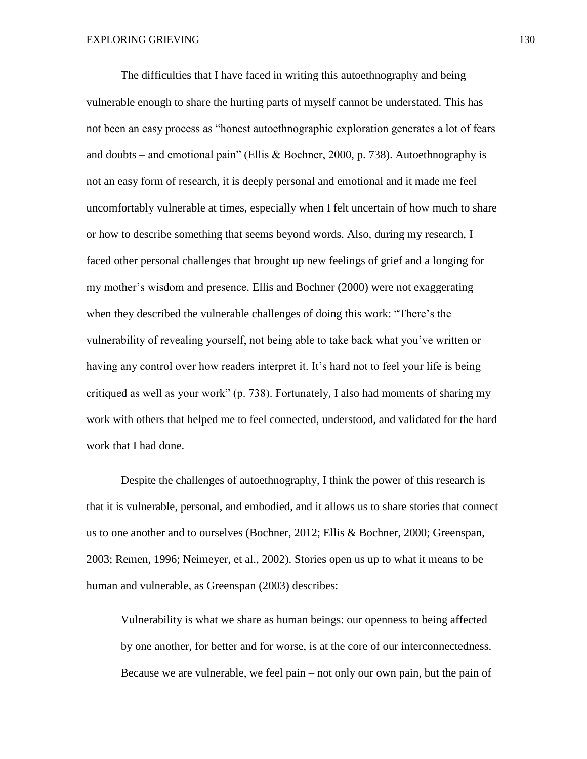The difficulties that I have faced in writing this autoethnography and being vulnerable enough to share the hurting parts of myself cannot be understated. This has not been an easy process as "honest autoethnographic exploration generates a lot of fears and doubts – and emotional pain" (Ellis & Bochner, 2000, p. 738). Autoethnography is not an easy form of research, it is deeply personal and emotional and it made me feel uncomfortably vulnerable at times, especially when I felt uncertain of how much to share or how to describe something that seems beyond words. Also, during my research, I faced other personal challenges that brought up new feelings of grief and a longing for my mother's wisdom and presence. Ellis and Bochner (2000) were not exaggerating when they described the vulnerable challenges of doing this work: "There's the vulnerability of revealing yourself, not being able to take back what you've written or having any control over how readers interpret it. It's hard not to feel your life is being critiqued as well as your work" (p. 738). Fortunately, I also had moments of sharing my work with others that helped me to feel connected, understood, and validated for the hard work that I had done.

Despite the challenges of autoethnography, I think the power of this research is that it is vulnerable, personal, and embodied, and it allows us to share stories that connect us to one another and to ourselves (Bochner, 2012; Ellis & Bochner, 2000; Greenspan, 2003; Remen, 1996; Neimeyer, et al., 2002). Stories open us up to what it means to be human and vulnerable, as Greenspan (2003) describes:

> Vulnerability is what we share as human beings: our openness to being affected by one another, for better and for worse, is at the core of our interconnectedness. Because we are vulnerable, we feel pain – not only our own pain, but the pain of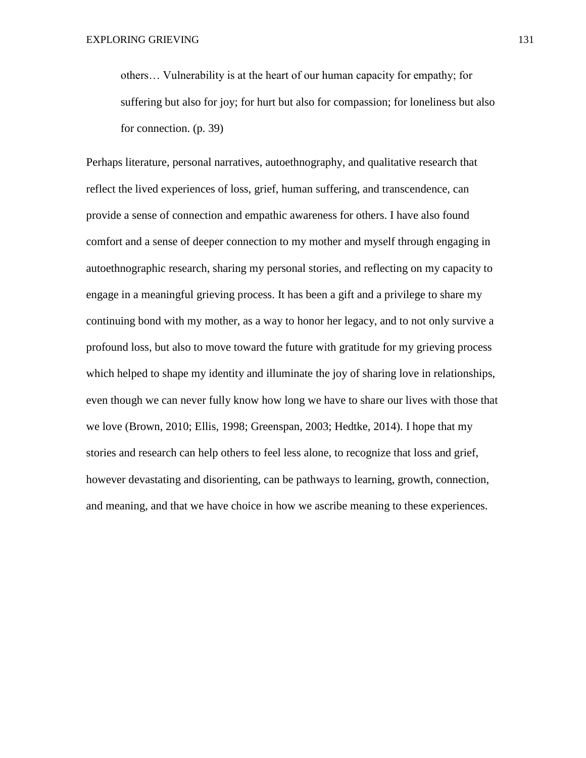> others… Vulnerability is at the heart of our human capacity for empathy; for suffering but also for joy; for hurt but also for compassion; for loneliness but also for connection. (p. 39)

Perhaps literature, personal narratives, autoethnography, and qualitative research that reflect the lived experiences of loss, grief, human suffering, and transcendence, can provide a sense of connection and empathic awareness for others. I have also found comfort and a sense of deeper connection to my mother and myself through engaging in autoethnographic research, sharing my personal stories, and reflecting on my capacity to engage in a meaningful grieving process. It has been a gift and a privilege to share my continuing bond with my mother, as a way to honor her legacy, and to not only survive a profound loss, but also to move toward the future with gratitude for my grieving process which helped to shape my identity and illuminate the joy of sharing love in relationships, even though we can never fully know how long we have to share our lives with those that we love (Brown, 2010; Ellis, 1998; Greenspan, 2003; Hedtke, 2014). I hope that my stories and research can help others to feel less alone, to recognize that loss and grief, however devastating and disorienting, can be pathways to learning, growth, connection, and meaning, and that we have choice in how we ascribe meaning to these experiences.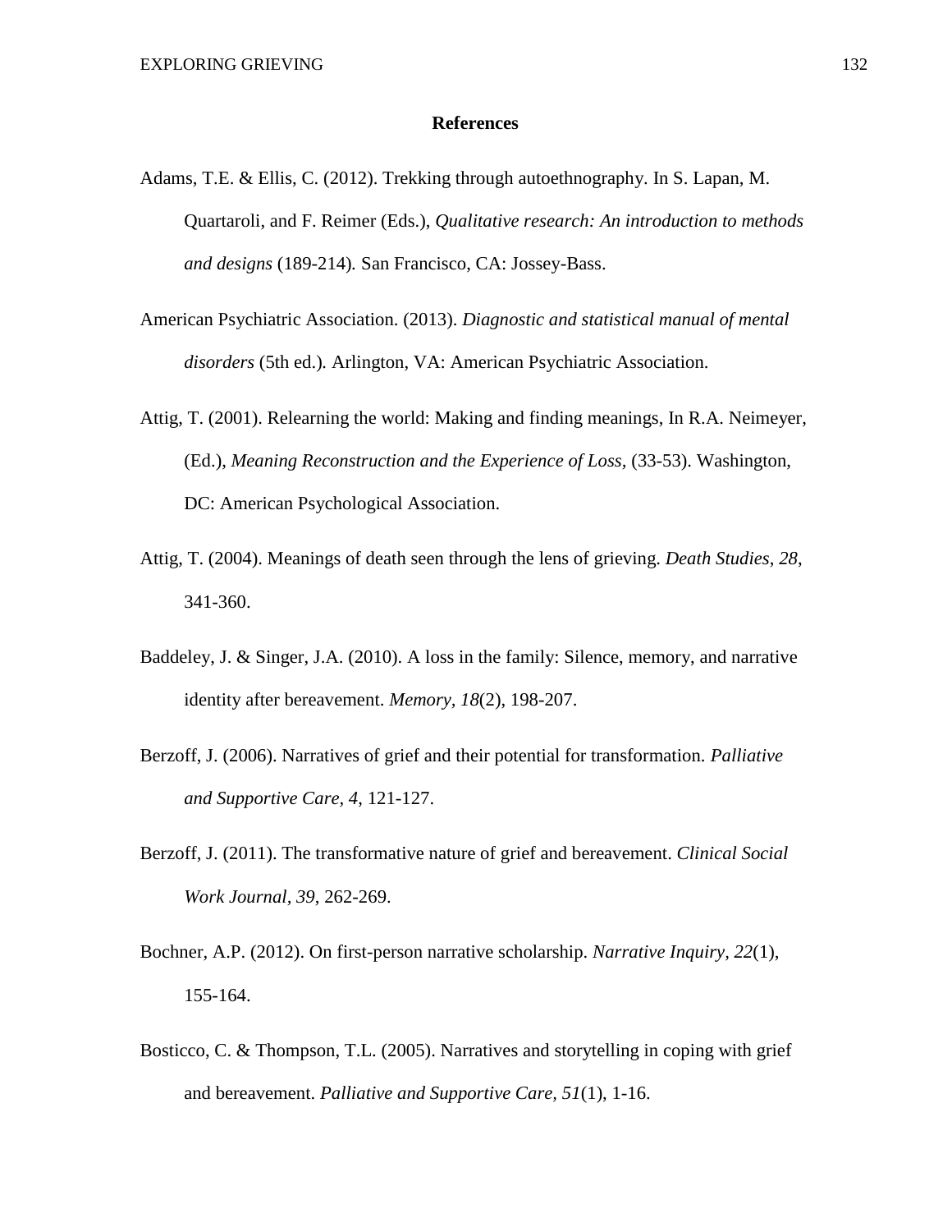## References

Adams, T.E. & Ellis, C. (2012). Trekking through autoethnography. In S. Lapan, M. Quartaroli, and F. Reimer (Eds.), *Qualitative research: An introduction to methods and designs* (189-214). San Francisco, CA: Jossey-Bass.

American Psychiatric Association. (2013). *Diagnostic and statistical manual of mental disorders* (5th ed.). Arlington, VA: American Psychiatric Association.

Attig, T. (2001). Relearning the world: Making and finding meanings, In R.A. Neimeyer, (Ed.), *Meaning Reconstruction and the Experience of Loss*, (33-53). Washington, DC: American Psychological Association.

Attig, T. (2004). Meanings of death seen through the lens of grieving. *Death Studies*, *28*, 341-360.

Baddeley, J. & Singer, J.A. (2010). A loss in the family: Silence, memory, and narrative identity after bereavement. *Memory, 18*(2), 198-207.

Berzoff, J. (2006). Narratives of grief and their potential for transformation. *Palliative and Supportive Care*, *4*, 121-127.

Berzoff, J. (2011). The transformative nature of grief and bereavement. *Clinical Social Work Journal*, *39*, 262-269.

Bochner, A.P. (2012). On first-person narrative scholarship. *Narrative Inquiry, 22*(1), 155-164.

Bosticco, C. & Thompson, T.L. (2005). Narratives and storytelling in coping with grief and bereavement. *Palliative and Supportive Care, 51*(1), 1-16.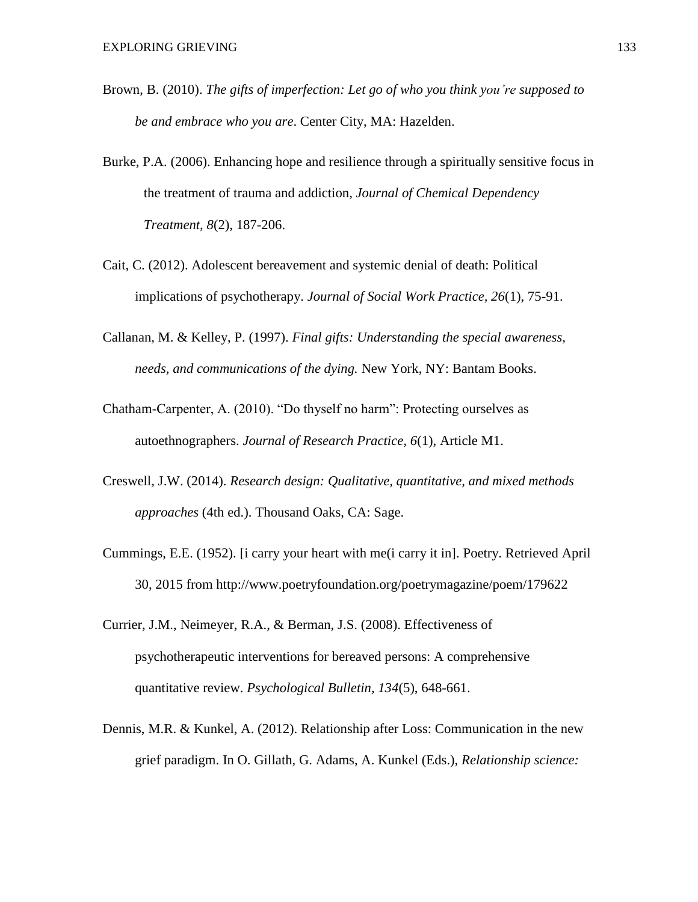Brown, B. (2010). *The gifts of imperfection: Let go of who you think you're supposed to be and embrace who you are*. Center City, MA: Hazelden.

Burke, P.A. (2006). Enhancing hope and resilience through a spiritually sensitive focus in the treatment of trauma and addiction, *Journal of Chemical Dependency Treatment, 8*(2), 187-206.

Cait, C. (2012). Adolescent bereavement and systemic denial of death: Political implications of psychotherapy. *Journal of Social Work Practice, 26*(1), 75-91.

Callanan, M. & Kelley, P. (1997). *Final gifts: Understanding the special awareness, needs, and communications of the dying.* New York, NY: Bantam Books.

Chatham-Carpenter, A. (2010). "Do thyself no harm": Protecting ourselves as autoethnographers. *Journal of Research Practice, 6*(1), Article M1.

Creswell, J.W. (2014). *Research design: Qualitative, quantitative, and mixed methods approaches* (4th ed.). Thousand Oaks, CA: Sage.

Cummings, E.E. (1952). [i carry your heart with me(i carry it in]. Poetry. Retrieved April 30, 2015 from http://www.poetryfoundation.org/poetrymagazine/poem/179622

Currier, J.M., Neimeyer, R.A., & Berman, J.S. (2008). Effectiveness of psychotherapeutic interventions for bereaved persons: A comprehensive quantitative review. *Psychological Bulletin, 134*(5), 648-661.

Dennis, M.R. & Kunkel, A. (2012). Relationship after Loss: Communication in the new grief paradigm. In O. Gillath, G. Adams, A. Kunkel (Eds.), *Relationship science:*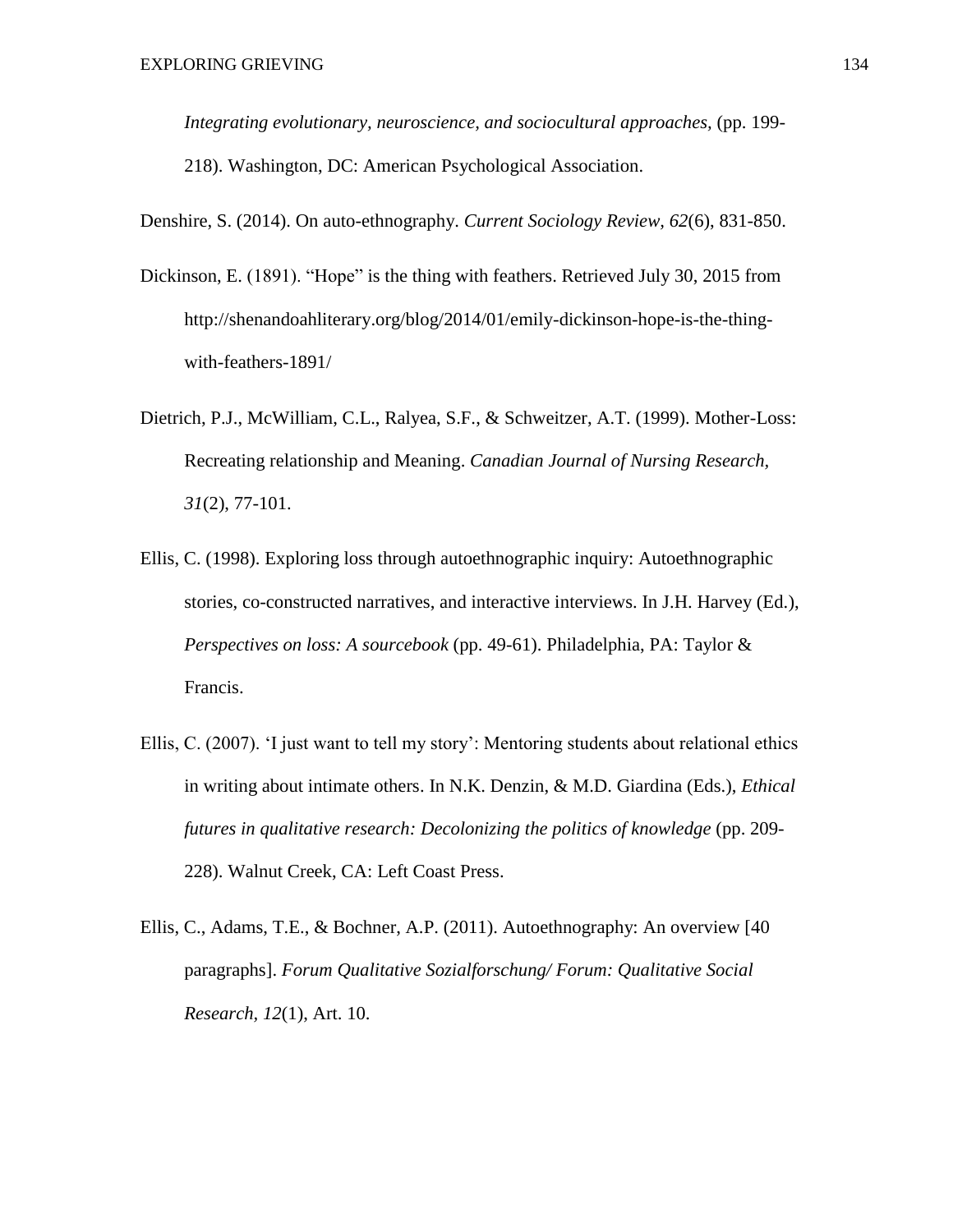*Integrating evolutionary, neuroscience, and sociocultural approaches,* (pp. 199-218). Washington, DC: American Psychological Association.

Denshire, S. (2014). On auto-ethnography. *Current Sociology Review, 62*(6), 831-850.

Dickinson, E. (1891). "Hope" is the thing with feathers. Retrieved July 30, 2015 from http://shenandoahliterary.org/blog/2014/01/emily-dickinson-hope-is-the-thing-with-feathers-1891/

Dietrich, P.J., McWilliam, C.L., Ralyea, S.F., & Schweitzer, A.T. (1999). Mother-Loss: Recreating relationship and Meaning. *Canadian Journal of Nursing Research, 31*(2), 77-101.

Ellis, C. (1998). Exploring loss through autoethnographic inquiry: Autoethnographic stories, co-constructed narratives, and interactive interviews. In J.H. Harvey (Ed.), *Perspectives on loss: A sourcebook* (pp. 49-61). Philadelphia, PA: Taylor & Francis.

Ellis, C. (2007). 'I just want to tell my story': Mentoring students about relational ethics in writing about intimate others. In N.K. Denzin, & M.D. Giardina (Eds.), *Ethical futures in qualitative research: Decolonizing the politics of knowledge* (pp. 209-228). Walnut Creek, CA: Left Coast Press.

Ellis, C., Adams, T.E., & Bochner, A.P. (2011). Autoethnography: An overview [40 paragraphs]. *Forum Qualitative Sozialforschung/ Forum: Qualitative Social Research, 12*(1), Art. 10.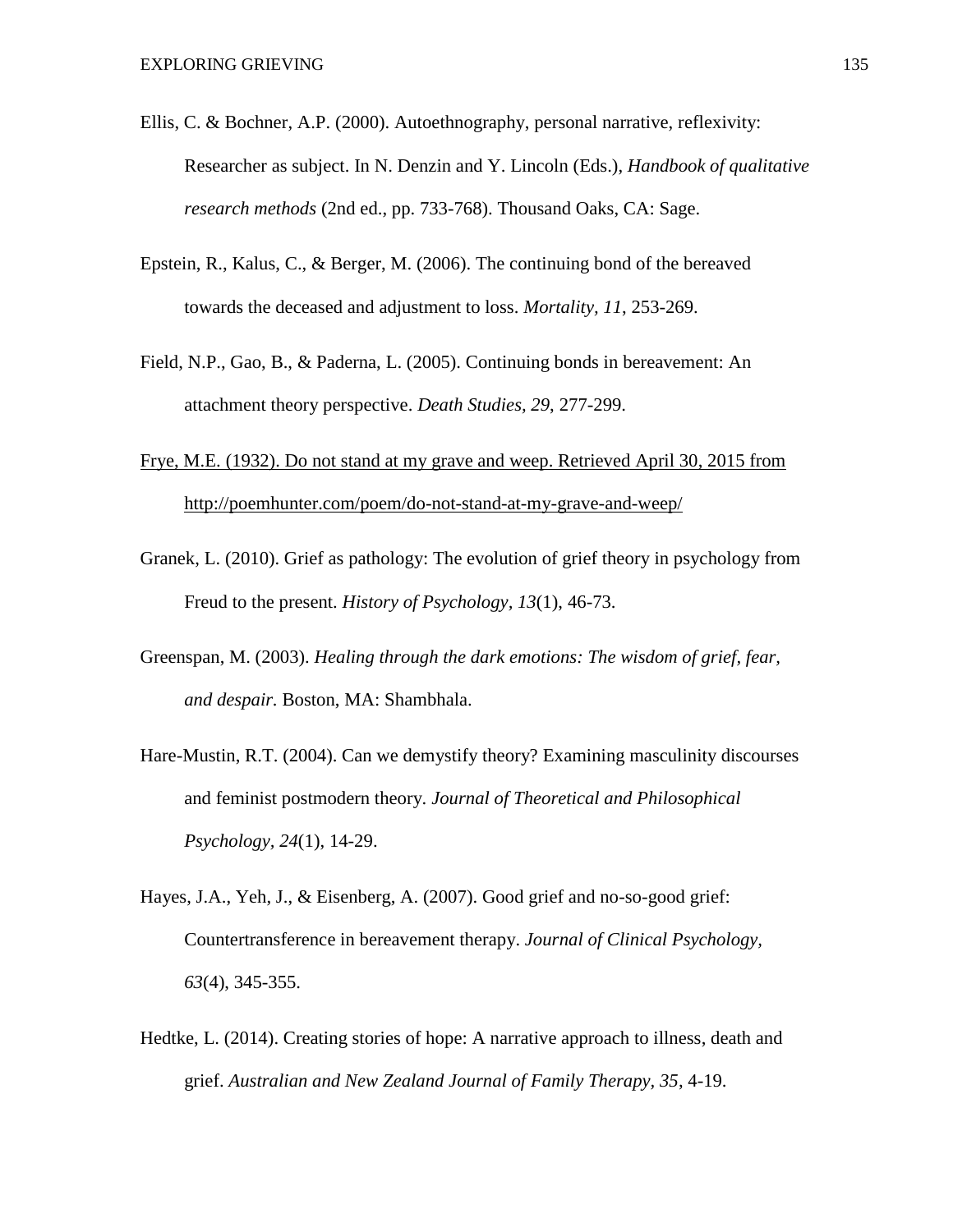Ellis, C. & Bochner, A.P. (2000). Autoethnography, personal narrative, reflexivity: Researcher as subject. In N. Denzin and Y. Lincoln (Eds.), *Handbook of qualitative research methods* (2nd ed., pp. 733-768). Thousand Oaks, CA: Sage.

Epstein, R., Kalus, C., & Berger, M. (2006). The continuing bond of the bereaved towards the deceased and adjustment to loss. *Mortality, 11*, 253-269.

Field, N.P., Gao, B., & Paderna, L. (2005). Continuing bonds in bereavement: An attachment theory perspective. *Death Studies, 29*, 277-299.

Frye, M.E. (1932). Do not stand at my grave and weep. Retrieved April 30, 2015 from http://poemhunter.com/poem/do-not-stand-at-my-grave-and-weep/

Granek, L. (2010). Grief as pathology: The evolution of grief theory in psychology from Freud to the present. *History of Psychology, 13*(1), 46-73.

Greenspan, M. (2003). *Healing through the dark emotions: The wisdom of grief, fear, and despair.* Boston, MA: Shambhala.

Hare-Mustin, R.T. (2004). Can we demystify theory? Examining masculinity discourses and feminist postmodern theory. *Journal of Theoretical and Philosophical Psychology, 24*(1), 14-29.

Hayes, J.A., Yeh, J., & Eisenberg, A. (2007). Good grief and no-so-good grief: Countertransference in bereavement therapy. *Journal of Clinical Psychology, 63*(4), 345-355.

Hedtke, L. (2014). Creating stories of hope: A narrative approach to illness, death and grief. *Australian and New Zealand Journal of Family Therapy, 35*, 4-19.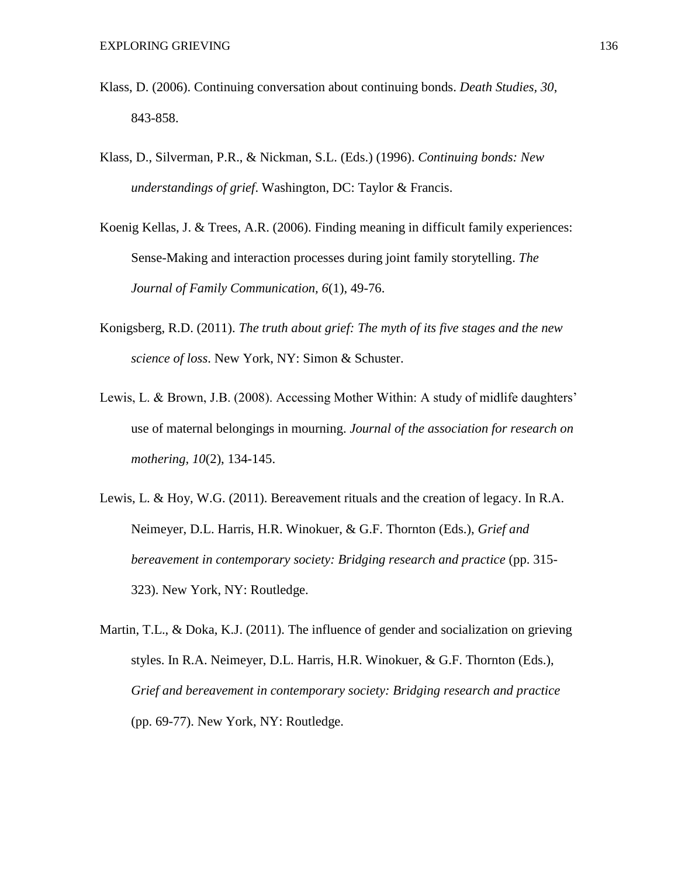Klass, D. (2006). Continuing conversation about continuing bonds. *Death Studies, 30*, 843-858.

Klass, D., Silverman, P.R., & Nickman, S.L. (Eds.) (1996). *Continuing bonds: New understandings of grief*. Washington, DC: Taylor & Francis.

Koenig Kellas, J. & Trees, A.R. (2006). Finding meaning in difficult family experiences: Sense-Making and interaction processes during joint family storytelling. *The Journal of Family Communication, 6*(1), 49-76.

Konigsberg, R.D. (2011). *The truth about grief: The myth of its five stages and the new science of loss*. New York, NY: Simon & Schuster.

Lewis, L. & Brown, J.B. (2008). Accessing Mother Within: A study of midlife daughters' use of maternal belongings in mourning. *Journal of the association for research on mothering, 10*(2), 134-145.

Lewis, L. & Hoy, W.G. (2011). Bereavement rituals and the creation of legacy. In R.A. Neimeyer, D.L. Harris, H.R. Winokuer, & G.F. Thornton (Eds.), *Grief and bereavement in contemporary society: Bridging research and practice* (pp. 315-323). New York, NY: Routledge.

Martin, T.L., & Doka, K.J. (2011). The influence of gender and socialization on grieving styles. In R.A. Neimeyer, D.L. Harris, H.R. Winokuer, & G.F. Thornton (Eds.), *Grief and bereavement in contemporary society: Bridging research and practice* (pp. 69-77). New York, NY: Routledge.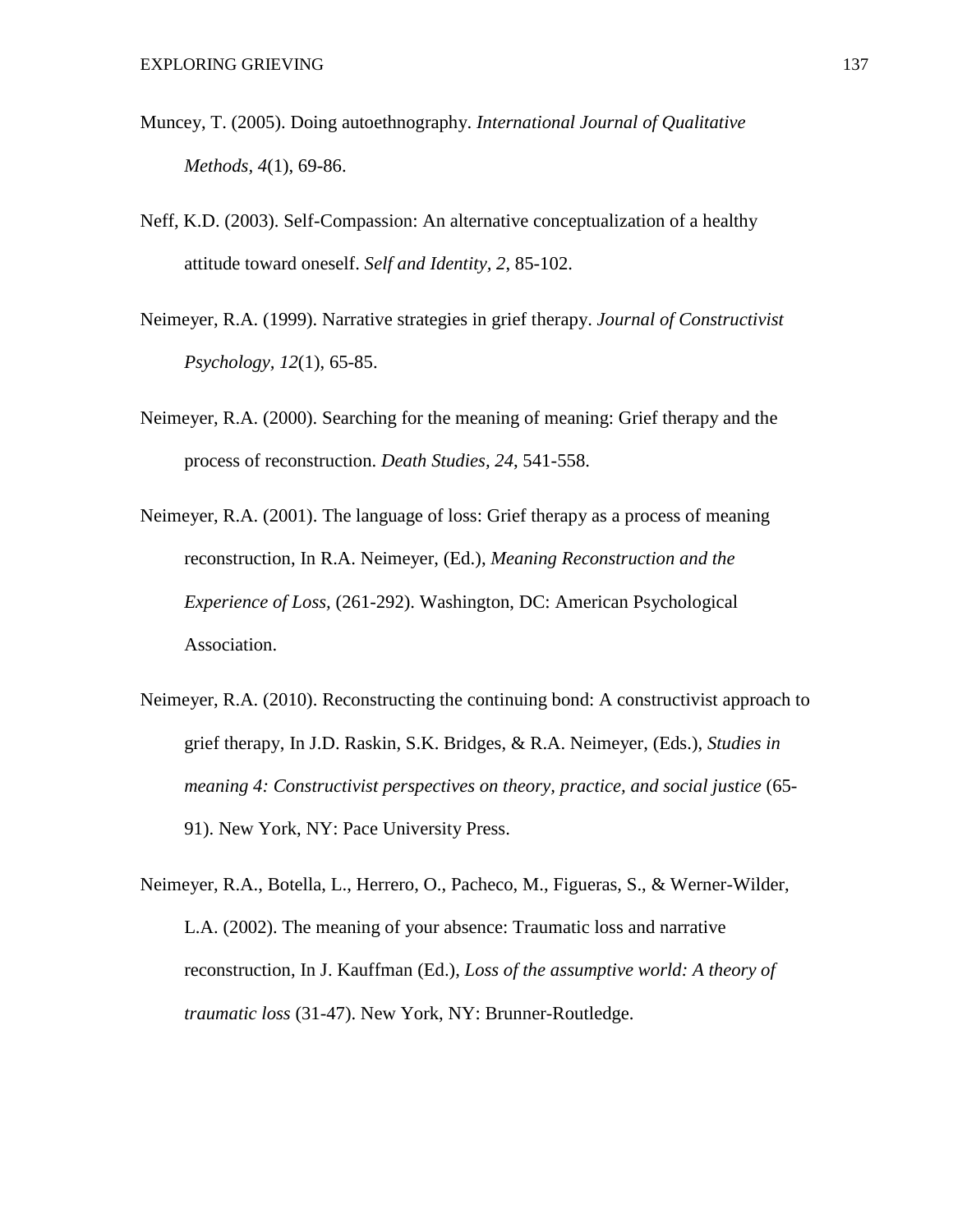Muncey, T. (2005). Doing autoethnography. *International Journal of Qualitative Methods, 4*(1), 69-86.

Neff, K.D. (2003). Self-Compassion: An alternative conceptualization of a healthy attitude toward oneself. *Self and Identity, 2*, 85-102.

Neimeyer, R.A. (1999). Narrative strategies in grief therapy. *Journal of Constructivist Psychology, 12*(1), 65-85.

Neimeyer, R.A. (2000). Searching for the meaning of meaning: Grief therapy and the process of reconstruction. *Death Studies, 24*, 541-558.

Neimeyer, R.A. (2001). The language of loss: Grief therapy as a process of meaning reconstruction, In R.A. Neimeyer, (Ed.), *Meaning Reconstruction and the Experience of Loss*, (261-292). Washington, DC: American Psychological Association.

Neimeyer, R.A. (2010). Reconstructing the continuing bond: A constructivist approach to grief therapy, In J.D. Raskin, S.K. Bridges, & R.A. Neimeyer, (Eds.), *Studies in meaning 4: Constructivist perspectives on theory, practice, and social justice* (65-91). New York, NY: Pace University Press.

Neimeyer, R.A., Botella, L., Herrero, O., Pacheco, M., Figueras, S., & Werner-Wilder, L.A. (2002). The meaning of your absence: Traumatic loss and narrative reconstruction, In J. Kauffman (Ed.), *Loss of the assumptive world: A theory of traumatic loss* (31-47). New York, NY: Brunner-Routledge.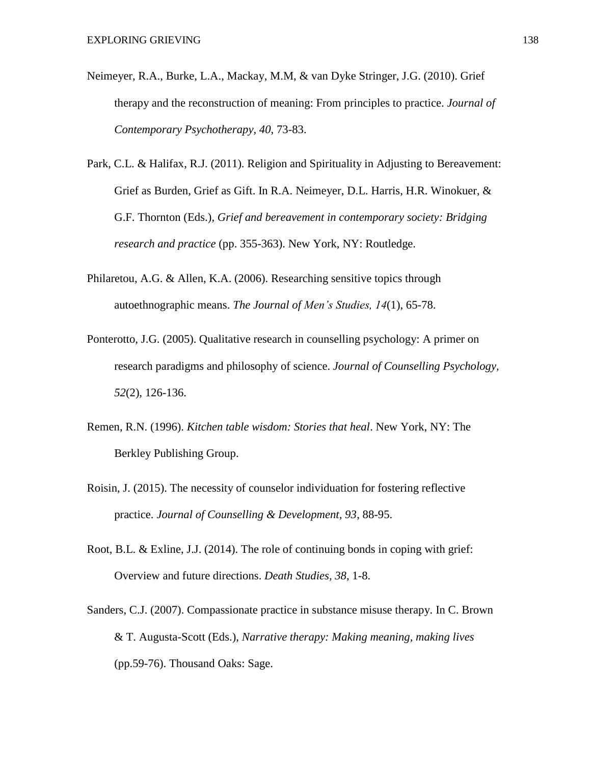Neimeyer, R.A., Burke, L.A., Mackay, M.M, & van Dyke Stringer, J.G. (2010). Grief therapy and the reconstruction of meaning: From principles to practice. *Journal of Contemporary Psychotherapy, 40*, 73-83.

Park, C.L. & Halifax, R.J. (2011). Religion and Spirituality in Adjusting to Bereavement: Grief as Burden, Grief as Gift. In R.A. Neimeyer, D.L. Harris, H.R. Winokuer, & G.F. Thornton (Eds.), *Grief and bereavement in contemporary society: Bridging research and practice* (pp. 355-363). New York, NY: Routledge.

Philaretou, A.G. & Allen, K.A. (2006). Researching sensitive topics through autoethnographic means. *The Journal of Men's Studies, 14*(1), 65-78.

Ponterotto, J.G. (2005). Qualitative research in counselling psychology: A primer on research paradigms and philosophy of science. *Journal of Counselling Psychology, 52*(2), 126-136.

Remen, R.N. (1996). *Kitchen table wisdom: Stories that heal*. New York, NY: The Berkley Publishing Group.

Roisin, J. (2015). The necessity of counselor individuation for fostering reflective practice. *Journal of Counselling & Development*, *93*, 88-95.

Root, B.L. & Exline, J.J. (2014). The role of continuing bonds in coping with grief: Overview and future directions. *Death Studies, 38*, 1-8.

Sanders, C.J. (2007). Compassionate practice in substance misuse therapy. In C. Brown & T. Augusta-Scott (Eds.), *Narrative therapy: Making meaning, making lives* (pp.59-76). Thousand Oaks: Sage.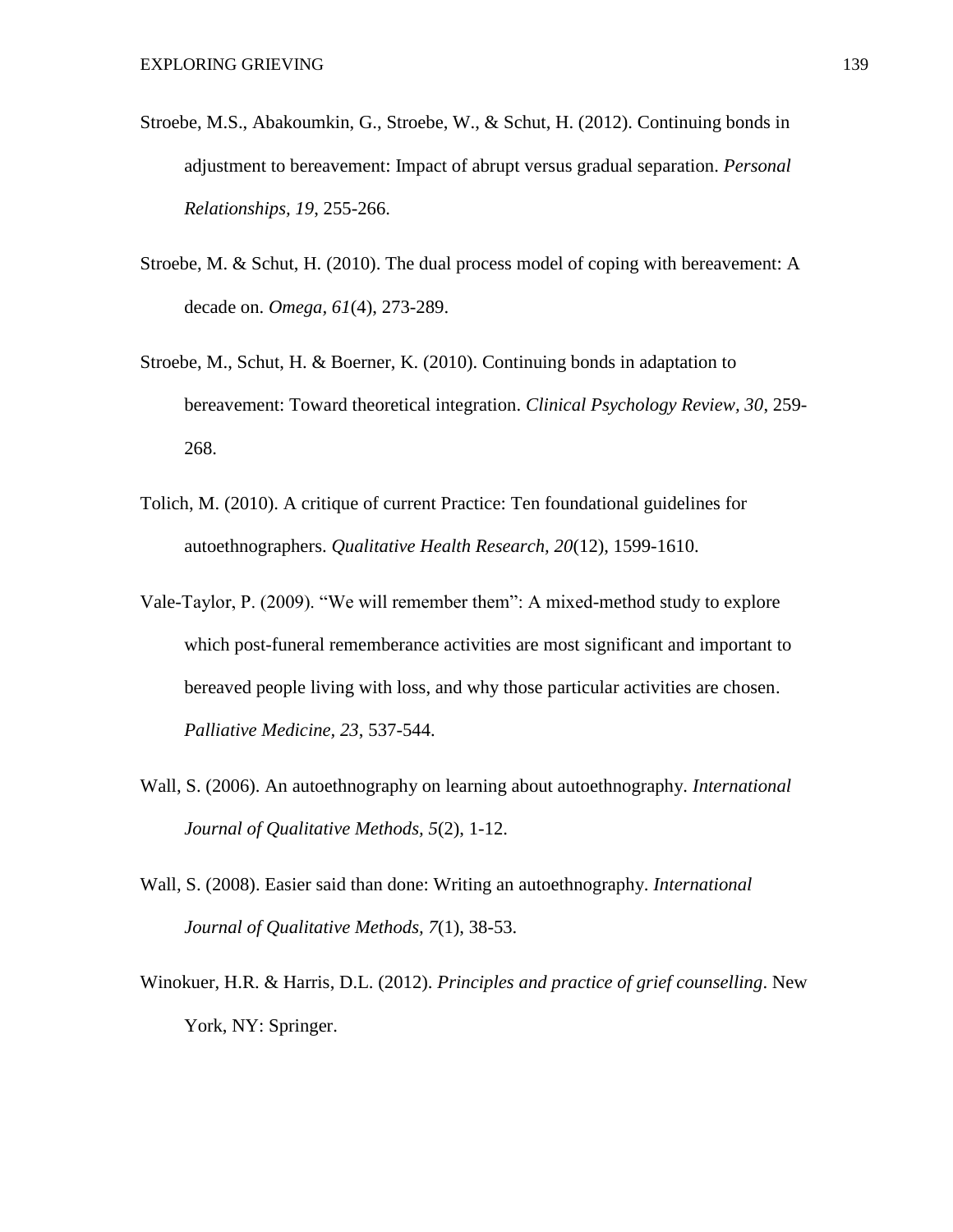Stroebe, M.S., Abakoumkin, G., Stroebe, W., & Schut, H. (2012). Continuing bonds in adjustment to bereavement: Impact of abrupt versus gradual separation. *Personal Relationships, 19*, 255-266.

Stroebe, M. & Schut, H. (2010). The dual process model of coping with bereavement: A decade on. *Omega, 61*(4), 273-289.

Stroebe, M., Schut, H. & Boerner, K. (2010). Continuing bonds in adaptation to bereavement: Toward theoretical integration. *Clinical Psychology Review, 30*, 259-268.

Tolich, M. (2010). A critique of current Practice: Ten foundational guidelines for autoethnographers. *Qualitative Health Research, 20*(12), 1599-1610.

Vale-Taylor, P. (2009). "We will remember them": A mixed-method study to explore which post-funeral rememberance activities are most significant and important to bereaved people living with loss, and why those particular activities are chosen. *Palliative Medicine, 23*, 537-544.

Wall, S. (2006). An autoethnography on learning about autoethnography. *International Journal of Qualitative Methods, 5*(2), 1-12.

Wall, S. (2008). Easier said than done: Writing an autoethnography. *International Journal of Qualitative Methods, 7*(1), 38-53.

Winokuer, H.R. & Harris, D.L. (2012). *Principles and practice of grief counselling*. New York, NY: Springer.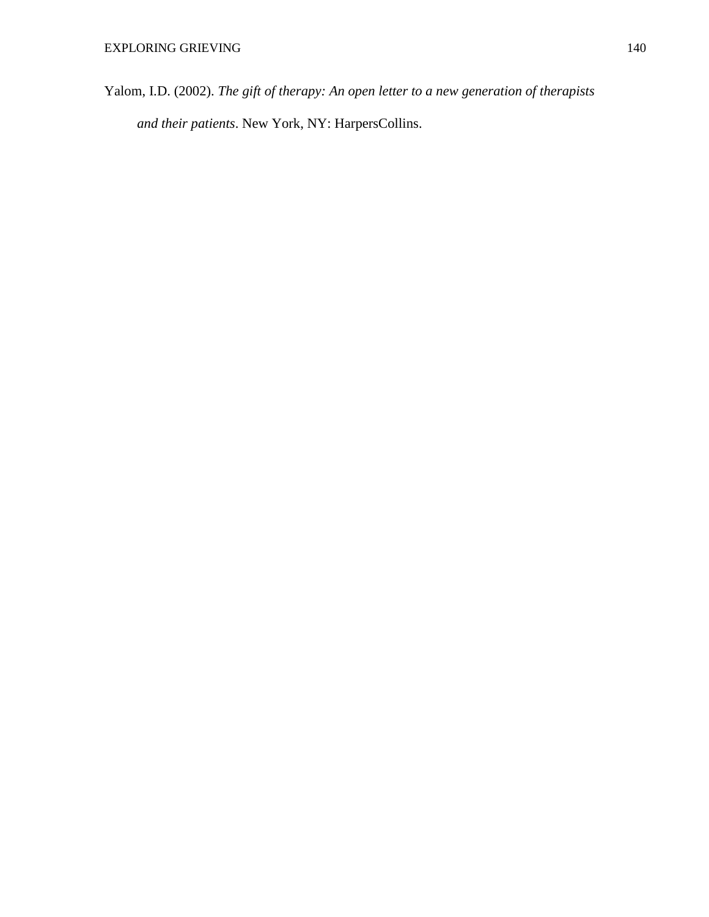Yalom, I.D. (2002). *The gift of therapy: An open letter to a new generation of therapists and their patients*. New York, NY: HarpersCollins.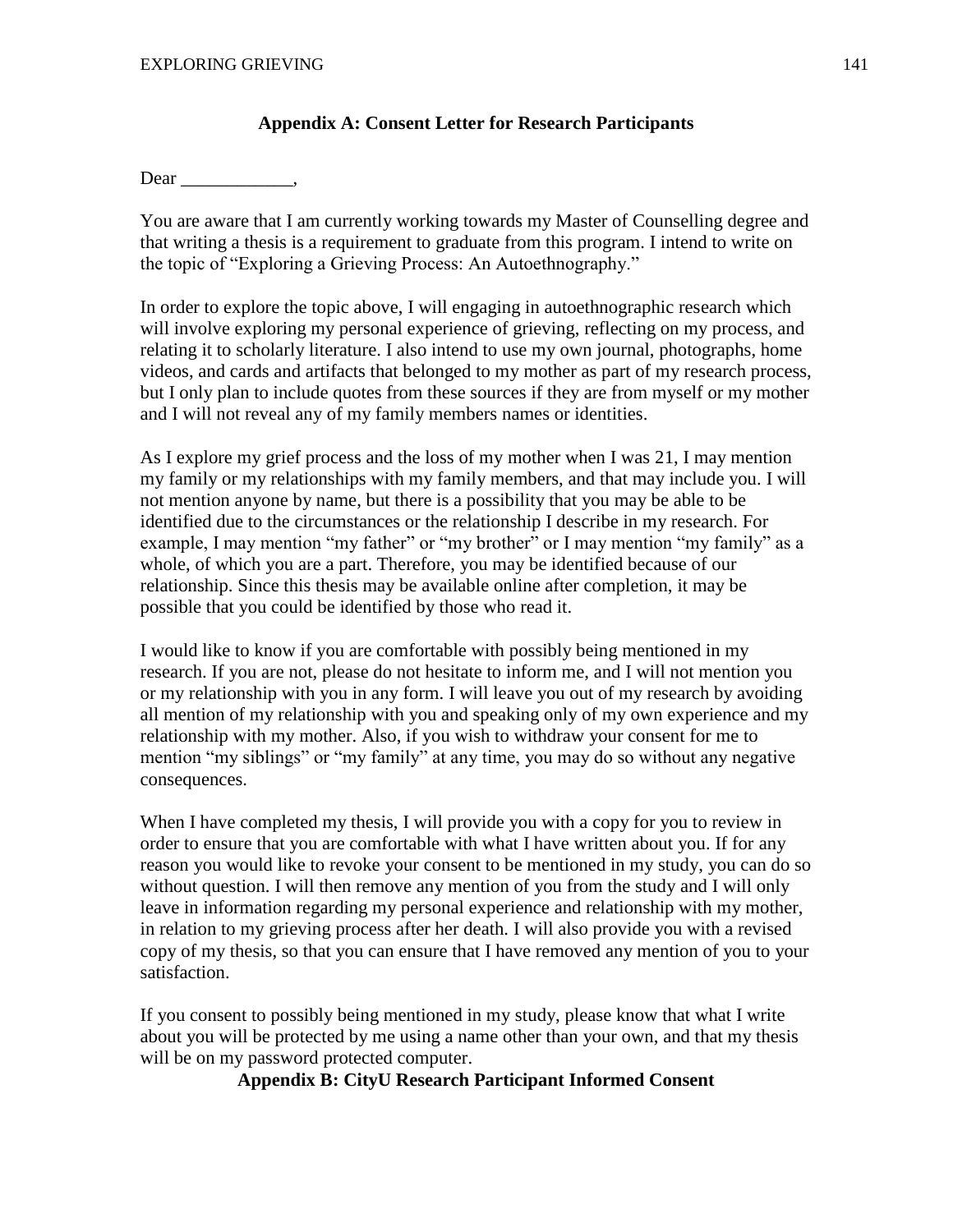## Appendix A: Consent Letter for Research Participants

Dear ____________,

You are aware that I am currently working towards my Master of Counselling degree and that writing a thesis is a requirement to graduate from this program. I intend to write on the topic of "Exploring a Grieving Process: An Autoethnography."

In order to explore the topic above, I will engaging in autoethnographic research which will involve exploring my personal experience of grieving, reflecting on my process, and relating it to scholarly literature. I also intend to use my own journal, photographs, home videos, and cards and artifacts that belonged to my mother as part of my research process, but I only plan to include quotes from these sources if they are from myself or my mother and I will not reveal any of my family members names or identities.

As I explore my grief process and the loss of my mother when I was 21, I may mention my family or my relationships with my family members, and that may include you. I will not mention anyone by name, but there is a possibility that you may be able to be identified due to the circumstances or the relationship I describe in my research. For example, I may mention "my father" or "my brother" or I may mention "my family" as a whole, of which you are a part. Therefore, you may be identified because of our relationship. Since this thesis may be available online after completion, it may be possible that you could be identified by those who read it.

I would like to know if you are comfortable with possibly being mentioned in my research. If you are not, please do not hesitate to inform me, and I will not mention you or my relationship with you in any form. I will leave you out of my research by avoiding all mention of my relationship with you and speaking only of my own experience and my relationship with my mother. Also, if you wish to withdraw your consent for me to mention "my siblings" or "my family" at any time, you may do so without any negative consequences.

When I have completed my thesis, I will provide you with a copy for you to review in order to ensure that you are comfortable with what I have written about you. If for any reason you would like to revoke your consent to be mentioned in my study, you can do so without question. I will then remove any mention of you from the study and I will only leave in information regarding my personal experience and relationship with my mother, in relation to my grieving process after her death. I will also provide you with a revised copy of my thesis, so that you can ensure that I have removed any mention of you to your satisfaction.

If you consent to possibly being mentioned in my study, please know that what I write about you will be protected by me using a name other than your own, and that my thesis will be on my password protected computer.

## Appendix B: CityU Research Participant Informed Consent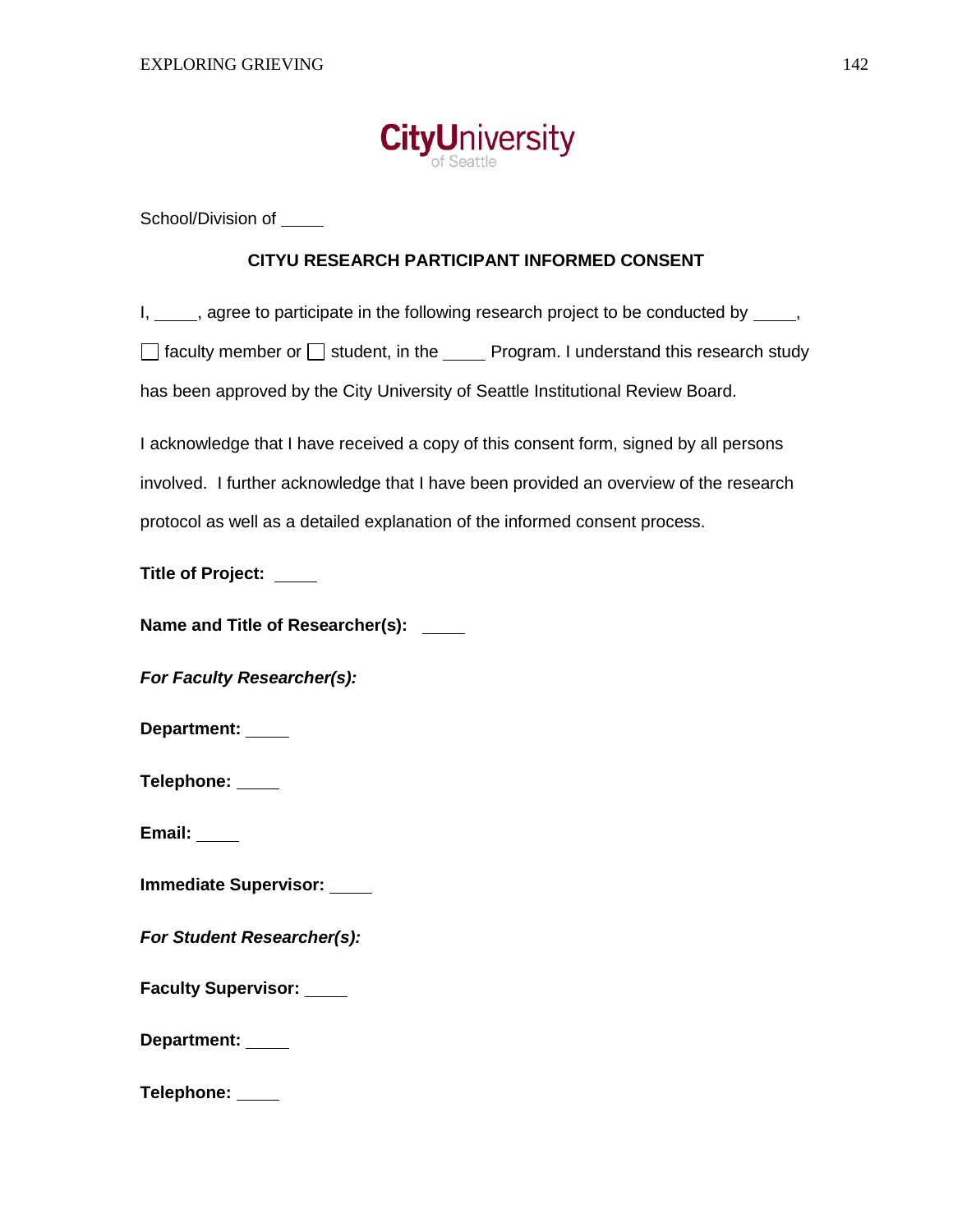CityUniversity
of Seattle

School/Division of _____

**CITYU RESEARCH PARTICIPANT INFORMED CONSENT**

I, _____, agree to participate in the following research project to be conducted by _____, ☐ faculty member or ☐ student, in the _____ Program. I understand this research study has been approved by the City University of Seattle Institutional Review Board.

I acknowledge that I have received a copy of this consent form, signed by all persons involved. I further acknowledge that I have been provided an overview of the research protocol as well as a detailed explanation of the informed consent process.

**Title of Project:** _____

**Name and Title of Researcher(s):** _____

***For Faculty Researcher(s):***

**Department:** _____

**Telephone:** _____

**Email:** _____

**Immediate Supervisor:** _____

***For Student Researcher(s):***

**Faculty Supervisor:** _____

**Department:** _____

**Telephone:** _____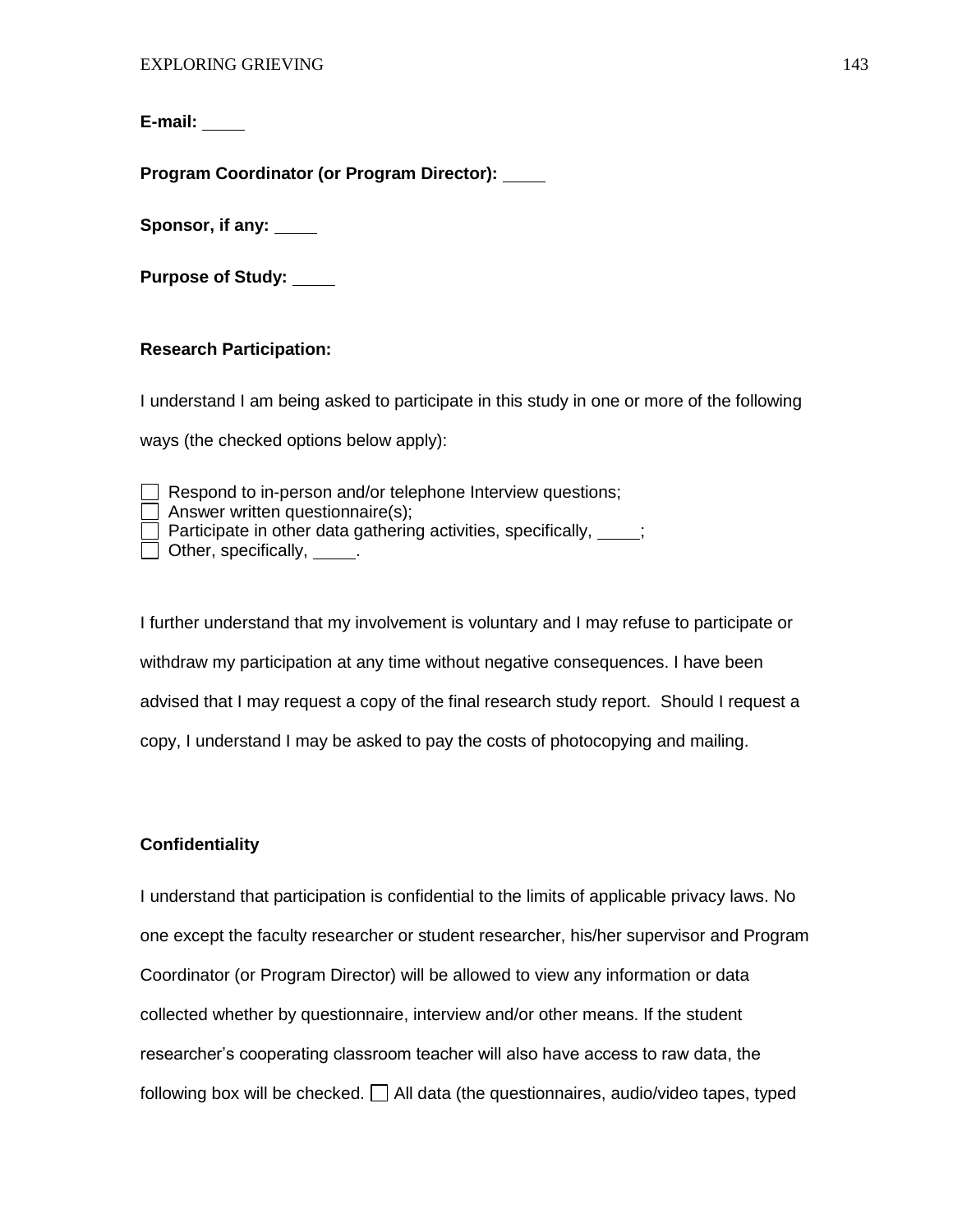**E-mail:** \_\_\_\_\_

**Program Coordinator (or Program Director):** \_\_\_\_\_

**Sponsor, if any:** \_\_\_\_\_

**Purpose of Study:** \_\_\_\_\_

**Research Participation:**

I understand I am being asked to participate in this study in one or more of the following ways (the checked options below apply):

- ☐ Respond to in-person and/or telephone Interview questions;
- ☐ Answer written questionnaire(s);
- ☐ Participate in other data gathering activities, specifically, \_\_\_\_\_;
- ☐ Other, specifically, \_\_\_\_\_.

I further understand that my involvement is voluntary and I may refuse to participate or withdraw my participation at any time without negative consequences. I have been advised that I may request a copy of the final research study report. Should I request a copy, I understand I may be asked to pay the costs of photocopying and mailing.

**Confidentiality**

I understand that participation is confidential to the limits of applicable privacy laws. No one except the faculty researcher or student researcher, his/her supervisor and Program Coordinator (or Program Director) will be allowed to view any information or data collected whether by questionnaire, interview and/or other means. If the student researcher's cooperating classroom teacher will also have access to raw data, the following box will be checked. ☐ All data (the questionnaires, audio/video tapes, typed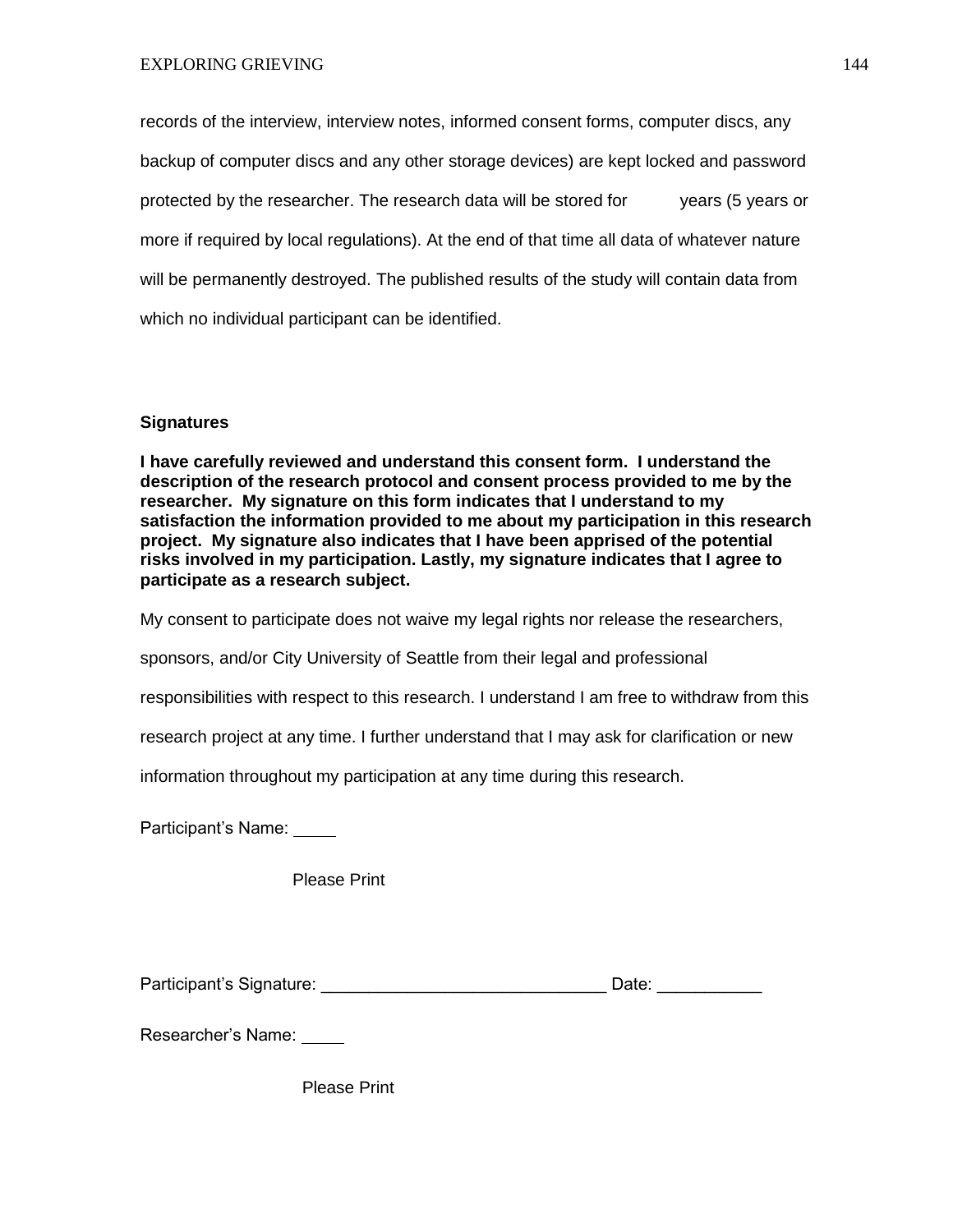records of the interview, interview notes, informed consent forms, computer discs, any backup of computer discs and any other storage devices) are kept locked and password protected by the researcher. The research data will be stored for years (5 years or more if required by local regulations). At the end of that time all data of whatever nature will be permanently destroyed. The published results of the study will contain data from which no individual participant can be identified.

**Signatures**

**I have carefully reviewed and understand this consent form. I understand the description of the research protocol and consent process provided to me by the researcher. My signature on this form indicates that I understand to my satisfaction the information provided to me about my participation in this research project. My signature also indicates that I have been apprised of the potential risks involved in my participation. Lastly, my signature indicates that I agree to participate as a research subject.**

My consent to participate does not waive my legal rights nor release the researchers, sponsors, and/or City University of Seattle from their legal and professional responsibilities with respect to this research. I understand I am free to withdraw from this research project at any time. I further understand that I may ask for clarification or new information throughout my participation at any time during this research.

Participant's Name: ____

Please Print

Participant's Signature: ______________________________ Date: ___________

Researcher's Name: ____

Please Print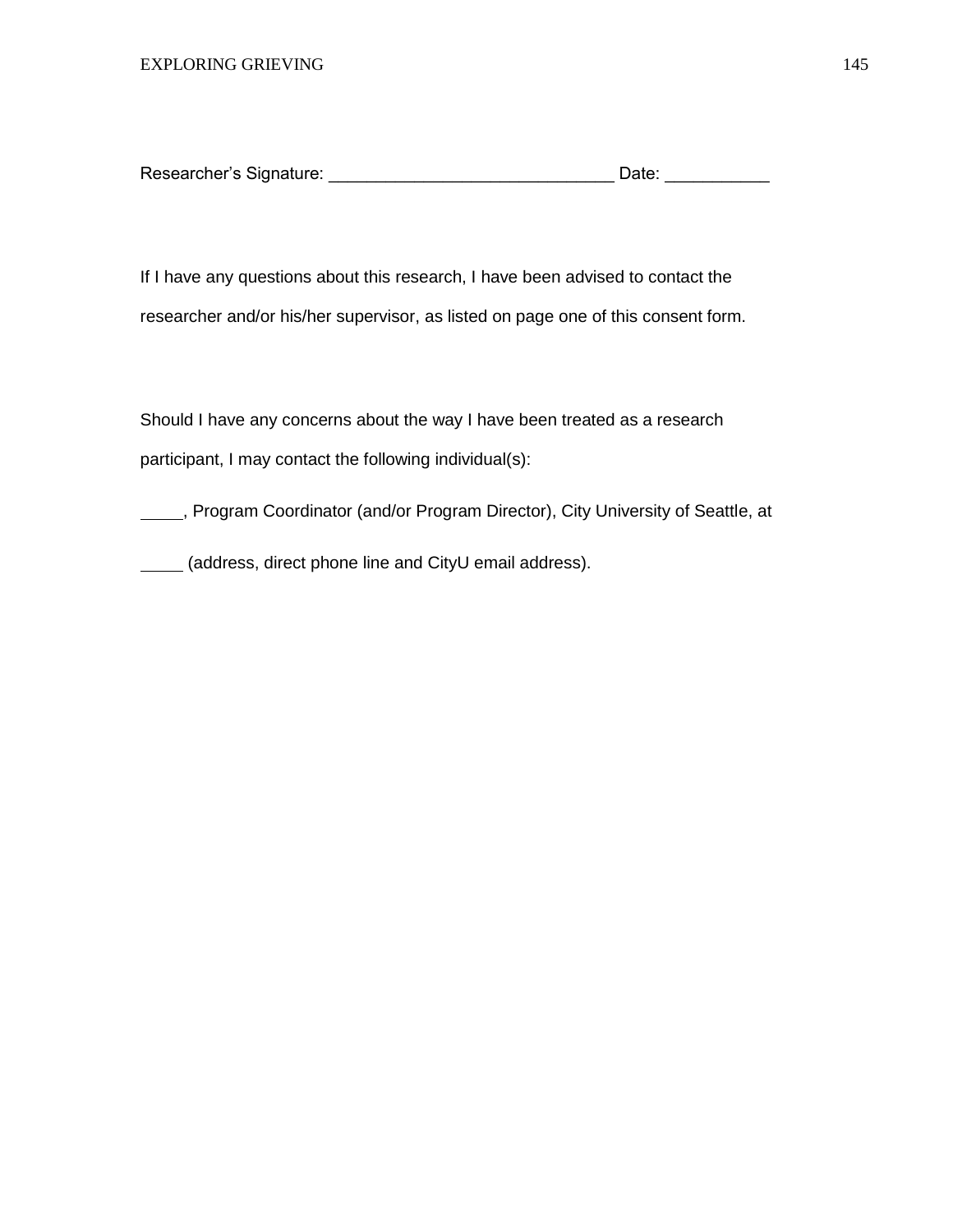Researcher’s Signature: ______________________________ Date: ___________

If I have any questions about this research, I have been advised to contact the researcher and/or his/her supervisor, as listed on page one of this consent form.

Should I have any concerns about the way I have been treated as a research participant, I may contact the following individual(s):

_____, Program Coordinator (and/or Program Director), City University of Seattle, at

_____ (address, direct phone line and CityU email address).